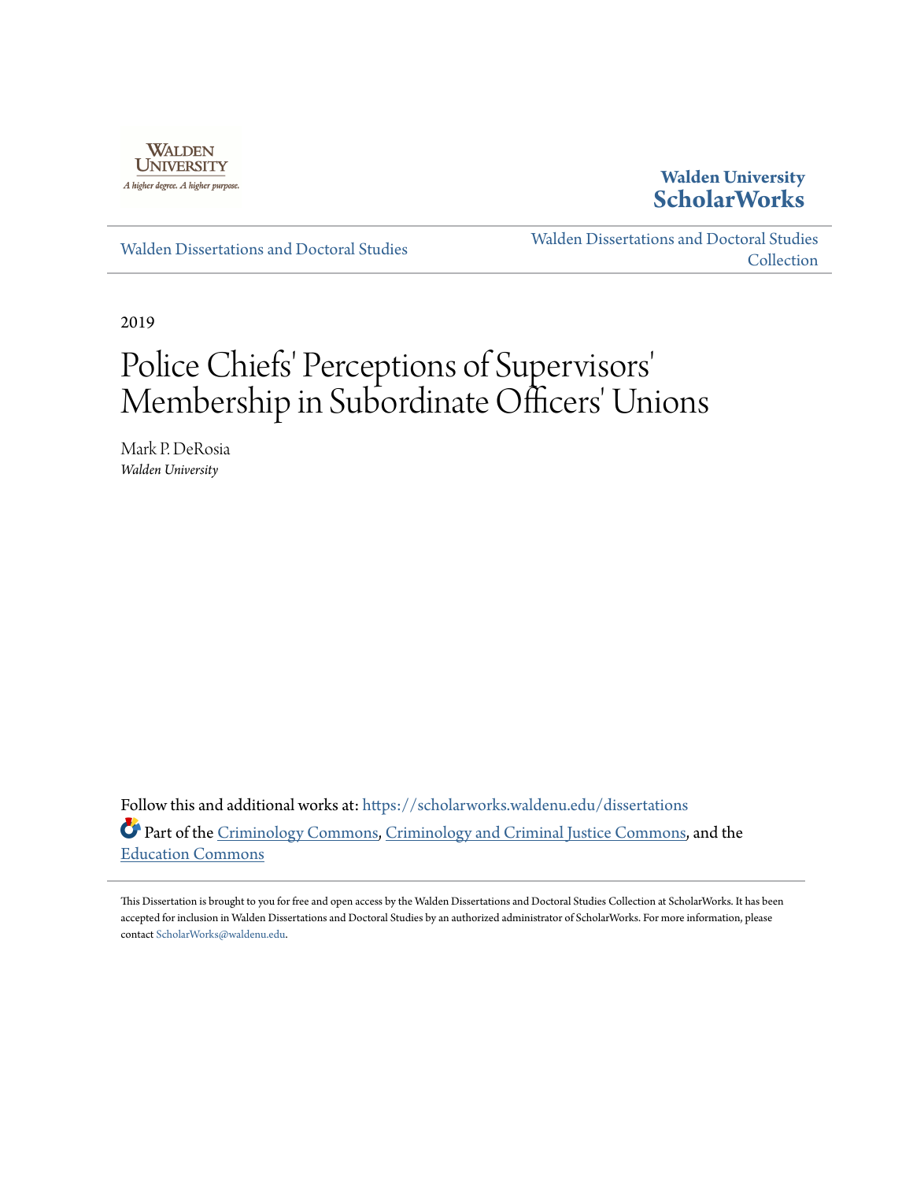Walden University
A higher degree. A higher purpose.

**Walden University ScholarWorks**

Walden Dissertations and Doctoral Studies | Walden Dissertations and Doctoral Studies Collection

2019

# Police Chiefs' Perceptions of Supervisors' Membership in Subordinate Officers' Unions

Mark P. DeRosia
*Walden University*

Follow this and additional works at: https://scholarworks.waldenu.edu/dissertations

Part of the Criminology Commons, Criminology and Criminal Justice Commons, and the Education Commons

This Dissertation is brought to you for free and open access by the Walden Dissertations and Doctoral Studies Collection at ScholarWorks. It has been accepted for inclusion in Walden Dissertations and Doctoral Studies by an authorized administrator of ScholarWorks. For more information, please contact ScholarWorks@waldenu.edu.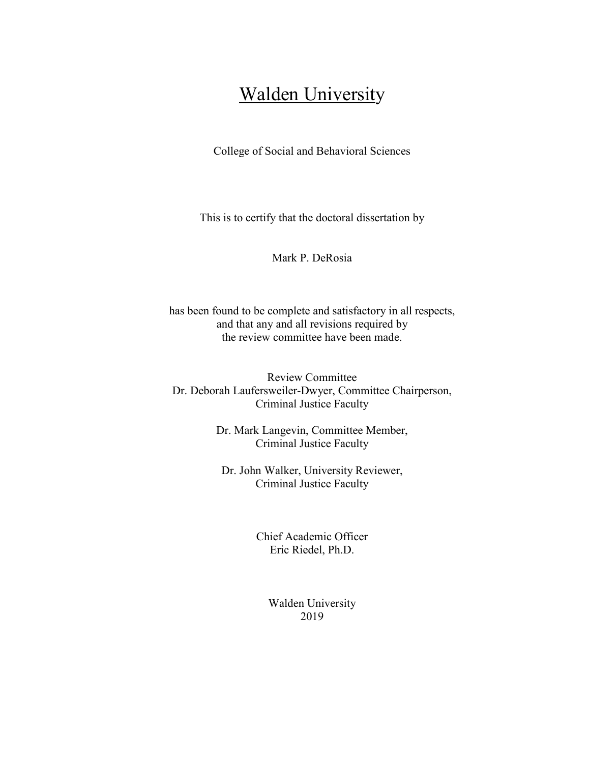# Walden University

College of Social and Behavioral Sciences

This is to certify that the doctoral dissertation by

Mark P. DeRosia

has been found to be complete and satisfactory in all respects,
and that any and all revisions required by
the review committee have been made.

Review Committee
Dr. Deborah Laufersweiler-Dwyer, Committee Chairperson,
Criminal Justice Faculty

Dr. Mark Langevin, Committee Member,
Criminal Justice Faculty

Dr. John Walker, University Reviewer,
Criminal Justice Faculty

Chief Academic Officer
Eric Riedel, Ph.D.

Walden University
2019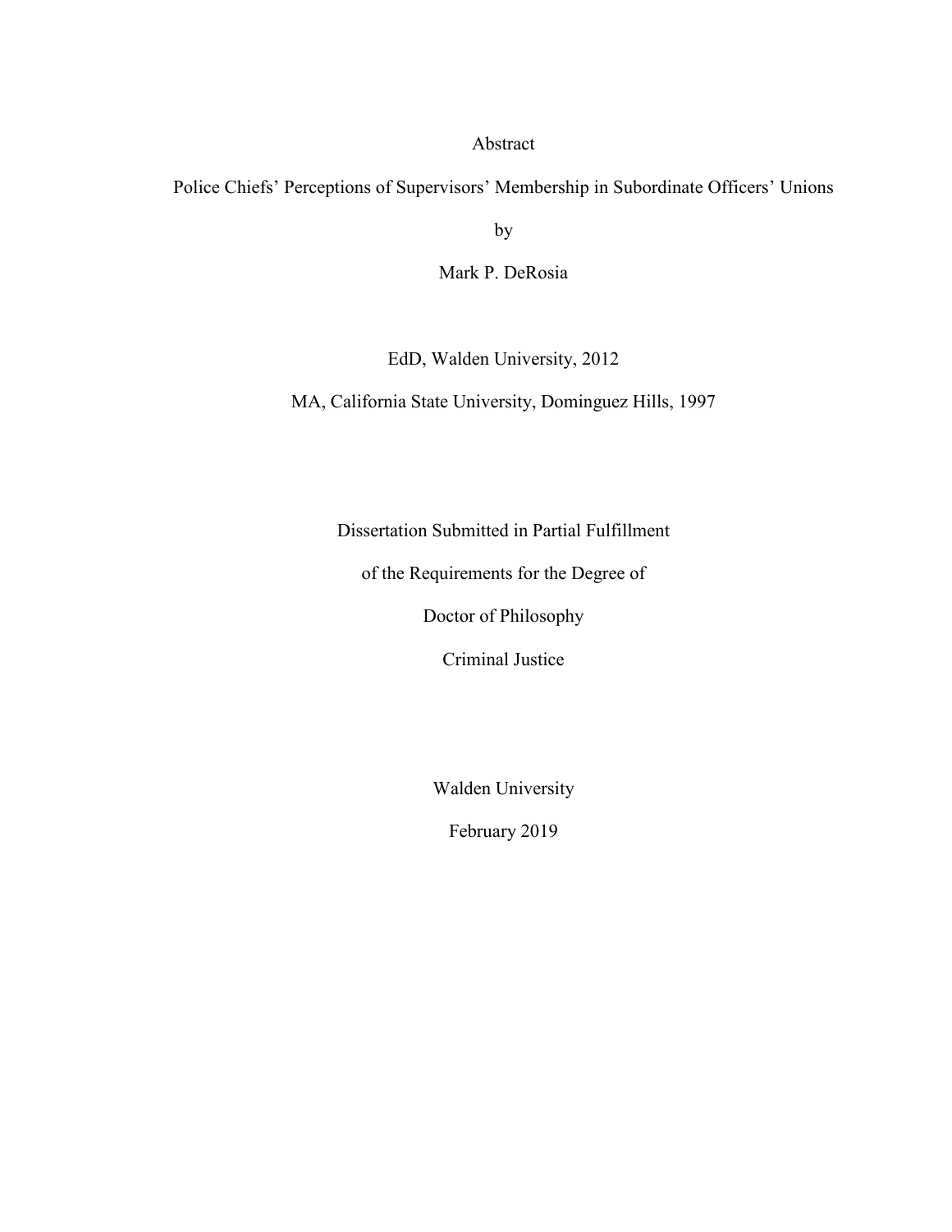Abstract

Police Chiefs' Perceptions of Supervisors' Membership in Subordinate Officers' Unions

by

Mark P. DeRosia

EdD, Walden University, 2012

MA, California State University, Dominguez Hills, 1997

Dissertation Submitted in Partial Fulfillment

of the Requirements for the Degree of

Doctor of Philosophy

Criminal Justice

Walden University

February 2019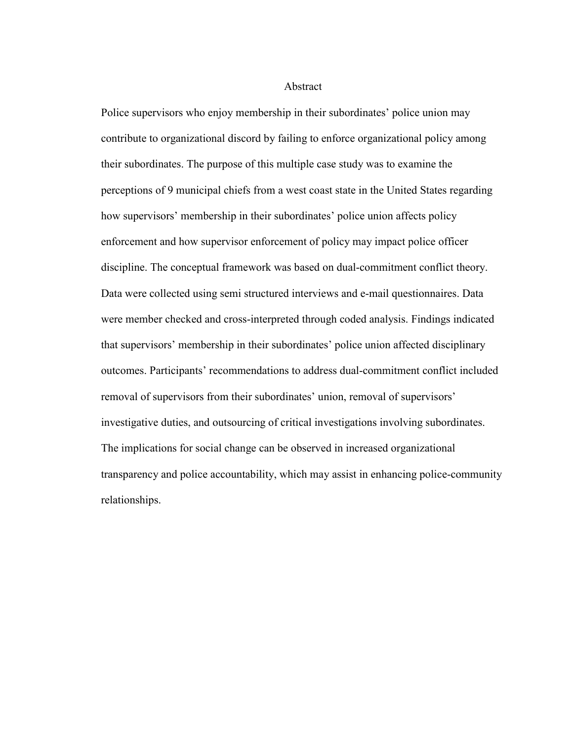# Abstract

Police supervisors who enjoy membership in their subordinates' police union may contribute to organizational discord by failing to enforce organizational policy among their subordinates. The purpose of this multiple case study was to examine the perceptions of 9 municipal chiefs from a west coast state in the United States regarding how supervisors' membership in their subordinates' police union affects policy enforcement and how supervisor enforcement of policy may impact police officer discipline. The conceptual framework was based on dual-commitment conflict theory. Data were collected using semi structured interviews and e-mail questionnaires. Data were member checked and cross-interpreted through coded analysis. Findings indicated that supervisors' membership in their subordinates' police union affected disciplinary outcomes. Participants' recommendations to address dual-commitment conflict included removal of supervisors from their subordinates' union, removal of supervisors' investigative duties, and outsourcing of critical investigations involving subordinates. The implications for social change can be observed in increased organizational transparency and police accountability, which may assist in enhancing police-community relationships.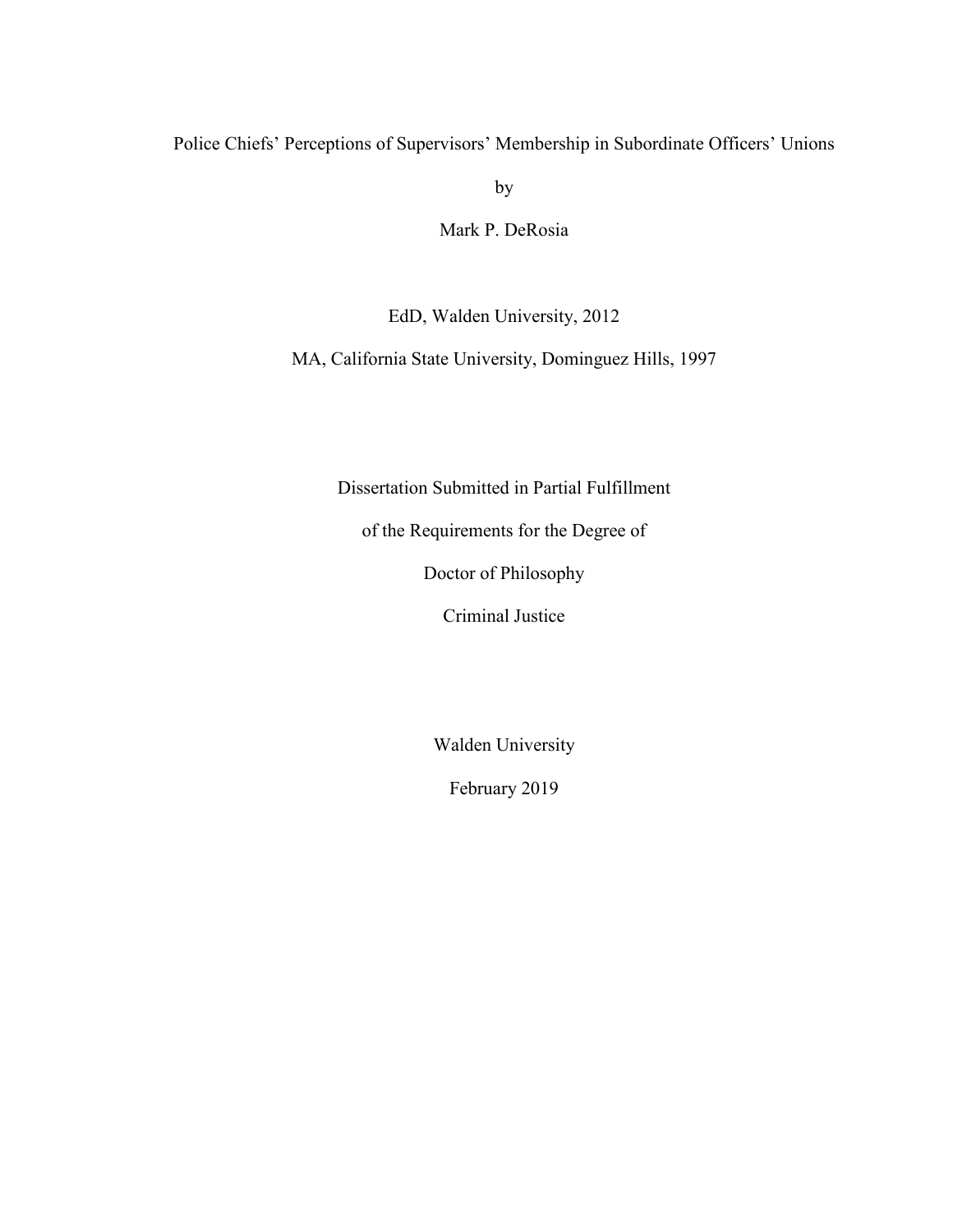Police Chiefs' Perceptions of Supervisors' Membership in Subordinate Officers' Unions

by

Mark P. DeRosia

EdD, Walden University, 2012

MA, California State University, Dominguez Hills, 1997

Dissertation Submitted in Partial Fulfillment

of the Requirements for the Degree of

Doctor of Philosophy

Criminal Justice

Walden University

February 2019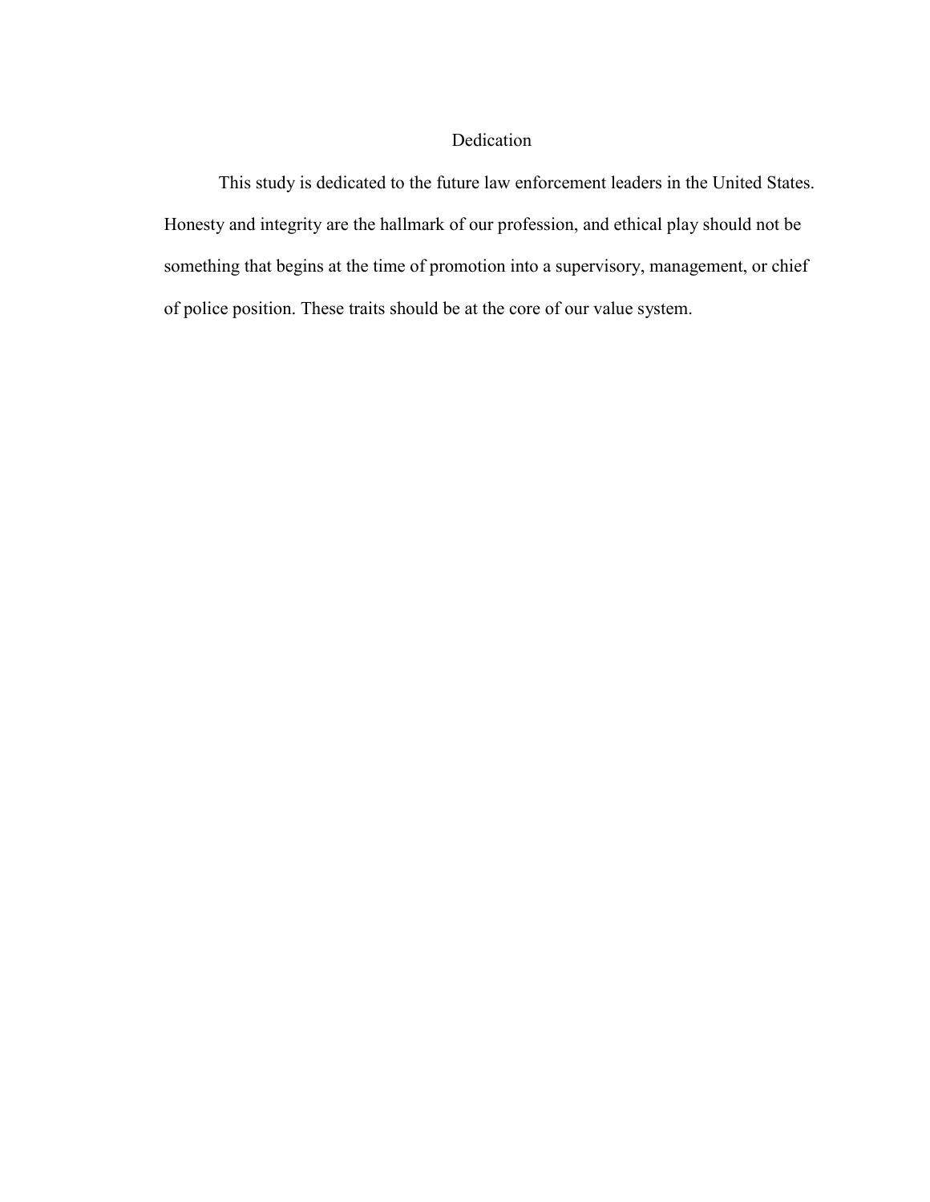# Dedication

This study is dedicated to the future law enforcement leaders in the United States. Honesty and integrity are the hallmark of our profession, and ethical play should not be something that begins at the time of promotion into a supervisory, management, or chief of police position. These traits should be at the core of our value system.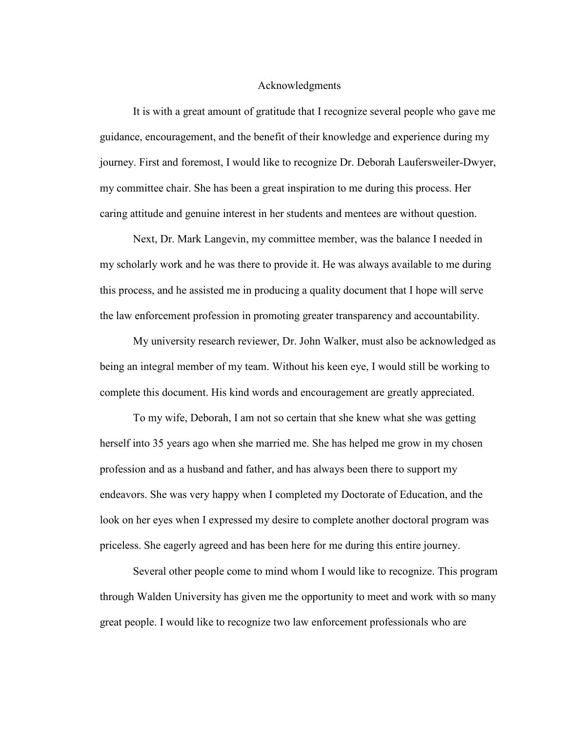# Acknowledgments

It is with a great amount of gratitude that I recognize several people who gave me guidance, encouragement, and the benefit of their knowledge and experience during my journey. First and foremost, I would like to recognize Dr. Deborah Laufersweiler-Dwyer, my committee chair. She has been a great inspiration to me during this process. Her caring attitude and genuine interest in her students and mentees are without question.

Next, Dr. Mark Langevin, my committee member, was the balance I needed in my scholarly work and he was there to provide it. He was always available to me during this process, and he assisted me in producing a quality document that I hope will serve the law enforcement profession in promoting greater transparency and accountability.

My university research reviewer, Dr. John Walker, must also be acknowledged as being an integral member of my team. Without his keen eye, I would still be working to complete this document. His kind words and encouragement are greatly appreciated.

To my wife, Deborah, I am not so certain that she knew what she was getting herself into 35 years ago when she married me. She has helped me grow in my chosen profession and as a husband and father, and has always been there to support my endeavors. She was very happy when I completed my Doctorate of Education, and the look on her eyes when I expressed my desire to complete another doctoral program was priceless. She eagerly agreed and has been here for me during this entire journey.

Several other people come to mind whom I would like to recognize. This program through Walden University has given me the opportunity to meet and work with so many great people. I would like to recognize two law enforcement professionals who are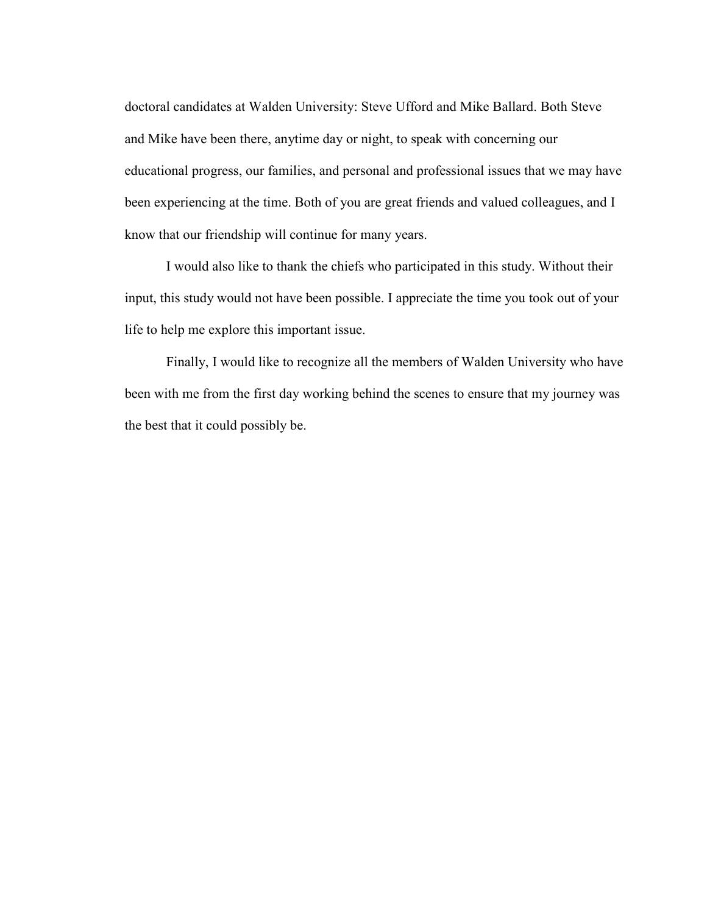doctoral candidates at Walden University: Steve Ufford and Mike Ballard. Both Steve and Mike have been there, anytime day or night, to speak with concerning our educational progress, our families, and personal and professional issues that we may have been experiencing at the time. Both of you are great friends and valued colleagues, and I know that our friendship will continue for many years.

I would also like to thank the chiefs who participated in this study. Without their input, this study would not have been possible. I appreciate the time you took out of your life to help me explore this important issue.

Finally, I would like to recognize all the members of Walden University who have been with me from the first day working behind the scenes to ensure that my journey was the best that it could possibly be.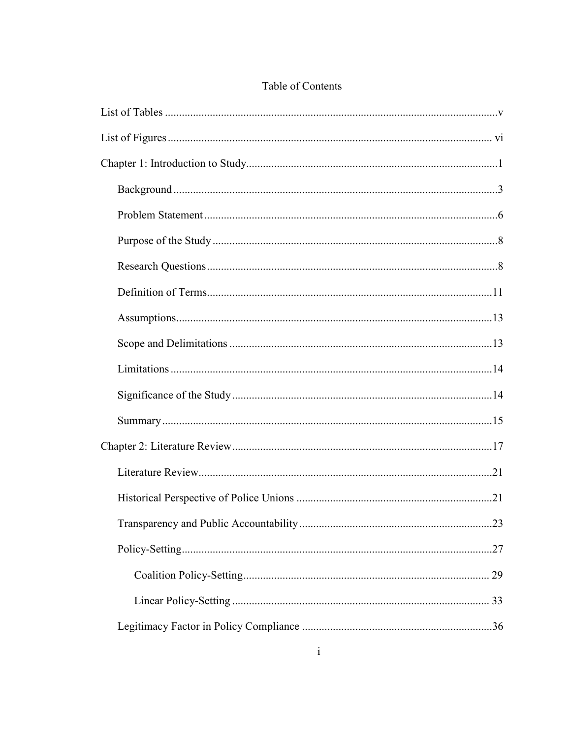# Table of Contents

List of Tables .....v

List of Figures ..... vi

Chapter 1: Introduction to Study.....1

- Background .....3
- Problem Statement .....6
- Purpose of the Study .....8
- Research Questions .....8
- Definition of Terms.....11
- Assumptions.....13
- Scope and Delimitations .....13
- Limitations .....14
- Significance of the Study .....14
- Summary .....15

Chapter 2: Literature Review.....17

- Literature Review.....21
- Historical Perspective of Police Unions .....21
- Transparency and Public Accountability .....23
- Policy-Setting.....27
  - Coalition Policy-Setting..... 29
  - Linear Policy-Setting ..... 33
- Legitimacy Factor in Policy Compliance .....36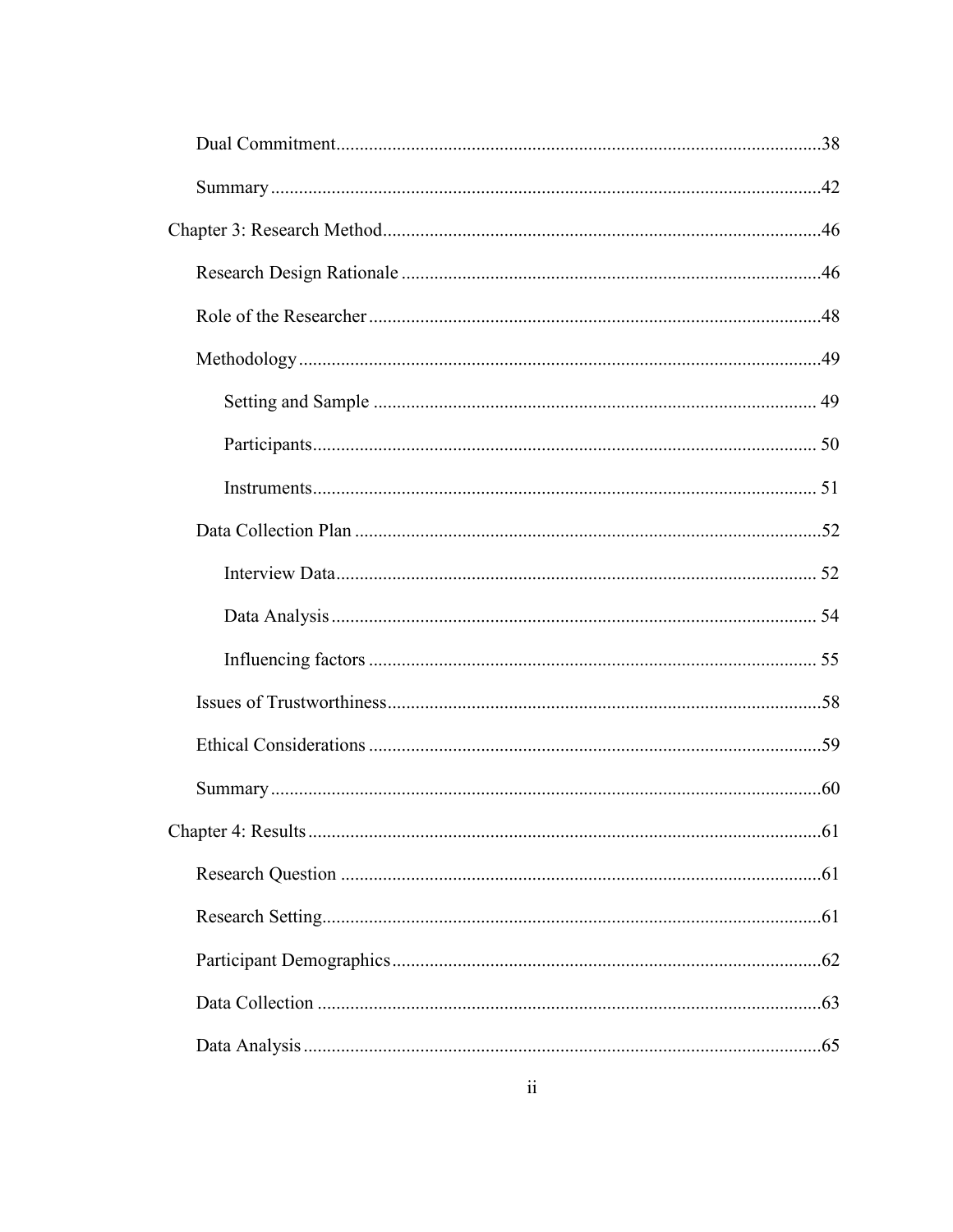Dual Commitment.......................................................................................................38

Summary.....................................................................................................................42

Chapter 3: Research Method.............................................................................................46

Research Design Rationale .........................................................................................46

Role of the Researcher ................................................................................................48

Methodology...............................................................................................................49

Setting and Sample .............................................................................................. 49

Participants........................................................................................................... 50

Instruments........................................................................................................... 51

Data Collection Plan ...................................................................................................52

Interview Data...................................................................................................... 52

Data Analysis ....................................................................................................... 54

Influencing factors ............................................................................................... 55

Issues of Trustworthiness............................................................................................58

Ethical Considerations ................................................................................................59

Summary.....................................................................................................................60

Chapter 4: Results.............................................................................................................61

Research Question ......................................................................................................61

Research Setting..........................................................................................................61

Participant Demographics...........................................................................................62

Data Collection ...........................................................................................................63

Data Analysis..............................................................................................................65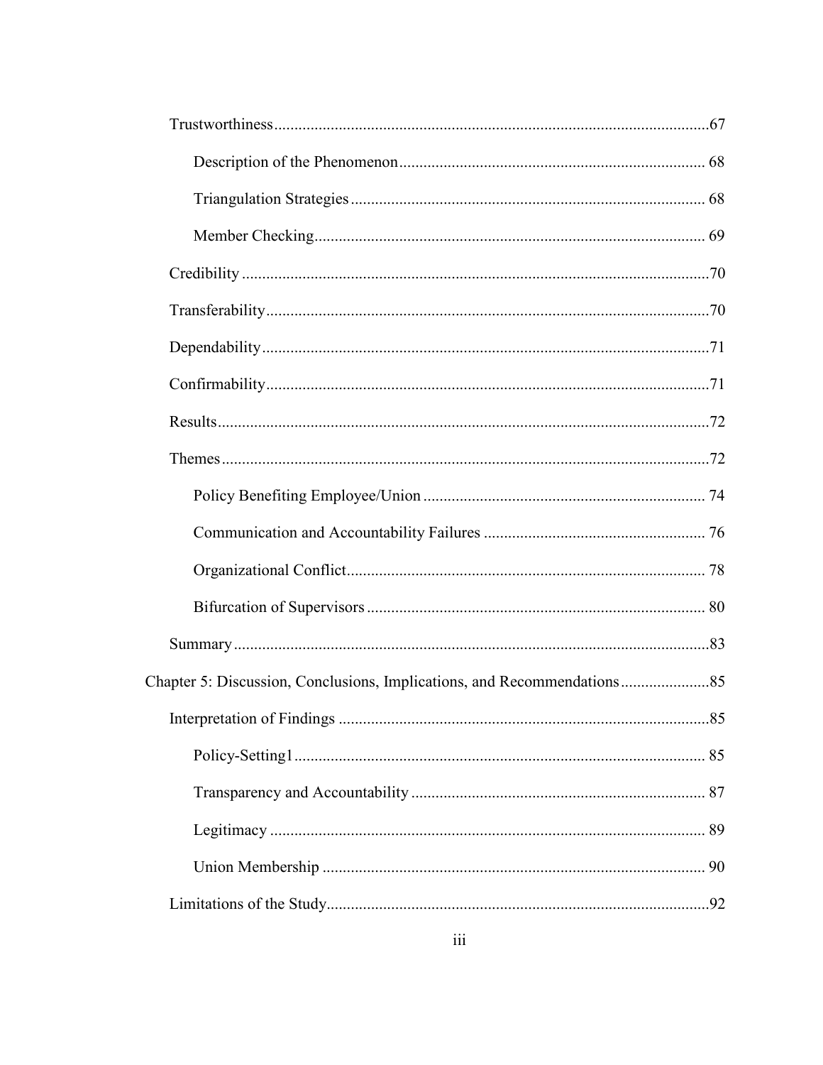Trustworthiness ... 67

    Description of the Phenomenon ... 68

    Triangulation Strategies ... 68

    Member Checking ... 69

Credibility ... 70

Transferability ... 70

Dependability ... 71

Confirmability ... 71

Results ... 72

Themes ... 72

    Policy Benefiting Employee/Union ... 74

    Communication and Accountability Failures ... 76

    Organizational Conflict ... 78

    Bifurcation of Supervisors ... 80

Summary ... 83

Chapter 5: Discussion, Conclusions, Implications, and Recommendations ... 85

Interpretation of Findings ... 85

    Policy-Setting1 ... 85

    Transparency and Accountability ... 87

    Legitimacy ... 89

    Union Membership ... 90

Limitations of the Study ... 92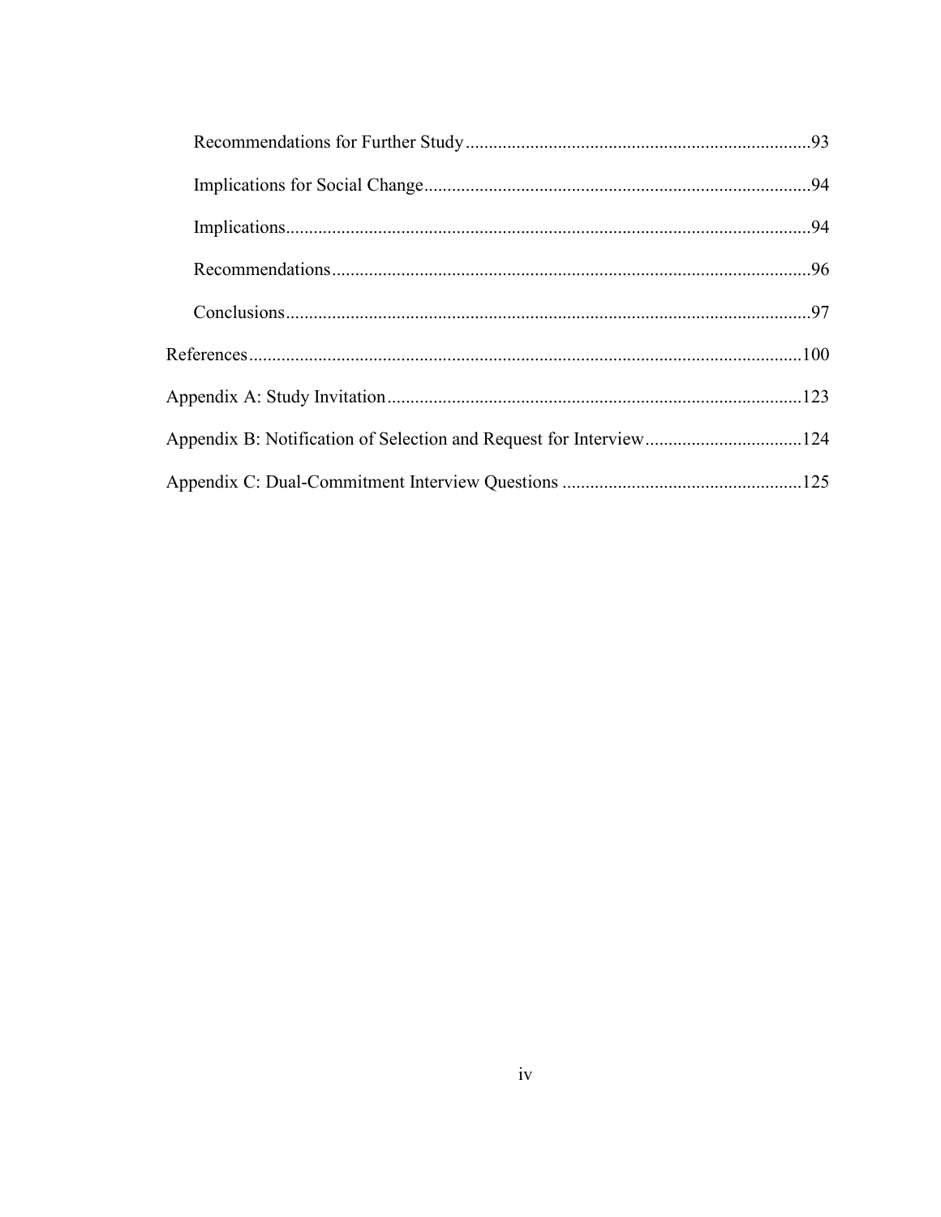Recommendations for Further Study .......................................................................... 93

Implications for Social Change ................................................................................... 94

Implications ................................................................................................................. 94

Recommendations ....................................................................................................... 96

Conclusions ................................................................................................................. 97

References ....................................................................................................................... 100

Appendix A: Study Invitation ......................................................................................... 123

Appendix B: Notification of Selection and Request for Interview .................................. 124

Appendix C: Dual-Commitment Interview Questions .................................................... 125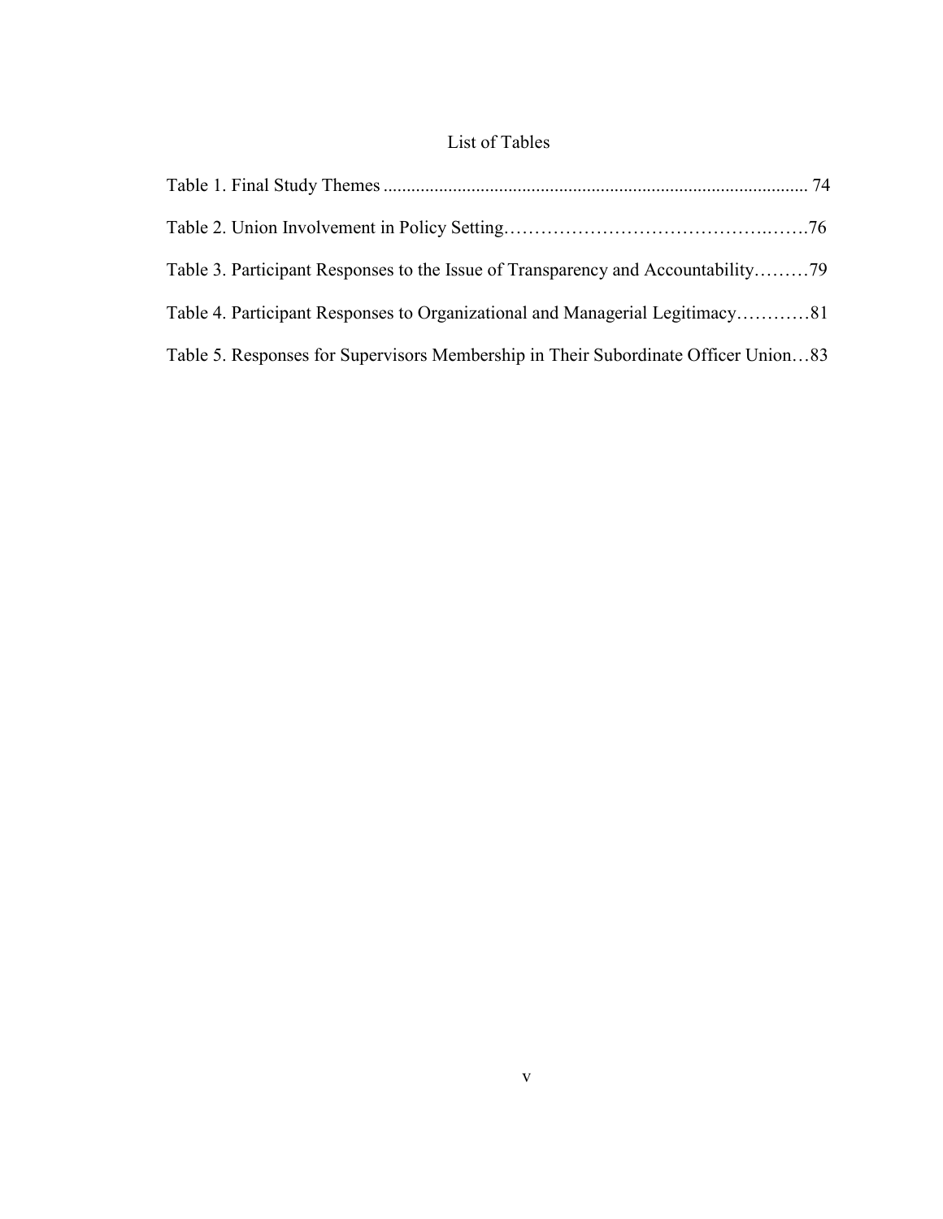# List of Tables

Table 1. Final Study Themes ........................................................................................... 74

Table 2. Union Involvement in Policy Setting…………………………………….…….76

Table 3. Participant Responses to the Issue of Transparency and Accountability………79

Table 4. Participant Responses to Organizational and Managerial Legitimacy…………81

Table 5. Responses for Supervisors Membership in Their Subordinate Officer Union…83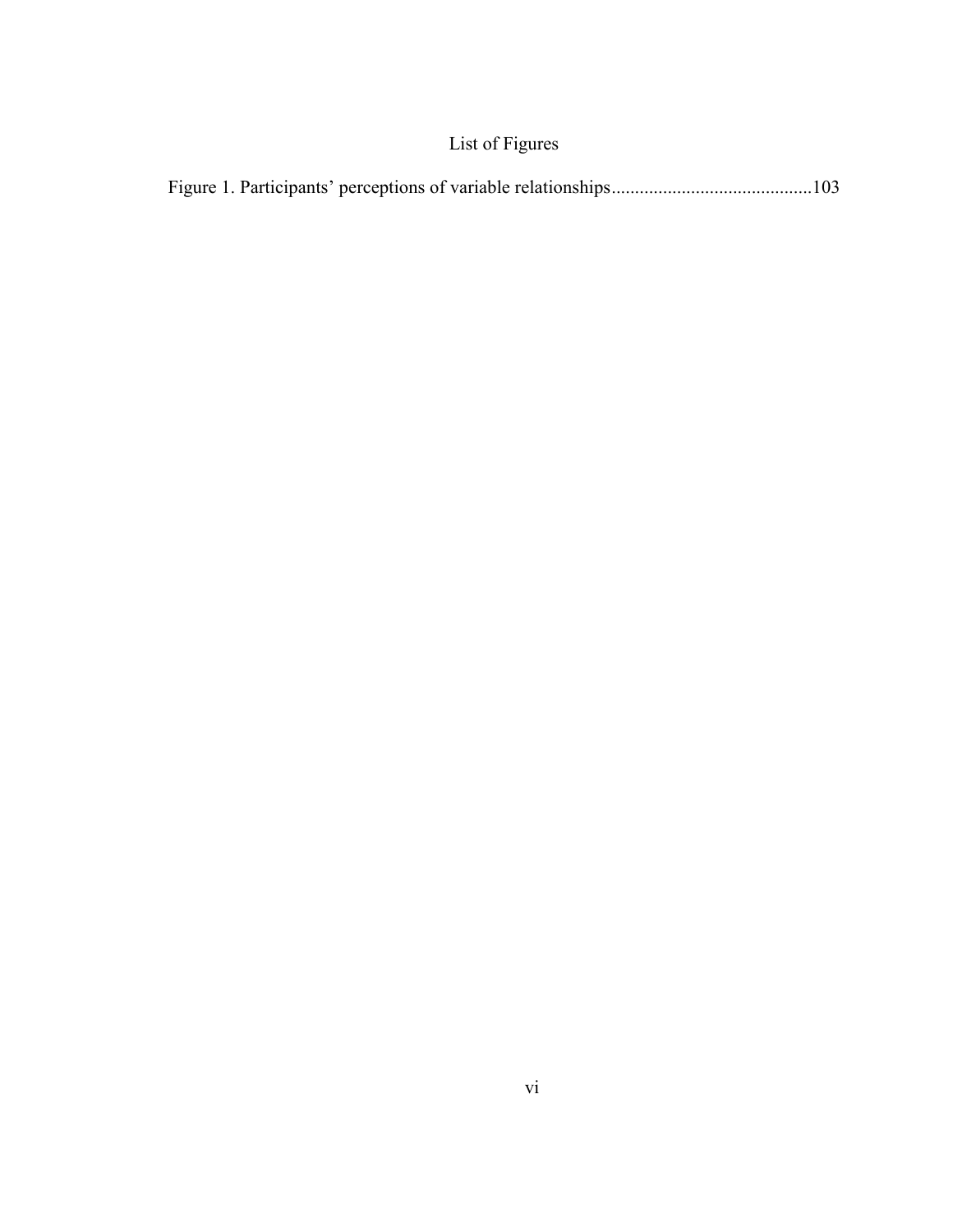# List of Figures

Figure 1. Participants' perceptions of variable relationships..........................................103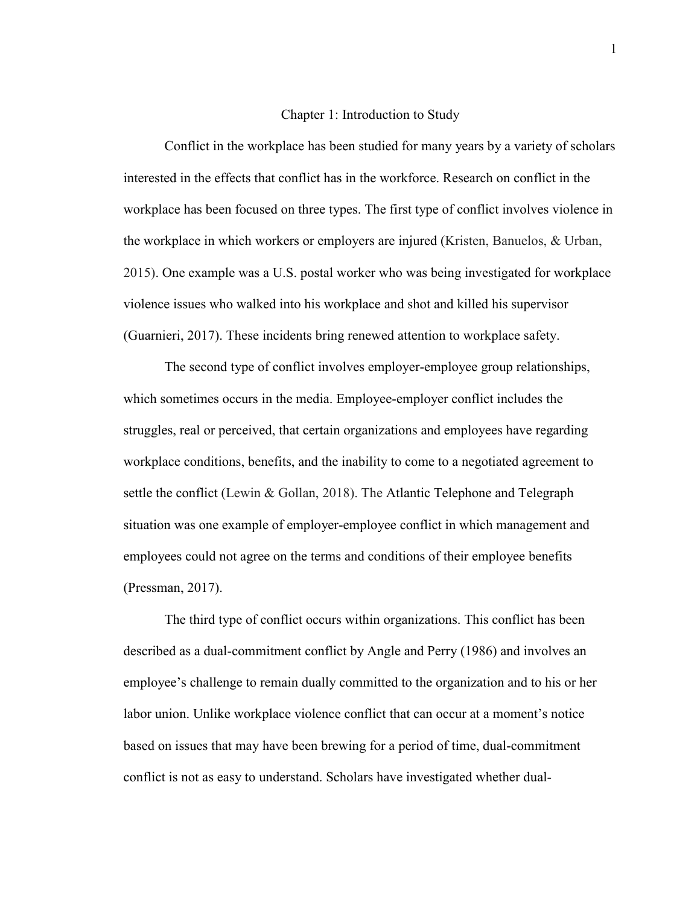# Chapter 1: Introduction to Study

Conflict in the workplace has been studied for many years by a variety of scholars interested in the effects that conflict has in the workforce. Research on conflict in the workplace has been focused on three types. The first type of conflict involves violence in the workplace in which workers or employers are injured (Kristen, Banuelos, & Urban, 2015). One example was a U.S. postal worker who was being investigated for workplace violence issues who walked into his workplace and shot and killed his supervisor (Guarnieri, 2017). These incidents bring renewed attention to workplace safety.

The second type of conflict involves employer-employee group relationships, which sometimes occurs in the media. Employee-employer conflict includes the struggles, real or perceived, that certain organizations and employees have regarding workplace conditions, benefits, and the inability to come to a negotiated agreement to settle the conflict (Lewin & Gollan, 2018). The Atlantic Telephone and Telegraph situation was one example of employer-employee conflict in which management and employees could not agree on the terms and conditions of their employee benefits (Pressman, 2017).

The third type of conflict occurs within organizations. This conflict has been described as a dual-commitment conflict by Angle and Perry (1986) and involves an employee's challenge to remain dually committed to the organization and to his or her labor union. Unlike workplace violence conflict that can occur at a moment's notice based on issues that may have been brewing for a period of time, dual-commitment conflict is not as easy to understand. Scholars have investigated whether dual-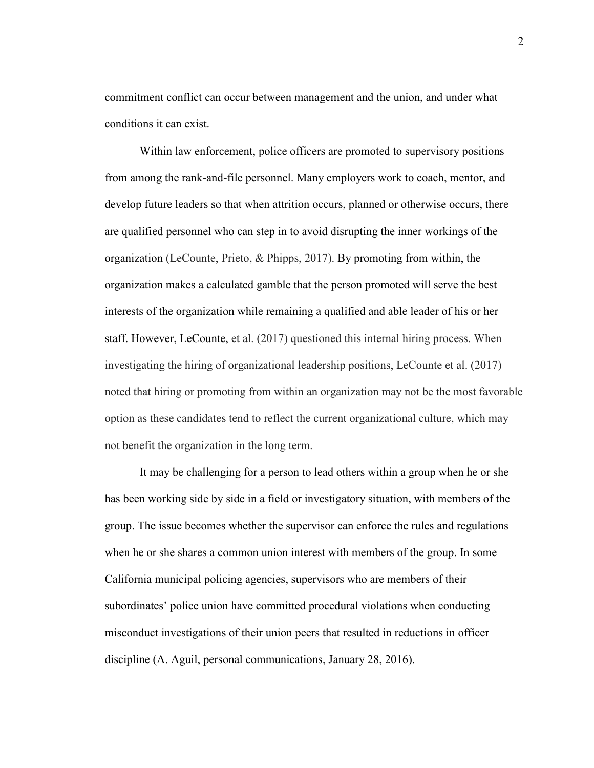commitment conflict can occur between management and the union, and under what conditions it can exist.

Within law enforcement, police officers are promoted to supervisory positions from among the rank-and-file personnel. Many employers work to coach, mentor, and develop future leaders so that when attrition occurs, planned or otherwise occurs, there are qualified personnel who can step in to avoid disrupting the inner workings of the organization (LeCounte, Prieto, & Phipps, 2017). By promoting from within, the organization makes a calculated gamble that the person promoted will serve the best interests of the organization while remaining a qualified and able leader of his or her staff. However, LeCounte, et al. (2017) questioned this internal hiring process. When investigating the hiring of organizational leadership positions, LeCounte et al. (2017) noted that hiring or promoting from within an organization may not be the most favorable option as these candidates tend to reflect the current organizational culture, which may not benefit the organization in the long term.

It may be challenging for a person to lead others within a group when he or she has been working side by side in a field or investigatory situation, with members of the group. The issue becomes whether the supervisor can enforce the rules and regulations when he or she shares a common union interest with members of the group. In some California municipal policing agencies, supervisors who are members of their subordinates' police union have committed procedural violations when conducting misconduct investigations of their union peers that resulted in reductions in officer discipline (A. Aguil, personal communications, January 28, 2016).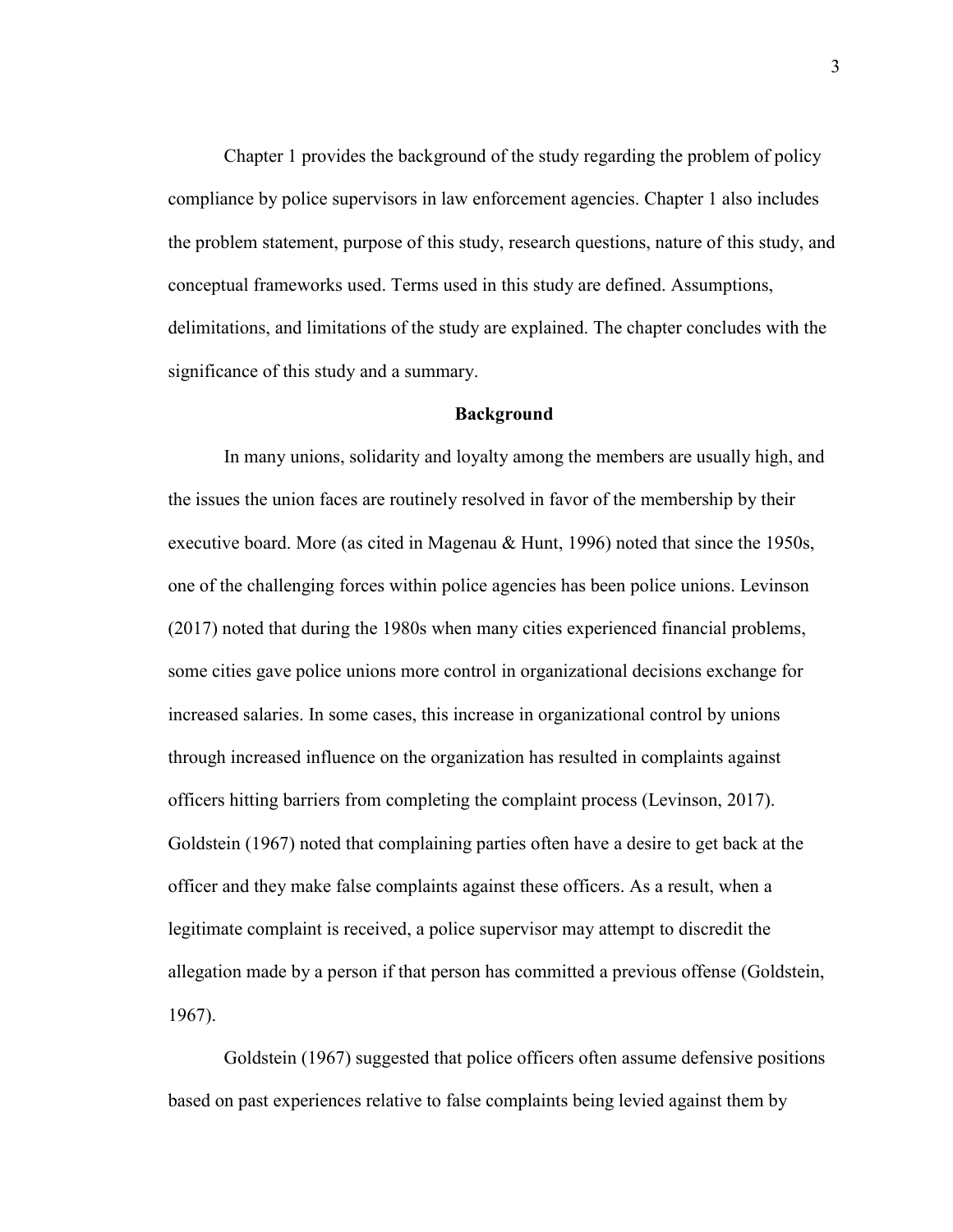Chapter 1 provides the background of the study regarding the problem of policy compliance by police supervisors in law enforcement agencies. Chapter 1 also includes the problem statement, purpose of this study, research questions, nature of this study, and conceptual frameworks used. Terms used in this study are defined. Assumptions, delimitations, and limitations of the study are explained. The chapter concludes with the significance of this study and a summary.

## Background

In many unions, solidarity and loyalty among the members are usually high, and the issues the union faces are routinely resolved in favor of the membership by their executive board. More (as cited in Magenau & Hunt, 1996) noted that since the 1950s, one of the challenging forces within police agencies has been police unions. Levinson (2017) noted that during the 1980s when many cities experienced financial problems, some cities gave police unions more control in organizational decisions exchange for increased salaries. In some cases, this increase in organizational control by unions through increased influence on the organization has resulted in complaints against officers hitting barriers from completing the complaint process (Levinson, 2017). Goldstein (1967) noted that complaining parties often have a desire to get back at the officer and they make false complaints against these officers. As a result, when a legitimate complaint is received, a police supervisor may attempt to discredit the allegation made by a person if that person has committed a previous offense (Goldstein, 1967).

Goldstein (1967) suggested that police officers often assume defensive positions based on past experiences relative to false complaints being levied against them by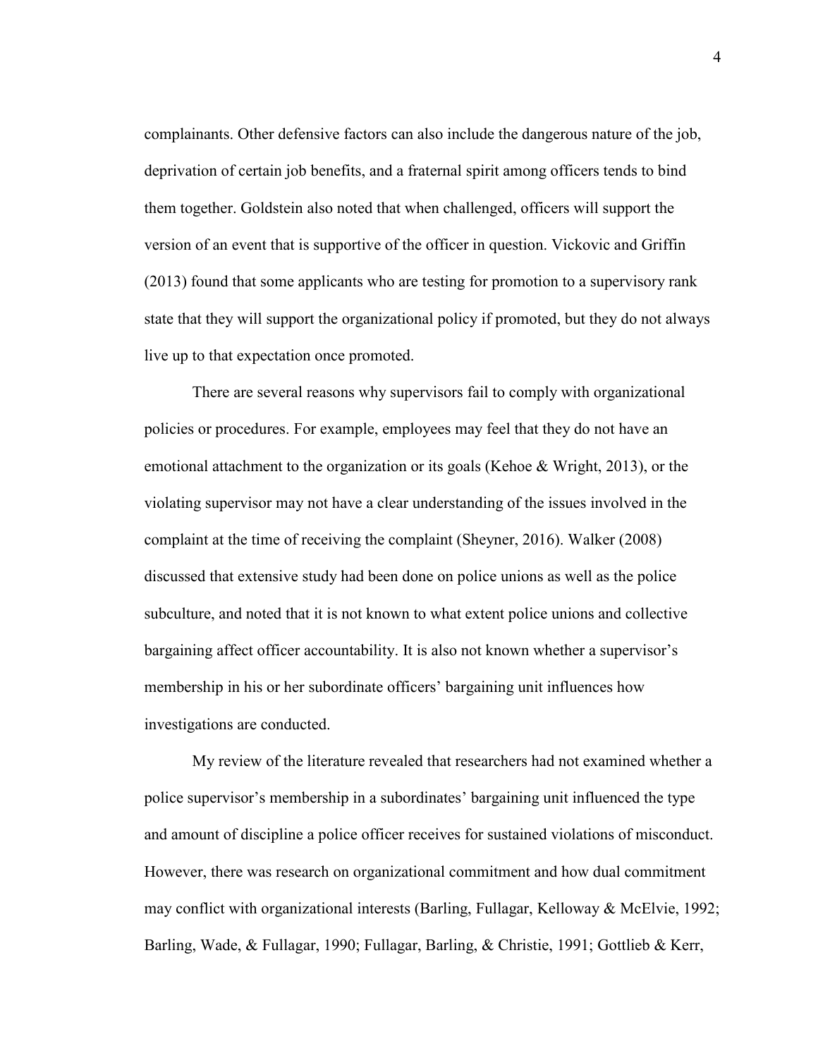complainants. Other defensive factors can also include the dangerous nature of the job, deprivation of certain job benefits, and a fraternal spirit among officers tends to bind them together. Goldstein also noted that when challenged, officers will support the version of an event that is supportive of the officer in question. Vickovic and Griffin (2013) found that some applicants who are testing for promotion to a supervisory rank state that they will support the organizational policy if promoted, but they do not always live up to that expectation once promoted.

There are several reasons why supervisors fail to comply with organizational policies or procedures. For example, employees may feel that they do not have an emotional attachment to the organization or its goals (Kehoe & Wright, 2013), or the violating supervisor may not have a clear understanding of the issues involved in the complaint at the time of receiving the complaint (Sheyner, 2016). Walker (2008) discussed that extensive study had been done on police unions as well as the police subculture, and noted that it is not known to what extent police unions and collective bargaining affect officer accountability. It is also not known whether a supervisor's membership in his or her subordinate officers' bargaining unit influences how investigations are conducted.

My review of the literature revealed that researchers had not examined whether a police supervisor's membership in a subordinates' bargaining unit influenced the type and amount of discipline a police officer receives for sustained violations of misconduct. However, there was research on organizational commitment and how dual commitment may conflict with organizational interests (Barling, Fullagar, Kelloway & McElvie, 1992; Barling, Wade, & Fullagar, 1990; Fullagar, Barling, & Christie, 1991; Gottlieb & Kerr,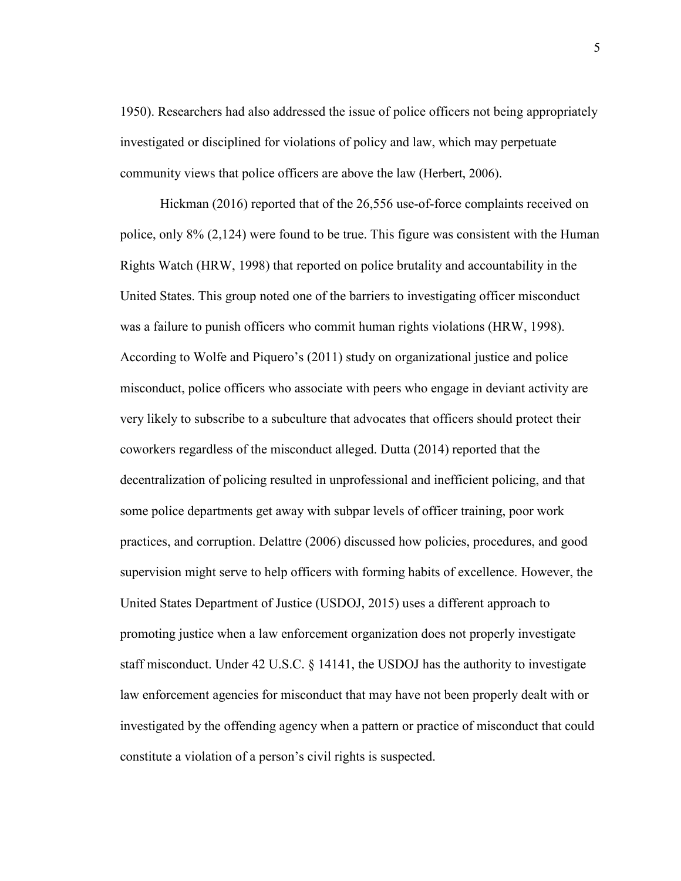1950). Researchers had also addressed the issue of police officers not being appropriately investigated or disciplined for violations of policy and law, which may perpetuate community views that police officers are above the law (Herbert, 2006).

Hickman (2016) reported that of the 26,556 use-of-force complaints received on police, only 8% (2,124) were found to be true. This figure was consistent with the Human Rights Watch (HRW, 1998) that reported on police brutality and accountability in the United States. This group noted one of the barriers to investigating officer misconduct was a failure to punish officers who commit human rights violations (HRW, 1998). According to Wolfe and Piquero's (2011) study on organizational justice and police misconduct, police officers who associate with peers who engage in deviant activity are very likely to subscribe to a subculture that advocates that officers should protect their coworkers regardless of the misconduct alleged. Dutta (2014) reported that the decentralization of policing resulted in unprofessional and inefficient policing, and that some police departments get away with subpar levels of officer training, poor work practices, and corruption. Delattre (2006) discussed how policies, procedures, and good supervision might serve to help officers with forming habits of excellence. However, the United States Department of Justice (USDOJ, 2015) uses a different approach to promoting justice when a law enforcement organization does not properly investigate staff misconduct. Under 42 U.S.C. § 14141, the USDOJ has the authority to investigate law enforcement agencies for misconduct that may have not been properly dealt with or investigated by the offending agency when a pattern or practice of misconduct that could constitute a violation of a person's civil rights is suspected.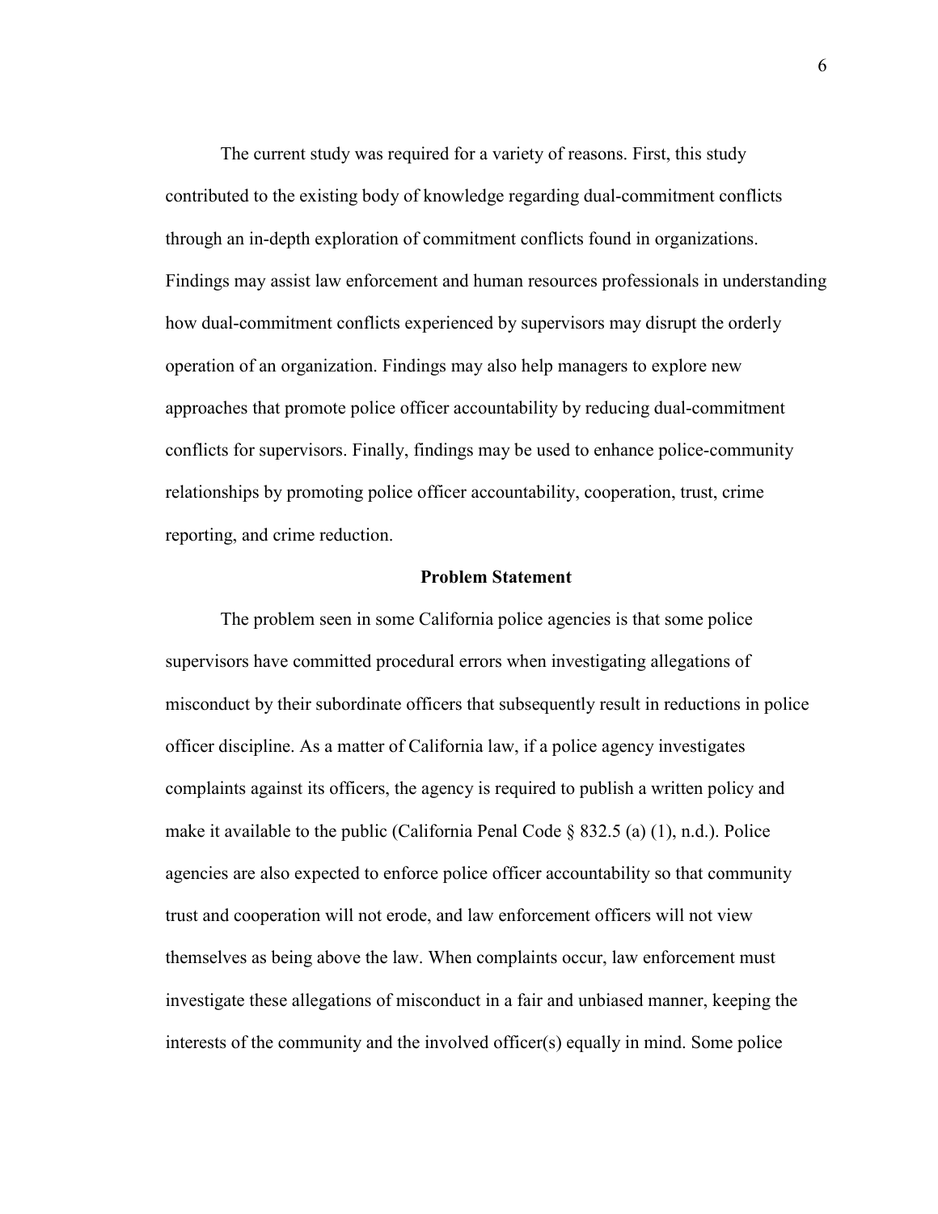The current study was required for a variety of reasons. First, this study contributed to the existing body of knowledge regarding dual-commitment conflicts through an in-depth exploration of commitment conflicts found in organizations. Findings may assist law enforcement and human resources professionals in understanding how dual-commitment conflicts experienced by supervisors may disrupt the orderly operation of an organization. Findings may also help managers to explore new approaches that promote police officer accountability by reducing dual-commitment conflicts for supervisors. Finally, findings may be used to enhance police-community relationships by promoting police officer accountability, cooperation, trust, crime reporting, and crime reduction.

## Problem Statement

The problem seen in some California police agencies is that some police supervisors have committed procedural errors when investigating allegations of misconduct by their subordinate officers that subsequently result in reductions in police officer discipline. As a matter of California law, if a police agency investigates complaints against its officers, the agency is required to publish a written policy and make it available to the public (California Penal Code § 832.5 (a) (1), n.d.). Police agencies are also expected to enforce police officer accountability so that community trust and cooperation will not erode, and law enforcement officers will not view themselves as being above the law. When complaints occur, law enforcement must investigate these allegations of misconduct in a fair and unbiased manner, keeping the interests of the community and the involved officer(s) equally in mind. Some police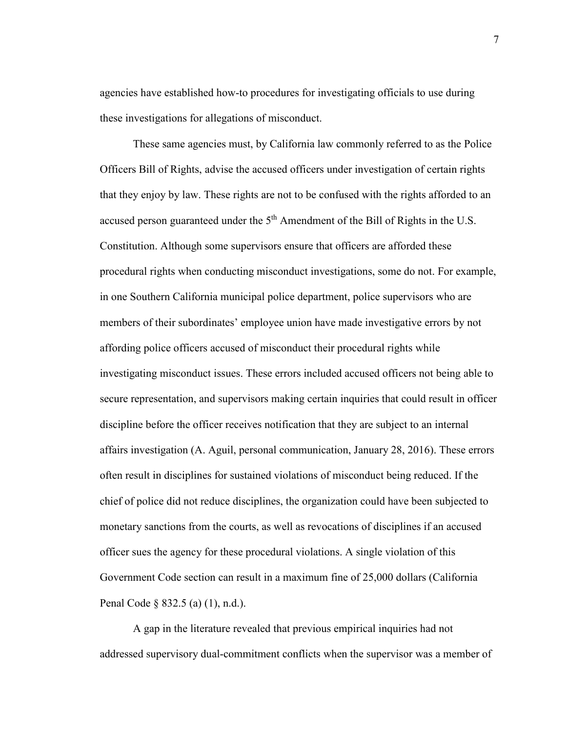agencies have established how-to procedures for investigating officials to use during these investigations for allegations of misconduct.

These same agencies must, by California law commonly referred to as the Police Officers Bill of Rights, advise the accused officers under investigation of certain rights that they enjoy by law. These rights are not to be confused with the rights afforded to an accused person guaranteed under the 5th Amendment of the Bill of Rights in the U.S. Constitution. Although some supervisors ensure that officers are afforded these procedural rights when conducting misconduct investigations, some do not. For example, in one Southern California municipal police department, police supervisors who are members of their subordinates' employee union have made investigative errors by not affording police officers accused of misconduct their procedural rights while investigating misconduct issues. These errors included accused officers not being able to secure representation, and supervisors making certain inquiries that could result in officer discipline before the officer receives notification that they are subject to an internal affairs investigation (A. Aguil, personal communication, January 28, 2016). These errors often result in disciplines for sustained violations of misconduct being reduced. If the chief of police did not reduce disciplines, the organization could have been subjected to monetary sanctions from the courts, as well as revocations of disciplines if an accused officer sues the agency for these procedural violations. A single violation of this Government Code section can result in a maximum fine of 25,000 dollars (California Penal Code § 832.5 (a) (1), n.d.).

A gap in the literature revealed that previous empirical inquiries had not addressed supervisory dual-commitment conflicts when the supervisor was a member of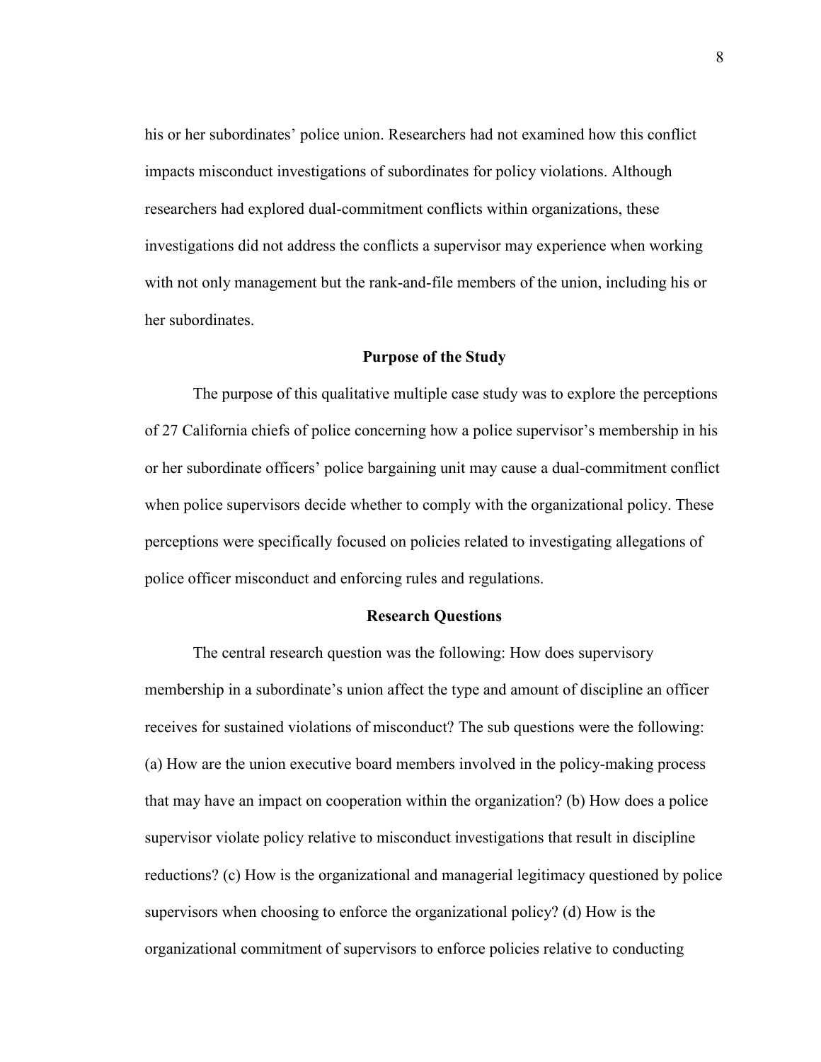his or her subordinates' police union. Researchers had not examined how this conflict impacts misconduct investigations of subordinates for policy violations. Although researchers had explored dual-commitment conflicts within organizations, these investigations did not address the conflicts a supervisor may experience when working with not only management but the rank-and-file members of the union, including his or her subordinates.

## Purpose of the Study

The purpose of this qualitative multiple case study was to explore the perceptions of 27 California chiefs of police concerning how a police supervisor's membership in his or her subordinate officers' police bargaining unit may cause a dual-commitment conflict when police supervisors decide whether to comply with the organizational policy. These perceptions were specifically focused on policies related to investigating allegations of police officer misconduct and enforcing rules and regulations.

## Research Questions

The central research question was the following: How does supervisory membership in a subordinate's union affect the type and amount of discipline an officer receives for sustained violations of misconduct? The sub questions were the following: (a) How are the union executive board members involved in the policy-making process that may have an impact on cooperation within the organization? (b) How does a police supervisor violate policy relative to misconduct investigations that result in discipline reductions? (c) How is the organizational and managerial legitimacy questioned by police supervisors when choosing to enforce the organizational policy? (d) How is the organizational commitment of supervisors to enforce policies relative to conducting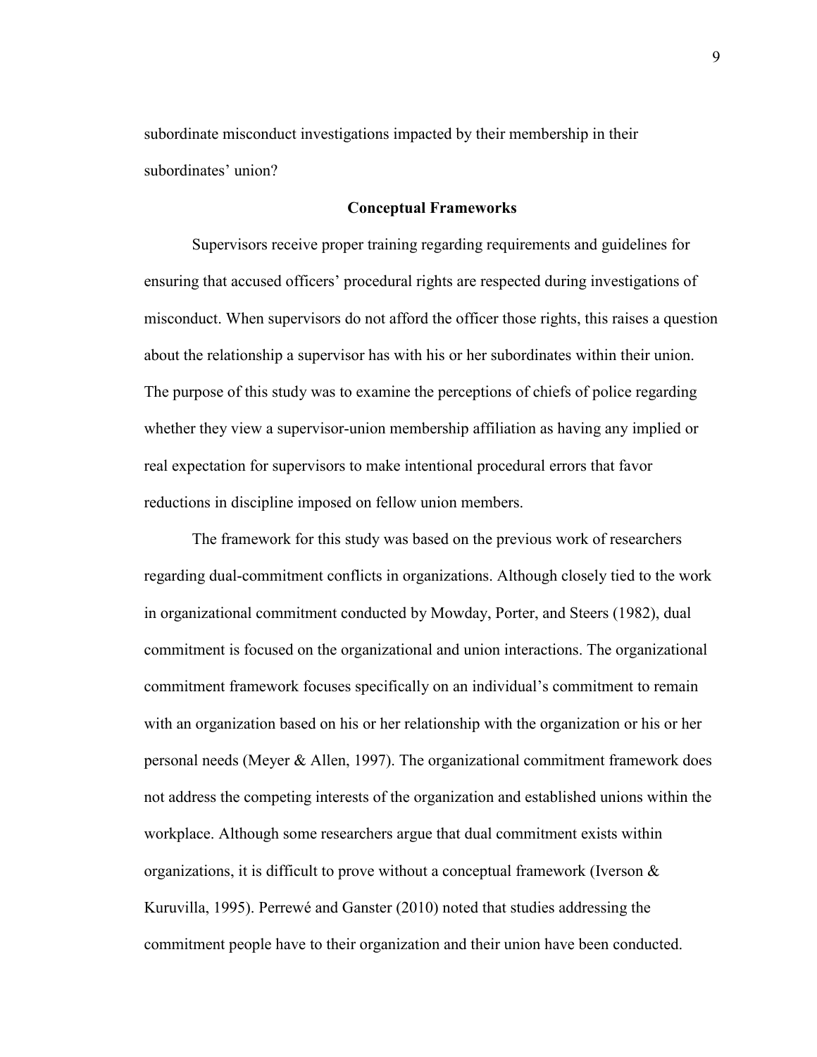subordinate misconduct investigations impacted by their membership in their subordinates' union?

## Conceptual Frameworks

Supervisors receive proper training regarding requirements and guidelines for ensuring that accused officers' procedural rights are respected during investigations of misconduct. When supervisors do not afford the officer those rights, this raises a question about the relationship a supervisor has with his or her subordinates within their union. The purpose of this study was to examine the perceptions of chiefs of police regarding whether they view a supervisor-union membership affiliation as having any implied or real expectation for supervisors to make intentional procedural errors that favor reductions in discipline imposed on fellow union members.

The framework for this study was based on the previous work of researchers regarding dual-commitment conflicts in organizations. Although closely tied to the work in organizational commitment conducted by Mowday, Porter, and Steers (1982), dual commitment is focused on the organizational and union interactions. The organizational commitment framework focuses specifically on an individual's commitment to remain with an organization based on his or her relationship with the organization or his or her personal needs (Meyer & Allen, 1997). The organizational commitment framework does not address the competing interests of the organization and established unions within the workplace. Although some researchers argue that dual commitment exists within organizations, it is difficult to prove without a conceptual framework (Iverson & Kuruvilla, 1995). Perrewé and Ganster (2010) noted that studies addressing the commitment people have to their organization and their union have been conducted.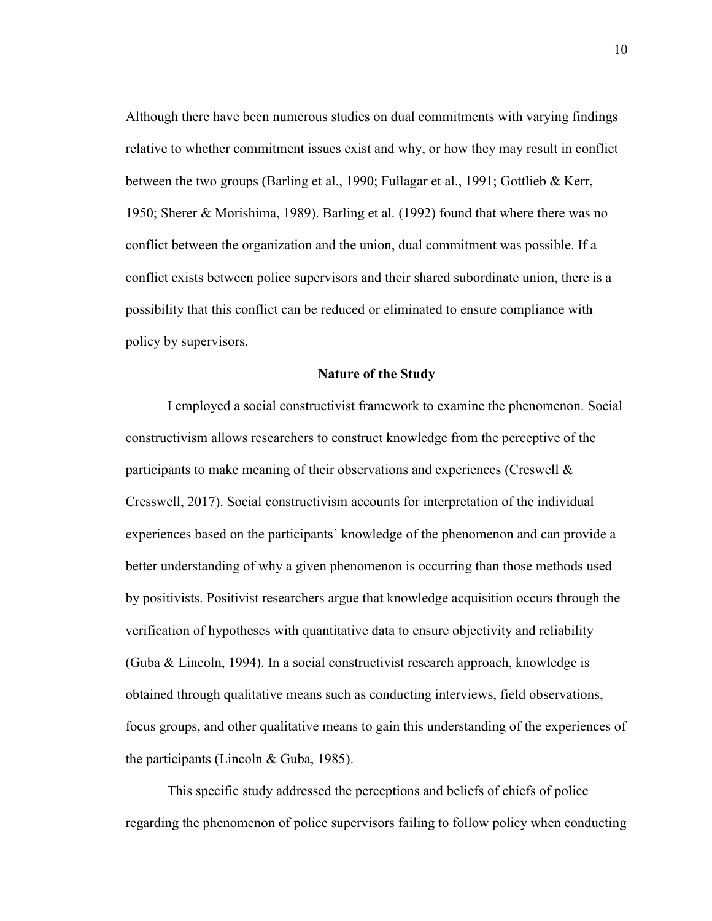Although there have been numerous studies on dual commitments with varying findings relative to whether commitment issues exist and why, or how they may result in conflict between the two groups (Barling et al., 1990; Fullagar et al., 1991; Gottlieb & Kerr, 1950; Sherer & Morishima, 1989). Barling et al. (1992) found that where there was no conflict between the organization and the union, dual commitment was possible. If a conflict exists between police supervisors and their shared subordinate union, there is a possibility that this conflict can be reduced or eliminated to ensure compliance with policy by supervisors.

## Nature of the Study

I employed a social constructivist framework to examine the phenomenon. Social constructivism allows researchers to construct knowledge from the perceptive of the participants to make meaning of their observations and experiences (Creswell & Cresswell, 2017). Social constructivism accounts for interpretation of the individual experiences based on the participants' knowledge of the phenomenon and can provide a better understanding of why a given phenomenon is occurring than those methods used by positivists. Positivist researchers argue that knowledge acquisition occurs through the verification of hypotheses with quantitative data to ensure objectivity and reliability (Guba & Lincoln, 1994). In a social constructivist research approach, knowledge is obtained through qualitative means such as conducting interviews, field observations, focus groups, and other qualitative means to gain this understanding of the experiences of the participants (Lincoln & Guba, 1985).

This specific study addressed the perceptions and beliefs of chiefs of police regarding the phenomenon of police supervisors failing to follow policy when conducting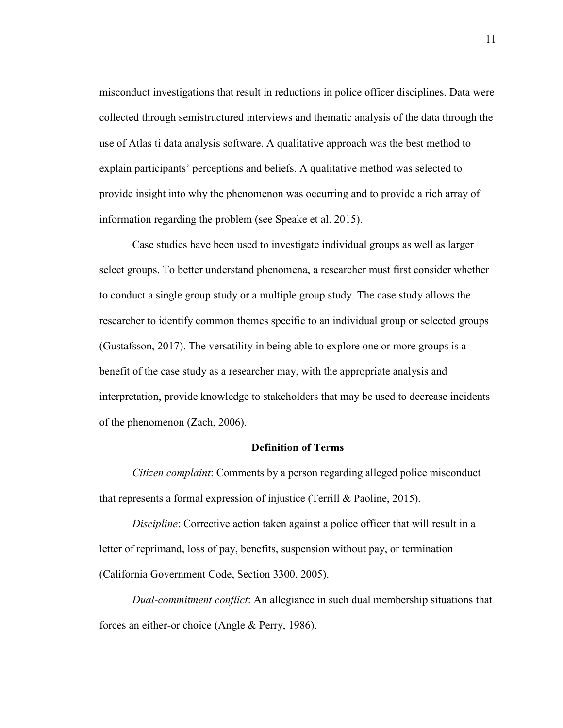misconduct investigations that result in reductions in police officer disciplines. Data were collected through semistructured interviews and thematic analysis of the data through the use of Atlas ti data analysis software. A qualitative approach was the best method to explain participants' perceptions and beliefs. A qualitative method was selected to provide insight into why the phenomenon was occurring and to provide a rich array of information regarding the problem (see Speake et al. 2015).

Case studies have been used to investigate individual groups as well as larger select groups. To better understand phenomena, a researcher must first consider whether to conduct a single group study or a multiple group study. The case study allows the researcher to identify common themes specific to an individual group or selected groups (Gustafsson, 2017). The versatility in being able to explore one or more groups is a benefit of the case study as a researcher may, with the appropriate analysis and interpretation, provide knowledge to stakeholders that may be used to decrease incidents of the phenomenon (Zach, 2006).

## Definition of Terms

*Citizen complaint*: Comments by a person regarding alleged police misconduct that represents a formal expression of injustice (Terrill & Paoline, 2015).

*Discipline*: Corrective action taken against a police officer that will result in a letter of reprimand, loss of pay, benefits, suspension without pay, or termination (California Government Code, Section 3300, 2005).

*Dual-commitment conflict*: An allegiance in such dual membership situations that forces an either-or choice (Angle & Perry, 1986).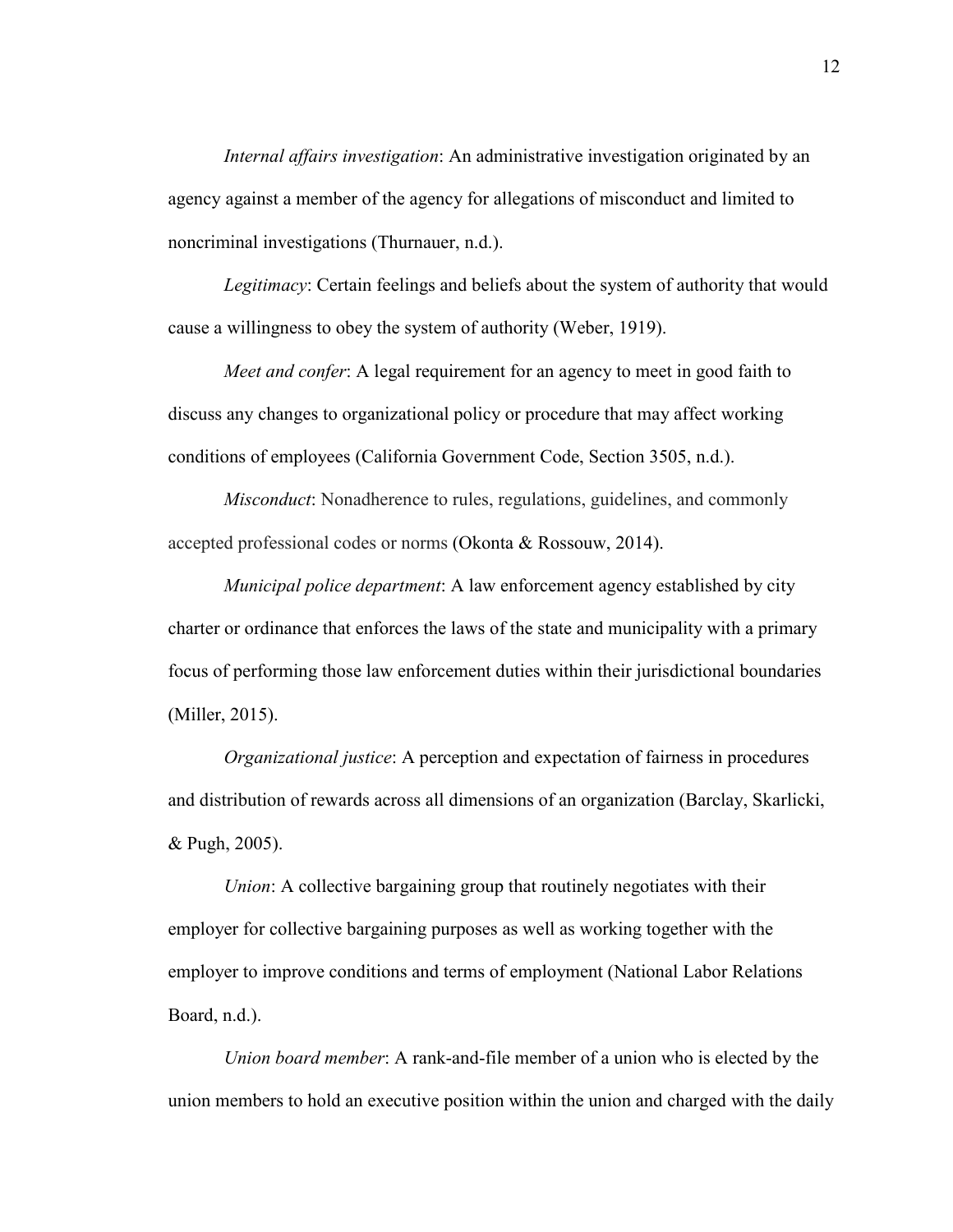*Internal affairs investigation*: An administrative investigation originated by an agency against a member of the agency for allegations of misconduct and limited to noncriminal investigations (Thurnauer, n.d.).

*Legitimacy*: Certain feelings and beliefs about the system of authority that would cause a willingness to obey the system of authority (Weber, 1919).

*Meet and confer*: A legal requirement for an agency to meet in good faith to discuss any changes to organizational policy or procedure that may affect working conditions of employees (California Government Code, Section 3505, n.d.).

*Misconduct*: Nonadherence to rules, regulations, guidelines, and commonly accepted professional codes or norms (Okonta & Rossouw, 2014).

*Municipal police department*: A law enforcement agency established by city charter or ordinance that enforces the laws of the state and municipality with a primary focus of performing those law enforcement duties within their jurisdictional boundaries (Miller, 2015).

*Organizational justice*: A perception and expectation of fairness in procedures and distribution of rewards across all dimensions of an organization (Barclay, Skarlicki, & Pugh, 2005).

*Union*: A collective bargaining group that routinely negotiates with their employer for collective bargaining purposes as well as working together with the employer to improve conditions and terms of employment (National Labor Relations Board, n.d.).

*Union board member*: A rank-and-file member of a union who is elected by the union members to hold an executive position within the union and charged with the daily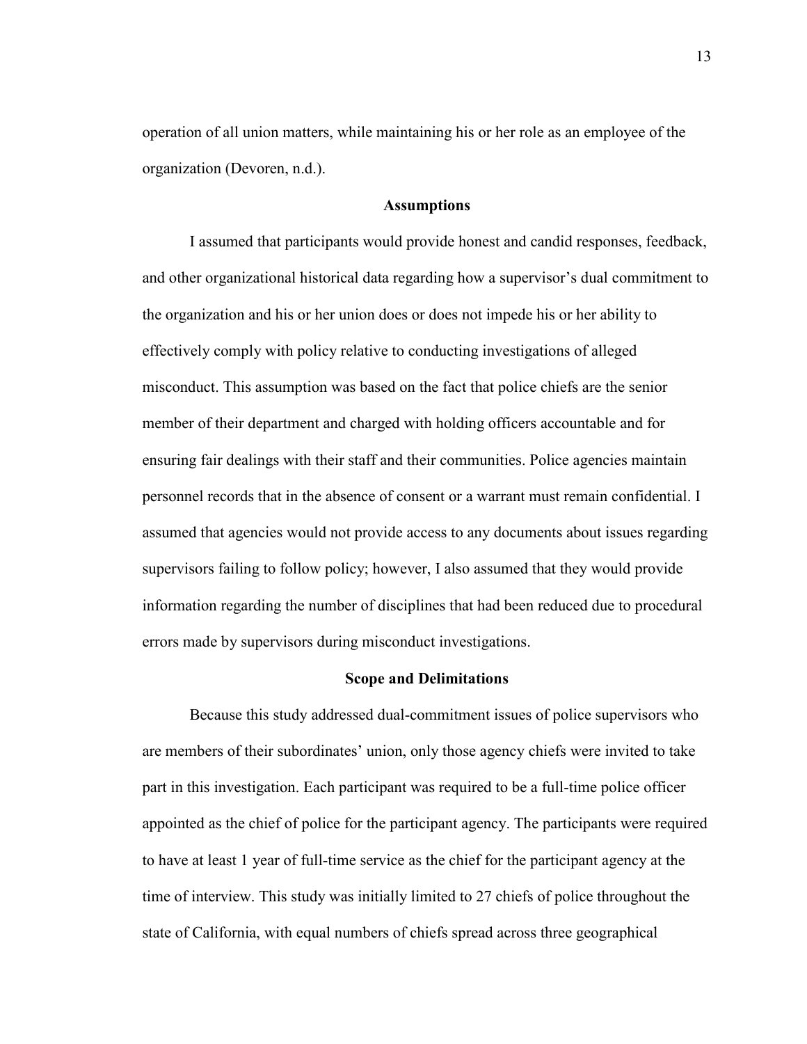operation of all union matters, while maintaining his or her role as an employee of the organization (Devoren, n.d.).

## Assumptions

I assumed that participants would provide honest and candid responses, feedback, and other organizational historical data regarding how a supervisor's dual commitment to the organization and his or her union does or does not impede his or her ability to effectively comply with policy relative to conducting investigations of alleged misconduct. This assumption was based on the fact that police chiefs are the senior member of their department and charged with holding officers accountable and for ensuring fair dealings with their staff and their communities. Police agencies maintain personnel records that in the absence of consent or a warrant must remain confidential. I assumed that agencies would not provide access to any documents about issues regarding supervisors failing to follow policy; however, I also assumed that they would provide information regarding the number of disciplines that had been reduced due to procedural errors made by supervisors during misconduct investigations.

## Scope and Delimitations

Because this study addressed dual-commitment issues of police supervisors who are members of their subordinates' union, only those agency chiefs were invited to take part in this investigation. Each participant was required to be a full-time police officer appointed as the chief of police for the participant agency. The participants were required to have at least 1 year of full-time service as the chief for the participant agency at the time of interview. This study was initially limited to 27 chiefs of police throughout the state of California, with equal numbers of chiefs spread across three geographical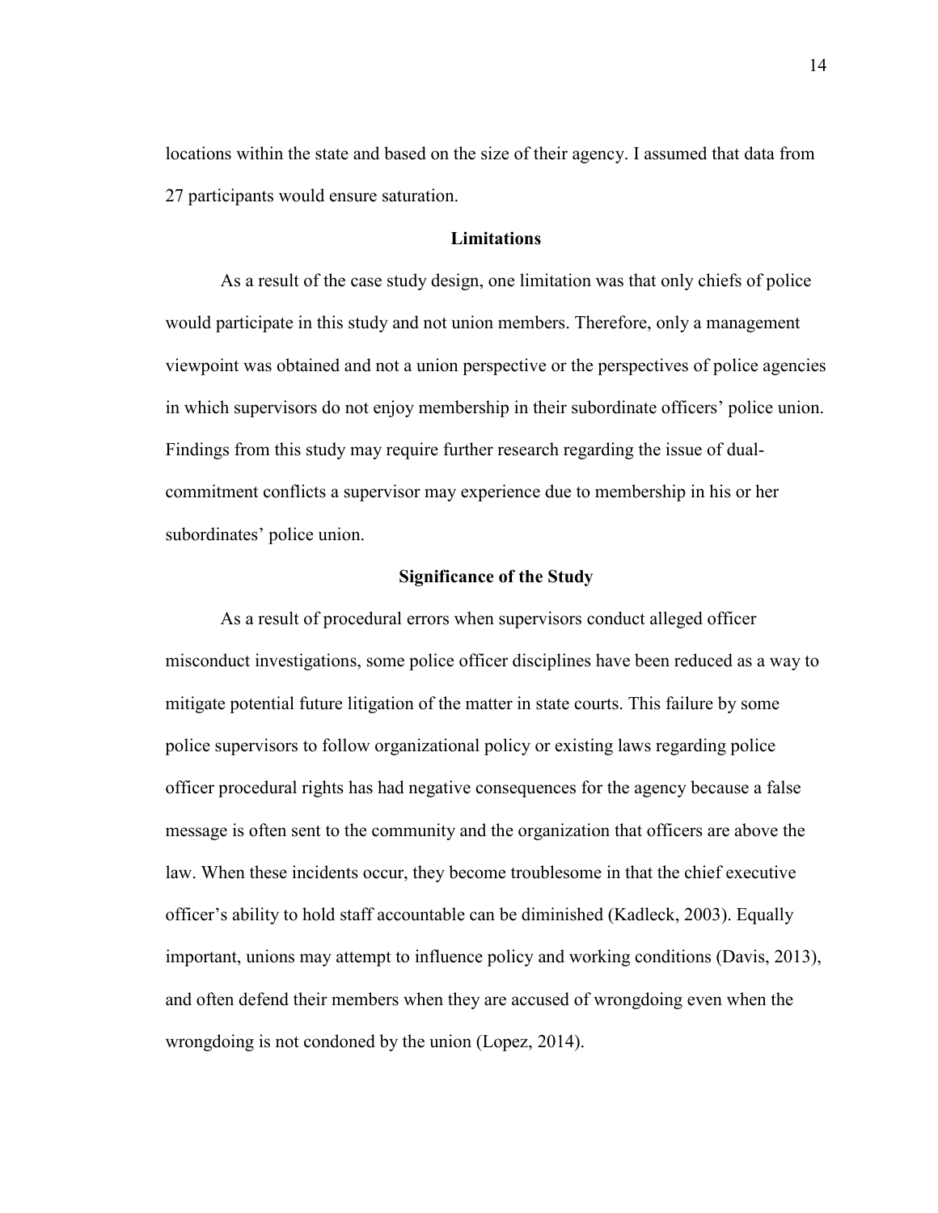locations within the state and based on the size of their agency. I assumed that data from 27 participants would ensure saturation.

## Limitations

As a result of the case study design, one limitation was that only chiefs of police would participate in this study and not union members. Therefore, only a management viewpoint was obtained and not a union perspective or the perspectives of police agencies in which supervisors do not enjoy membership in their subordinate officers' police union. Findings from this study may require further research regarding the issue of dual-commitment conflicts a supervisor may experience due to membership in his or her subordinates' police union.

## Significance of the Study

As a result of procedural errors when supervisors conduct alleged officer misconduct investigations, some police officer disciplines have been reduced as a way to mitigate potential future litigation of the matter in state courts. This failure by some police supervisors to follow organizational policy or existing laws regarding police officer procedural rights has had negative consequences for the agency because a false message is often sent to the community and the organization that officers are above the law. When these incidents occur, they become troublesome in that the chief executive officer's ability to hold staff accountable can be diminished (Kadleck, 2003). Equally important, unions may attempt to influence policy and working conditions (Davis, 2013), and often defend their members when they are accused of wrongdoing even when the wrongdoing is not condoned by the union (Lopez, 2014).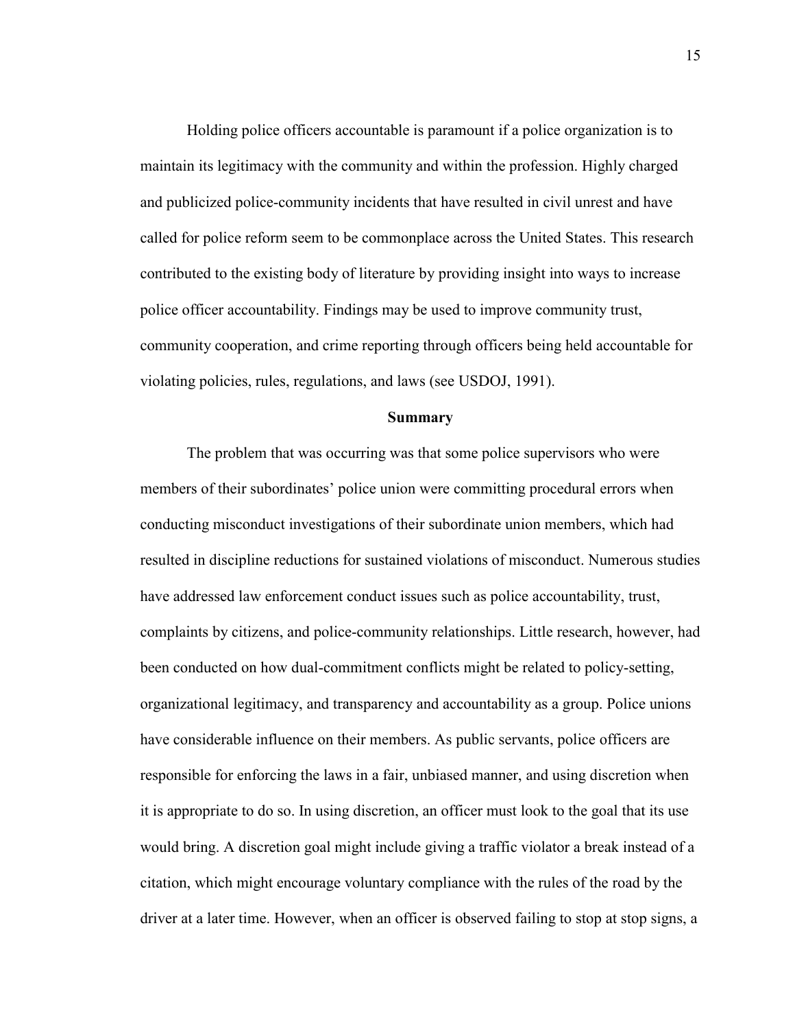Holding police officers accountable is paramount if a police organization is to maintain its legitimacy with the community and within the profession. Highly charged and publicized police-community incidents that have resulted in civil unrest and have called for police reform seem to be commonplace across the United States. This research contributed to the existing body of literature by providing insight into ways to increase police officer accountability. Findings may be used to improve community trust, community cooperation, and crime reporting through officers being held accountable for violating policies, rules, regulations, and laws (see USDOJ, 1991).

## Summary

The problem that was occurring was that some police supervisors who were members of their subordinates' police union were committing procedural errors when conducting misconduct investigations of their subordinate union members, which had resulted in discipline reductions for sustained violations of misconduct. Numerous studies have addressed law enforcement conduct issues such as police accountability, trust, complaints by citizens, and police-community relationships. Little research, however, had been conducted on how dual-commitment conflicts might be related to policy-setting, organizational legitimacy, and transparency and accountability as a group. Police unions have considerable influence on their members. As public servants, police officers are responsible for enforcing the laws in a fair, unbiased manner, and using discretion when it is appropriate to do so. In using discretion, an officer must look to the goal that its use would bring. A discretion goal might include giving a traffic violator a break instead of a citation, which might encourage voluntary compliance with the rules of the road by the driver at a later time. However, when an officer is observed failing to stop at stop signs, a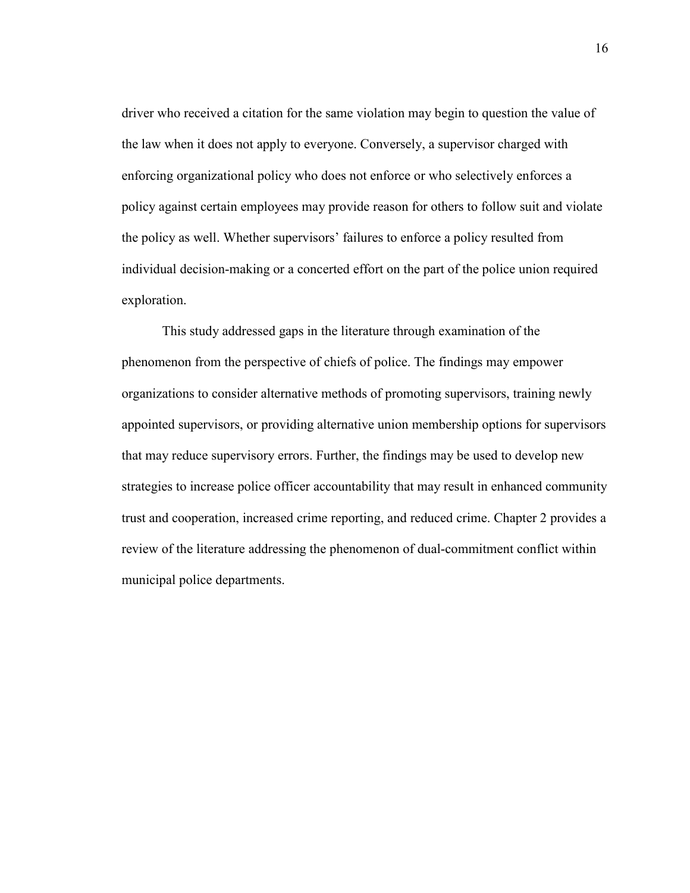driver who received a citation for the same violation may begin to question the value of the law when it does not apply to everyone. Conversely, a supervisor charged with enforcing organizational policy who does not enforce or who selectively enforces a policy against certain employees may provide reason for others to follow suit and violate the policy as well. Whether supervisors' failures to enforce a policy resulted from individual decision-making or a concerted effort on the part of the police union required exploration.

This study addressed gaps in the literature through examination of the phenomenon from the perspective of chiefs of police. The findings may empower organizations to consider alternative methods of promoting supervisors, training newly appointed supervisors, or providing alternative union membership options for supervisors that may reduce supervisory errors. Further, the findings may be used to develop new strategies to increase police officer accountability that may result in enhanced community trust and cooperation, increased crime reporting, and reduced crime. Chapter 2 provides a review of the literature addressing the phenomenon of dual-commitment conflict within municipal police departments.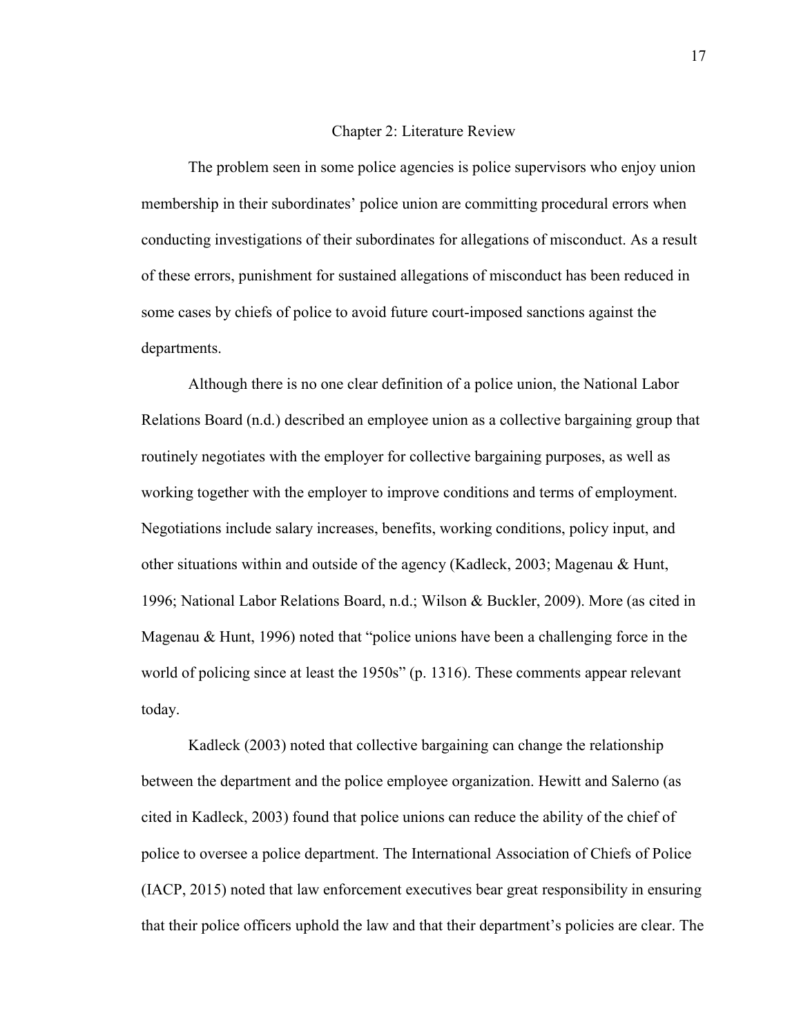# Chapter 2: Literature Review

The problem seen in some police agencies is police supervisors who enjoy union membership in their subordinates' police union are committing procedural errors when conducting investigations of their subordinates for allegations of misconduct. As a result of these errors, punishment for sustained allegations of misconduct has been reduced in some cases by chiefs of police to avoid future court-imposed sanctions against the departments.

Although there is no one clear definition of a police union, the National Labor Relations Board (n.d.) described an employee union as a collective bargaining group that routinely negotiates with the employer for collective bargaining purposes, as well as working together with the employer to improve conditions and terms of employment. Negotiations include salary increases, benefits, working conditions, policy input, and other situations within and outside of the agency (Kadleck, 2003; Magenau & Hunt, 1996; National Labor Relations Board, n.d.; Wilson & Buckler, 2009). More (as cited in Magenau & Hunt, 1996) noted that "police unions have been a challenging force in the world of policing since at least the 1950s" (p. 1316). These comments appear relevant today.

Kadleck (2003) noted that collective bargaining can change the relationship between the department and the police employee organization. Hewitt and Salerno (as cited in Kadleck, 2003) found that police unions can reduce the ability of the chief of police to oversee a police department. The International Association of Chiefs of Police (IACP, 2015) noted that law enforcement executives bear great responsibility in ensuring that their police officers uphold the law and that their department's policies are clear. The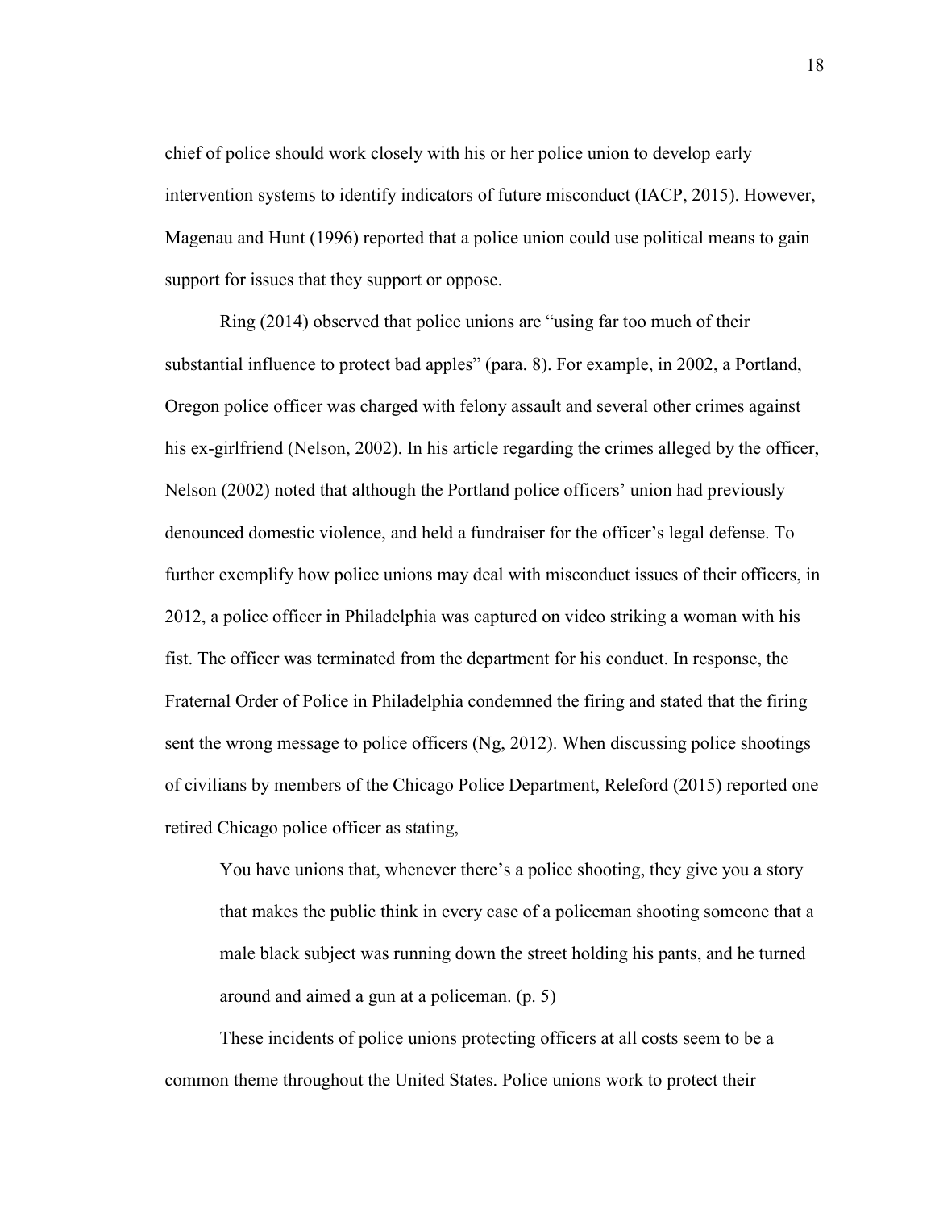chief of police should work closely with his or her police union to develop early intervention systems to identify indicators of future misconduct (IACP, 2015). However, Magenau and Hunt (1996) reported that a police union could use political means to gain support for issues that they support or oppose.

Ring (2014) observed that police unions are "using far too much of their substantial influence to protect bad apples" (para. 8). For example, in 2002, a Portland, Oregon police officer was charged with felony assault and several other crimes against his ex-girlfriend (Nelson, 2002). In his article regarding the crimes alleged by the officer, Nelson (2002) noted that although the Portland police officers' union had previously denounced domestic violence, and held a fundraiser for the officer's legal defense. To further exemplify how police unions may deal with misconduct issues of their officers, in 2012, a police officer in Philadelphia was captured on video striking a woman with his fist. The officer was terminated from the department for his conduct. In response, the Fraternal Order of Police in Philadelphia condemned the firing and stated that the firing sent the wrong message to police officers (Ng, 2012). When discussing police shootings of civilians by members of the Chicago Police Department, Releford (2015) reported one retired Chicago police officer as stating,

> You have unions that, whenever there's a police shooting, they give you a story that makes the public think in every case of a policeman shooting someone that a male black subject was running down the street holding his pants, and he turned around and aimed a gun at a policeman. (p. 5)

These incidents of police unions protecting officers at all costs seem to be a common theme throughout the United States. Police unions work to protect their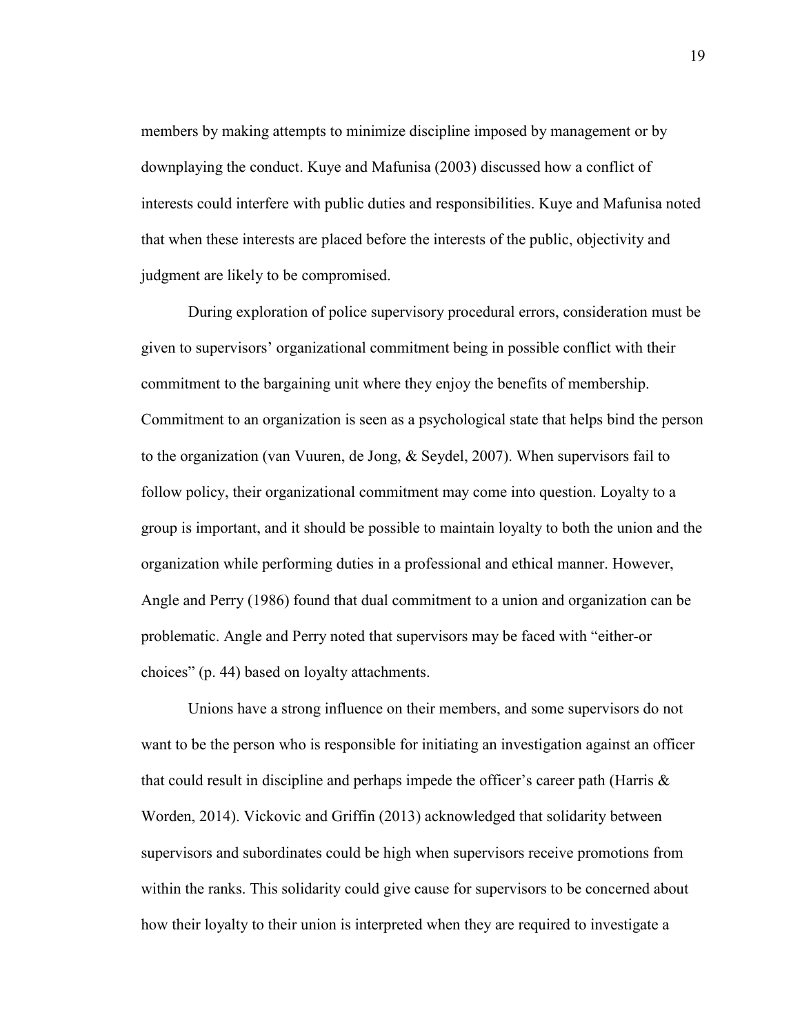members by making attempts to minimize discipline imposed by management or by downplaying the conduct. Kuye and Mafunisa (2003) discussed how a conflict of interests could interfere with public duties and responsibilities. Kuye and Mafunisa noted that when these interests are placed before the interests of the public, objectivity and judgment are likely to be compromised.

During exploration of police supervisory procedural errors, consideration must be given to supervisors' organizational commitment being in possible conflict with their commitment to the bargaining unit where they enjoy the benefits of membership. Commitment to an organization is seen as a psychological state that helps bind the person to the organization (van Vuuren, de Jong, & Seydel, 2007). When supervisors fail to follow policy, their organizational commitment may come into question. Loyalty to a group is important, and it should be possible to maintain loyalty to both the union and the organization while performing duties in a professional and ethical manner. However, Angle and Perry (1986) found that dual commitment to a union and organization can be problematic. Angle and Perry noted that supervisors may be faced with "either-or choices" (p. 44) based on loyalty attachments.

Unions have a strong influence on their members, and some supervisors do not want to be the person who is responsible for initiating an investigation against an officer that could result in discipline and perhaps impede the officer's career path (Harris & Worden, 2014). Vickovic and Griffin (2013) acknowledged that solidarity between supervisors and subordinates could be high when supervisors receive promotions from within the ranks. This solidarity could give cause for supervisors to be concerned about how their loyalty to their union is interpreted when they are required to investigate a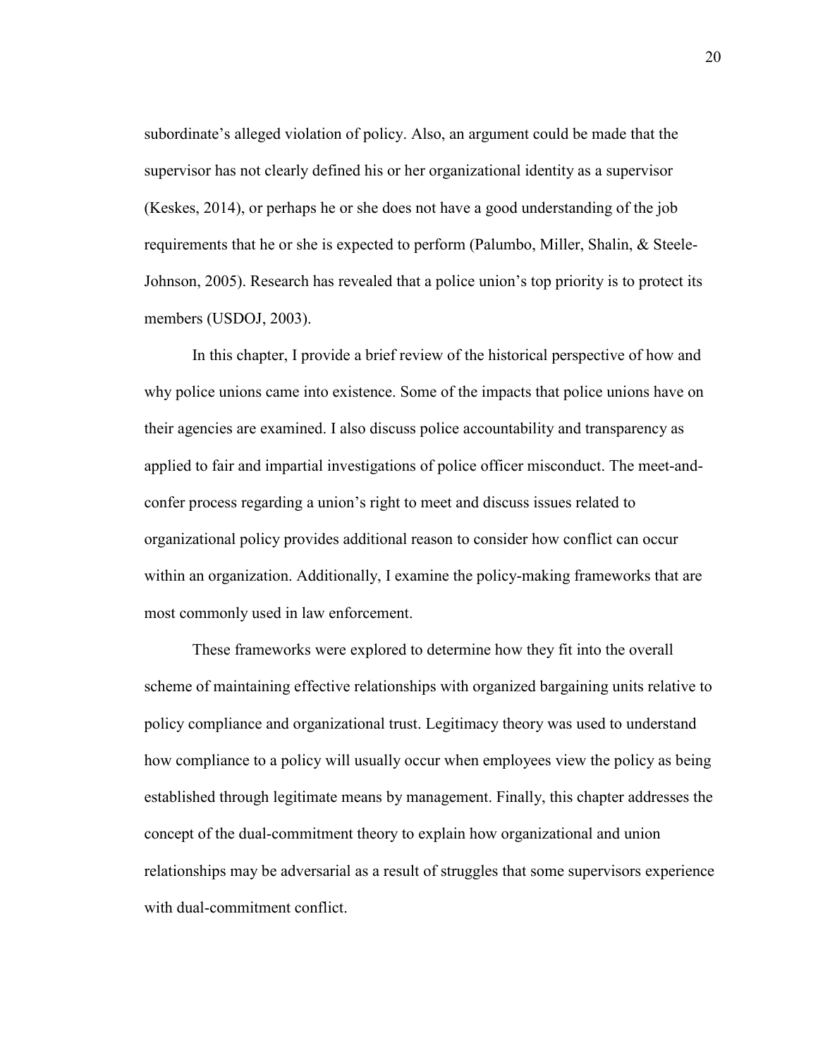subordinate's alleged violation of policy. Also, an argument could be made that the supervisor has not clearly defined his or her organizational identity as a supervisor (Keskes, 2014), or perhaps he or she does not have a good understanding of the job requirements that he or she is expected to perform (Palumbo, Miller, Shalin, & Steele-Johnson, 2005). Research has revealed that a police union's top priority is to protect its members (USDOJ, 2003).

In this chapter, I provide a brief review of the historical perspective of how and why police unions came into existence. Some of the impacts that police unions have on their agencies are examined. I also discuss police accountability and transparency as applied to fair and impartial investigations of police officer misconduct. The meet-and-confer process regarding a union's right to meet and discuss issues related to organizational policy provides additional reason to consider how conflict can occur within an organization. Additionally, I examine the policy-making frameworks that are most commonly used in law enforcement.

These frameworks were explored to determine how they fit into the overall scheme of maintaining effective relationships with organized bargaining units relative to policy compliance and organizational trust. Legitimacy theory was used to understand how compliance to a policy will usually occur when employees view the policy as being established through legitimate means by management. Finally, this chapter addresses the concept of the dual-commitment theory to explain how organizational and union relationships may be adversarial as a result of struggles that some supervisors experience with dual-commitment conflict.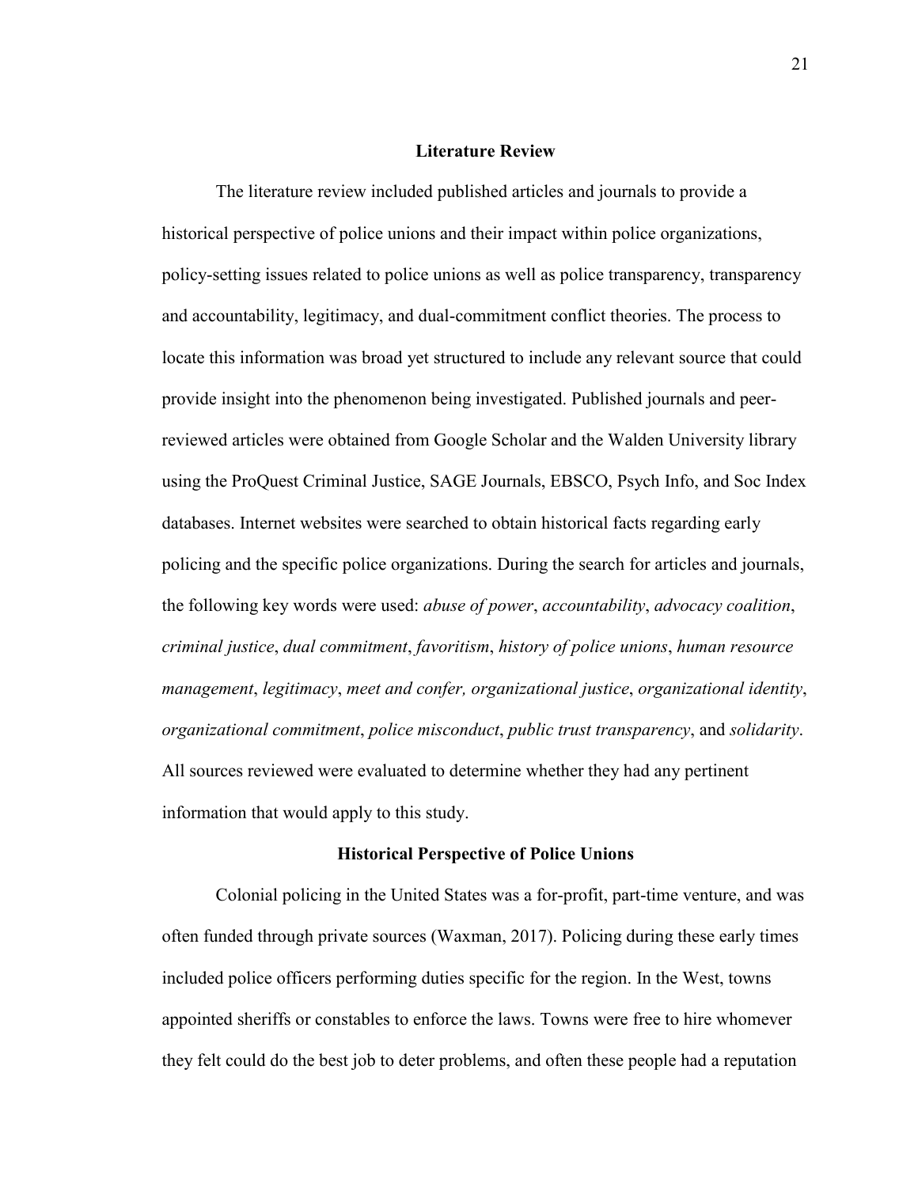## Literature Review

The literature review included published articles and journals to provide a historical perspective of police unions and their impact within police organizations, policy-setting issues related to police unions as well as police transparency, transparency and accountability, legitimacy, and dual-commitment conflict theories. The process to locate this information was broad yet structured to include any relevant source that could provide insight into the phenomenon being investigated. Published journals and peer-reviewed articles were obtained from Google Scholar and the Walden University library using the ProQuest Criminal Justice, SAGE Journals, EBSCO, Psych Info, and Soc Index databases. Internet websites were searched to obtain historical facts regarding early policing and the specific police organizations. During the search for articles and journals, the following key words were used: *abuse of power*, *accountability*, *advocacy coalition*, *criminal justice*, *dual commitment*, *favoritism*, *history of police unions*, *human resource management*, *legitimacy*, *meet and confer, organizational justice*, *organizational identity*, *organizational commitment*, *police misconduct*, *public trust transparency*, and *solidarity*. All sources reviewed were evaluated to determine whether they had any pertinent information that would apply to this study.

### Historical Perspective of Police Unions

Colonial policing in the United States was a for-profit, part-time venture, and was often funded through private sources (Waxman, 2017). Policing during these early times included police officers performing duties specific for the region. In the West, towns appointed sheriffs or constables to enforce the laws. Towns were free to hire whomever they felt could do the best job to deter problems, and often these people had a reputation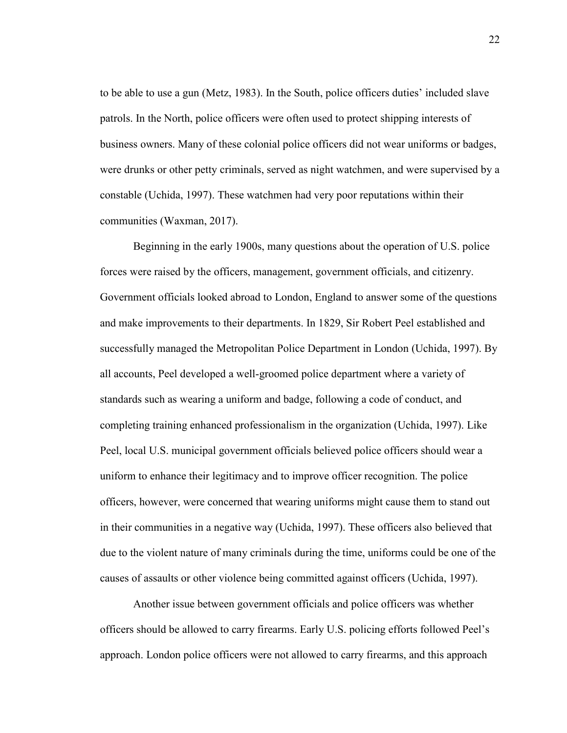to be able to use a gun (Metz, 1983). In the South, police officers duties' included slave patrols. In the North, police officers were often used to protect shipping interests of business owners. Many of these colonial police officers did not wear uniforms or badges, were drunks or other petty criminals, served as night watchmen, and were supervised by a constable (Uchida, 1997). These watchmen had very poor reputations within their communities (Waxman, 2017).

Beginning in the early 1900s, many questions about the operation of U.S. police forces were raised by the officers, management, government officials, and citizenry. Government officials looked abroad to London, England to answer some of the questions and make improvements to their departments. In 1829, Sir Robert Peel established and successfully managed the Metropolitan Police Department in London (Uchida, 1997). By all accounts, Peel developed a well-groomed police department where a variety of standards such as wearing a uniform and badge, following a code of conduct, and completing training enhanced professionalism in the organization (Uchida, 1997). Like Peel, local U.S. municipal government officials believed police officers should wear a uniform to enhance their legitimacy and to improve officer recognition. The police officers, however, were concerned that wearing uniforms might cause them to stand out in their communities in a negative way (Uchida, 1997). These officers also believed that due to the violent nature of many criminals during the time, uniforms could be one of the causes of assaults or other violence being committed against officers (Uchida, 1997).

Another issue between government officials and police officers was whether officers should be allowed to carry firearms. Early U.S. policing efforts followed Peel's approach. London police officers were not allowed to carry firearms, and this approach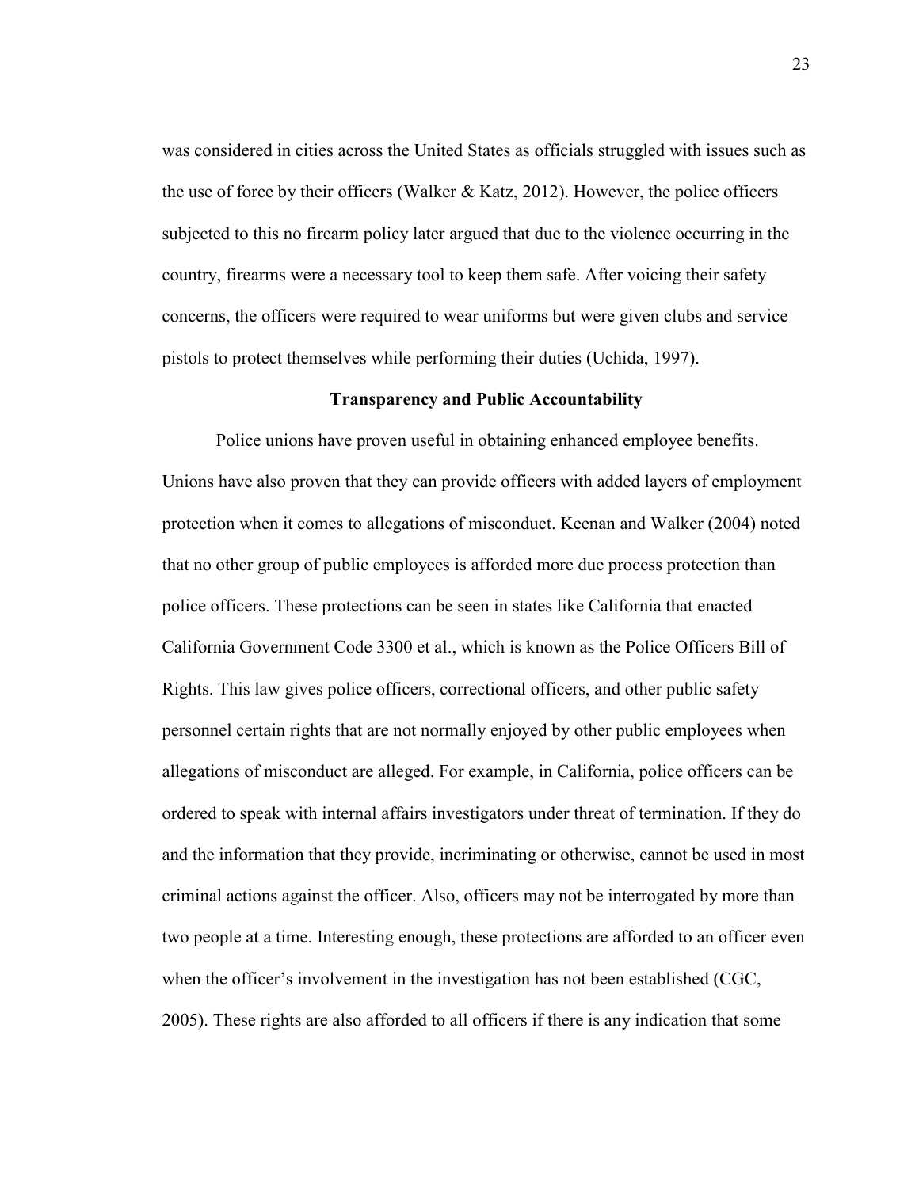was considered in cities across the United States as officials struggled with issues such as the use of force by their officers (Walker & Katz, 2012). However, the police officers subjected to this no firearm policy later argued that due to the violence occurring in the country, firearms were a necessary tool to keep them safe. After voicing their safety concerns, the officers were required to wear uniforms but were given clubs and service pistols to protect themselves while performing their duties (Uchida, 1997).

## Transparency and Public Accountability

Police unions have proven useful in obtaining enhanced employee benefits. Unions have also proven that they can provide officers with added layers of employment protection when it comes to allegations of misconduct. Keenan and Walker (2004) noted that no other group of public employees is afforded more due process protection than police officers. These protections can be seen in states like California that enacted California Government Code 3300 et al., which is known as the Police Officers Bill of Rights. This law gives police officers, correctional officers, and other public safety personnel certain rights that are not normally enjoyed by other public employees when allegations of misconduct are alleged. For example, in California, police officers can be ordered to speak with internal affairs investigators under threat of termination. If they do and the information that they provide, incriminating or otherwise, cannot be used in most criminal actions against the officer. Also, officers may not be interrogated by more than two people at a time. Interesting enough, these protections are afforded to an officer even when the officer's involvement in the investigation has not been established (CGC, 2005). These rights are also afforded to all officers if there is any indication that some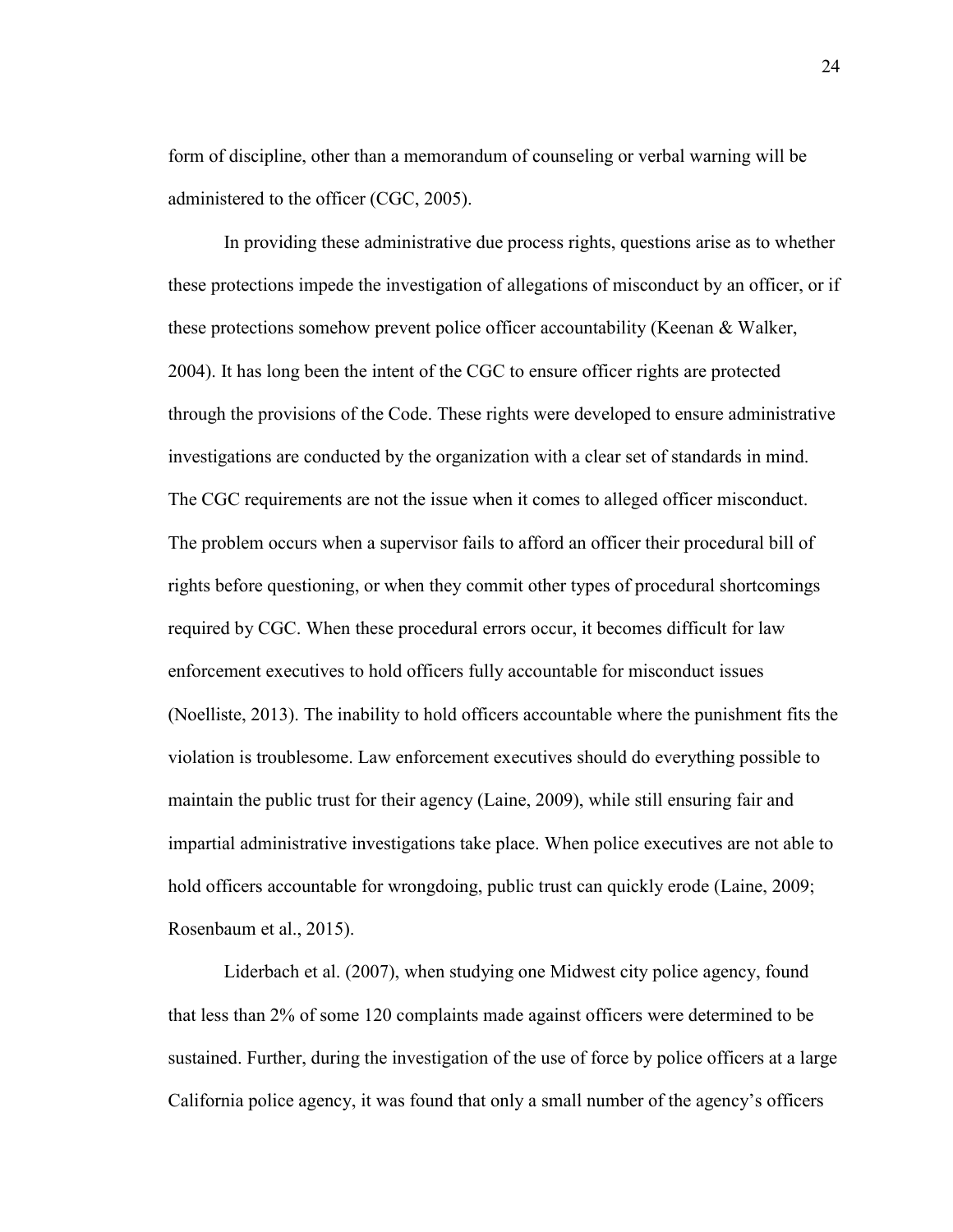form of discipline, other than a memorandum of counseling or verbal warning will be administered to the officer (CGC, 2005).

In providing these administrative due process rights, questions arise as to whether these protections impede the investigation of allegations of misconduct by an officer, or if these protections somehow prevent police officer accountability (Keenan & Walker, 2004). It has long been the intent of the CGC to ensure officer rights are protected through the provisions of the Code. These rights were developed to ensure administrative investigations are conducted by the organization with a clear set of standards in mind. The CGC requirements are not the issue when it comes to alleged officer misconduct. The problem occurs when a supervisor fails to afford an officer their procedural bill of rights before questioning, or when they commit other types of procedural shortcomings required by CGC. When these procedural errors occur, it becomes difficult for law enforcement executives to hold officers fully accountable for misconduct issues (Noelliste, 2013). The inability to hold officers accountable where the punishment fits the violation is troublesome. Law enforcement executives should do everything possible to maintain the public trust for their agency (Laine, 2009), while still ensuring fair and impartial administrative investigations take place. When police executives are not able to hold officers accountable for wrongdoing, public trust can quickly erode (Laine, 2009; Rosenbaum et al., 2015).

Liderbach et al. (2007), when studying one Midwest city police agency, found that less than 2% of some 120 complaints made against officers were determined to be sustained. Further, during the investigation of the use of force by police officers at a large California police agency, it was found that only a small number of the agency's officers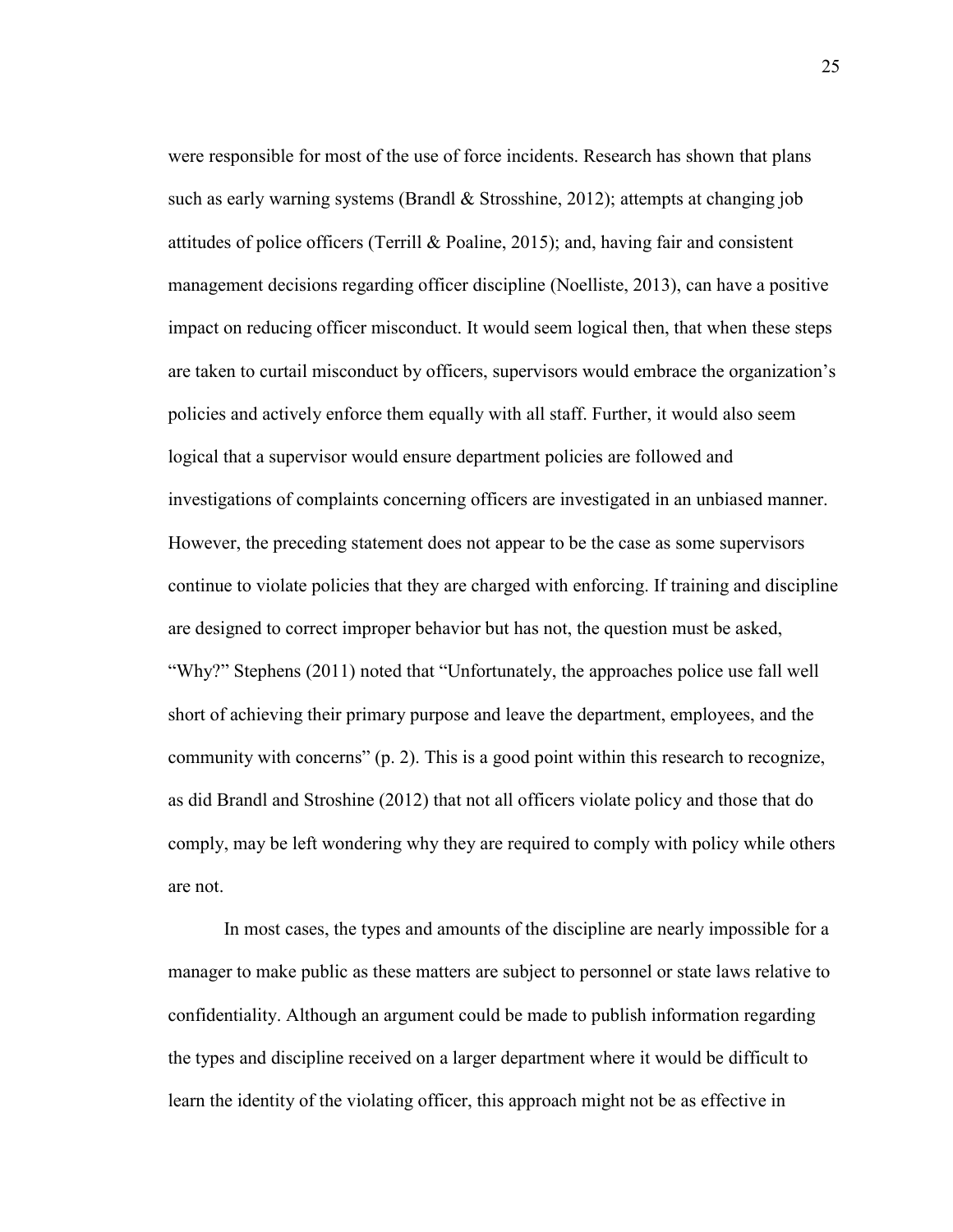were responsible for most of the use of force incidents. Research has shown that plans such as early warning systems (Brandl & Strosshine, 2012); attempts at changing job attitudes of police officers (Terrill & Poaline, 2015); and, having fair and consistent management decisions regarding officer discipline (Noelliste, 2013), can have a positive impact on reducing officer misconduct. It would seem logical then, that when these steps are taken to curtail misconduct by officers, supervisors would embrace the organization's policies and actively enforce them equally with all staff. Further, it would also seem logical that a supervisor would ensure department policies are followed and investigations of complaints concerning officers are investigated in an unbiased manner. However, the preceding statement does not appear to be the case as some supervisors continue to violate policies that they are charged with enforcing. If training and discipline are designed to correct improper behavior but has not, the question must be asked, "Why?" Stephens (2011) noted that "Unfortunately, the approaches police use fall well short of achieving their primary purpose and leave the department, employees, and the community with concerns" (p. 2). This is a good point within this research to recognize, as did Brandl and Stroshine (2012) that not all officers violate policy and those that do comply, may be left wondering why they are required to comply with policy while others are not.

In most cases, the types and amounts of the discipline are nearly impossible for a manager to make public as these matters are subject to personnel or state laws relative to confidentiality. Although an argument could be made to publish information regarding the types and discipline received on a larger department where it would be difficult to learn the identity of the violating officer, this approach might not be as effective in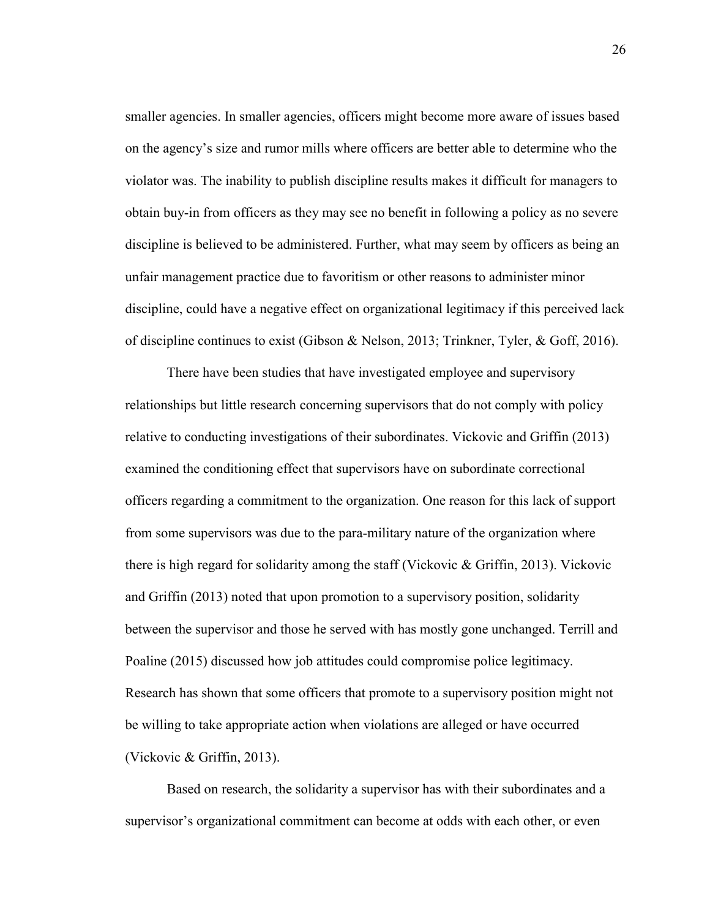smaller agencies. In smaller agencies, officers might become more aware of issues based on the agency's size and rumor mills where officers are better able to determine who the violator was. The inability to publish discipline results makes it difficult for managers to obtain buy-in from officers as they may see no benefit in following a policy as no severe discipline is believed to be administered. Further, what may seem by officers as being an unfair management practice due to favoritism or other reasons to administer minor discipline, could have a negative effect on organizational legitimacy if this perceived lack of discipline continues to exist (Gibson & Nelson, 2013; Trinkner, Tyler, & Goff, 2016).

There have been studies that have investigated employee and supervisory relationships but little research concerning supervisors that do not comply with policy relative to conducting investigations of their subordinates. Vickovic and Griffin (2013) examined the conditioning effect that supervisors have on subordinate correctional officers regarding a commitment to the organization. One reason for this lack of support from some supervisors was due to the para-military nature of the organization where there is high regard for solidarity among the staff (Vickovic & Griffin, 2013). Vickovic and Griffin (2013) noted that upon promotion to a supervisory position, solidarity between the supervisor and those he served with has mostly gone unchanged. Terrill and Poaline (2015) discussed how job attitudes could compromise police legitimacy. Research has shown that some officers that promote to a supervisory position might not be willing to take appropriate action when violations are alleged or have occurred (Vickovic & Griffin, 2013).

Based on research, the solidarity a supervisor has with their subordinates and a supervisor's organizational commitment can become at odds with each other, or even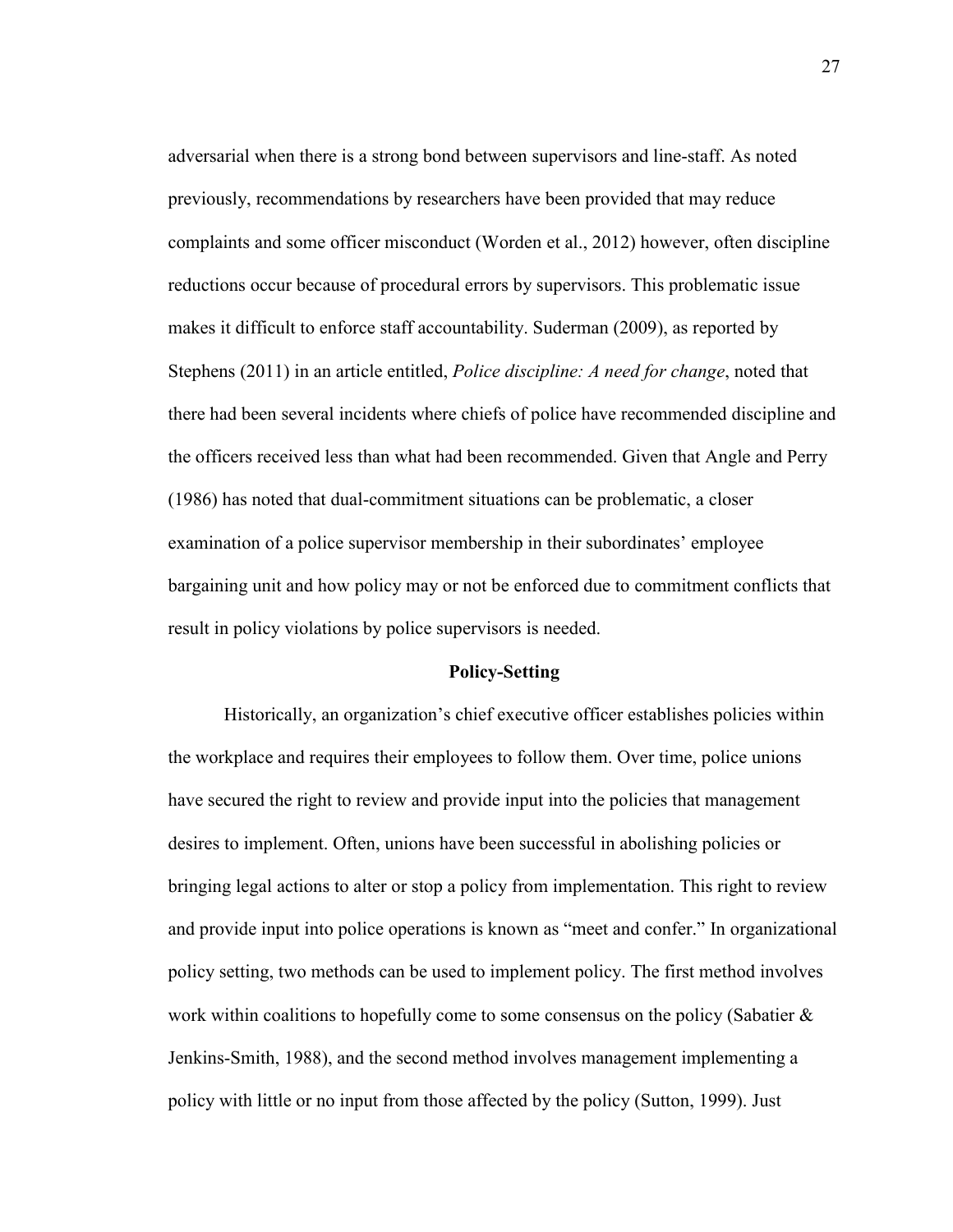adversarial when there is a strong bond between supervisors and line-staff. As noted previously, recommendations by researchers have been provided that may reduce complaints and some officer misconduct (Worden et al., 2012) however, often discipline reductions occur because of procedural errors by supervisors. This problematic issue makes it difficult to enforce staff accountability. Suderman (2009), as reported by Stephens (2011) in an article entitled, *Police discipline: A need for change*, noted that there had been several incidents where chiefs of police have recommended discipline and the officers received less than what had been recommended. Given that Angle and Perry (1986) has noted that dual-commitment situations can be problematic, a closer examination of a police supervisor membership in their subordinates' employee bargaining unit and how policy may or not be enforced due to commitment conflicts that result in policy violations by police supervisors is needed.

## Policy-Setting

Historically, an organization's chief executive officer establishes policies within the workplace and requires their employees to follow them. Over time, police unions have secured the right to review and provide input into the policies that management desires to implement. Often, unions have been successful in abolishing policies or bringing legal actions to alter or stop a policy from implementation. This right to review and provide input into police operations is known as "meet and confer." In organizational policy setting, two methods can be used to implement policy. The first method involves work within coalitions to hopefully come to some consensus on the policy (Sabatier & Jenkins-Smith, 1988), and the second method involves management implementing a policy with little or no input from those affected by the policy (Sutton, 1999). Just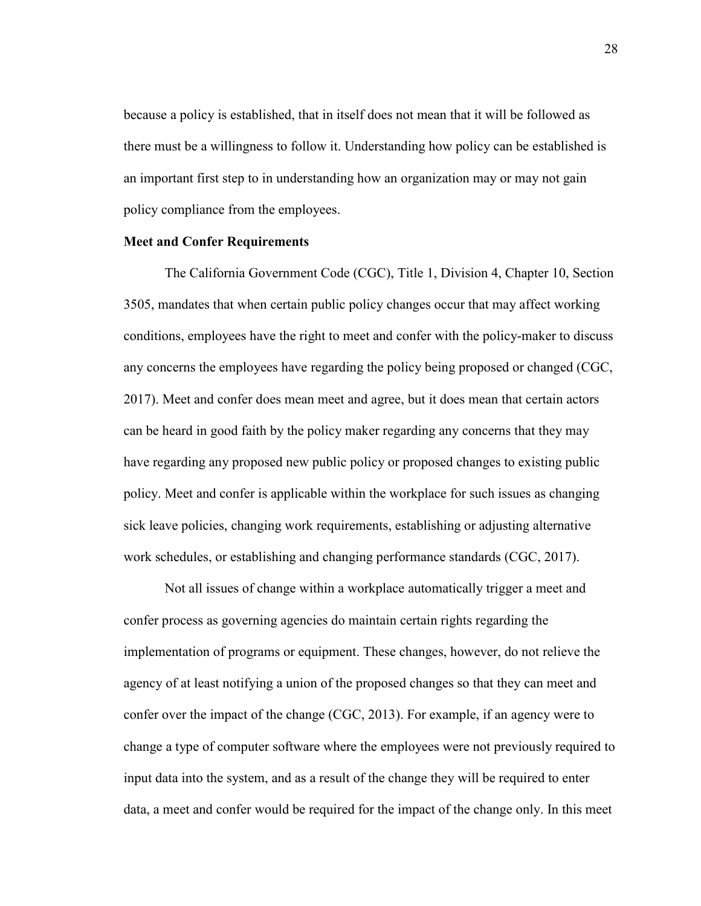because a policy is established, that in itself does not mean that it will be followed as there must be a willingness to follow it. Understanding how policy can be established is an important first step to in understanding how an organization may or may not gain policy compliance from the employees.

**Meet and Confer Requirements**

The California Government Code (CGC), Title 1, Division 4, Chapter 10, Section 3505, mandates that when certain public policy changes occur that may affect working conditions, employees have the right to meet and confer with the policy-maker to discuss any concerns the employees have regarding the policy being proposed or changed (CGC, 2017). Meet and confer does mean meet and agree, but it does mean that certain actors can be heard in good faith by the policy maker regarding any concerns that they may have regarding any proposed new public policy or proposed changes to existing public policy. Meet and confer is applicable within the workplace for such issues as changing sick leave policies, changing work requirements, establishing or adjusting alternative work schedules, or establishing and changing performance standards (CGC, 2017).

Not all issues of change within a workplace automatically trigger a meet and confer process as governing agencies do maintain certain rights regarding the implementation of programs or equipment. These changes, however, do not relieve the agency of at least notifying a union of the proposed changes so that they can meet and confer over the impact of the change (CGC, 2013). For example, if an agency were to change a type of computer software where the employees were not previously required to input data into the system, and as a result of the change they will be required to enter data, a meet and confer would be required for the impact of the change only. In this meet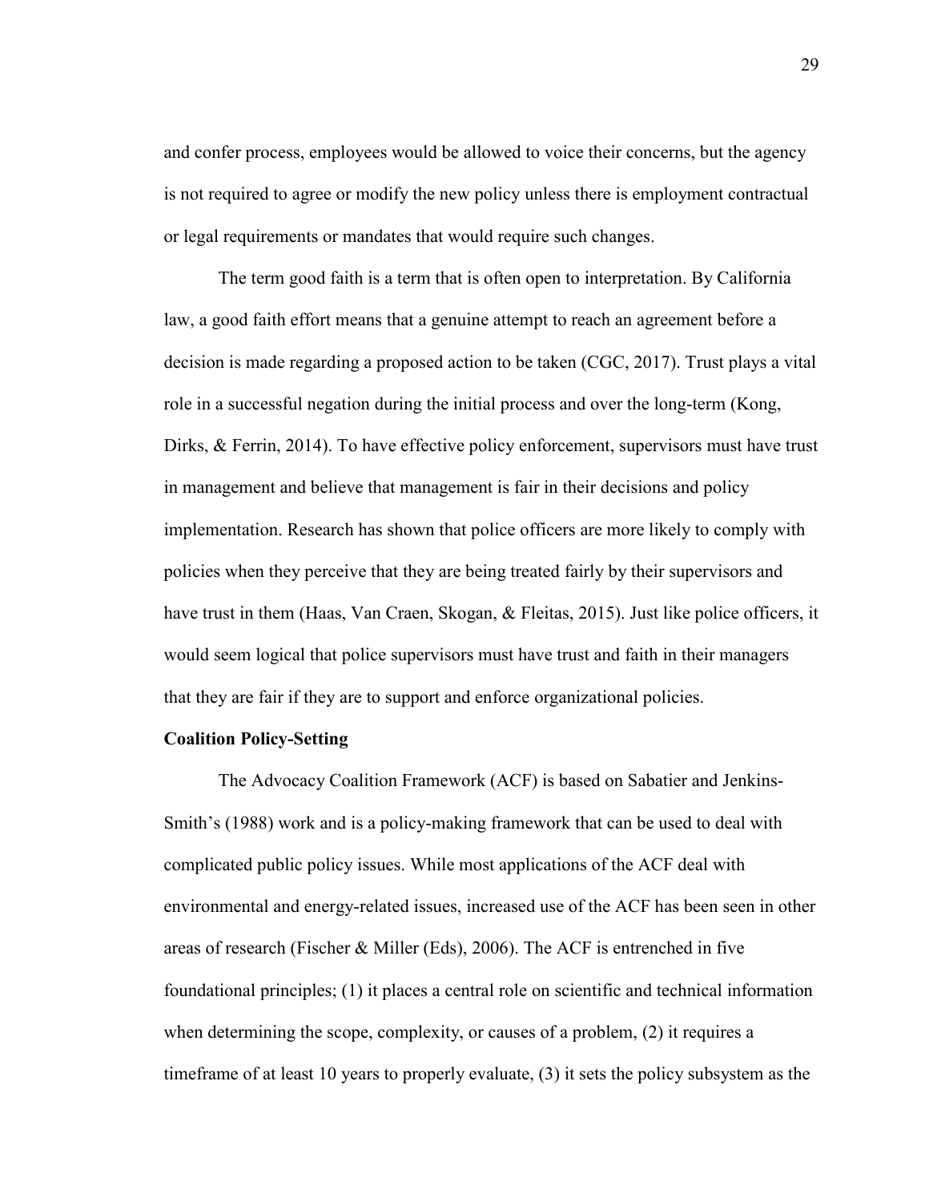and confer process, employees would be allowed to voice their concerns, but the agency is not required to agree or modify the new policy unless there is employment contractual or legal requirements or mandates that would require such changes.

The term good faith is a term that is often open to interpretation. By California law, a good faith effort means that a genuine attempt to reach an agreement before a decision is made regarding a proposed action to be taken (CGC, 2017). Trust plays a vital role in a successful negation during the initial process and over the long-term (Kong, Dirks, & Ferrin, 2014). To have effective policy enforcement, supervisors must have trust in management and believe that management is fair in their decisions and policy implementation. Research has shown that police officers are more likely to comply with policies when they perceive that they are being treated fairly by their supervisors and have trust in them (Haas, Van Craen, Skogan, & Fleitas, 2015). Just like police officers, it would seem logical that police supervisors must have trust and faith in their managers that they are fair if they are to support and enforce organizational policies.

**Coalition Policy-Setting**

The Advocacy Coalition Framework (ACF) is based on Sabatier and Jenkins-Smith's (1988) work and is a policy-making framework that can be used to deal with complicated public policy issues. While most applications of the ACF deal with environmental and energy-related issues, increased use of the ACF has been seen in other areas of research (Fischer & Miller (Eds), 2006). The ACF is entrenched in five foundational principles; (1) it places a central role on scientific and technical information when determining the scope, complexity, or causes of a problem, (2) it requires a timeframe of at least 10 years to properly evaluate, (3) it sets the policy subsystem as the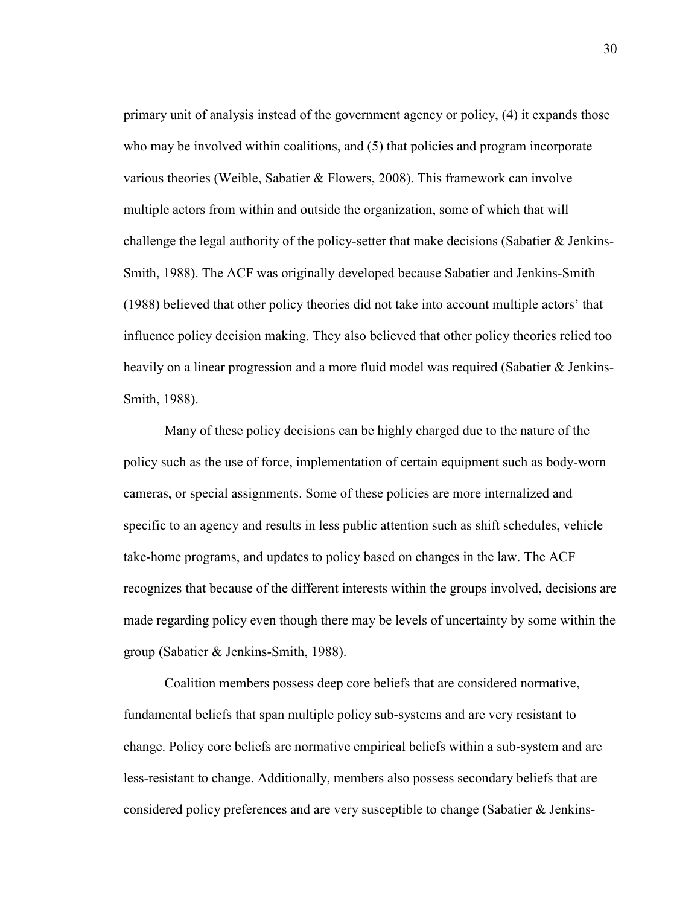primary unit of analysis instead of the government agency or policy, (4) it expands those who may be involved within coalitions, and (5) that policies and program incorporate various theories (Weible, Sabatier & Flowers, 2008). This framework can involve multiple actors from within and outside the organization, some of which that will challenge the legal authority of the policy-setter that make decisions (Sabatier & Jenkins-Smith, 1988). The ACF was originally developed because Sabatier and Jenkins-Smith (1988) believed that other policy theories did not take into account multiple actors' that influence policy decision making. They also believed that other policy theories relied too heavily on a linear progression and a more fluid model was required (Sabatier & Jenkins-Smith, 1988).

Many of these policy decisions can be highly charged due to the nature of the policy such as the use of force, implementation of certain equipment such as body-worn cameras, or special assignments. Some of these policies are more internalized and specific to an agency and results in less public attention such as shift schedules, vehicle take-home programs, and updates to policy based on changes in the law. The ACF recognizes that because of the different interests within the groups involved, decisions are made regarding policy even though there may be levels of uncertainty by some within the group (Sabatier & Jenkins-Smith, 1988).

Coalition members possess deep core beliefs that are considered normative, fundamental beliefs that span multiple policy sub-systems and are very resistant to change. Policy core beliefs are normative empirical beliefs within a sub-system and are less-resistant to change. Additionally, members also possess secondary beliefs that are considered policy preferences and are very susceptible to change (Sabatier & Jenkins-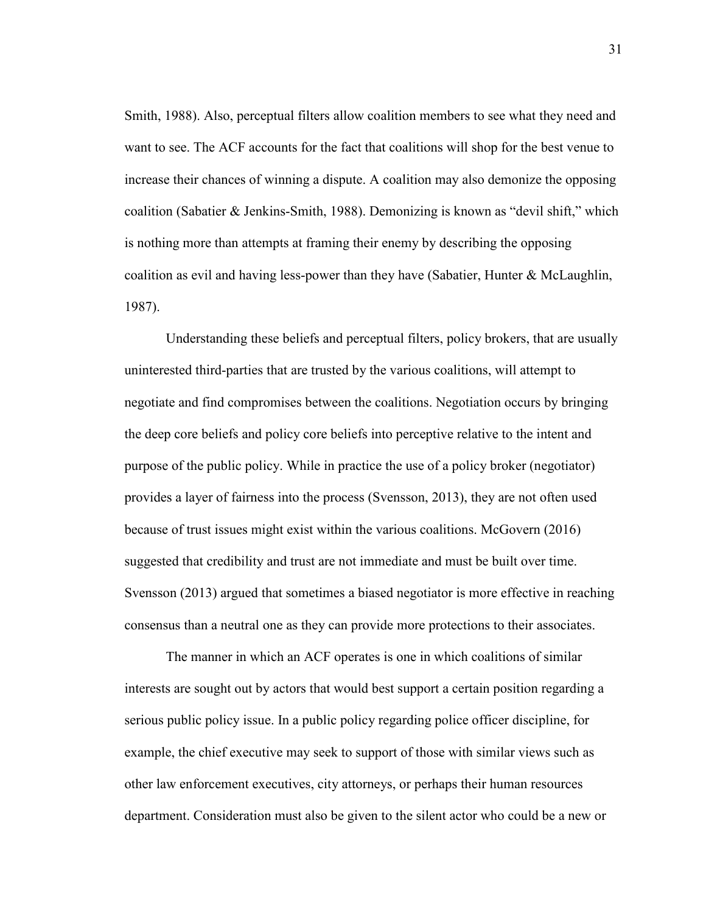Smith, 1988). Also, perceptual filters allow coalition members to see what they need and want to see. The ACF accounts for the fact that coalitions will shop for the best venue to increase their chances of winning a dispute. A coalition may also demonize the opposing coalition (Sabatier & Jenkins-Smith, 1988). Demonizing is known as "devil shift," which is nothing more than attempts at framing their enemy by describing the opposing coalition as evil and having less-power than they have (Sabatier, Hunter & McLaughlin, 1987).

Understanding these beliefs and perceptual filters, policy brokers, that are usually uninterested third-parties that are trusted by the various coalitions, will attempt to negotiate and find compromises between the coalitions. Negotiation occurs by bringing the deep core beliefs and policy core beliefs into perceptive relative to the intent and purpose of the public policy. While in practice the use of a policy broker (negotiator) provides a layer of fairness into the process (Svensson, 2013), they are not often used because of trust issues might exist within the various coalitions. McGovern (2016) suggested that credibility and trust are not immediate and must be built over time. Svensson (2013) argued that sometimes a biased negotiator is more effective in reaching consensus than a neutral one as they can provide more protections to their associates.

The manner in which an ACF operates is one in which coalitions of similar interests are sought out by actors that would best support a certain position regarding a serious public policy issue. In a public policy regarding police officer discipline, for example, the chief executive may seek to support of those with similar views such as other law enforcement executives, city attorneys, or perhaps their human resources department. Consideration must also be given to the silent actor who could be a new or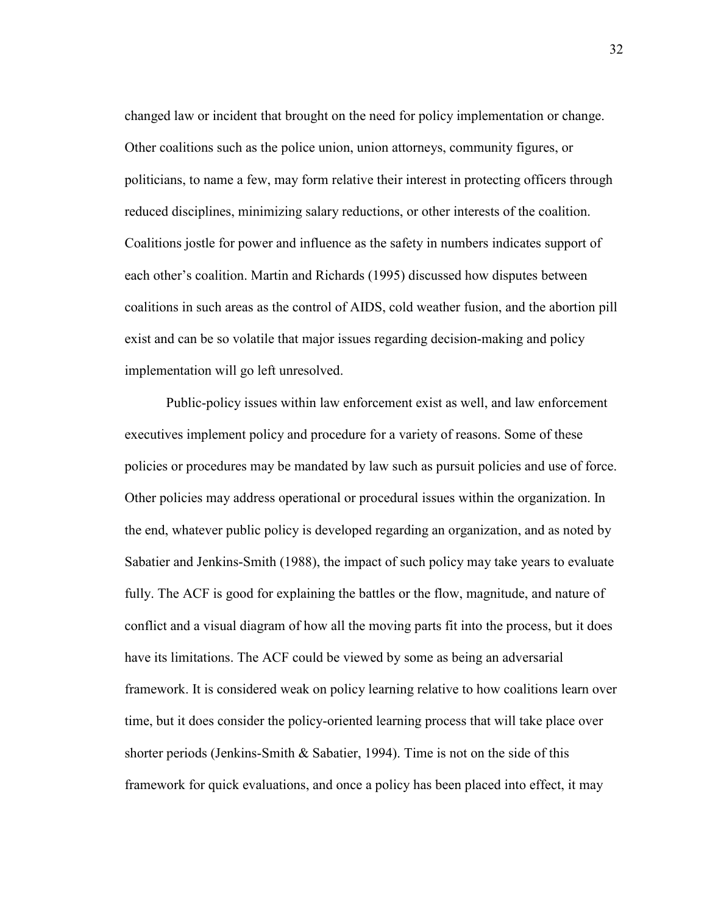changed law or incident that brought on the need for policy implementation or change. Other coalitions such as the police union, union attorneys, community figures, or politicians, to name a few, may form relative their interest in protecting officers through reduced disciplines, minimizing salary reductions, or other interests of the coalition. Coalitions jostle for power and influence as the safety in numbers indicates support of each other's coalition. Martin and Richards (1995) discussed how disputes between coalitions in such areas as the control of AIDS, cold weather fusion, and the abortion pill exist and can be so volatile that major issues regarding decision-making and policy implementation will go left unresolved.

Public-policy issues within law enforcement exist as well, and law enforcement executives implement policy and procedure for a variety of reasons. Some of these policies or procedures may be mandated by law such as pursuit policies and use of force. Other policies may address operational or procedural issues within the organization. In the end, whatever public policy is developed regarding an organization, and as noted by Sabatier and Jenkins-Smith (1988), the impact of such policy may take years to evaluate fully. The ACF is good for explaining the battles or the flow, magnitude, and nature of conflict and a visual diagram of how all the moving parts fit into the process, but it does have its limitations. The ACF could be viewed by some as being an adversarial framework. It is considered weak on policy learning relative to how coalitions learn over time, but it does consider the policy-oriented learning process that will take place over shorter periods (Jenkins-Smith & Sabatier, 1994). Time is not on the side of this framework for quick evaluations, and once a policy has been placed into effect, it may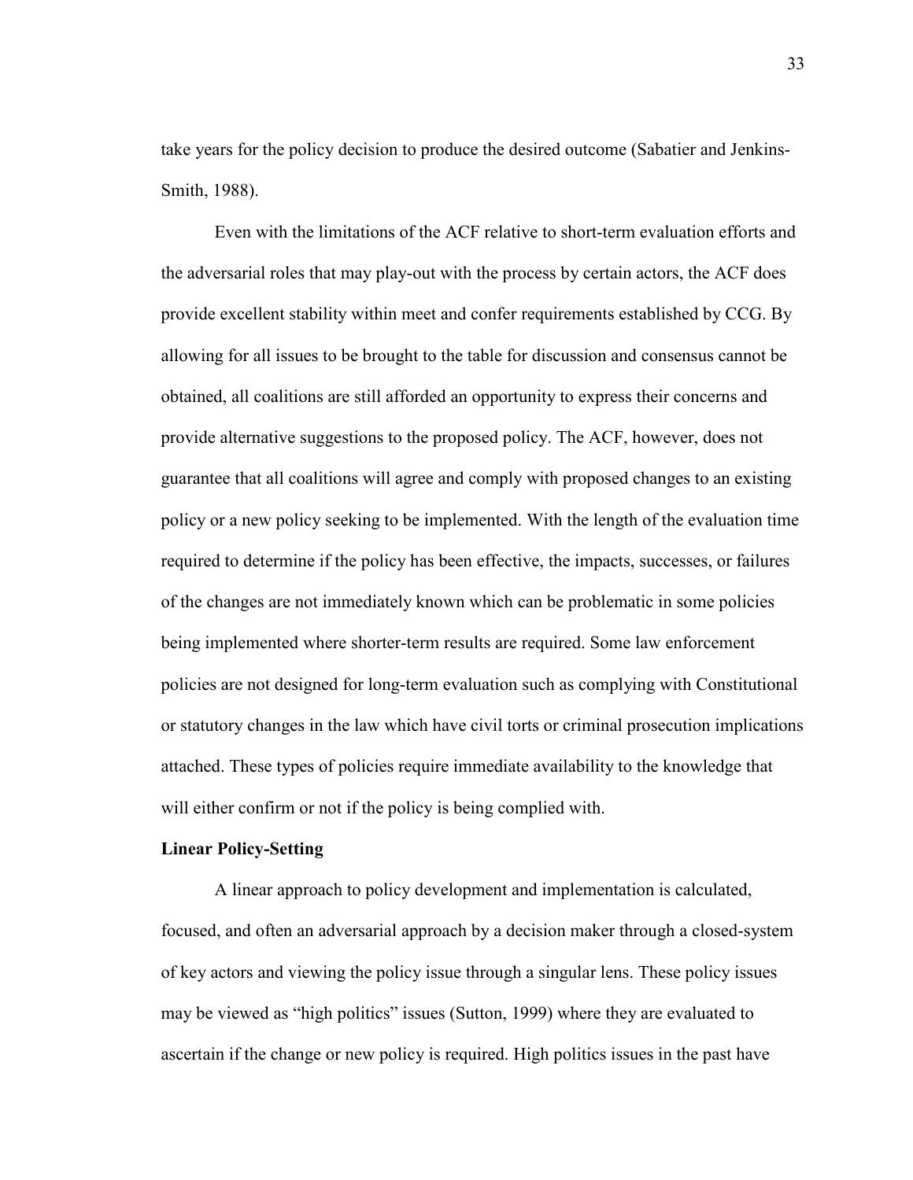take years for the policy decision to produce the desired outcome (Sabatier and Jenkins-Smith, 1988).

Even with the limitations of the ACF relative to short-term evaluation efforts and the adversarial roles that may play-out with the process by certain actors, the ACF does provide excellent stability within meet and confer requirements established by CCG. By allowing for all issues to be brought to the table for discussion and consensus cannot be obtained, all coalitions are still afforded an opportunity to express their concerns and provide alternative suggestions to the proposed policy. The ACF, however, does not guarantee that all coalitions will agree and comply with proposed changes to an existing policy or a new policy seeking to be implemented. With the length of the evaluation time required to determine if the policy has been effective, the impacts, successes, or failures of the changes are not immediately known which can be problematic in some policies being implemented where shorter-term results are required. Some law enforcement policies are not designed for long-term evaluation such as complying with Constitutional or statutory changes in the law which have civil torts or criminal prosecution implications attached. These types of policies require immediate availability to the knowledge that will either confirm or not if the policy is being complied with.

**Linear Policy-Setting**

A linear approach to policy development and implementation is calculated, focused, and often an adversarial approach by a decision maker through a closed-system of key actors and viewing the policy issue through a singular lens. These policy issues may be viewed as "high politics" issues (Sutton, 1999) where they are evaluated to ascertain if the change or new policy is required. High politics issues in the past have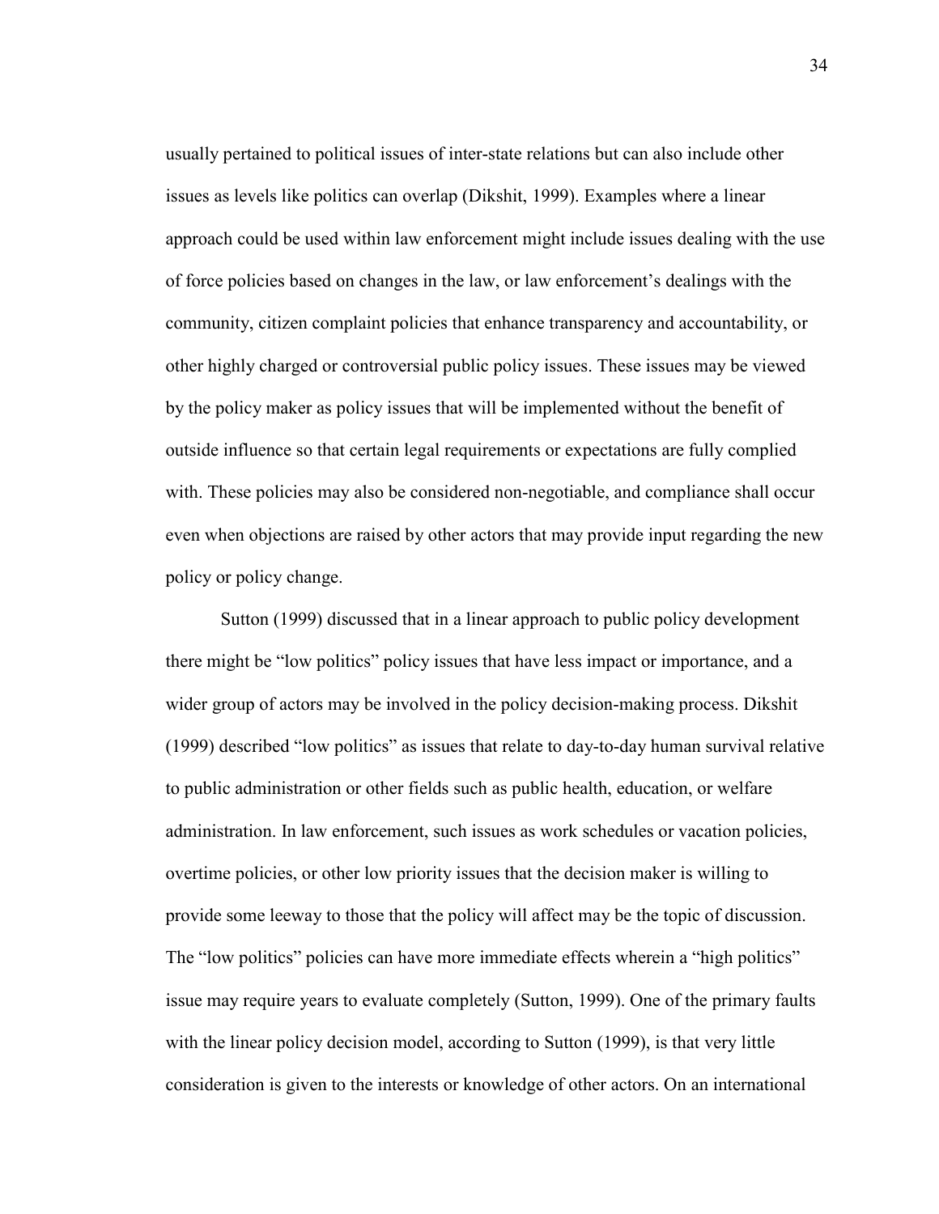usually pertained to political issues of inter-state relations but can also include other issues as levels like politics can overlap (Dikshit, 1999). Examples where a linear approach could be used within law enforcement might include issues dealing with the use of force policies based on changes in the law, or law enforcement's dealings with the community, citizen complaint policies that enhance transparency and accountability, or other highly charged or controversial public policy issues. These issues may be viewed by the policy maker as policy issues that will be implemented without the benefit of outside influence so that certain legal requirements or expectations are fully complied with. These policies may also be considered non-negotiable, and compliance shall occur even when objections are raised by other actors that may provide input regarding the new policy or policy change.

Sutton (1999) discussed that in a linear approach to public policy development there might be "low politics" policy issues that have less impact or importance, and a wider group of actors may be involved in the policy decision-making process. Dikshit (1999) described "low politics" as issues that relate to day-to-day human survival relative to public administration or other fields such as public health, education, or welfare administration. In law enforcement, such issues as work schedules or vacation policies, overtime policies, or other low priority issues that the decision maker is willing to provide some leeway to those that the policy will affect may be the topic of discussion. The "low politics" policies can have more immediate effects wherein a "high politics" issue may require years to evaluate completely (Sutton, 1999). One of the primary faults with the linear policy decision model, according to Sutton (1999), is that very little consideration is given to the interests or knowledge of other actors. On an international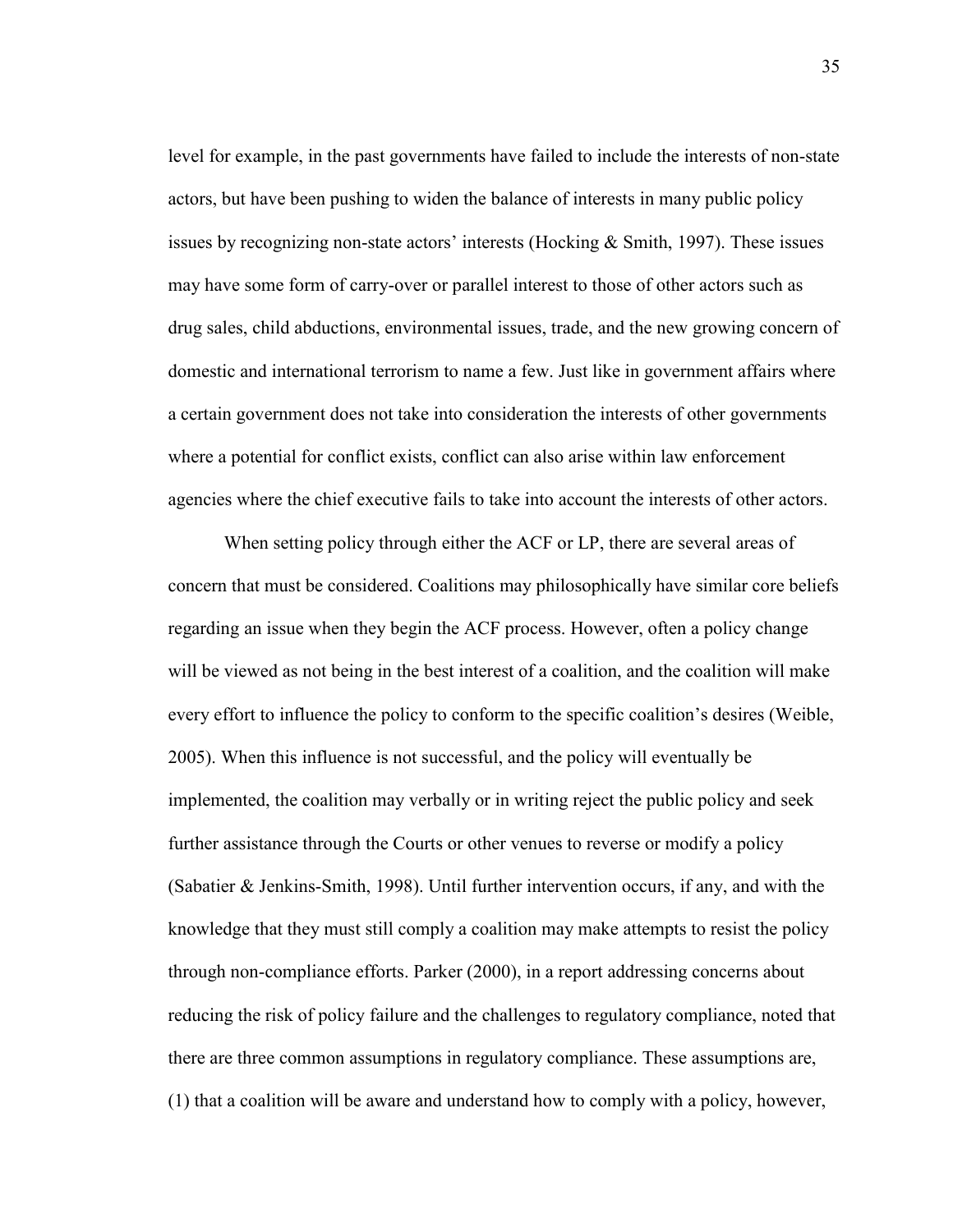level for example, in the past governments have failed to include the interests of non-state actors, but have been pushing to widen the balance of interests in many public policy issues by recognizing non-state actors' interests (Hocking & Smith, 1997). These issues may have some form of carry-over or parallel interest to those of other actors such as drug sales, child abductions, environmental issues, trade, and the new growing concern of domestic and international terrorism to name a few. Just like in government affairs where a certain government does not take into consideration the interests of other governments where a potential for conflict exists, conflict can also arise within law enforcement agencies where the chief executive fails to take into account the interests of other actors.

When setting policy through either the ACF or LP, there are several areas of concern that must be considered. Coalitions may philosophically have similar core beliefs regarding an issue when they begin the ACF process. However, often a policy change will be viewed as not being in the best interest of a coalition, and the coalition will make every effort to influence the policy to conform to the specific coalition's desires (Weible, 2005). When this influence is not successful, and the policy will eventually be implemented, the coalition may verbally or in writing reject the public policy and seek further assistance through the Courts or other venues to reverse or modify a policy (Sabatier & Jenkins-Smith, 1998). Until further intervention occurs, if any, and with the knowledge that they must still comply a coalition may make attempts to resist the policy through non-compliance efforts. Parker (2000), in a report addressing concerns about reducing the risk of policy failure and the challenges to regulatory compliance, noted that there are three common assumptions in regulatory compliance. These assumptions are, (1) that a coalition will be aware and understand how to comply with a policy, however,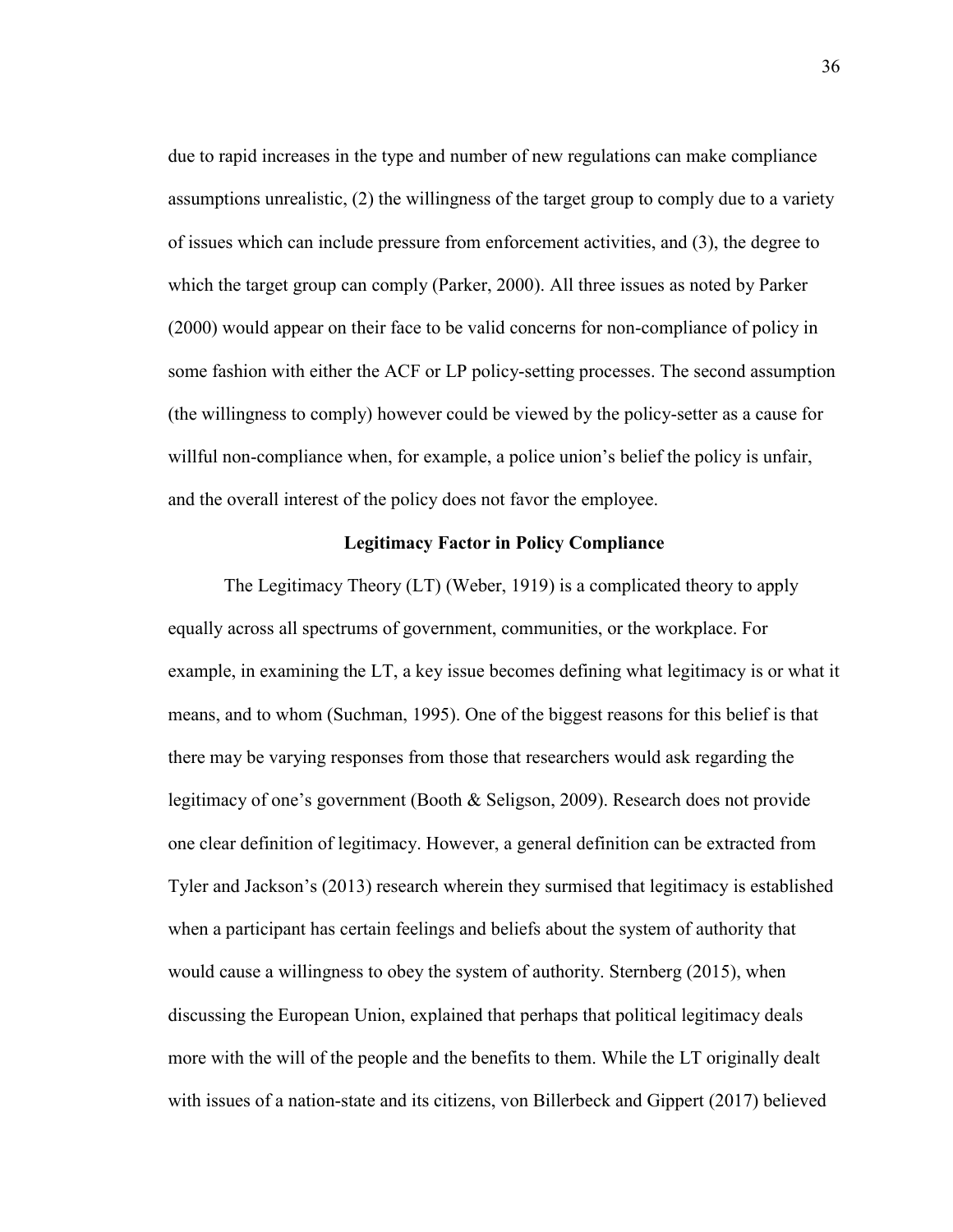due to rapid increases in the type and number of new regulations can make compliance assumptions unrealistic, (2) the willingness of the target group to comply due to a variety of issues which can include pressure from enforcement activities, and (3), the degree to which the target group can comply (Parker, 2000). All three issues as noted by Parker (2000) would appear on their face to be valid concerns for non-compliance of policy in some fashion with either the ACF or LP policy-setting processes. The second assumption (the willingness to comply) however could be viewed by the policy-setter as a cause for willful non-compliance when, for example, a police union's belief the policy is unfair, and the overall interest of the policy does not favor the employee.

## Legitimacy Factor in Policy Compliance

The Legitimacy Theory (LT) (Weber, 1919) is a complicated theory to apply equally across all spectrums of government, communities, or the workplace. For example, in examining the LT, a key issue becomes defining what legitimacy is or what it means, and to whom (Suchman, 1995). One of the biggest reasons for this belief is that there may be varying responses from those that researchers would ask regarding the legitimacy of one's government (Booth & Seligson, 2009). Research does not provide one clear definition of legitimacy. However, a general definition can be extracted from Tyler and Jackson's (2013) research wherein they surmised that legitimacy is established when a participant has certain feelings and beliefs about the system of authority that would cause a willingness to obey the system of authority. Sternberg (2015), when discussing the European Union, explained that perhaps that political legitimacy deals more with the will of the people and the benefits to them. While the LT originally dealt with issues of a nation-state and its citizens, von Billerbeck and Gippert (2017) believed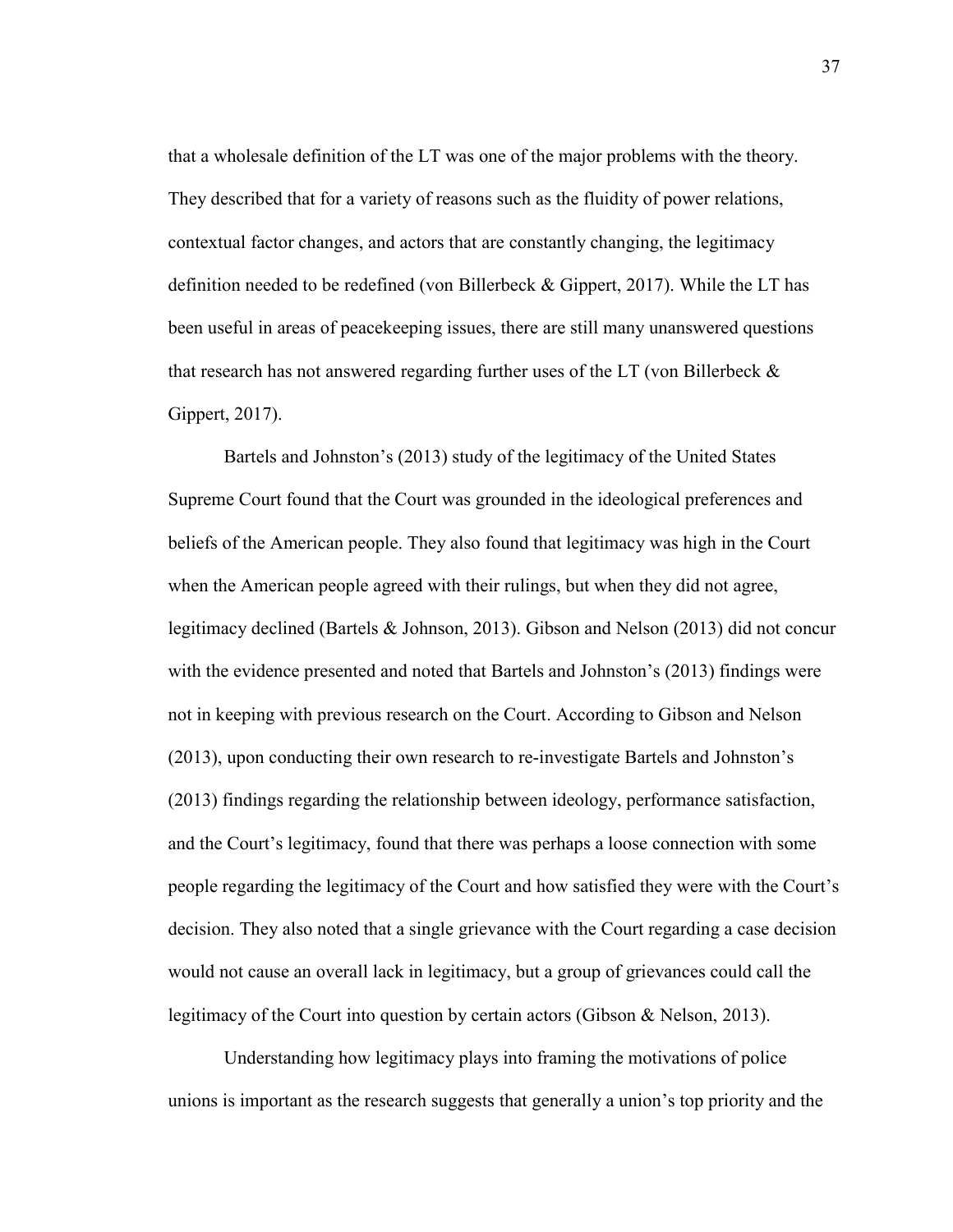that a wholesale definition of the LT was one of the major problems with the theory. They described that for a variety of reasons such as the fluidity of power relations, contextual factor changes, and actors that are constantly changing, the legitimacy definition needed to be redefined (von Billerbeck & Gippert, 2017). While the LT has been useful in areas of peacekeeping issues, there are still many unanswered questions that research has not answered regarding further uses of the LT (von Billerbeck & Gippert, 2017).

Bartels and Johnston's (2013) study of the legitimacy of the United States Supreme Court found that the Court was grounded in the ideological preferences and beliefs of the American people. They also found that legitimacy was high in the Court when the American people agreed with their rulings, but when they did not agree, legitimacy declined (Bartels & Johnson, 2013). Gibson and Nelson (2013) did not concur with the evidence presented and noted that Bartels and Johnston's (2013) findings were not in keeping with previous research on the Court. According to Gibson and Nelson (2013), upon conducting their own research to re-investigate Bartels and Johnston's (2013) findings regarding the relationship between ideology, performance satisfaction, and the Court's legitimacy, found that there was perhaps a loose connection with some people regarding the legitimacy of the Court and how satisfied they were with the Court's decision. They also noted that a single grievance with the Court regarding a case decision would not cause an overall lack in legitimacy, but a group of grievances could call the legitimacy of the Court into question by certain actors (Gibson & Nelson, 2013).

Understanding how legitimacy plays into framing the motivations of police unions is important as the research suggests that generally a union's top priority and the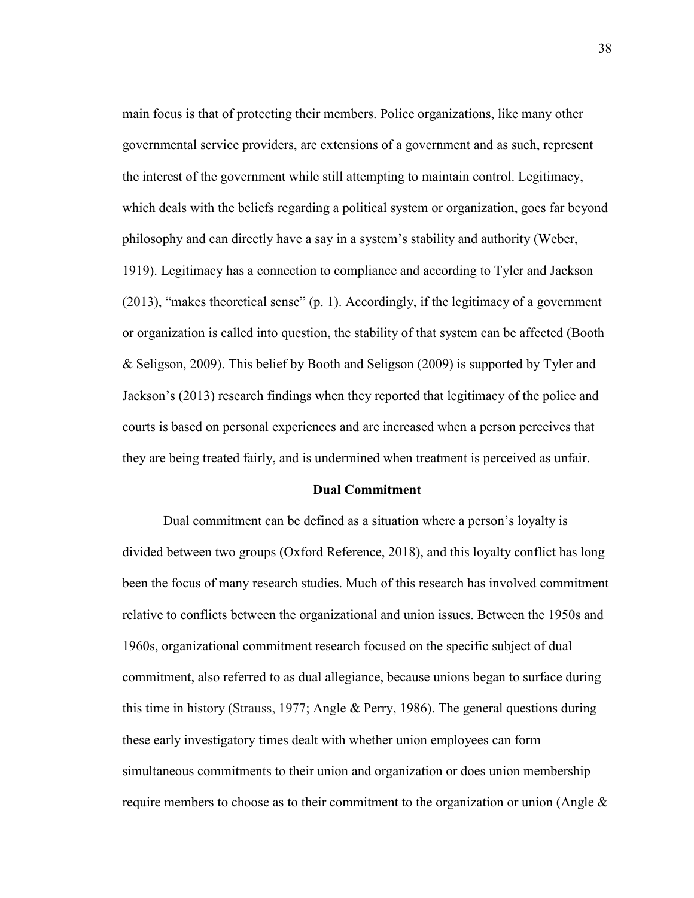main focus is that of protecting their members. Police organizations, like many other governmental service providers, are extensions of a government and as such, represent the interest of the government while still attempting to maintain control. Legitimacy, which deals with the beliefs regarding a political system or organization, goes far beyond philosophy and can directly have a say in a system's stability and authority (Weber, 1919). Legitimacy has a connection to compliance and according to Tyler and Jackson (2013), "makes theoretical sense" (p. 1). Accordingly, if the legitimacy of a government or organization is called into question, the stability of that system can be affected (Booth & Seligson, 2009). This belief by Booth and Seligson (2009) is supported by Tyler and Jackson's (2013) research findings when they reported that legitimacy of the police and courts is based on personal experiences and are increased when a person perceives that they are being treated fairly, and is undermined when treatment is perceived as unfair.

## Dual Commitment

Dual commitment can be defined as a situation where a person's loyalty is divided between two groups (Oxford Reference, 2018), and this loyalty conflict has long been the focus of many research studies. Much of this research has involved commitment relative to conflicts between the organizational and union issues. Between the 1950s and 1960s, organizational commitment research focused on the specific subject of dual commitment, also referred to as dual allegiance, because unions began to surface during this time in history (Strauss, 1977; Angle & Perry, 1986). The general questions during these early investigatory times dealt with whether union employees can form simultaneous commitments to their union and organization or does union membership require members to choose as to their commitment to the organization or union (Angle &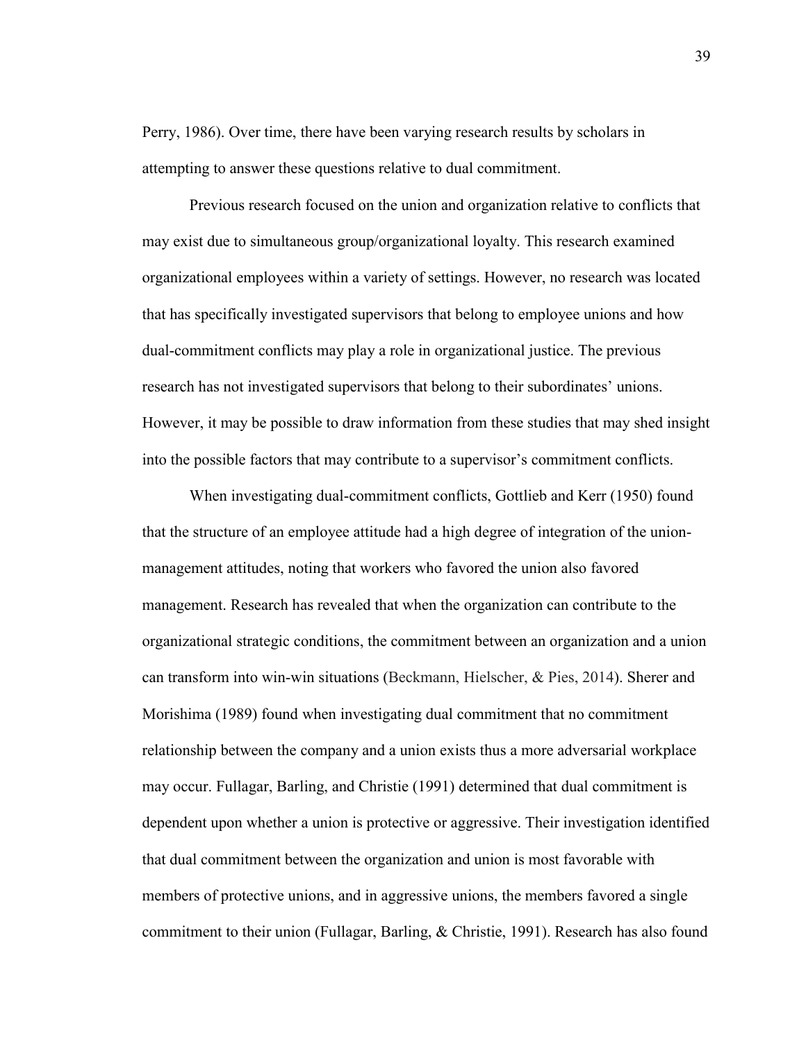Perry, 1986). Over time, there have been varying research results by scholars in attempting to answer these questions relative to dual commitment.

Previous research focused on the union and organization relative to conflicts that may exist due to simultaneous group/organizational loyalty. This research examined organizational employees within a variety of settings. However, no research was located that has specifically investigated supervisors that belong to employee unions and how dual-commitment conflicts may play a role in organizational justice. The previous research has not investigated supervisors that belong to their subordinates' unions. However, it may be possible to draw information from these studies that may shed insight into the possible factors that may contribute to a supervisor's commitment conflicts.

When investigating dual-commitment conflicts, Gottlieb and Kerr (1950) found that the structure of an employee attitude had a high degree of integration of the union-management attitudes, noting that workers who favored the union also favored management. Research has revealed that when the organization can contribute to the organizational strategic conditions, the commitment between an organization and a union can transform into win-win situations (Beckmann, Hielscher, & Pies, 2014). Sherer and Morishima (1989) found when investigating dual commitment that no commitment relationship between the company and a union exists thus a more adversarial workplace may occur. Fullagar, Barling, and Christie (1991) determined that dual commitment is dependent upon whether a union is protective or aggressive. Their investigation identified that dual commitment between the organization and union is most favorable with members of protective unions, and in aggressive unions, the members favored a single commitment to their union (Fullagar, Barling, & Christie, 1991). Research has also found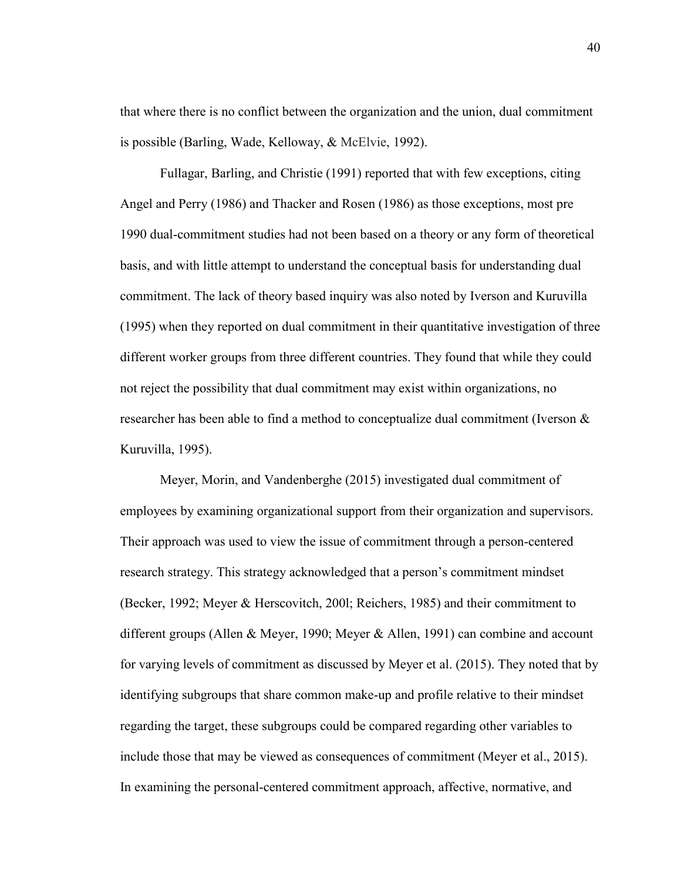that where there is no conflict between the organization and the union, dual commitment is possible (Barling, Wade, Kelloway, & McElvie, 1992).

Fullagar, Barling, and Christie (1991) reported that with few exceptions, citing Angel and Perry (1986) and Thacker and Rosen (1986) as those exceptions, most pre 1990 dual-commitment studies had not been based on a theory or any form of theoretical basis, and with little attempt to understand the conceptual basis for understanding dual commitment. The lack of theory based inquiry was also noted by Iverson and Kuruvilla (1995) when they reported on dual commitment in their quantitative investigation of three different worker groups from three different countries. They found that while they could not reject the possibility that dual commitment may exist within organizations, no researcher has been able to find a method to conceptualize dual commitment (Iverson & Kuruvilla, 1995).

Meyer, Morin, and Vandenberghe (2015) investigated dual commitment of employees by examining organizational support from their organization and supervisors. Their approach was used to view the issue of commitment through a person-centered research strategy. This strategy acknowledged that a person's commitment mindset (Becker, 1992; Meyer & Herscovitch, 200l; Reichers, 1985) and their commitment to different groups (Allen & Meyer, 1990; Meyer & Allen, 1991) can combine and account for varying levels of commitment as discussed by Meyer et al. (2015). They noted that by identifying subgroups that share common make-up and profile relative to their mindset regarding the target, these subgroups could be compared regarding other variables to include those that may be viewed as consequences of commitment (Meyer et al., 2015). In examining the personal-centered commitment approach, affective, normative, and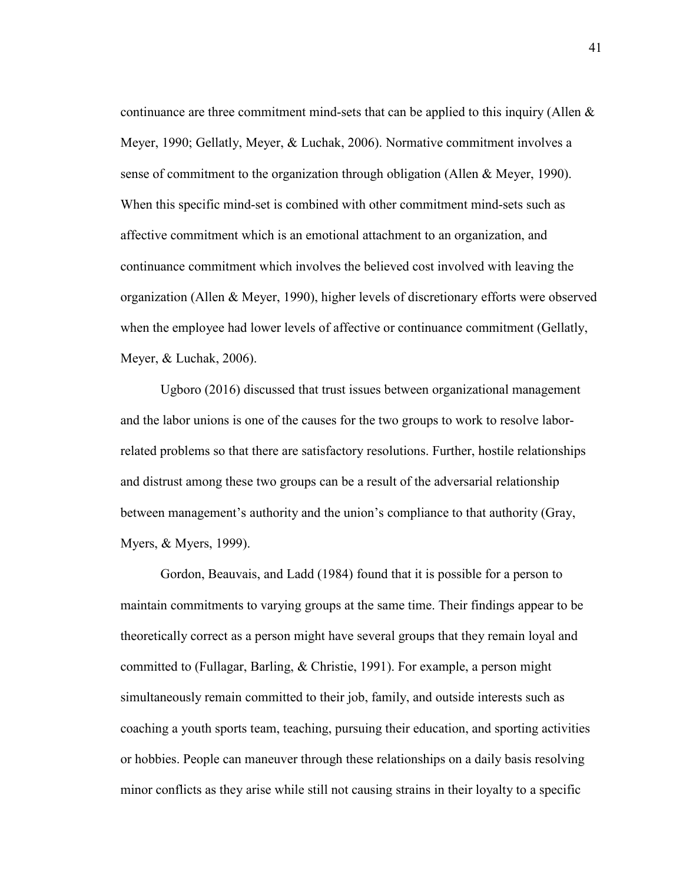continuance are three commitment mind-sets that can be applied to this inquiry (Allen & Meyer, 1990; Gellatly, Meyer, & Luchak, 2006). Normative commitment involves a sense of commitment to the organization through obligation (Allen & Meyer, 1990). When this specific mind-set is combined with other commitment mind-sets such as affective commitment which is an emotional attachment to an organization, and continuance commitment which involves the believed cost involved with leaving the organization (Allen & Meyer, 1990), higher levels of discretionary efforts were observed when the employee had lower levels of affective or continuance commitment (Gellatly, Meyer, & Luchak, 2006).

Ugboro (2016) discussed that trust issues between organizational management and the labor unions is one of the causes for the two groups to work to resolve labor-related problems so that there are satisfactory resolutions. Further, hostile relationships and distrust among these two groups can be a result of the adversarial relationship between management's authority and the union's compliance to that authority (Gray, Myers, & Myers, 1999).

Gordon, Beauvais, and Ladd (1984) found that it is possible for a person to maintain commitments to varying groups at the same time. Their findings appear to be theoretically correct as a person might have several groups that they remain loyal and committed to (Fullagar, Barling, & Christie, 1991). For example, a person might simultaneously remain committed to their job, family, and outside interests such as coaching a youth sports team, teaching, pursuing their education, and sporting activities or hobbies. People can maneuver through these relationships on a daily basis resolving minor conflicts as they arise while still not causing strains in their loyalty to a specific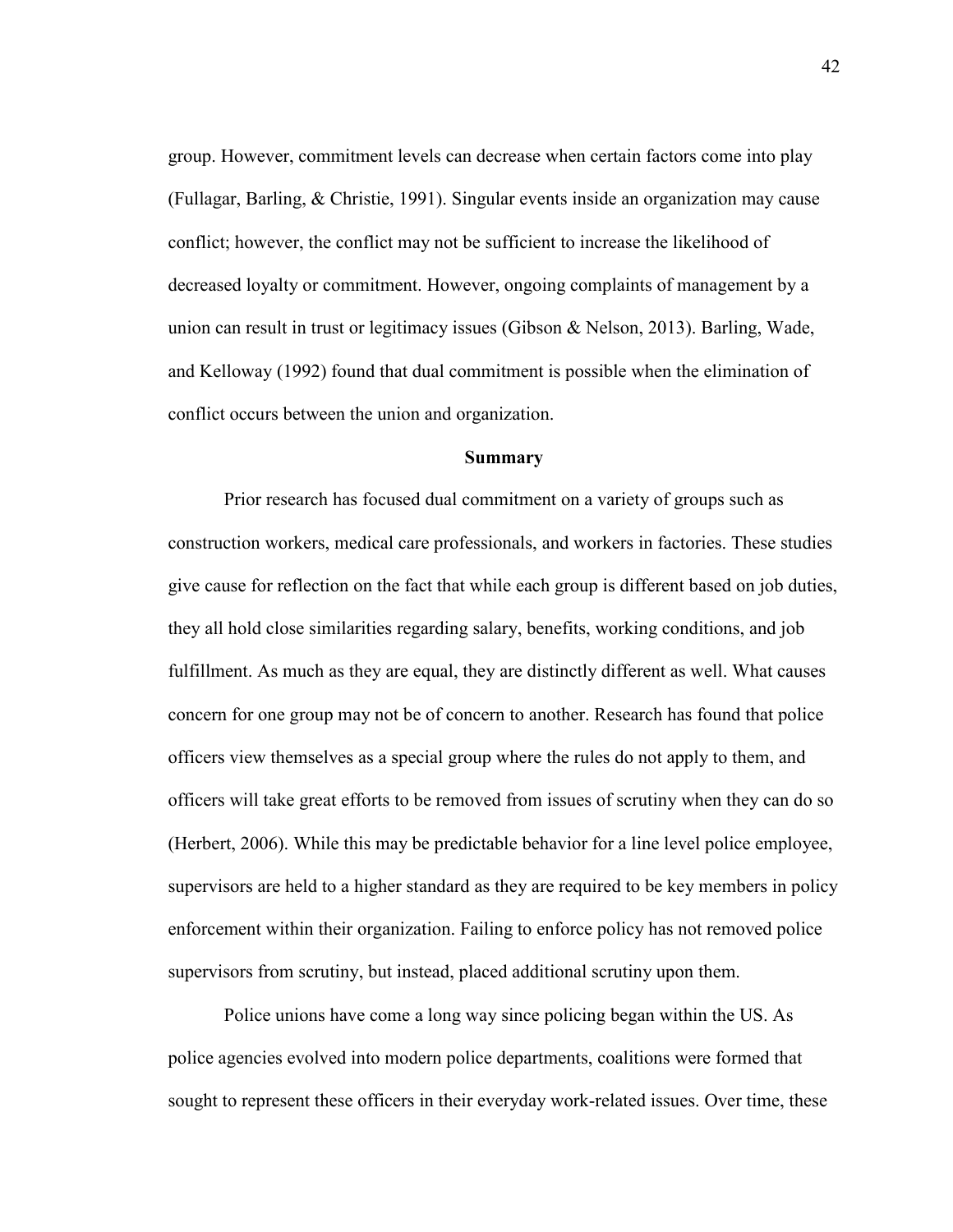group. However, commitment levels can decrease when certain factors come into play (Fullagar, Barling, & Christie, 1991). Singular events inside an organization may cause conflict; however, the conflict may not be sufficient to increase the likelihood of decreased loyalty or commitment. However, ongoing complaints of management by a union can result in trust or legitimacy issues (Gibson & Nelson, 2013). Barling, Wade, and Kelloway (1992) found that dual commitment is possible when the elimination of conflict occurs between the union and organization.

## Summary

Prior research has focused dual commitment on a variety of groups such as construction workers, medical care professionals, and workers in factories. These studies give cause for reflection on the fact that while each group is different based on job duties, they all hold close similarities regarding salary, benefits, working conditions, and job fulfillment. As much as they are equal, they are distinctly different as well. What causes concern for one group may not be of concern to another. Research has found that police officers view themselves as a special group where the rules do not apply to them, and officers will take great efforts to be removed from issues of scrutiny when they can do so (Herbert, 2006). While this may be predictable behavior for a line level police employee, supervisors are held to a higher standard as they are required to be key members in policy enforcement within their organization. Failing to enforce policy has not removed police supervisors from scrutiny, but instead, placed additional scrutiny upon them.

Police unions have come a long way since policing began within the US. As police agencies evolved into modern police departments, coalitions were formed that sought to represent these officers in their everyday work-related issues. Over time, these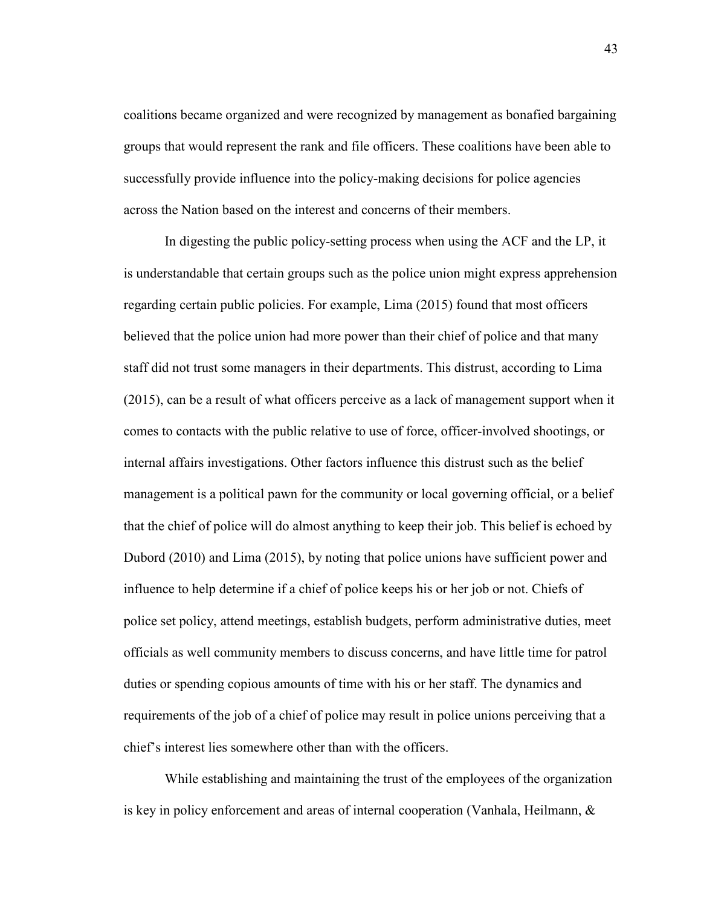coalitions became organized and were recognized by management as bonafied bargaining groups that would represent the rank and file officers. These coalitions have been able to successfully provide influence into the policy-making decisions for police agencies across the Nation based on the interest and concerns of their members.

In digesting the public policy-setting process when using the ACF and the LP, it is understandable that certain groups such as the police union might express apprehension regarding certain public policies. For example, Lima (2015) found that most officers believed that the police union had more power than their chief of police and that many staff did not trust some managers in their departments. This distrust, according to Lima (2015), can be a result of what officers perceive as a lack of management support when it comes to contacts with the public relative to use of force, officer-involved shootings, or internal affairs investigations. Other factors influence this distrust such as the belief management is a political pawn for the community or local governing official, or a belief that the chief of police will do almost anything to keep their job. This belief is echoed by Dubord (2010) and Lima (2015), by noting that police unions have sufficient power and influence to help determine if a chief of police keeps his or her job or not. Chiefs of police set policy, attend meetings, establish budgets, perform administrative duties, meet officials as well community members to discuss concerns, and have little time for patrol duties or spending copious amounts of time with his or her staff. The dynamics and requirements of the job of a chief of police may result in police unions perceiving that a chief's interest lies somewhere other than with the officers.

While establishing and maintaining the trust of the employees of the organization is key in policy enforcement and areas of internal cooperation (Vanhala, Heilmann, &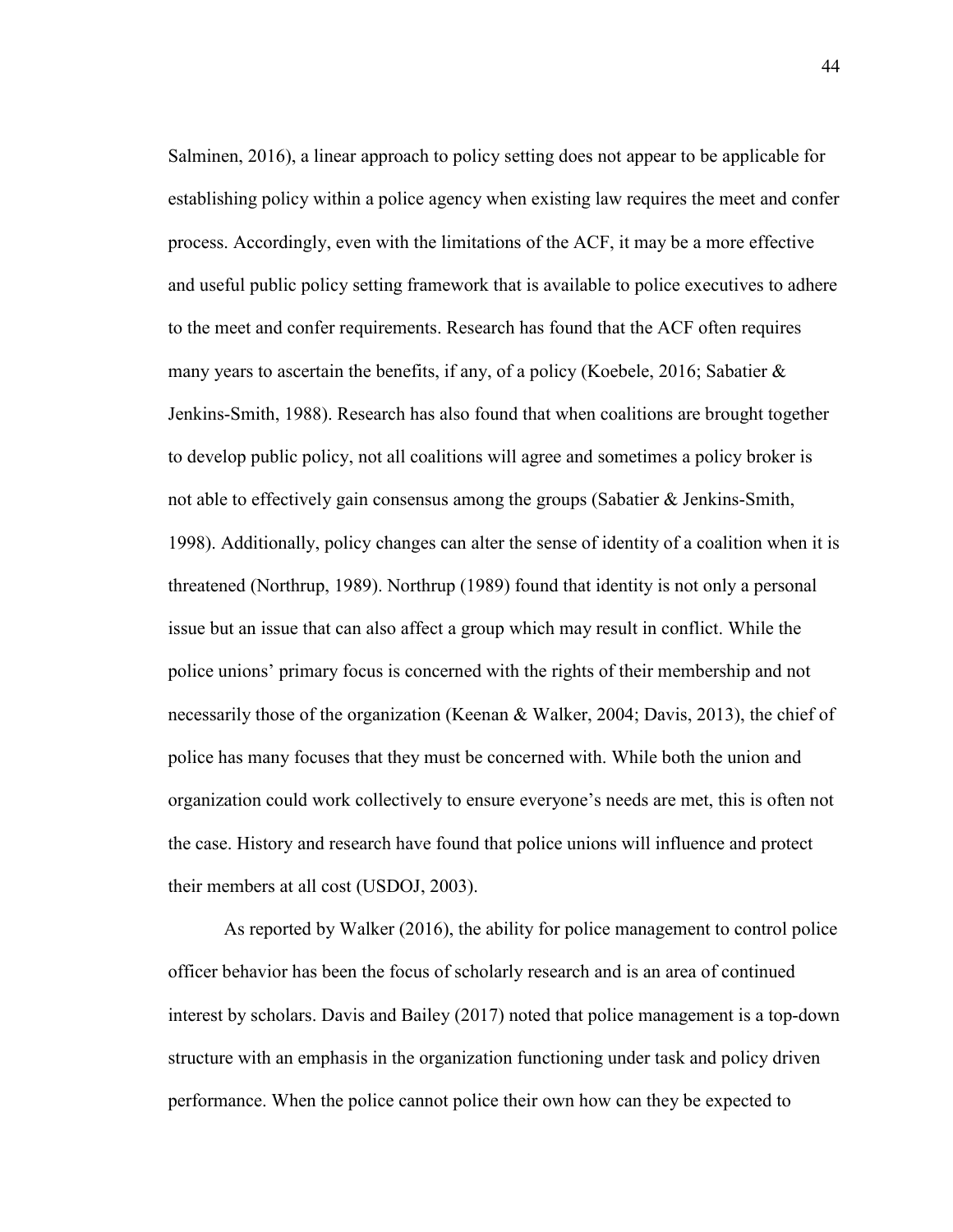Salminen, 2016), a linear approach to policy setting does not appear to be applicable for establishing policy within a police agency when existing law requires the meet and confer process. Accordingly, even with the limitations of the ACF, it may be a more effective and useful public policy setting framework that is available to police executives to adhere to the meet and confer requirements. Research has found that the ACF often requires many years to ascertain the benefits, if any, of a policy (Koebele, 2016; Sabatier & Jenkins-Smith, 1988). Research has also found that when coalitions are brought together to develop public policy, not all coalitions will agree and sometimes a policy broker is not able to effectively gain consensus among the groups (Sabatier & Jenkins-Smith, 1998). Additionally, policy changes can alter the sense of identity of a coalition when it is threatened (Northrup, 1989). Northrup (1989) found that identity is not only a personal issue but an issue that can also affect a group which may result in conflict. While the police unions' primary focus is concerned with the rights of their membership and not necessarily those of the organization (Keenan & Walker, 2004; Davis, 2013), the chief of police has many focuses that they must be concerned with. While both the union and organization could work collectively to ensure everyone's needs are met, this is often not the case. History and research have found that police unions will influence and protect their members at all cost (USDOJ, 2003).

As reported by Walker (2016), the ability for police management to control police officer behavior has been the focus of scholarly research and is an area of continued interest by scholars. Davis and Bailey (2017) noted that police management is a top-down structure with an emphasis in the organization functioning under task and policy driven performance. When the police cannot police their own how can they be expected to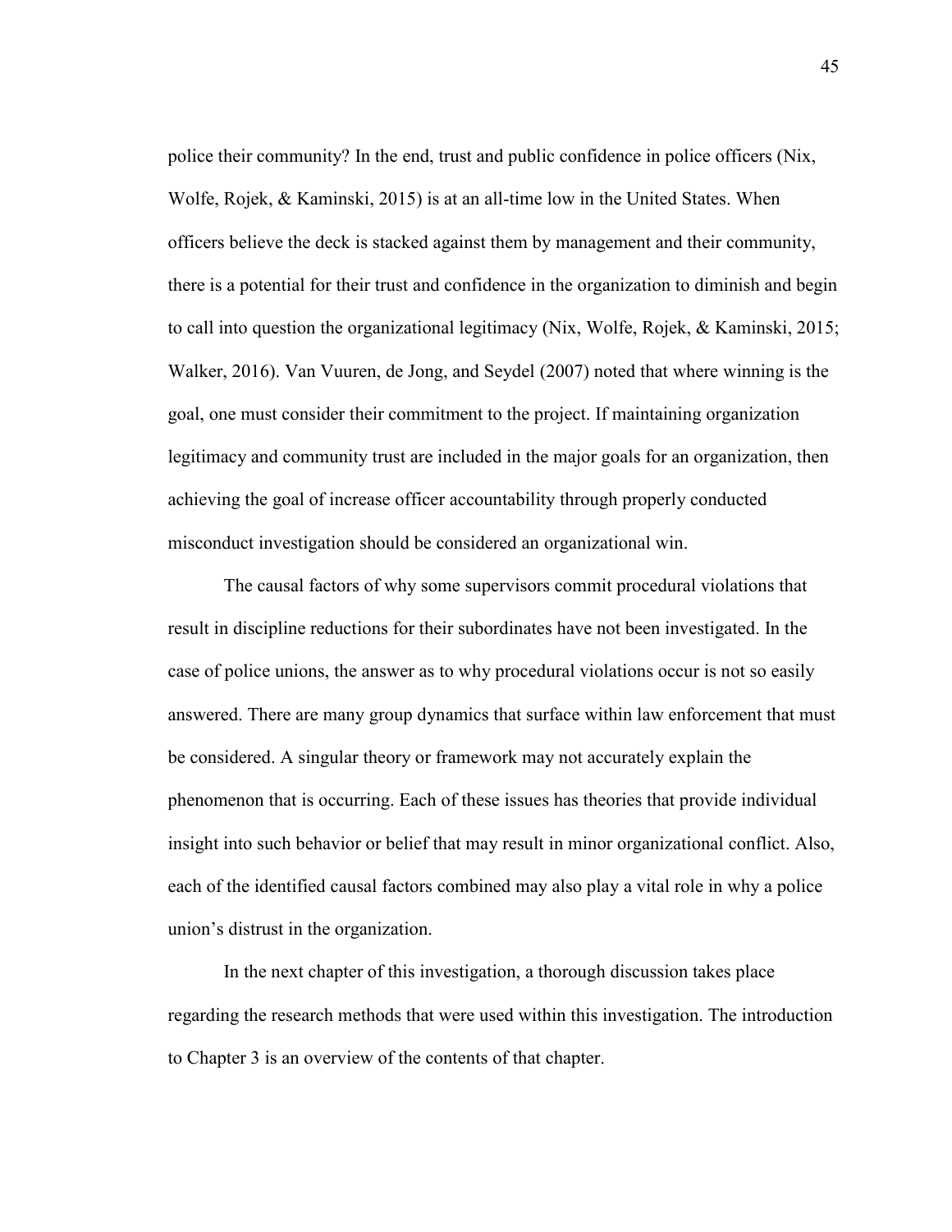police their community? In the end, trust and public confidence in police officers (Nix, Wolfe, Rojek, & Kaminski, 2015) is at an all-time low in the United States. When officers believe the deck is stacked against them by management and their community, there is a potential for their trust and confidence in the organization to diminish and begin to call into question the organizational legitimacy (Nix, Wolfe, Rojek, & Kaminski, 2015; Walker, 2016). Van Vuuren, de Jong, and Seydel (2007) noted that where winning is the goal, one must consider their commitment to the project. If maintaining organization legitimacy and community trust are included in the major goals for an organization, then achieving the goal of increase officer accountability through properly conducted misconduct investigation should be considered an organizational win.

The causal factors of why some supervisors commit procedural violations that result in discipline reductions for their subordinates have not been investigated. In the case of police unions, the answer as to why procedural violations occur is not so easily answered. There are many group dynamics that surface within law enforcement that must be considered. A singular theory or framework may not accurately explain the phenomenon that is occurring. Each of these issues has theories that provide individual insight into such behavior or belief that may result in minor organizational conflict. Also, each of the identified causal factors combined may also play a vital role in why a police union's distrust in the organization.

In the next chapter of this investigation, a thorough discussion takes place regarding the research methods that were used within this investigation. The introduction to Chapter 3 is an overview of the contents of that chapter.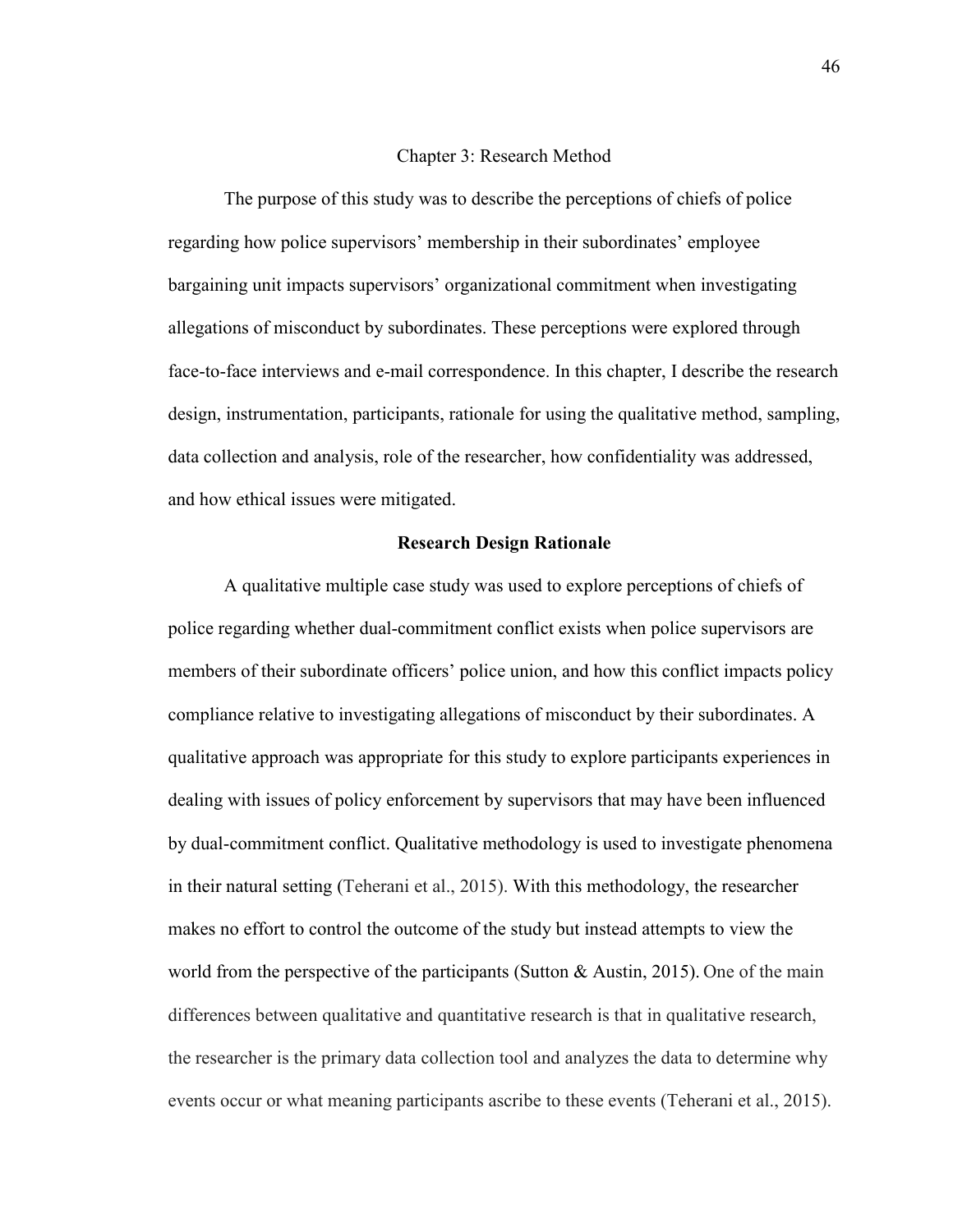# Chapter 3: Research Method

The purpose of this study was to describe the perceptions of chiefs of police regarding how police supervisors' membership in their subordinates' employee bargaining unit impacts supervisors' organizational commitment when investigating allegations of misconduct by subordinates. These perceptions were explored through face-to-face interviews and e-mail correspondence. In this chapter, I describe the research design, instrumentation, participants, rationale for using the qualitative method, sampling, data collection and analysis, role of the researcher, how confidentiality was addressed, and how ethical issues were mitigated.

## Research Design Rationale

A qualitative multiple case study was used to explore perceptions of chiefs of police regarding whether dual-commitment conflict exists when police supervisors are members of their subordinate officers' police union, and how this conflict impacts policy compliance relative to investigating allegations of misconduct by their subordinates. A qualitative approach was appropriate for this study to explore participants experiences in dealing with issues of policy enforcement by supervisors that may have been influenced by dual-commitment conflict. Qualitative methodology is used to investigate phenomena in their natural setting (Teherani et al., 2015). With this methodology, the researcher makes no effort to control the outcome of the study but instead attempts to view the world from the perspective of the participants (Sutton & Austin, 2015). One of the main differences between qualitative and quantitative research is that in qualitative research, the researcher is the primary data collection tool and analyzes the data to determine why events occur or what meaning participants ascribe to these events (Teherani et al., 2015).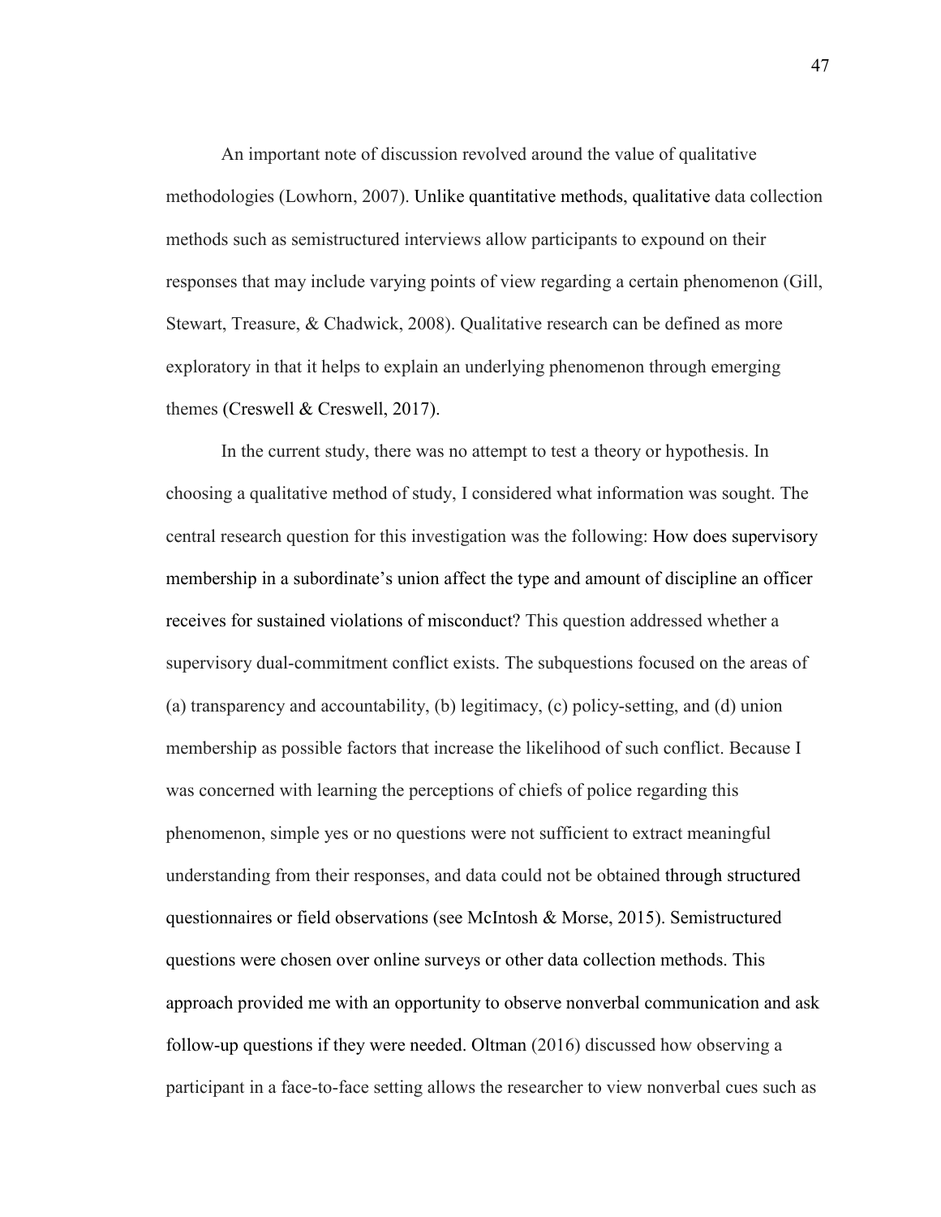An important note of discussion revolved around the value of qualitative methodologies (Lowhorn, 2007). Unlike quantitative methods, qualitative data collection methods such as semistructured interviews allow participants to expound on their responses that may include varying points of view regarding a certain phenomenon (Gill, Stewart, Treasure, & Chadwick, 2008). Qualitative research can be defined as more exploratory in that it helps to explain an underlying phenomenon through emerging themes (Creswell & Creswell, 2017).

In the current study, there was no attempt to test a theory or hypothesis. In choosing a qualitative method of study, I considered what information was sought. The central research question for this investigation was the following: How does supervisory membership in a subordinate's union affect the type and amount of discipline an officer receives for sustained violations of misconduct? This question addressed whether a supervisory dual-commitment conflict exists. The subquestions focused on the areas of (a) transparency and accountability, (b) legitimacy, (c) policy-setting, and (d) union membership as possible factors that increase the likelihood of such conflict. Because I was concerned with learning the perceptions of chiefs of police regarding this phenomenon, simple yes or no questions were not sufficient to extract meaningful understanding from their responses, and data could not be obtained through structured questionnaires or field observations (see McIntosh & Morse, 2015). Semistructured questions were chosen over online surveys or other data collection methods. This approach provided me with an opportunity to observe nonverbal communication and ask follow-up questions if they were needed. Oltman (2016) discussed how observing a participant in a face-to-face setting allows the researcher to view nonverbal cues such as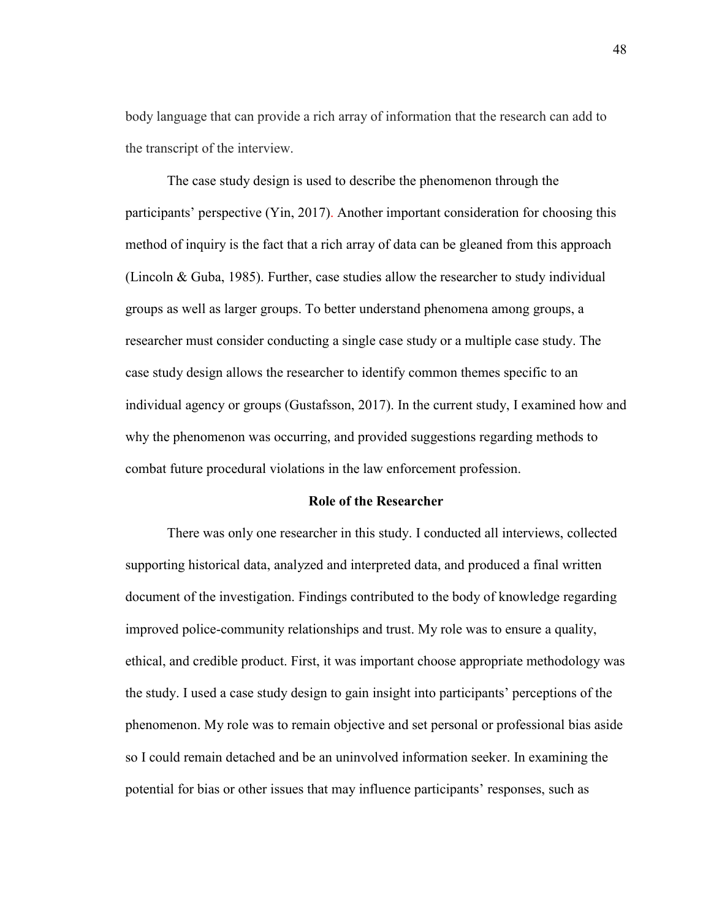body language that can provide a rich array of information that the research can add to the transcript of the interview.

The case study design is used to describe the phenomenon through the participants' perspective (Yin, 2017). Another important consideration for choosing this method of inquiry is the fact that a rich array of data can be gleaned from this approach (Lincoln & Guba, 1985). Further, case studies allow the researcher to study individual groups as well as larger groups. To better understand phenomena among groups, a researcher must consider conducting a single case study or a multiple case study. The case study design allows the researcher to identify common themes specific to an individual agency or groups (Gustafsson, 2017). In the current study, I examined how and why the phenomenon was occurring, and provided suggestions regarding methods to combat future procedural violations in the law enforcement profession.

## Role of the Researcher

There was only one researcher in this study. I conducted all interviews, collected supporting historical data, analyzed and interpreted data, and produced a final written document of the investigation. Findings contributed to the body of knowledge regarding improved police-community relationships and trust. My role was to ensure a quality, ethical, and credible product. First, it was important choose appropriate methodology was the study. I used a case study design to gain insight into participants' perceptions of the phenomenon. My role was to remain objective and set personal or professional bias aside so I could remain detached and be an uninvolved information seeker. In examining the potential for bias or other issues that may influence participants' responses, such as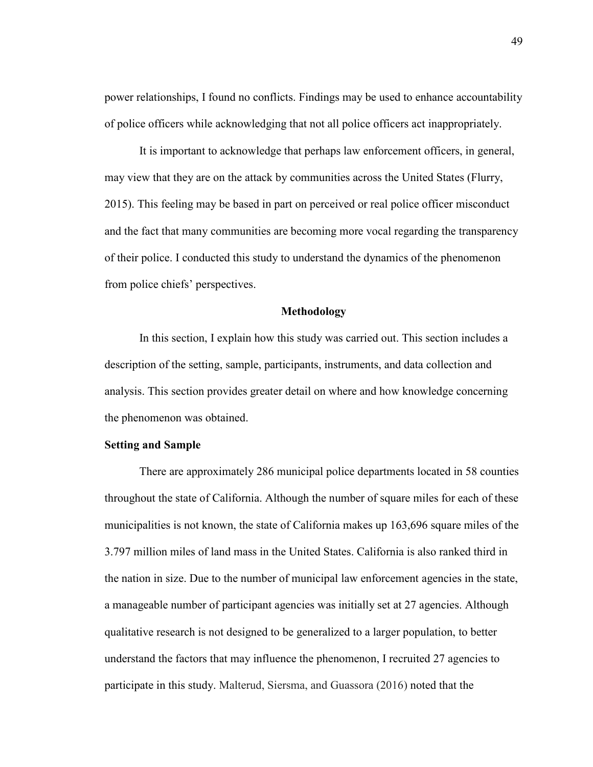power relationships, I found no conflicts. Findings may be used to enhance accountability of police officers while acknowledging that not all police officers act inappropriately.

It is important to acknowledge that perhaps law enforcement officers, in general, may view that they are on the attack by communities across the United States (Flurry, 2015). This feeling may be based in part on perceived or real police officer misconduct and the fact that many communities are becoming more vocal regarding the transparency of their police. I conducted this study to understand the dynamics of the phenomenon from police chiefs' perspectives.

## Methodology

In this section, I explain how this study was carried out. This section includes a description of the setting, sample, participants, instruments, and data collection and analysis. This section provides greater detail on where and how knowledge concerning the phenomenon was obtained.

### Setting and Sample

There are approximately 286 municipal police departments located in 58 counties throughout the state of California. Although the number of square miles for each of these municipalities is not known, the state of California makes up 163,696 square miles of the 3.797 million miles of land mass in the United States. California is also ranked third in the nation in size. Due to the number of municipal law enforcement agencies in the state, a manageable number of participant agencies was initially set at 27 agencies. Although qualitative research is not designed to be generalized to a larger population, to better understand the factors that may influence the phenomenon, I recruited 27 agencies to participate in this study. Malterud, Siersma, and Guassora (2016) noted that the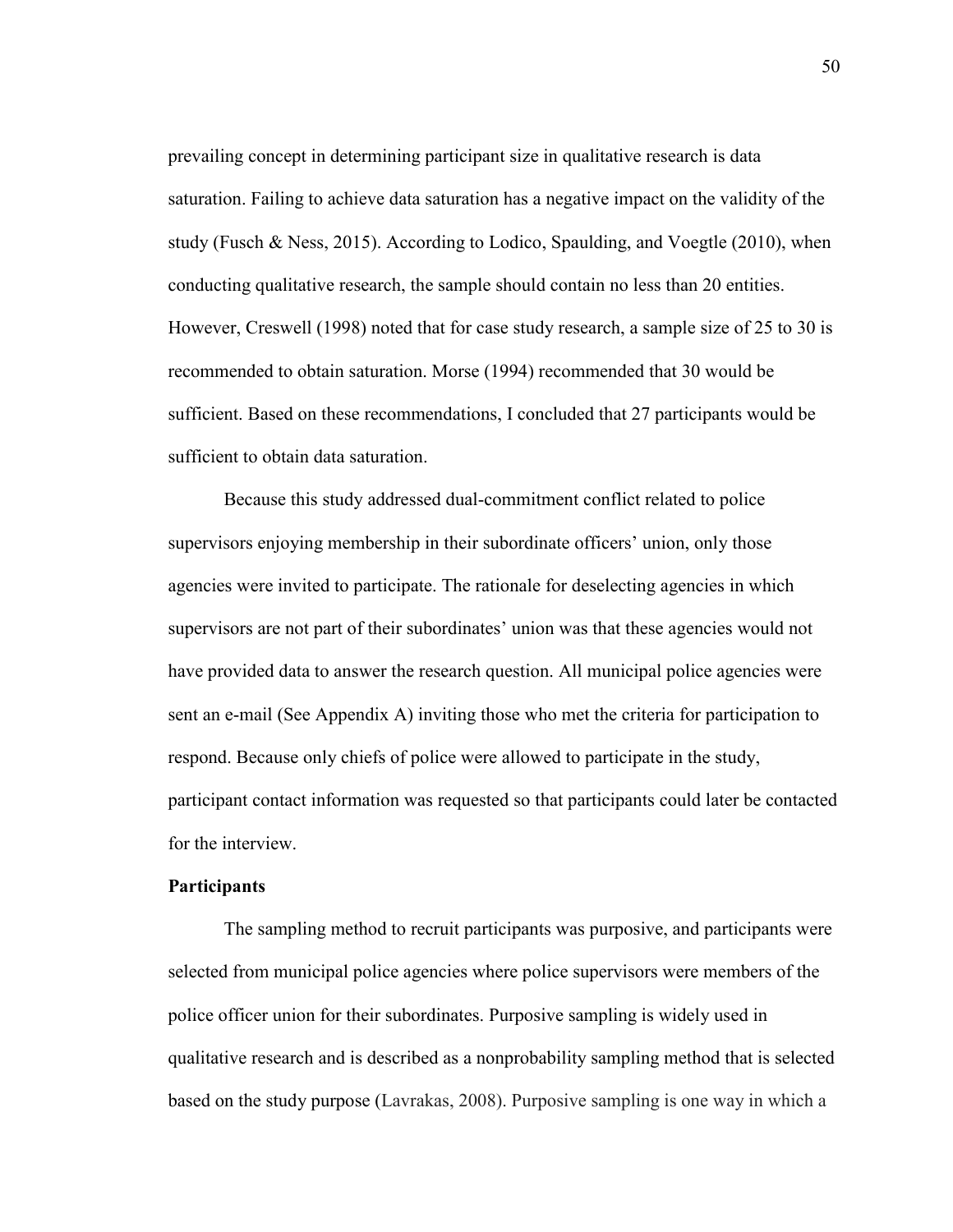prevailing concept in determining participant size in qualitative research is data saturation. Failing to achieve data saturation has a negative impact on the validity of the study (Fusch & Ness, 2015). According to Lodico, Spaulding, and Voegtle (2010), when conducting qualitative research, the sample should contain no less than 20 entities. However, Creswell (1998) noted that for case study research, a sample size of 25 to 30 is recommended to obtain saturation. Morse (1994) recommended that 30 would be sufficient. Based on these recommendations, I concluded that 27 participants would be sufficient to obtain data saturation.

Because this study addressed dual-commitment conflict related to police supervisors enjoying membership in their subordinate officers' union, only those agencies were invited to participate. The rationale for deselecting agencies in which supervisors are not part of their subordinates' union was that these agencies would not have provided data to answer the research question. All municipal police agencies were sent an e-mail (See Appendix A) inviting those who met the criteria for participation to respond. Because only chiefs of police were allowed to participate in the study, participant contact information was requested so that participants could later be contacted for the interview.

### Participants

The sampling method to recruit participants was purposive, and participants were selected from municipal police agencies where police supervisors were members of the police officer union for their subordinates. Purposive sampling is widely used in qualitative research and is described as a nonprobability sampling method that is selected based on the study purpose (Lavrakas, 2008). Purposive sampling is one way in which a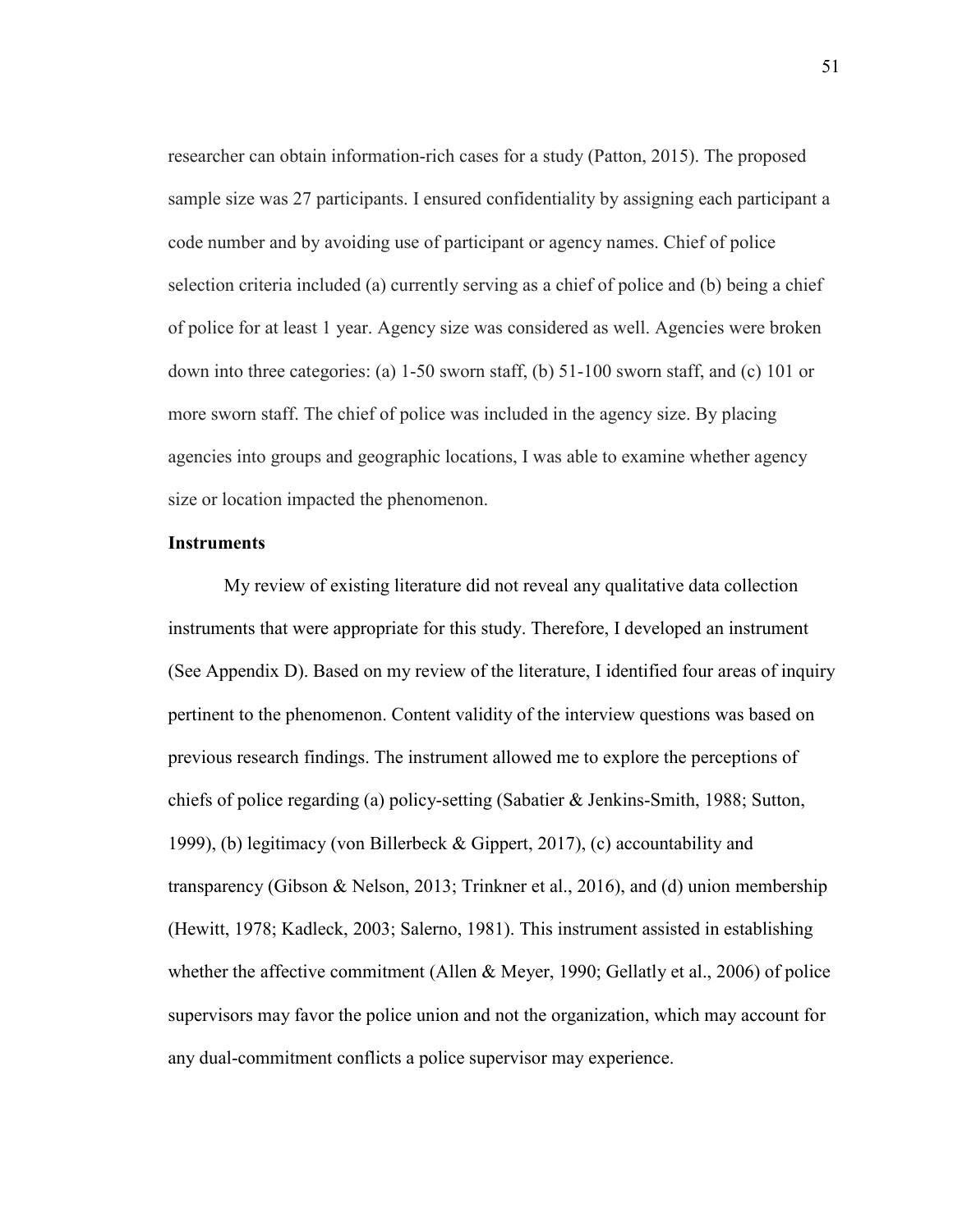researcher can obtain information-rich cases for a study (Patton, 2015). The proposed sample size was 27 participants. I ensured confidentiality by assigning each participant a code number and by avoiding use of participant or agency names. Chief of police selection criteria included (a) currently serving as a chief of police and (b) being a chief of police for at least 1 year. Agency size was considered as well. Agencies were broken down into three categories: (a) 1-50 sworn staff, (b) 51-100 sworn staff, and (c) 101 or more sworn staff. The chief of police was included in the agency size. By placing agencies into groups and geographic locations, I was able to examine whether agency size or location impacted the phenomenon.

### Instruments

My review of existing literature did not reveal any qualitative data collection instruments that were appropriate for this study. Therefore, I developed an instrument (See Appendix D). Based on my review of the literature, I identified four areas of inquiry pertinent to the phenomenon. Content validity of the interview questions was based on previous research findings. The instrument allowed me to explore the perceptions of chiefs of police regarding (a) policy-setting (Sabatier & Jenkins-Smith, 1988; Sutton, 1999), (b) legitimacy (von Billerbeck & Gippert, 2017), (c) accountability and transparency (Gibson & Nelson, 2013; Trinkner et al., 2016), and (d) union membership (Hewitt, 1978; Kadleck, 2003; Salerno, 1981). This instrument assisted in establishing whether the affective commitment (Allen & Meyer, 1990; Gellatly et al., 2006) of police supervisors may favor the police union and not the organization, which may account for any dual-commitment conflicts a police supervisor may experience.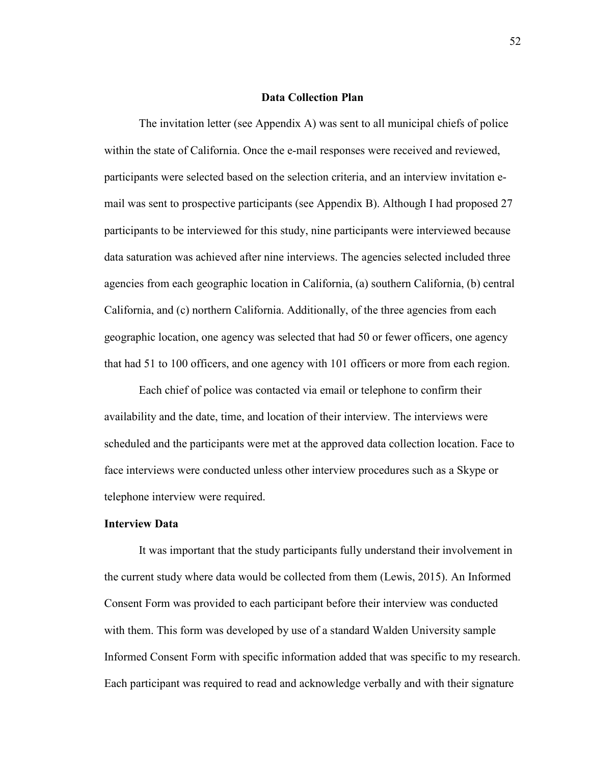## Data Collection Plan

The invitation letter (see Appendix A) was sent to all municipal chiefs of police within the state of California. Once the e-mail responses were received and reviewed, participants were selected based on the selection criteria, and an interview invitation e-mail was sent to prospective participants (see Appendix B). Although I had proposed 27 participants to be interviewed for this study, nine participants were interviewed because data saturation was achieved after nine interviews. The agencies selected included three agencies from each geographic location in California, (a) southern California, (b) central California, and (c) northern California. Additionally, of the three agencies from each geographic location, one agency was selected that had 50 or fewer officers, one agency that had 51 to 100 officers, and one agency with 101 officers or more from each region.

Each chief of police was contacted via email or telephone to confirm their availability and the date, time, and location of their interview. The interviews were scheduled and the participants were met at the approved data collection location. Face to face interviews were conducted unless other interview procedures such as a Skype or telephone interview were required.

### Interview Data

It was important that the study participants fully understand their involvement in the current study where data would be collected from them (Lewis, 2015). An Informed Consent Form was provided to each participant before their interview was conducted with them. This form was developed by use of a standard Walden University sample Informed Consent Form with specific information added that was specific to my research. Each participant was required to read and acknowledge verbally and with their signature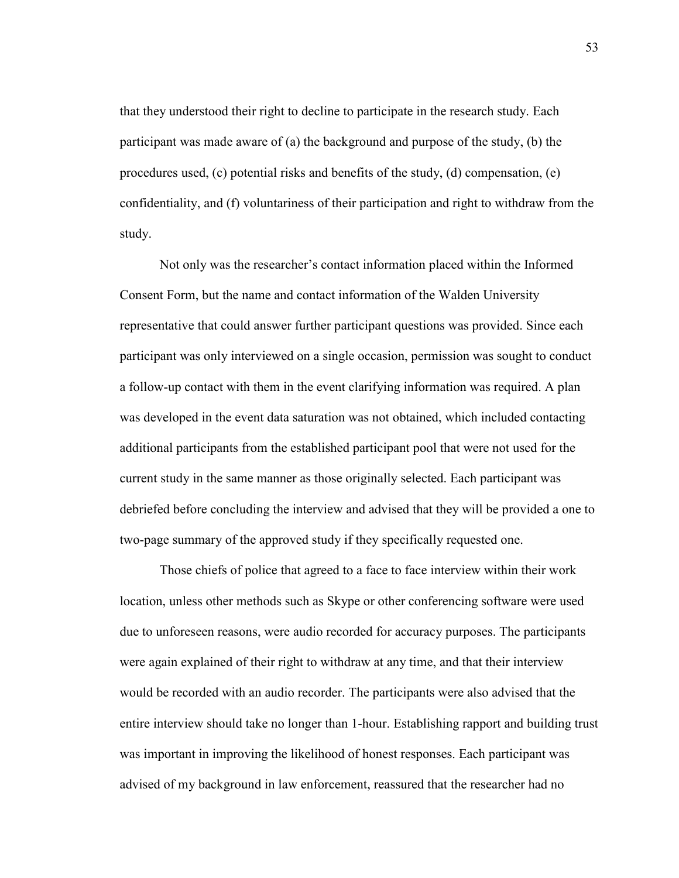that they understood their right to decline to participate in the research study. Each participant was made aware of (a) the background and purpose of the study, (b) the procedures used, (c) potential risks and benefits of the study, (d) compensation, (e) confidentiality, and (f) voluntariness of their participation and right to withdraw from the study.

Not only was the researcher's contact information placed within the Informed Consent Form, but the name and contact information of the Walden University representative that could answer further participant questions was provided. Since each participant was only interviewed on a single occasion, permission was sought to conduct a follow-up contact with them in the event clarifying information was required. A plan was developed in the event data saturation was not obtained, which included contacting additional participants from the established participant pool that were not used for the current study in the same manner as those originally selected. Each participant was debriefed before concluding the interview and advised that they will be provided a one to two-page summary of the approved study if they specifically requested one.

Those chiefs of police that agreed to a face to face interview within their work location, unless other methods such as Skype or other conferencing software were used due to unforeseen reasons, were audio recorded for accuracy purposes. The participants were again explained of their right to withdraw at any time, and that their interview would be recorded with an audio recorder. The participants were also advised that the entire interview should take no longer than 1-hour. Establishing rapport and building trust was important in improving the likelihood of honest responses. Each participant was advised of my background in law enforcement, reassured that the researcher had no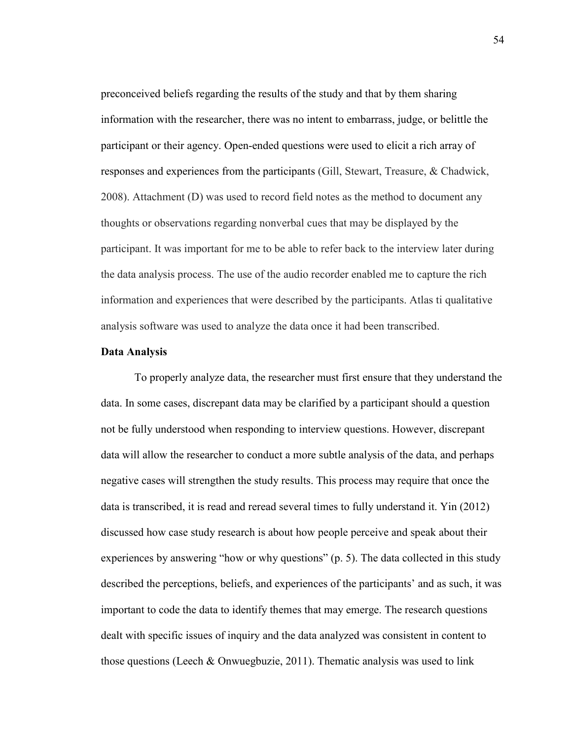preconceived beliefs regarding the results of the study and that by them sharing information with the researcher, there was no intent to embarrass, judge, or belittle the participant or their agency. Open-ended questions were used to elicit a rich array of responses and experiences from the participants (Gill, Stewart, Treasure, & Chadwick, 2008). Attachment (D) was used to record field notes as the method to document any thoughts or observations regarding nonverbal cues that may be displayed by the participant. It was important for me to be able to refer back to the interview later during the data analysis process. The use of the audio recorder enabled me to capture the rich information and experiences that were described by the participants. Atlas ti qualitative analysis software was used to analyze the data once it had been transcribed.

**Data Analysis**

To properly analyze data, the researcher must first ensure that they understand the data. In some cases, discrepant data may be clarified by a participant should a question not be fully understood when responding to interview questions. However, discrepant data will allow the researcher to conduct a more subtle analysis of the data, and perhaps negative cases will strengthen the study results. This process may require that once the data is transcribed, it is read and reread several times to fully understand it. Yin (2012) discussed how case study research is about how people perceive and speak about their experiences by answering "how or why questions" (p. 5). The data collected in this study described the perceptions, beliefs, and experiences of the participants' and as such, it was important to code the data to identify themes that may emerge. The research questions dealt with specific issues of inquiry and the data analyzed was consistent in content to those questions (Leech & Onwuegbuzie, 2011). Thematic analysis was used to link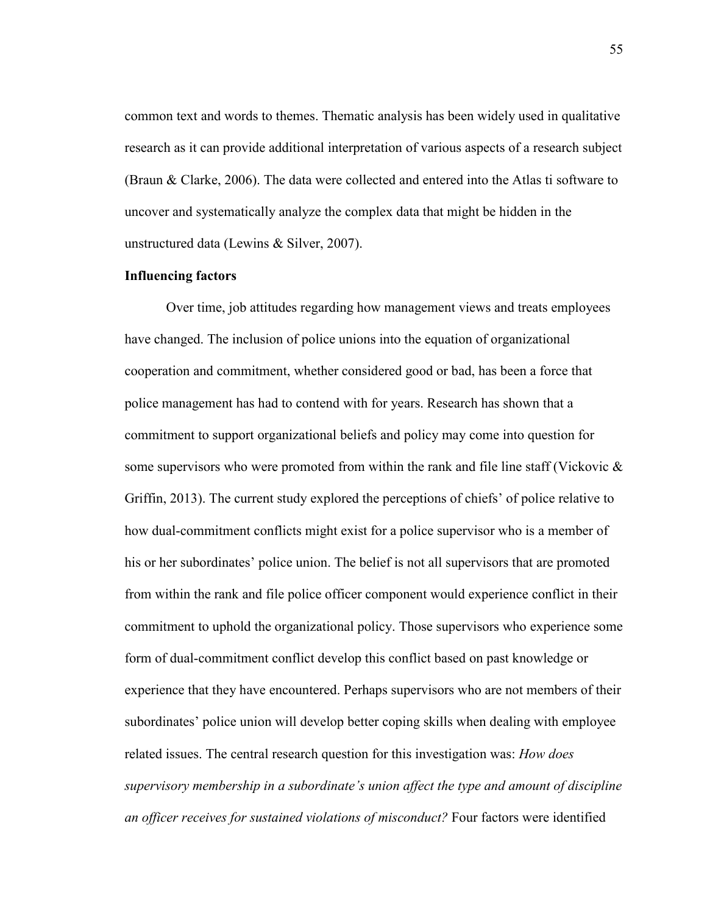common text and words to themes. Thematic analysis has been widely used in qualitative research as it can provide additional interpretation of various aspects of a research subject (Braun & Clarke, 2006). The data were collected and entered into the Atlas ti software to uncover and systematically analyze the complex data that might be hidden in the unstructured data (Lewins & Silver, 2007).

**Influencing factors**

Over time, job attitudes regarding how management views and treats employees have changed. The inclusion of police unions into the equation of organizational cooperation and commitment, whether considered good or bad, has been a force that police management has had to contend with for years. Research has shown that a commitment to support organizational beliefs and policy may come into question for some supervisors who were promoted from within the rank and file line staff (Vickovic & Griffin, 2013). The current study explored the perceptions of chiefs' of police relative to how dual-commitment conflicts might exist for a police supervisor who is a member of his or her subordinates' police union. The belief is not all supervisors that are promoted from within the rank and file police officer component would experience conflict in their commitment to uphold the organizational policy. Those supervisors who experience some form of dual-commitment conflict develop this conflict based on past knowledge or experience that they have encountered. Perhaps supervisors who are not members of their subordinates' police union will develop better coping skills when dealing with employee related issues. The central research question for this investigation was: *How does supervisory membership in a subordinate's union affect the type and amount of discipline an officer receives for sustained violations of misconduct?* Four factors were identified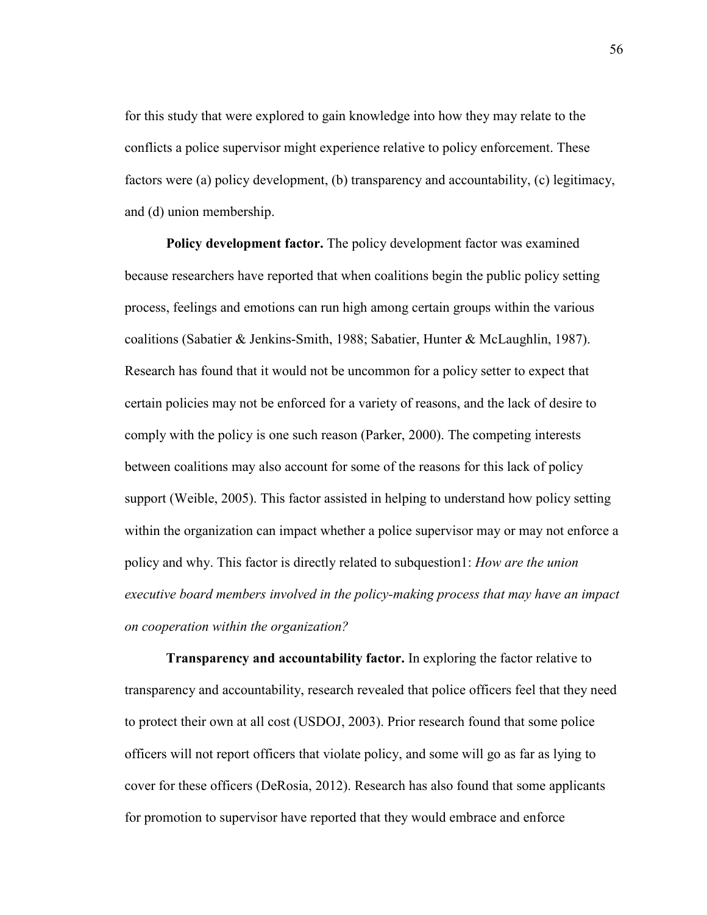for this study that were explored to gain knowledge into how they may relate to the conflicts a police supervisor might experience relative to policy enforcement. These factors were (a) policy development, (b) transparency and accountability, (c) legitimacy, and (d) union membership.

**Policy development factor.** The policy development factor was examined because researchers have reported that when coalitions begin the public policy setting process, feelings and emotions can run high among certain groups within the various coalitions (Sabatier & Jenkins-Smith, 1988; Sabatier, Hunter & McLaughlin, 1987). Research has found that it would not be uncommon for a policy setter to expect that certain policies may not be enforced for a variety of reasons, and the lack of desire to comply with the policy is one such reason (Parker, 2000). The competing interests between coalitions may also account for some of the reasons for this lack of policy support (Weible, 2005). This factor assisted in helping to understand how policy setting within the organization can impact whether a police supervisor may or may not enforce a policy and why. This factor is directly related to subquestion1: *How are the union executive board members involved in the policy-making process that may have an impact on cooperation within the organization?*

**Transparency and accountability factor.** In exploring the factor relative to transparency and accountability, research revealed that police officers feel that they need to protect their own at all cost (USDOJ, 2003). Prior research found that some police officers will not report officers that violate policy, and some will go as far as lying to cover for these officers (DeRosia, 2012). Research has also found that some applicants for promotion to supervisor have reported that they would embrace and enforce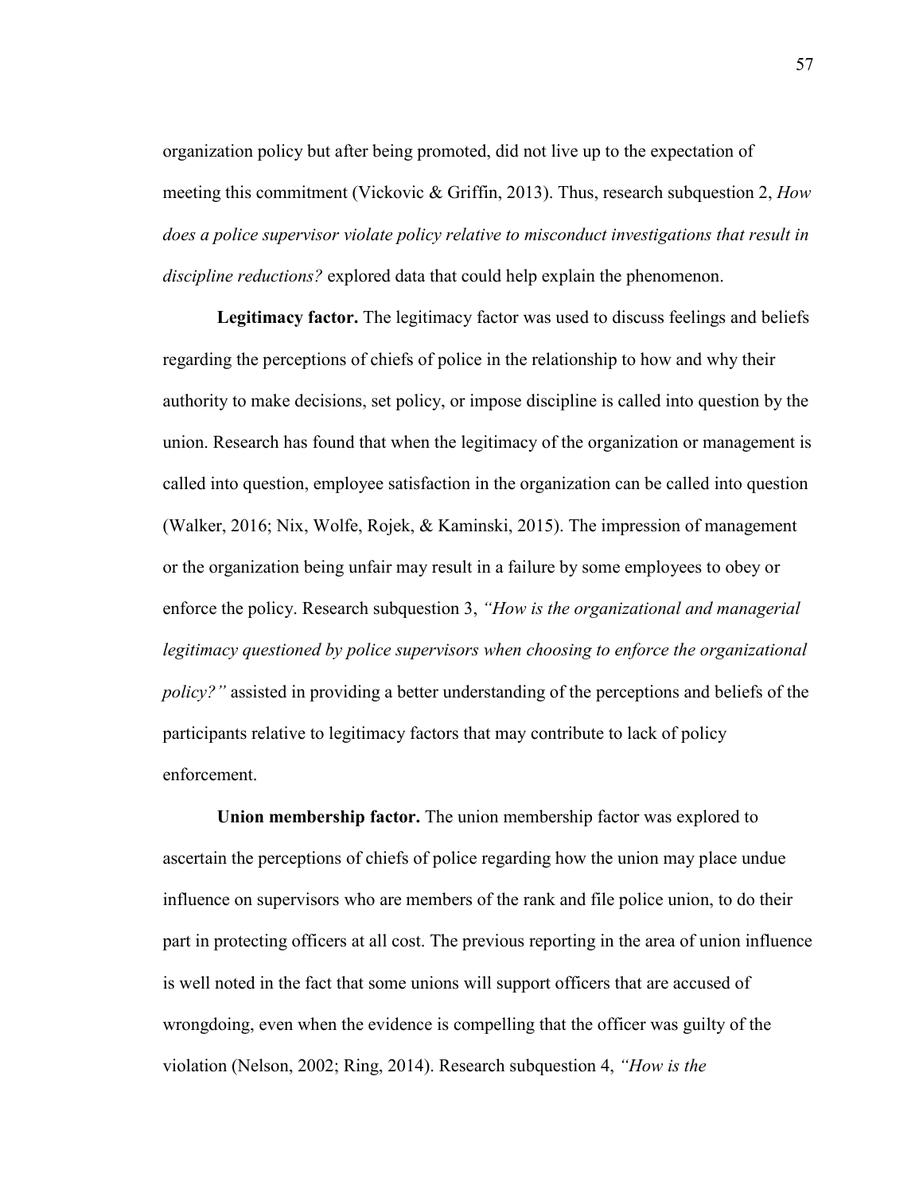organization policy but after being promoted, did not live up to the expectation of meeting this commitment (Vickovic & Griffin, 2013). Thus, research subquestion 2, *How does a police supervisor violate policy relative to misconduct investigations that result in discipline reductions?* explored data that could help explain the phenomenon.

**Legitimacy factor.** The legitimacy factor was used to discuss feelings and beliefs regarding the perceptions of chiefs of police in the relationship to how and why their authority to make decisions, set policy, or impose discipline is called into question by the union. Research has found that when the legitimacy of the organization or management is called into question, employee satisfaction in the organization can be called into question (Walker, 2016; Nix, Wolfe, Rojek, & Kaminski, 2015). The impression of management or the organization being unfair may result in a failure by some employees to obey or enforce the policy. Research subquestion 3, *"How is the organizational and managerial legitimacy questioned by police supervisors when choosing to enforce the organizational policy?"* assisted in providing a better understanding of the perceptions and beliefs of the participants relative to legitimacy factors that may contribute to lack of policy enforcement.

**Union membership factor.** The union membership factor was explored to ascertain the perceptions of chiefs of police regarding how the union may place undue influence on supervisors who are members of the rank and file police union, to do their part in protecting officers at all cost. The previous reporting in the area of union influence is well noted in the fact that some unions will support officers that are accused of wrongdoing, even when the evidence is compelling that the officer was guilty of the violation (Nelson, 2002; Ring, 2014). Research subquestion 4, *"How is the*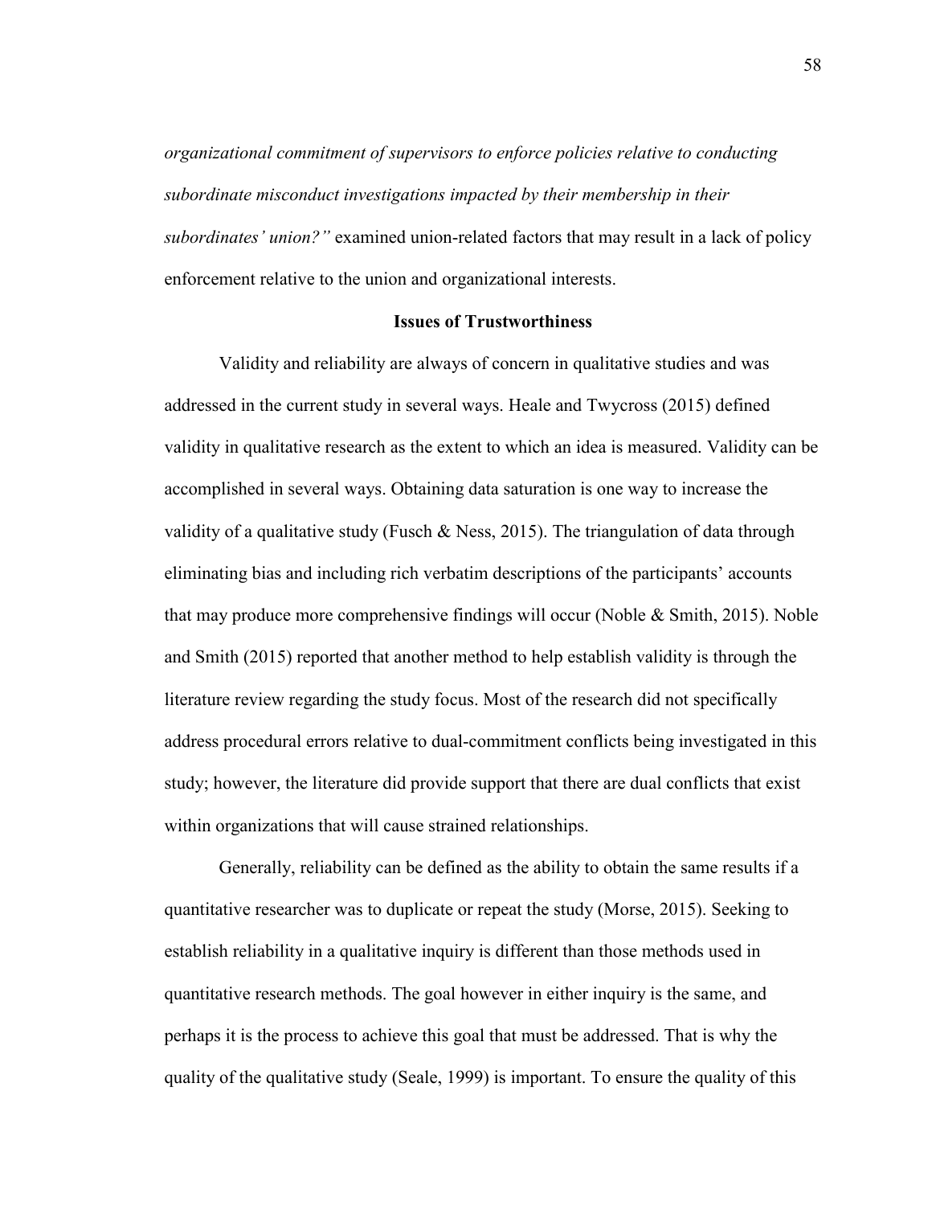*organizational commitment of supervisors to enforce policies relative to conducting subordinate misconduct investigations impacted by their membership in their subordinates' union?"* examined union-related factors that may result in a lack of policy enforcement relative to the union and organizational interests.

## Issues of Trustworthiness

Validity and reliability are always of concern in qualitative studies and was addressed in the current study in several ways. Heale and Twycross (2015) defined validity in qualitative research as the extent to which an idea is measured. Validity can be accomplished in several ways. Obtaining data saturation is one way to increase the validity of a qualitative study (Fusch & Ness, 2015). The triangulation of data through eliminating bias and including rich verbatim descriptions of the participants' accounts that may produce more comprehensive findings will occur (Noble & Smith, 2015). Noble and Smith (2015) reported that another method to help establish validity is through the literature review regarding the study focus. Most of the research did not specifically address procedural errors relative to dual-commitment conflicts being investigated in this study; however, the literature did provide support that there are dual conflicts that exist within organizations that will cause strained relationships.

Generally, reliability can be defined as the ability to obtain the same results if a quantitative researcher was to duplicate or repeat the study (Morse, 2015). Seeking to establish reliability in a qualitative inquiry is different than those methods used in quantitative research methods. The goal however in either inquiry is the same, and perhaps it is the process to achieve this goal that must be addressed. That is why the quality of the qualitative study (Seale, 1999) is important. To ensure the quality of this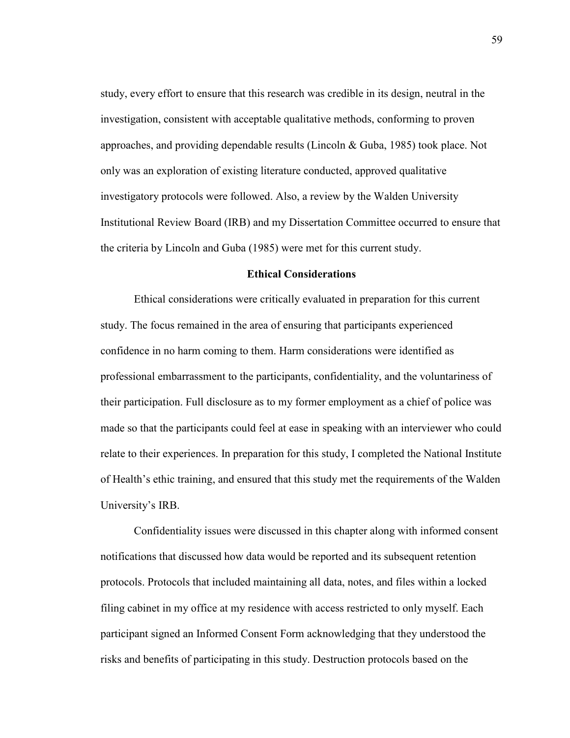study, every effort to ensure that this research was credible in its design, neutral in the investigation, consistent with acceptable qualitative methods, conforming to proven approaches, and providing dependable results (Lincoln & Guba, 1985) took place. Not only was an exploration of existing literature conducted, approved qualitative investigatory protocols were followed. Also, a review by the Walden University Institutional Review Board (IRB) and my Dissertation Committee occurred to ensure that the criteria by Lincoln and Guba (1985) were met for this current study.

## Ethical Considerations

Ethical considerations were critically evaluated in preparation for this current study. The focus remained in the area of ensuring that participants experienced confidence in no harm coming to them. Harm considerations were identified as professional embarrassment to the participants, confidentiality, and the voluntariness of their participation. Full disclosure as to my former employment as a chief of police was made so that the participants could feel at ease in speaking with an interviewer who could relate to their experiences. In preparation for this study, I completed the National Institute of Health's ethic training, and ensured that this study met the requirements of the Walden University's IRB.

Confidentiality issues were discussed in this chapter along with informed consent notifications that discussed how data would be reported and its subsequent retention protocols. Protocols that included maintaining all data, notes, and files within a locked filing cabinet in my office at my residence with access restricted to only myself. Each participant signed an Informed Consent Form acknowledging that they understood the risks and benefits of participating in this study. Destruction protocols based on the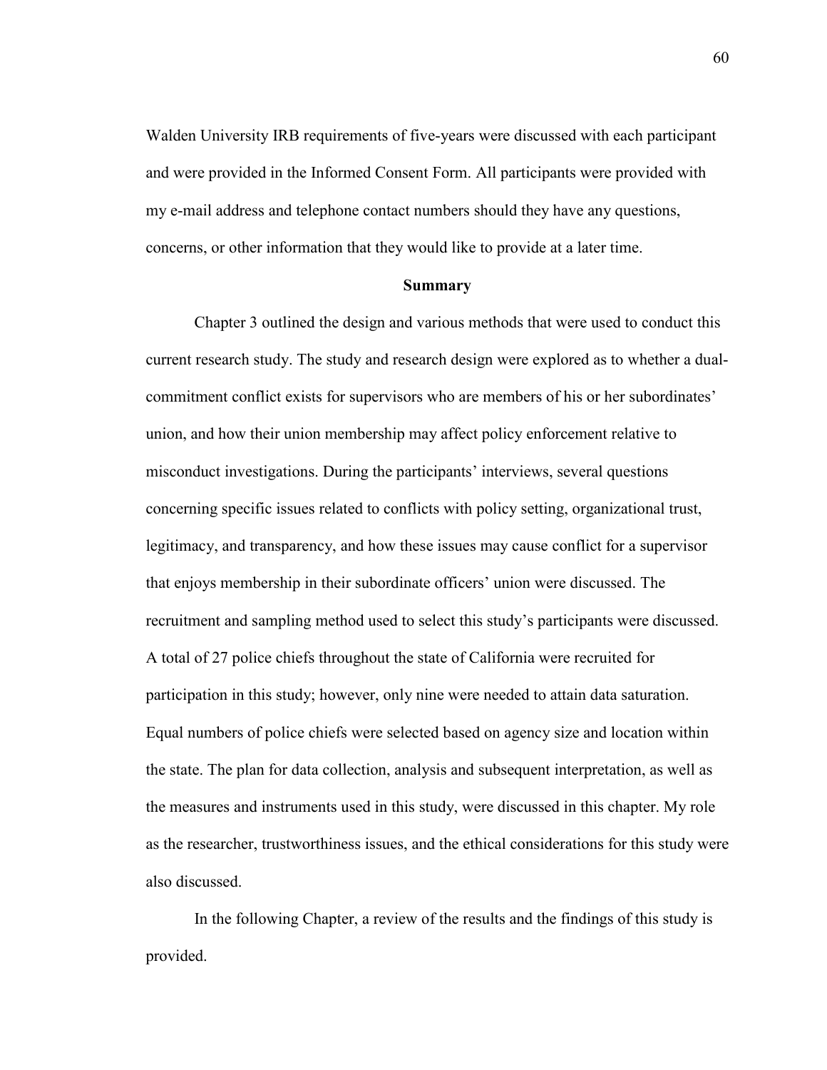Walden University IRB requirements of five-years were discussed with each participant and were provided in the Informed Consent Form. All participants were provided with my e-mail address and telephone contact numbers should they have any questions, concerns, or other information that they would like to provide at a later time.

## Summary

Chapter 3 outlined the design and various methods that were used to conduct this current research study. The study and research design were explored as to whether a dual-commitment conflict exists for supervisors who are members of his or her subordinates' union, and how their union membership may affect policy enforcement relative to misconduct investigations. During the participants' interviews, several questions concerning specific issues related to conflicts with policy setting, organizational trust, legitimacy, and transparency, and how these issues may cause conflict for a supervisor that enjoys membership in their subordinate officers' union were discussed. The recruitment and sampling method used to select this study's participants were discussed. A total of 27 police chiefs throughout the state of California were recruited for participation in this study; however, only nine were needed to attain data saturation. Equal numbers of police chiefs were selected based on agency size and location within the state. The plan for data collection, analysis and subsequent interpretation, as well as the measures and instruments used in this study, were discussed in this chapter. My role as the researcher, trustworthiness issues, and the ethical considerations for this study were also discussed.

In the following Chapter, a review of the results and the findings of this study is provided.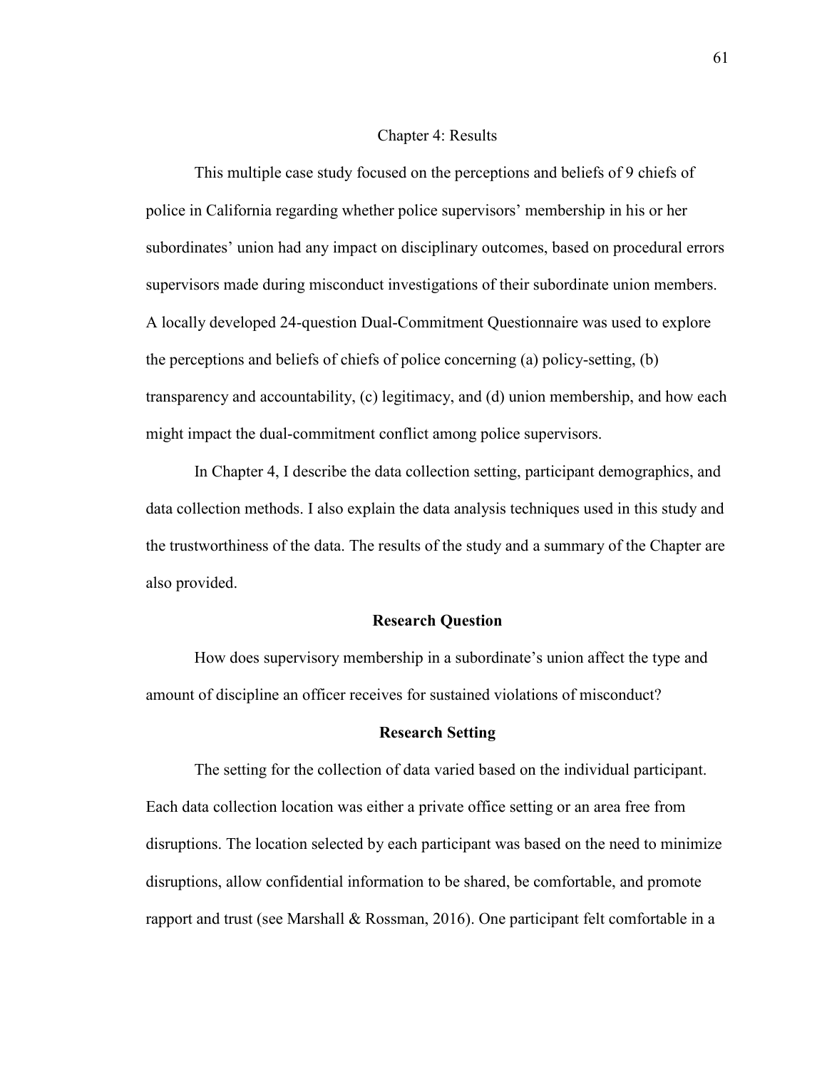# Chapter 4: Results

This multiple case study focused on the perceptions and beliefs of 9 chiefs of police in California regarding whether police supervisors' membership in his or her subordinates' union had any impact on disciplinary outcomes, based on procedural errors supervisors made during misconduct investigations of their subordinate union members. A locally developed 24-question Dual-Commitment Questionnaire was used to explore the perceptions and beliefs of chiefs of police concerning (a) policy-setting, (b) transparency and accountability, (c) legitimacy, and (d) union membership, and how each might impact the dual-commitment conflict among police supervisors.

In Chapter 4, I describe the data collection setting, participant demographics, and data collection methods. I also explain the data analysis techniques used in this study and the trustworthiness of the data. The results of the study and a summary of the Chapter are also provided.

## Research Question

How does supervisory membership in a subordinate's union affect the type and amount of discipline an officer receives for sustained violations of misconduct?

## Research Setting

The setting for the collection of data varied based on the individual participant. Each data collection location was either a private office setting or an area free from disruptions. The location selected by each participant was based on the need to minimize disruptions, allow confidential information to be shared, be comfortable, and promote rapport and trust (see Marshall & Rossman, 2016). One participant felt comfortable in a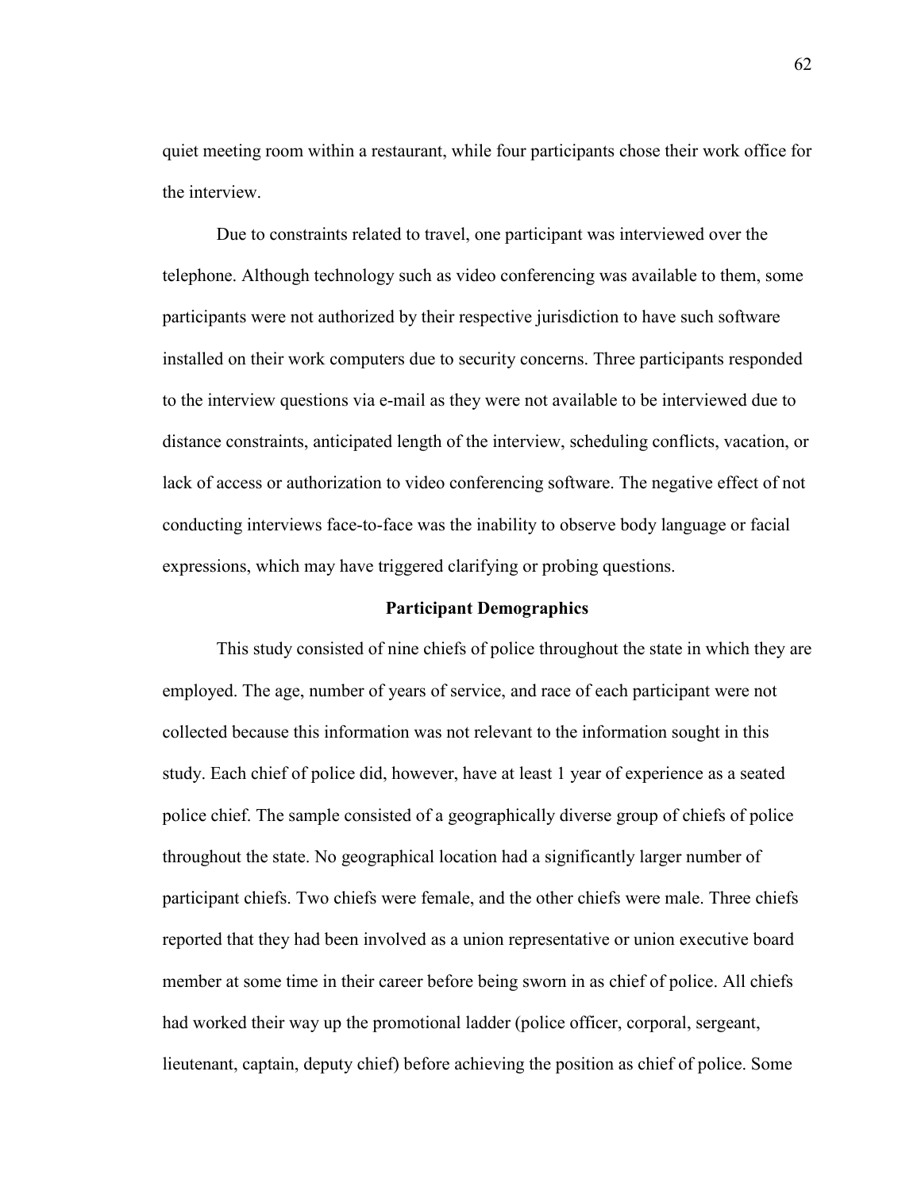quiet meeting room within a restaurant, while four participants chose their work office for the interview.

Due to constraints related to travel, one participant was interviewed over the telephone. Although technology such as video conferencing was available to them, some participants were not authorized by their respective jurisdiction to have such software installed on their work computers due to security concerns. Three participants responded to the interview questions via e-mail as they were not available to be interviewed due to distance constraints, anticipated length of the interview, scheduling conflicts, vacation, or lack of access or authorization to video conferencing software. The negative effect of not conducting interviews face-to-face was the inability to observe body language or facial expressions, which may have triggered clarifying or probing questions.

## Participant Demographics

This study consisted of nine chiefs of police throughout the state in which they are employed. The age, number of years of service, and race of each participant were not collected because this information was not relevant to the information sought in this study. Each chief of police did, however, have at least 1 year of experience as a seated police chief. The sample consisted of a geographically diverse group of chiefs of police throughout the state. No geographical location had a significantly larger number of participant chiefs. Two chiefs were female, and the other chiefs were male. Three chiefs reported that they had been involved as a union representative or union executive board member at some time in their career before being sworn in as chief of police. All chiefs had worked their way up the promotional ladder (police officer, corporal, sergeant, lieutenant, captain, deputy chief) before achieving the position as chief of police. Some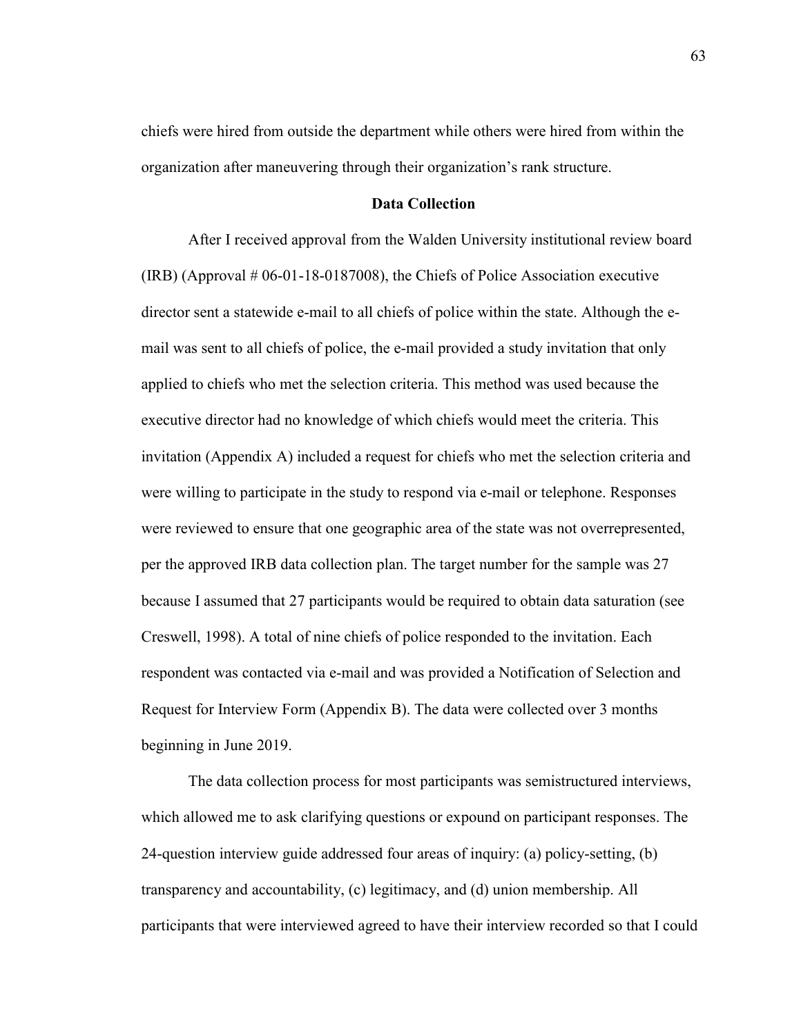chiefs were hired from outside the department while others were hired from within the organization after maneuvering through their organization's rank structure.

## Data Collection

After I received approval from the Walden University institutional review board (IRB) (Approval # 06-01-18-0187008), the Chiefs of Police Association executive director sent a statewide e-mail to all chiefs of police within the state. Although the e-mail was sent to all chiefs of police, the e-mail provided a study invitation that only applied to chiefs who met the selection criteria. This method was used because the executive director had no knowledge of which chiefs would meet the criteria. This invitation (Appendix A) included a request for chiefs who met the selection criteria and were willing to participate in the study to respond via e-mail or telephone. Responses were reviewed to ensure that one geographic area of the state was not overrepresented, per the approved IRB data collection plan. The target number for the sample was 27 because I assumed that 27 participants would be required to obtain data saturation (see Creswell, 1998). A total of nine chiefs of police responded to the invitation. Each respondent was contacted via e-mail and was provided a Notification of Selection and Request for Interview Form (Appendix B). The data were collected over 3 months beginning in June 2019.

The data collection process for most participants was semistructured interviews, which allowed me to ask clarifying questions or expound on participant responses. The 24-question interview guide addressed four areas of inquiry: (a) policy-setting, (b) transparency and accountability, (c) legitimacy, and (d) union membership. All participants that were interviewed agreed to have their interview recorded so that I could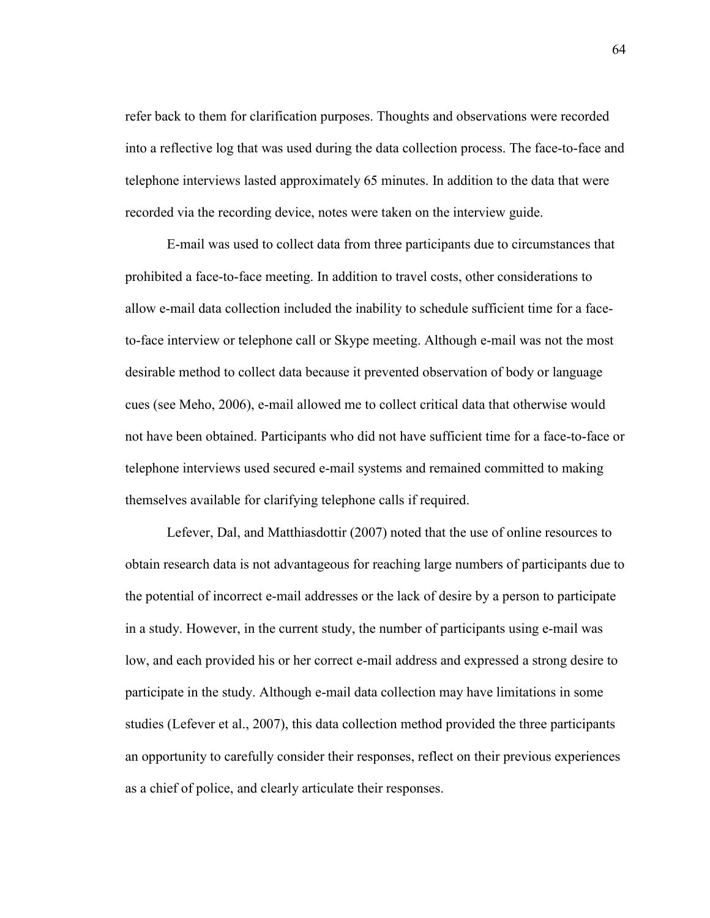refer back to them for clarification purposes. Thoughts and observations were recorded into a reflective log that was used during the data collection process. The face-to-face and telephone interviews lasted approximately 65 minutes. In addition to the data that were recorded via the recording device, notes were taken on the interview guide.

E-mail was used to collect data from three participants due to circumstances that prohibited a face-to-face meeting. In addition to travel costs, other considerations to allow e-mail data collection included the inability to schedule sufficient time for a face-to-face interview or telephone call or Skype meeting. Although e-mail was not the most desirable method to collect data because it prevented observation of body or language cues (see Meho, 2006), e-mail allowed me to collect critical data that otherwise would not have been obtained. Participants who did not have sufficient time for a face-to-face or telephone interviews used secured e-mail systems and remained committed to making themselves available for clarifying telephone calls if required.

Lefever, Dal, and Matthiasdottir (2007) noted that the use of online resources to obtain research data is not advantageous for reaching large numbers of participants due to the potential of incorrect e-mail addresses or the lack of desire by a person to participate in a study. However, in the current study, the number of participants using e-mail was low, and each provided his or her correct e-mail address and expressed a strong desire to participate in the study. Although e-mail data collection may have limitations in some studies (Lefever et al., 2007), this data collection method provided the three participants an opportunity to carefully consider their responses, reflect on their previous experiences as a chief of police, and clearly articulate their responses.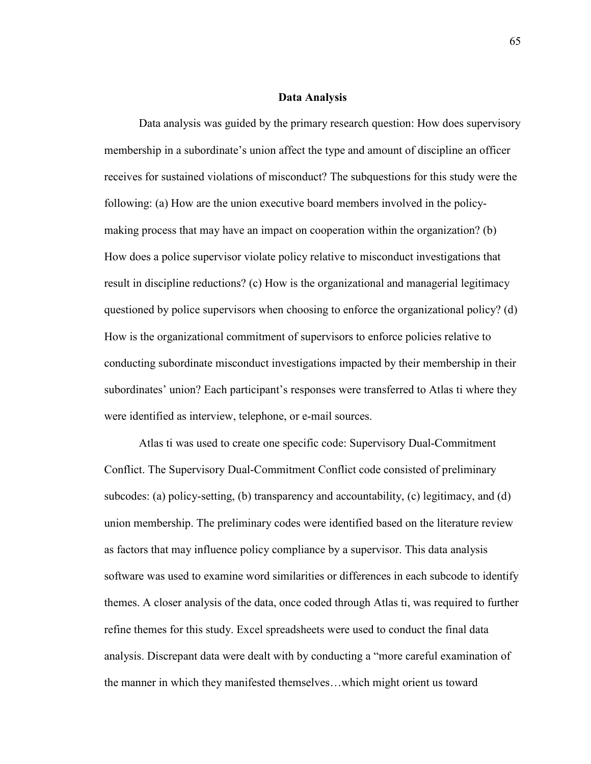## Data Analysis

Data analysis was guided by the primary research question: How does supervisory membership in a subordinate's union affect the type and amount of discipline an officer receives for sustained violations of misconduct? The subquestions for this study were the following: (a) How are the union executive board members involved in the policy-making process that may have an impact on cooperation within the organization? (b) How does a police supervisor violate policy relative to misconduct investigations that result in discipline reductions? (c) How is the organizational and managerial legitimacy questioned by police supervisors when choosing to enforce the organizational policy? (d) How is the organizational commitment of supervisors to enforce policies relative to conducting subordinate misconduct investigations impacted by their membership in their subordinates' union? Each participant's responses were transferred to Atlas ti where they were identified as interview, telephone, or e-mail sources.

Atlas ti was used to create one specific code: Supervisory Dual-Commitment Conflict. The Supervisory Dual-Commitment Conflict code consisted of preliminary subcodes: (a) policy-setting, (b) transparency and accountability, (c) legitimacy, and (d) union membership. The preliminary codes were identified based on the literature review as factors that may influence policy compliance by a supervisor. This data analysis software was used to examine word similarities or differences in each subcode to identify themes. A closer analysis of the data, once coded through Atlas ti, was required to further refine themes for this study. Excel spreadsheets were used to conduct the final data analysis. Discrepant data were dealt with by conducting a "more careful examination of the manner in which they manifested themselves…which might orient us toward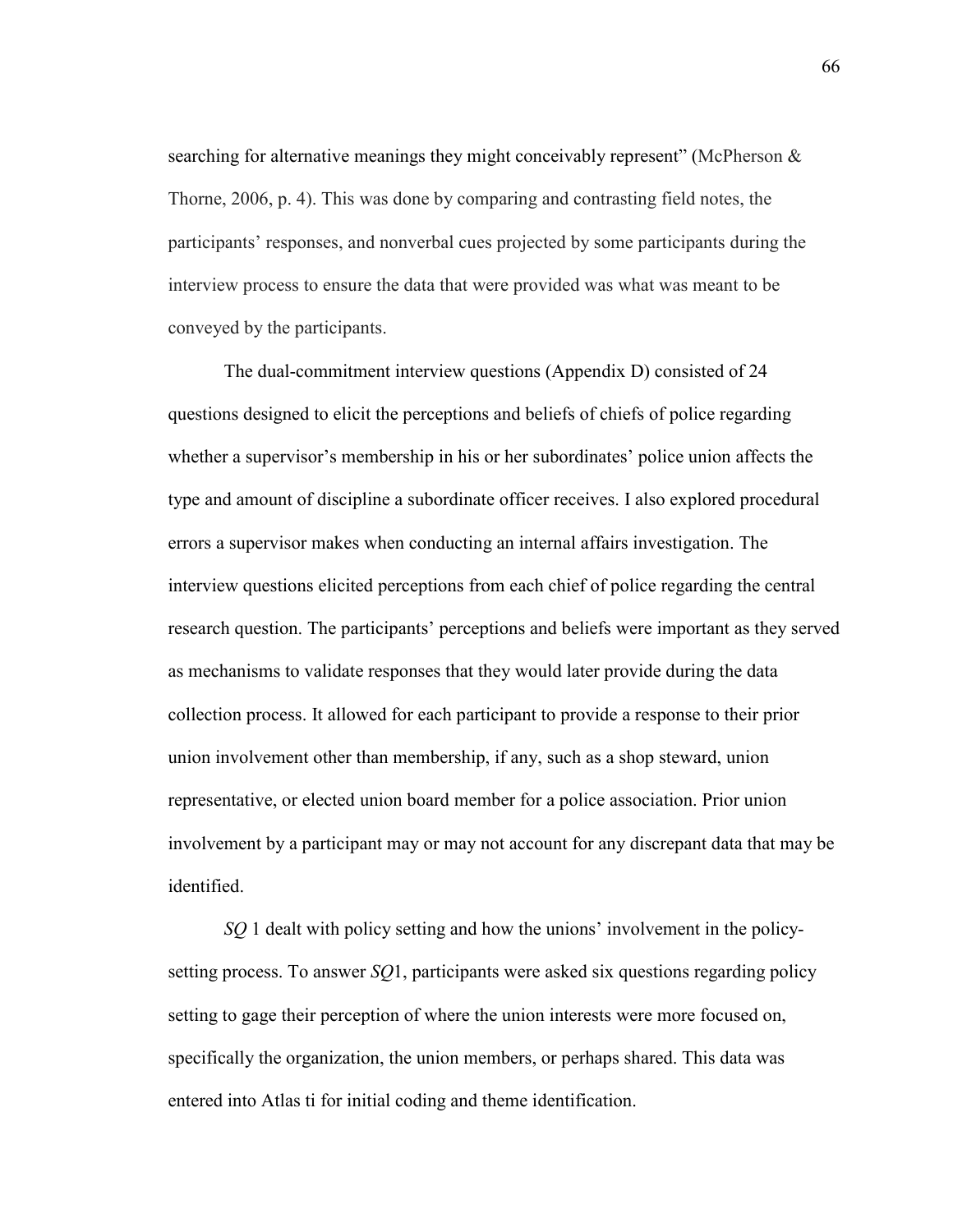searching for alternative meanings they might conceivably represent" (McPherson & Thorne, 2006, p. 4). This was done by comparing and contrasting field notes, the participants' responses, and nonverbal cues projected by some participants during the interview process to ensure the data that were provided was what was meant to be conveyed by the participants.

The dual-commitment interview questions (Appendix D) consisted of 24 questions designed to elicit the perceptions and beliefs of chiefs of police regarding whether a supervisor's membership in his or her subordinates' police union affects the type and amount of discipline a subordinate officer receives. I also explored procedural errors a supervisor makes when conducting an internal affairs investigation. The interview questions elicited perceptions from each chief of police regarding the central research question. The participants' perceptions and beliefs were important as they served as mechanisms to validate responses that they would later provide during the data collection process. It allowed for each participant to provide a response to their prior union involvement other than membership, if any, such as a shop steward, union representative, or elected union board member for a police association. Prior union involvement by a participant may or may not account for any discrepant data that may be identified.

*SQ* 1 dealt with policy setting and how the unions' involvement in the policy-setting process. To answer *SQ*1, participants were asked six questions regarding policy setting to gage their perception of where the union interests were more focused on, specifically the organization, the union members, or perhaps shared. This data was entered into Atlas ti for initial coding and theme identification.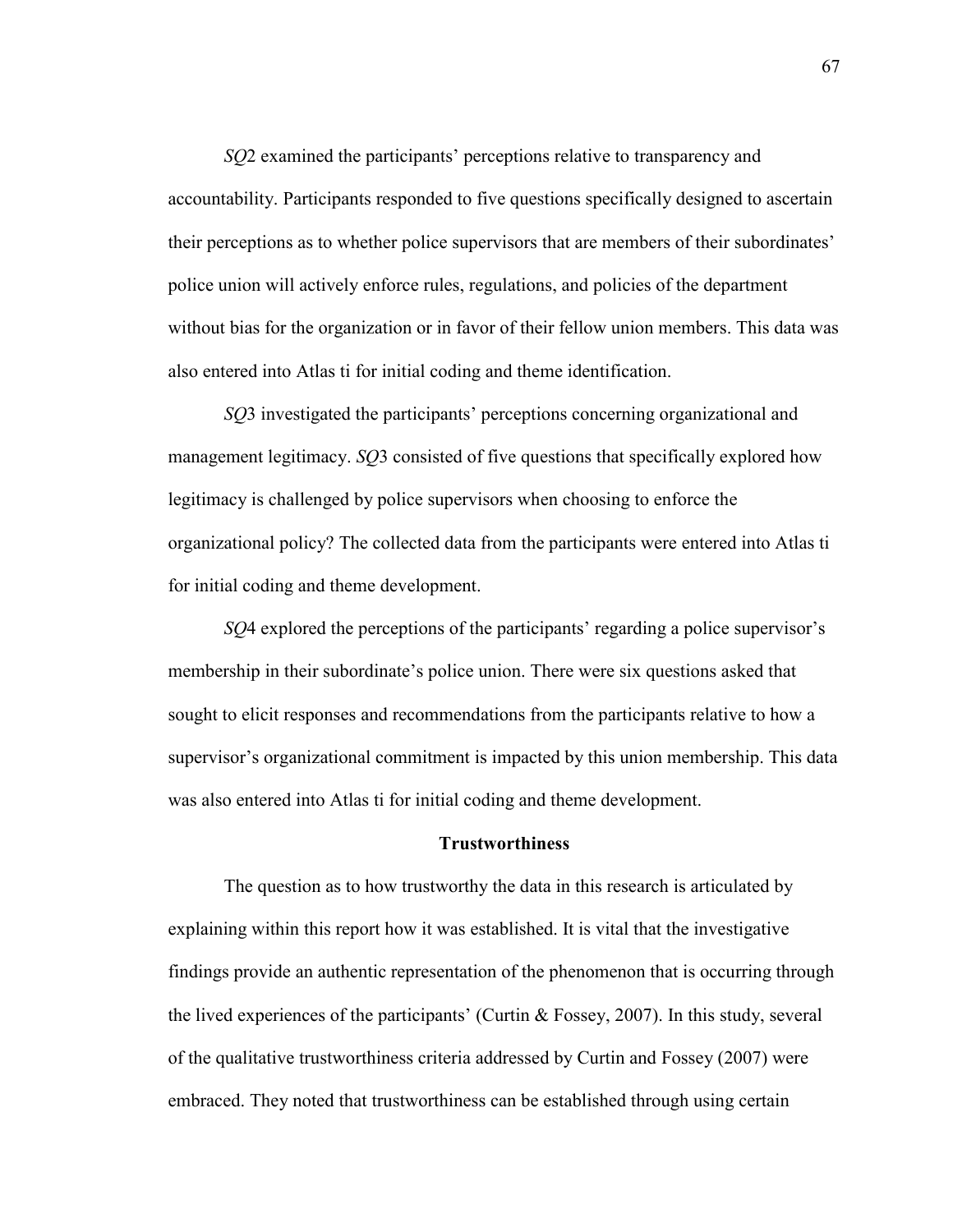*SQ*2 examined the participants' perceptions relative to transparency and accountability. Participants responded to five questions specifically designed to ascertain their perceptions as to whether police supervisors that are members of their subordinates' police union will actively enforce rules, regulations, and policies of the department without bias for the organization or in favor of their fellow union members. This data was also entered into Atlas ti for initial coding and theme identification.

*SQ*3 investigated the participants' perceptions concerning organizational and management legitimacy. *SQ*3 consisted of five questions that specifically explored how legitimacy is challenged by police supervisors when choosing to enforce the organizational policy? The collected data from the participants were entered into Atlas ti for initial coding and theme development.

*SQ*4 explored the perceptions of the participants' regarding a police supervisor's membership in their subordinate's police union. There were six questions asked that sought to elicit responses and recommendations from the participants relative to how a supervisor's organizational commitment is impacted by this union membership. This data was also entered into Atlas ti for initial coding and theme development.

## Trustworthiness

The question as to how trustworthy the data in this research is articulated by explaining within this report how it was established. It is vital that the investigative findings provide an authentic representation of the phenomenon that is occurring through the lived experiences of the participants' (Curtin & Fossey, 2007). In this study, several of the qualitative trustworthiness criteria addressed by Curtin and Fossey (2007) were embraced. They noted that trustworthiness can be established through using certain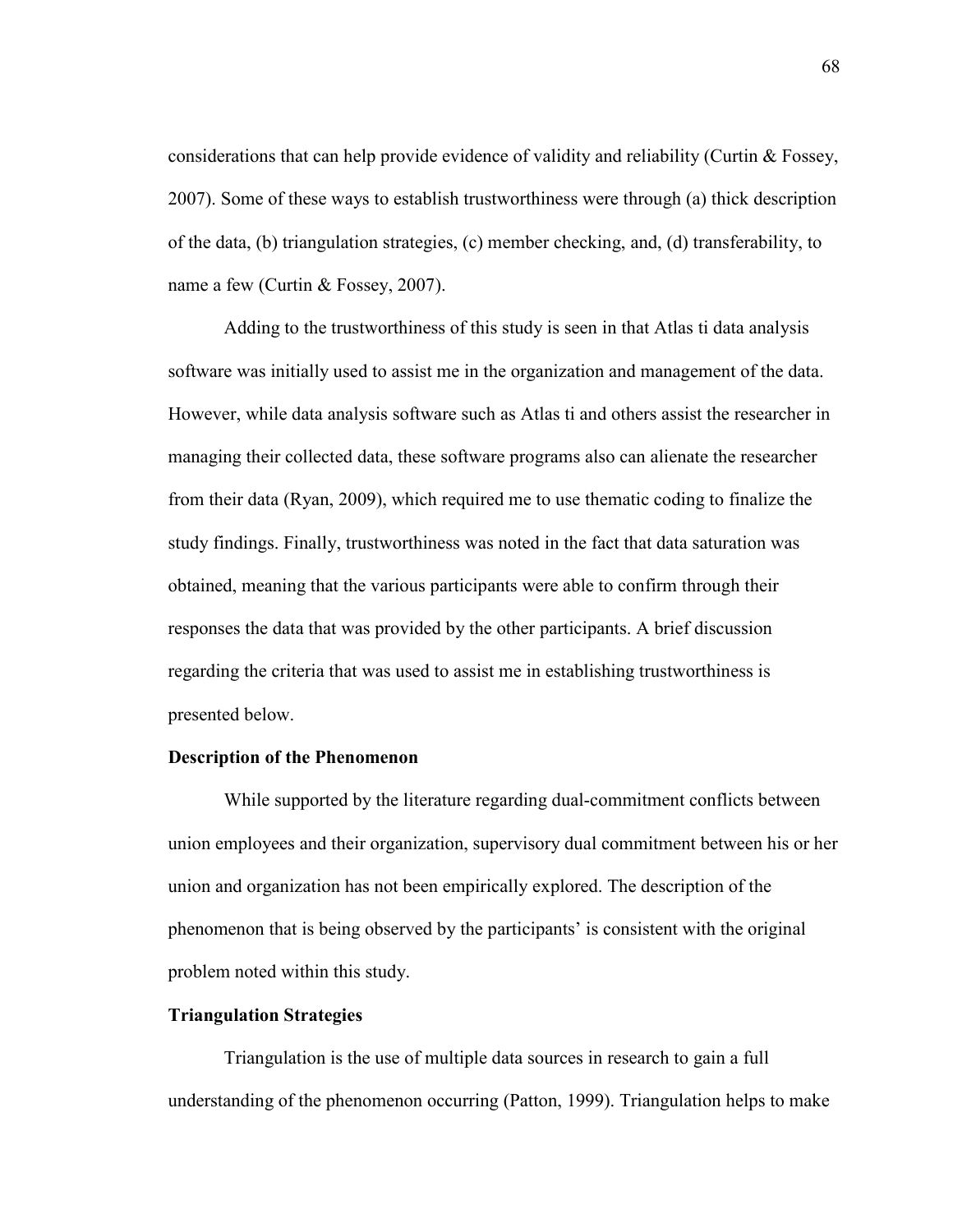considerations that can help provide evidence of validity and reliability (Curtin & Fossey, 2007). Some of these ways to establish trustworthiness were through (a) thick description of the data, (b) triangulation strategies, (c) member checking, and, (d) transferability, to name a few (Curtin & Fossey, 2007).

Adding to the trustworthiness of this study is seen in that Atlas ti data analysis software was initially used to assist me in the organization and management of the data. However, while data analysis software such as Atlas ti and others assist the researcher in managing their collected data, these software programs also can alienate the researcher from their data (Ryan, 2009), which required me to use thematic coding to finalize the study findings. Finally, trustworthiness was noted in the fact that data saturation was obtained, meaning that the various participants were able to confirm through their responses the data that was provided by the other participants. A brief discussion regarding the criteria that was used to assist me in establishing trustworthiness is presented below.

### Description of the Phenomenon

While supported by the literature regarding dual-commitment conflicts between union employees and their organization, supervisory dual commitment between his or her union and organization has not been empirically explored. The description of the phenomenon that is being observed by the participants' is consistent with the original problem noted within this study.

### Triangulation Strategies

Triangulation is the use of multiple data sources in research to gain a full understanding of the phenomenon occurring (Patton, 1999). Triangulation helps to make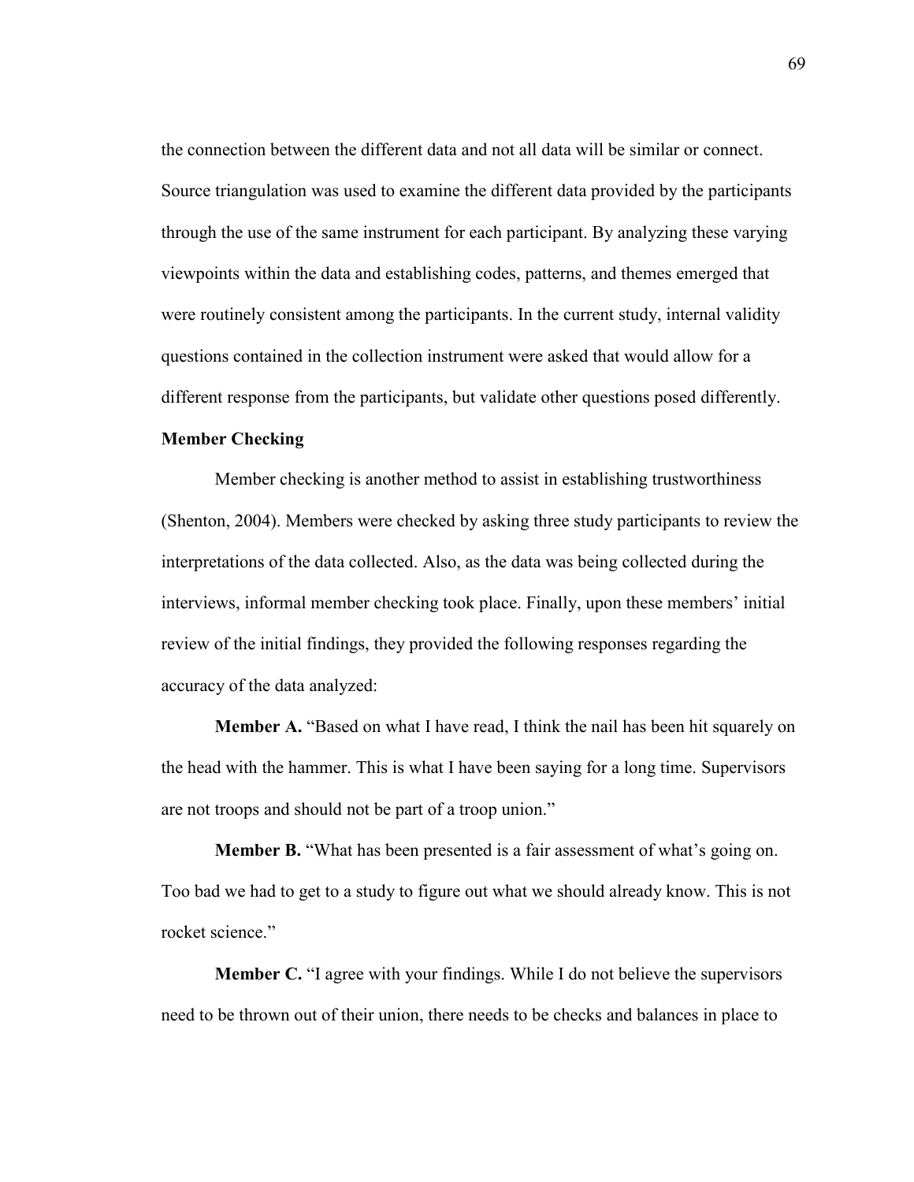the connection between the different data and not all data will be similar or connect. Source triangulation was used to examine the different data provided by the participants through the use of the same instrument for each participant. By analyzing these varying viewpoints within the data and establishing codes, patterns, and themes emerged that were routinely consistent among the participants. In the current study, internal validity questions contained in the collection instrument were asked that would allow for a different response from the participants, but validate other questions posed differently.

### Member Checking

Member checking is another method to assist in establishing trustworthiness (Shenton, 2004). Members were checked by asking three study participants to review the interpretations of the data collected. Also, as the data was being collected during the interviews, informal member checking took place. Finally, upon these members' initial review of the initial findings, they provided the following responses regarding the accuracy of the data analyzed:

**Member A.** "Based on what I have read, I think the nail has been hit squarely on the head with the hammer. This is what I have been saying for a long time. Supervisors are not troops and should not be part of a troop union."

**Member B.** "What has been presented is a fair assessment of what's going on. Too bad we had to get to a study to figure out what we should already know. This is not rocket science."

**Member C.** "I agree with your findings. While I do not believe the supervisors need to be thrown out of their union, there needs to be checks and balances in place to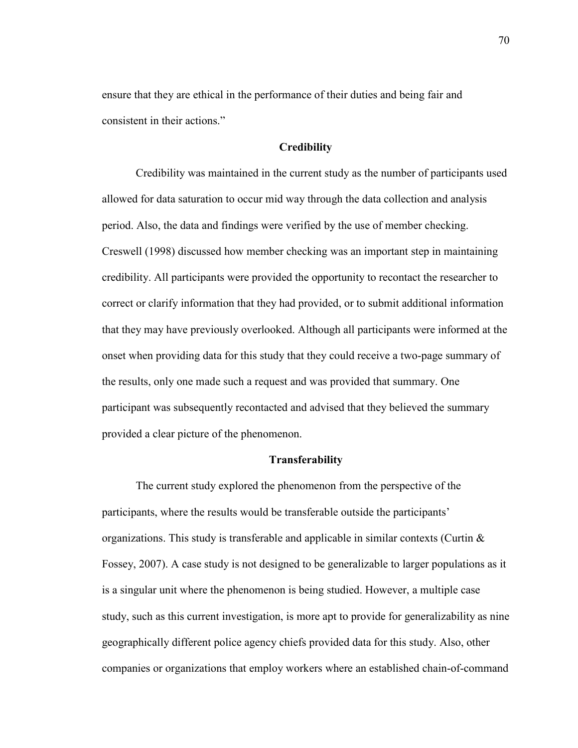ensure that they are ethical in the performance of their duties and being fair and consistent in their actions."

## Credibility

Credibility was maintained in the current study as the number of participants used allowed for data saturation to occur mid way through the data collection and analysis period. Also, the data and findings were verified by the use of member checking. Creswell (1998) discussed how member checking was an important step in maintaining credibility. All participants were provided the opportunity to recontact the researcher to correct or clarify information that they had provided, or to submit additional information that they may have previously overlooked. Although all participants were informed at the onset when providing data for this study that they could receive a two-page summary of the results, only one made such a request and was provided that summary. One participant was subsequently recontacted and advised that they believed the summary provided a clear picture of the phenomenon.

## Transferability

The current study explored the phenomenon from the perspective of the participants, where the results would be transferable outside the participants' organizations. This study is transferable and applicable in similar contexts (Curtin & Fossey, 2007). A case study is not designed to be generalizable to larger populations as it is a singular unit where the phenomenon is being studied. However, a multiple case study, such as this current investigation, is more apt to provide for generalizability as nine geographically different police agency chiefs provided data for this study. Also, other companies or organizations that employ workers where an established chain-of-command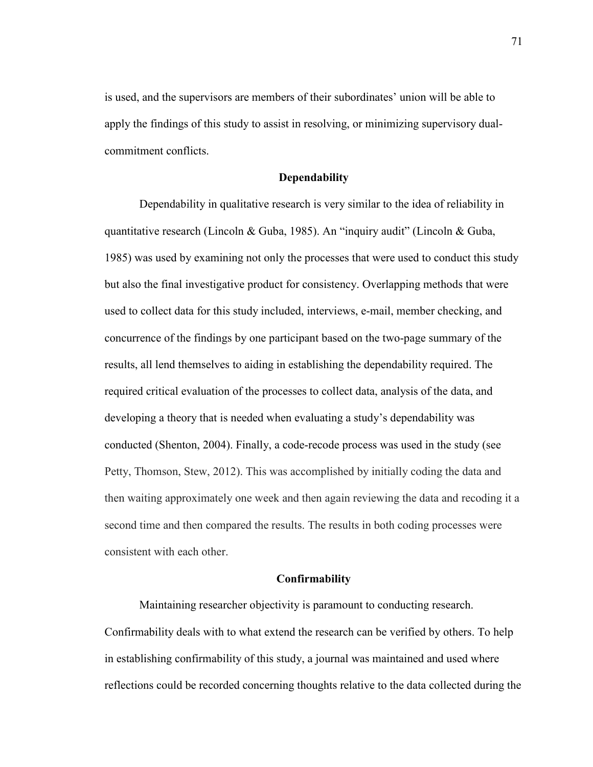is used, and the supervisors are members of their subordinates' union will be able to apply the findings of this study to assist in resolving, or minimizing supervisory dual-commitment conflicts.

## Dependability

Dependability in qualitative research is very similar to the idea of reliability in quantitative research (Lincoln & Guba, 1985). An "inquiry audit" (Lincoln & Guba, 1985) was used by examining not only the processes that were used to conduct this study but also the final investigative product for consistency. Overlapping methods that were used to collect data for this study included, interviews, e-mail, member checking, and concurrence of the findings by one participant based on the two-page summary of the results, all lend themselves to aiding in establishing the dependability required. The required critical evaluation of the processes to collect data, analysis of the data, and developing a theory that is needed when evaluating a study's dependability was conducted (Shenton, 2004). Finally, a code-recode process was used in the study (see Petty, Thomson, Stew, 2012). This was accomplished by initially coding the data and then waiting approximately one week and then again reviewing the data and recoding it a second time and then compared the results. The results in both coding processes were consistent with each other.

## Confirmability

Maintaining researcher objectivity is paramount to conducting research. Confirmability deals with to what extend the research can be verified by others. To help in establishing confirmability of this study, a journal was maintained and used where reflections could be recorded concerning thoughts relative to the data collected during the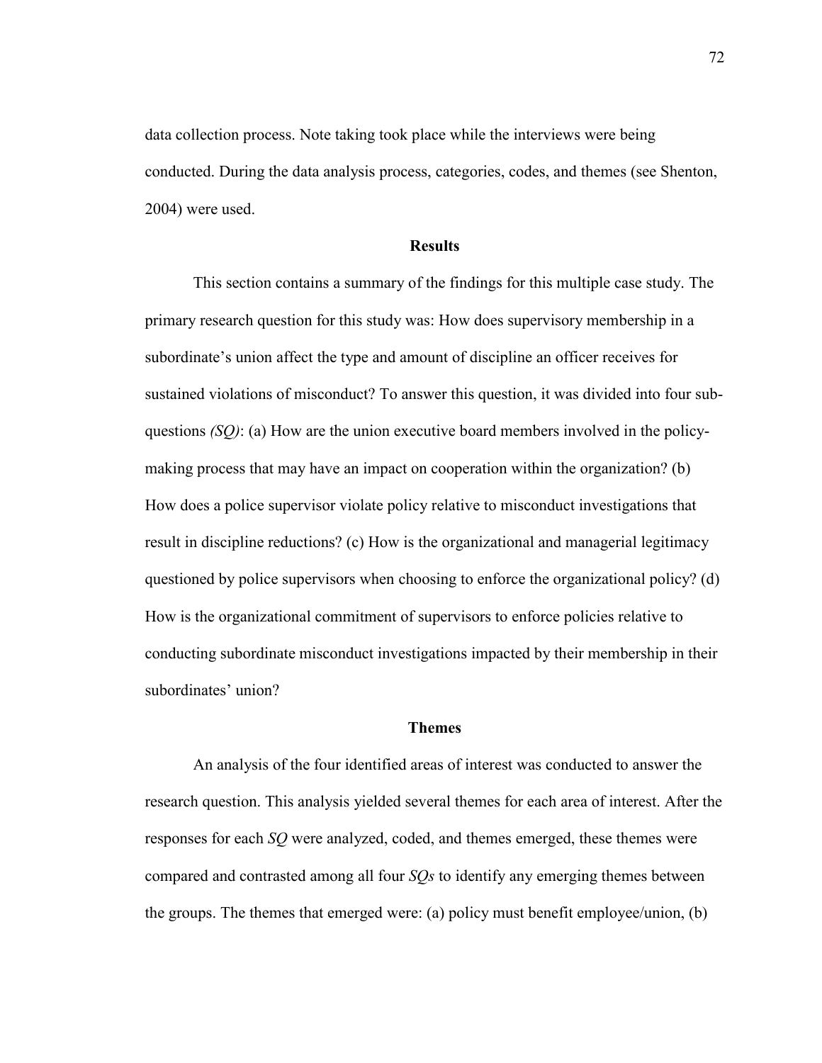data collection process. Note taking took place while the interviews were being conducted. During the data analysis process, categories, codes, and themes (see Shenton, 2004) were used.

## Results

This section contains a summary of the findings for this multiple case study. The primary research question for this study was: How does supervisory membership in a subordinate's union affect the type and amount of discipline an officer receives for sustained violations of misconduct? To answer this question, it was divided into four sub-questions *(SQ)*: (a) How are the union executive board members involved in the policy-making process that may have an impact on cooperation within the organization? (b) How does a police supervisor violate policy relative to misconduct investigations that result in discipline reductions? (c) How is the organizational and managerial legitimacy questioned by police supervisors when choosing to enforce the organizational policy? (d) How is the organizational commitment of supervisors to enforce policies relative to conducting subordinate misconduct investigations impacted by their membership in their subordinates' union?

## Themes

An analysis of the four identified areas of interest was conducted to answer the research question. This analysis yielded several themes for each area of interest. After the responses for each *SQ* were analyzed, coded, and themes emerged, these themes were compared and contrasted among all four *SQs* to identify any emerging themes between the groups. The themes that emerged were: (a) policy must benefit employee/union, (b)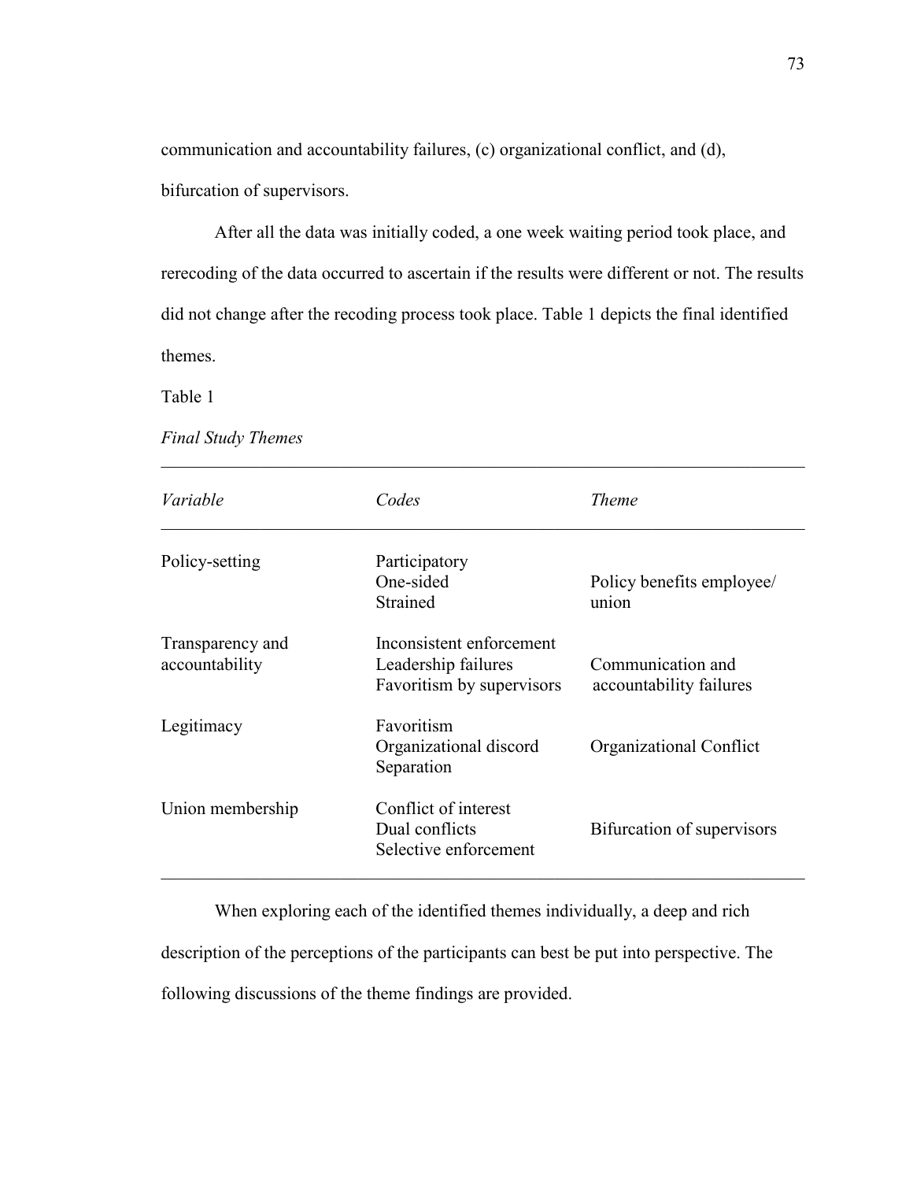communication and accountability failures, (c) organizational conflict, and (d), bifurcation of supervisors.

After all the data was initially coded, a one week waiting period took place, and rerecoding of the data occurred to ascertain if the results were different or not. The results did not change after the recoding process took place. Table 1 depicts the final identified themes.

Table 1

*Final Study Themes*

| *Variable* | *Codes* | *Theme* |
|---|---|---|
| Policy-setting | Participatory<br>One-sided<br>Strained | Policy benefits employee/ union |
| Transparency and accountability | Inconsistent enforcement<br>Leadership failures<br>Favoritism by supervisors | Communication and accountability failures |
| Legitimacy | Favoritism<br>Organizational discord<br>Separation | Organizational Conflict |
| Union membership | Conflict of interest<br>Dual conflicts<br>Selective enforcement | Bifurcation of supervisors |

When exploring each of the identified themes individually, a deep and rich description of the perceptions of the participants can best be put into perspective. The following discussions of the theme findings are provided.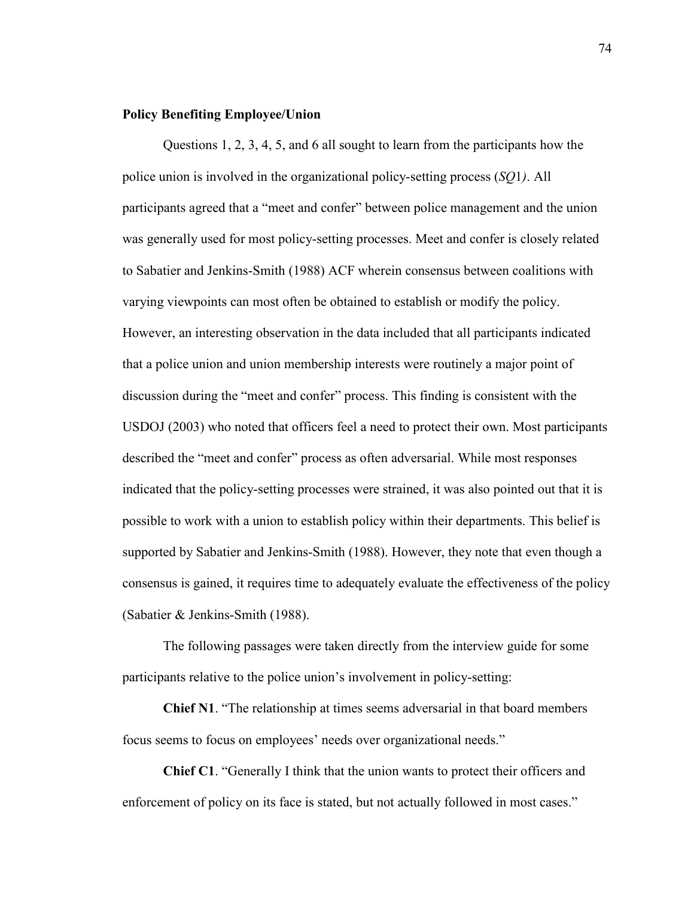**Policy Benefiting Employee/Union**

Questions 1, 2, 3, 4, 5, and 6 all sought to learn from the participants how the police union is involved in the organizational policy-setting process (*SQ*1*)*. All participants agreed that a "meet and confer" between police management and the union was generally used for most policy-setting processes. Meet and confer is closely related to Sabatier and Jenkins-Smith (1988) ACF wherein consensus between coalitions with varying viewpoints can most often be obtained to establish or modify the policy. However, an interesting observation in the data included that all participants indicated that a police union and union membership interests were routinely a major point of discussion during the "meet and confer" process. This finding is consistent with the USDOJ (2003) who noted that officers feel a need to protect their own. Most participants described the "meet and confer" process as often adversarial. While most responses indicated that the policy-setting processes were strained, it was also pointed out that it is possible to work with a union to establish policy within their departments. This belief is supported by Sabatier and Jenkins-Smith (1988). However, they note that even though a consensus is gained, it requires time to adequately evaluate the effectiveness of the policy (Sabatier & Jenkins-Smith (1988).

The following passages were taken directly from the interview guide for some participants relative to the police union's involvement in policy-setting:

**Chief N1**. "The relationship at times seems adversarial in that board members focus seems to focus on employees' needs over organizational needs."

**Chief C1**. "Generally I think that the union wants to protect their officers and enforcement of policy on its face is stated, but not actually followed in most cases."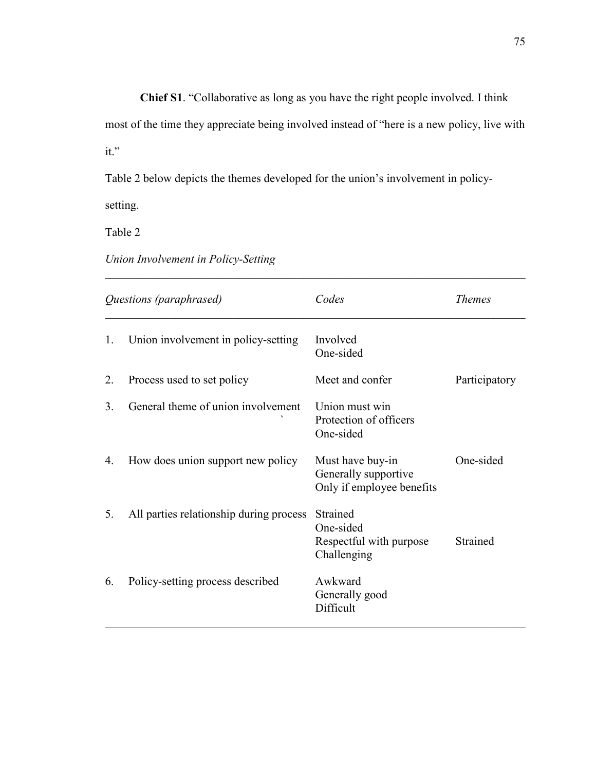**Chief S1**. "Collaborative as long as you have the right people involved. I think most of the time they appreciate being involved instead of "here is a new policy, live with it."

Table 2 below depicts the themes developed for the union's involvement in policy-setting.

Table 2

*Union Involvement in Policy-Setting*

| *Questions (paraphrased)* | *Codes* | *Themes* |
|---|---|---|
| 1. Union involvement in policy-setting | Involved<br>One-sided | |
| 2. Process used to set policy | Meet and confer | Participatory |
| 3. General theme of union involvement | Union must win<br>Protection of officers<br>One-sided | |
| 4. How does union support new policy | Must have buy-in<br>Generally supportive<br>Only if employee benefits | One-sided |
| 5. All parties relationship during process | Strained<br>One-sided<br>Respectful with purpose<br>Challenging | Strained |
| 6. Policy-setting process described | Awkward<br>Generally good<br>Difficult | |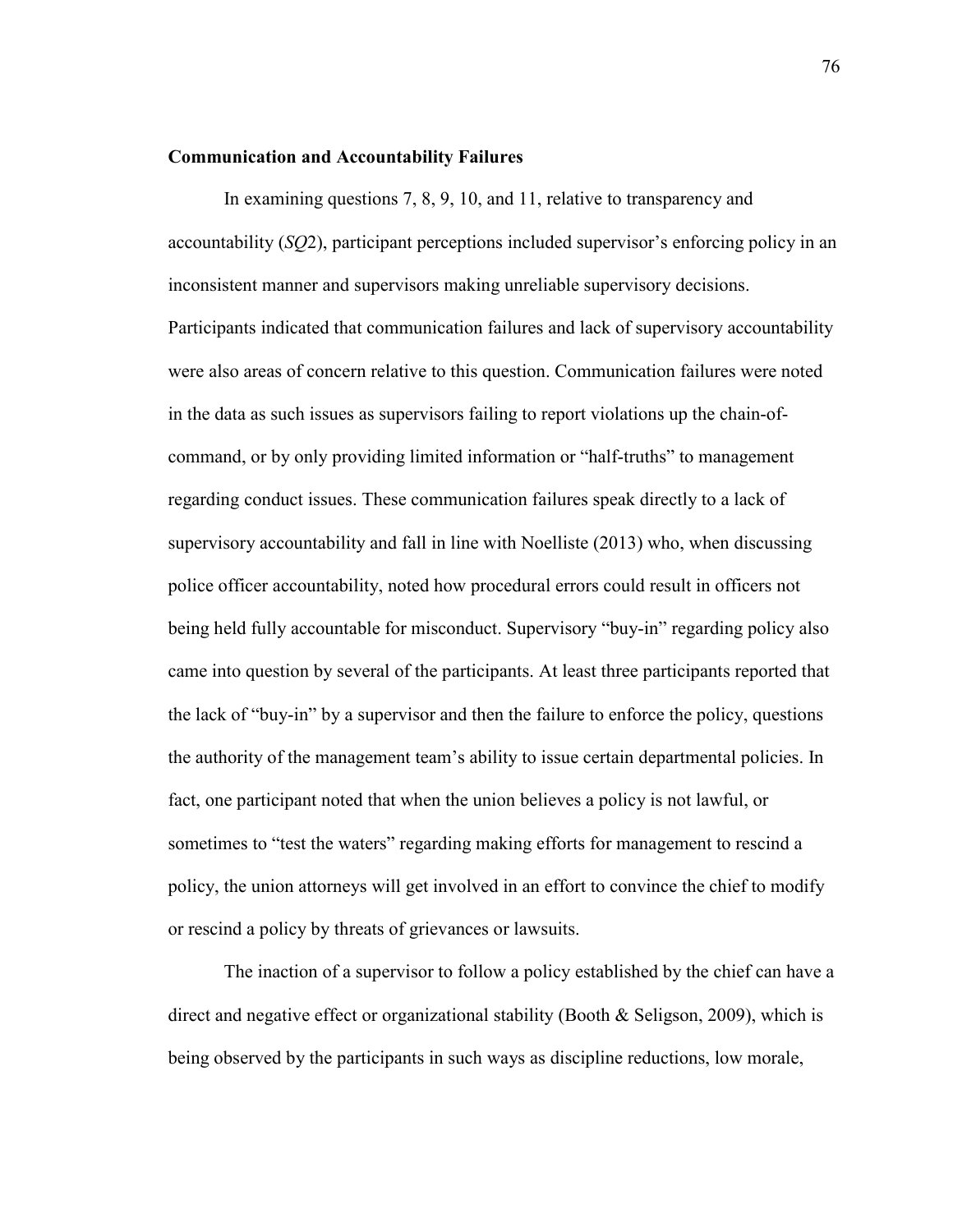**Communication and Accountability Failures**

In examining questions 7, 8, 9, 10, and 11, relative to transparency and accountability (*SQ*2), participant perceptions included supervisor's enforcing policy in an inconsistent manner and supervisors making unreliable supervisory decisions. Participants indicated that communication failures and lack of supervisory accountability were also areas of concern relative to this question. Communication failures were noted in the data as such issues as supervisors failing to report violations up the chain-of-command, or by only providing limited information or "half-truths" to management regarding conduct issues. These communication failures speak directly to a lack of supervisory accountability and fall in line with Noelliste (2013) who, when discussing police officer accountability, noted how procedural errors could result in officers not being held fully accountable for misconduct. Supervisory "buy-in" regarding policy also came into question by several of the participants. At least three participants reported that the lack of "buy-in" by a supervisor and then the failure to enforce the policy, questions the authority of the management team's ability to issue certain departmental policies. In fact, one participant noted that when the union believes a policy is not lawful, or sometimes to "test the waters" regarding making efforts for management to rescind a policy, the union attorneys will get involved in an effort to convince the chief to modify or rescind a policy by threats of grievances or lawsuits.

The inaction of a supervisor to follow a policy established by the chief can have a direct and negative effect or organizational stability (Booth & Seligson, 2009), which is being observed by the participants in such ways as discipline reductions, low morale,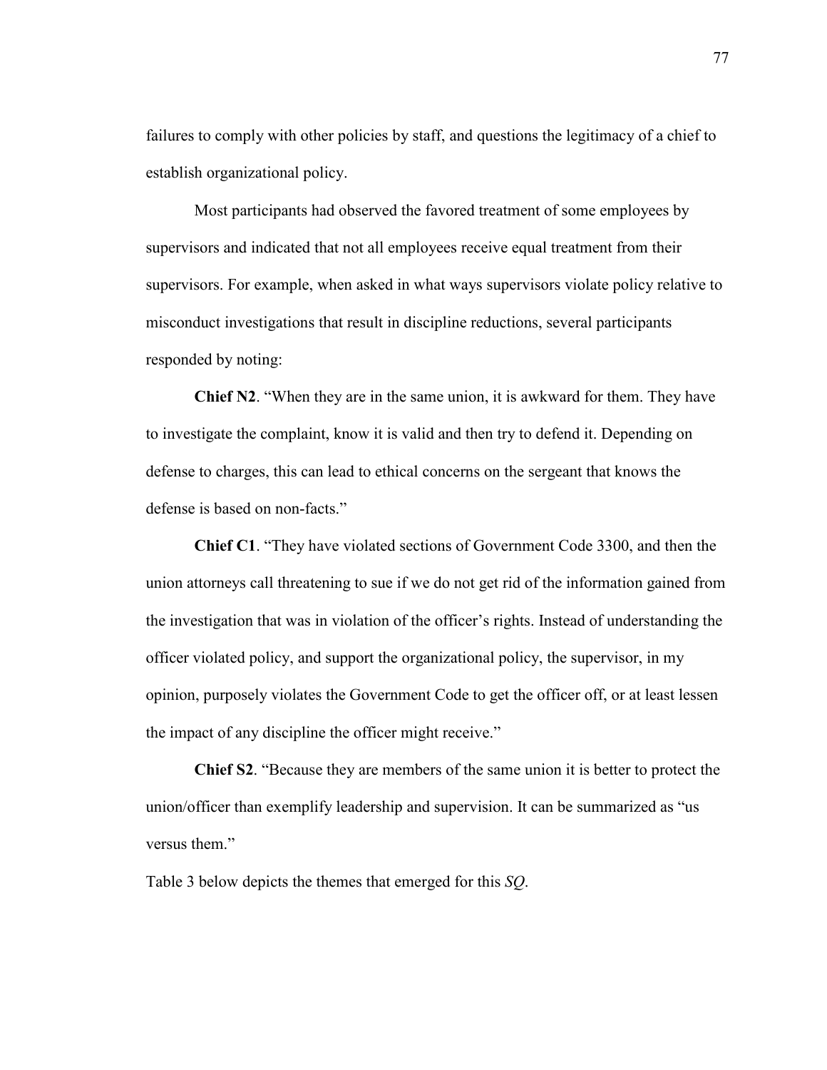failures to comply with other policies by staff, and questions the legitimacy of a chief to establish organizational policy.

Most participants had observed the favored treatment of some employees by supervisors and indicated that not all employees receive equal treatment from their supervisors. For example, when asked in what ways supervisors violate policy relative to misconduct investigations that result in discipline reductions, several participants responded by noting:

**Chief N2**. "When they are in the same union, it is awkward for them. They have to investigate the complaint, know it is valid and then try to defend it. Depending on defense to charges, this can lead to ethical concerns on the sergeant that knows the defense is based on non-facts."

**Chief C1**. "They have violated sections of Government Code 3300, and then the union attorneys call threatening to sue if we do not get rid of the information gained from the investigation that was in violation of the officer's rights. Instead of understanding the officer violated policy, and support the organizational policy, the supervisor, in my opinion, purposely violates the Government Code to get the officer off, or at least lessen the impact of any discipline the officer might receive."

**Chief S2**. "Because they are members of the same union it is better to protect the union/officer than exemplify leadership and supervision. It can be summarized as "us versus them."

Table 3 below depicts the themes that emerged for this *SQ*.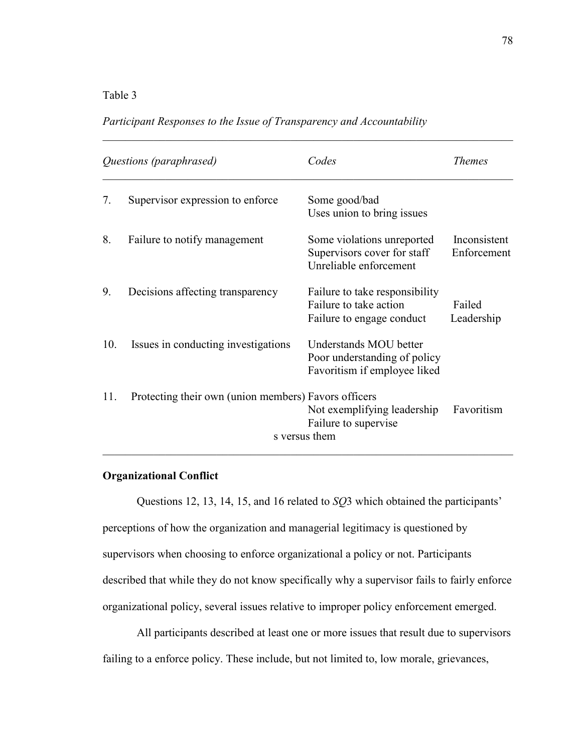Table 3

*Participant Responses to the Issue of Transparency and Accountability*

| | *Questions (paraphrased)* | *Codes* | *Themes* |
|---|---|---|---|
| 7. | Supervisor expression to enforce | Some good/bad<br>Uses union to bring issues | |
| 8. | Failure to notify management | Some violations unreported<br>Supervisors cover for staff<br>Unreliable enforcement | Inconsistent Enforcement |
| 9. | Decisions affecting transparency | Failure to take responsibility<br>Failure to take action<br>Failure to engage conduct | Failed Leadership |
| 10. | Issues in conducting investigations | Understands MOU better<br>Poor understanding of policy<br>Favoritism if employee liked | |
| 11. | Protecting their own (union members) | Favors officers<br>Not exemplifying leadership<br>Failure to supervise<br>s versus them | Favoritism |

**Organizational Conflict**

Questions 12, 13, 14, 15, and 16 related to *SQ*3 which obtained the participants' perceptions of how the organization and managerial legitimacy is questioned by supervisors when choosing to enforce organizational a policy or not. Participants described that while they do not know specifically why a supervisor fails to fairly enforce organizational policy, several issues relative to improper policy enforcement emerged.

All participants described at least one or more issues that result due to supervisors failing to a enforce policy. These include, but not limited to, low morale, grievances,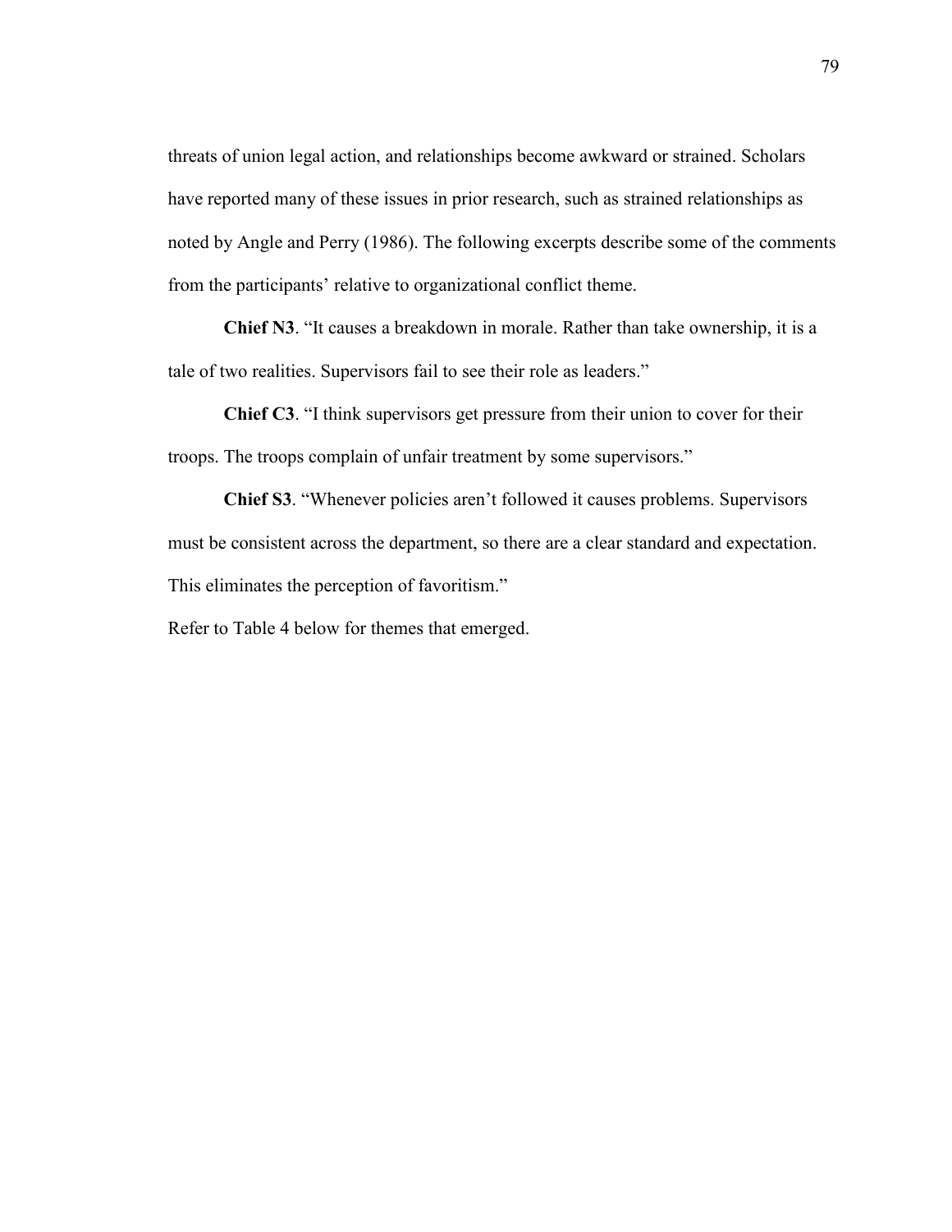threats of union legal action, and relationships become awkward or strained. Scholars have reported many of these issues in prior research, such as strained relationships as noted by Angle and Perry (1986). The following excerpts describe some of the comments from the participants' relative to organizational conflict theme.

**Chief N3**. "It causes a breakdown in morale. Rather than take ownership, it is a tale of two realities. Supervisors fail to see their role as leaders."

**Chief C3**. "I think supervisors get pressure from their union to cover for their troops. The troops complain of unfair treatment by some supervisors."

**Chief S3**. "Whenever policies aren't followed it causes problems. Supervisors must be consistent across the department, so there are a clear standard and expectation. This eliminates the perception of favoritism."

Refer to Table 4 below for themes that emerged.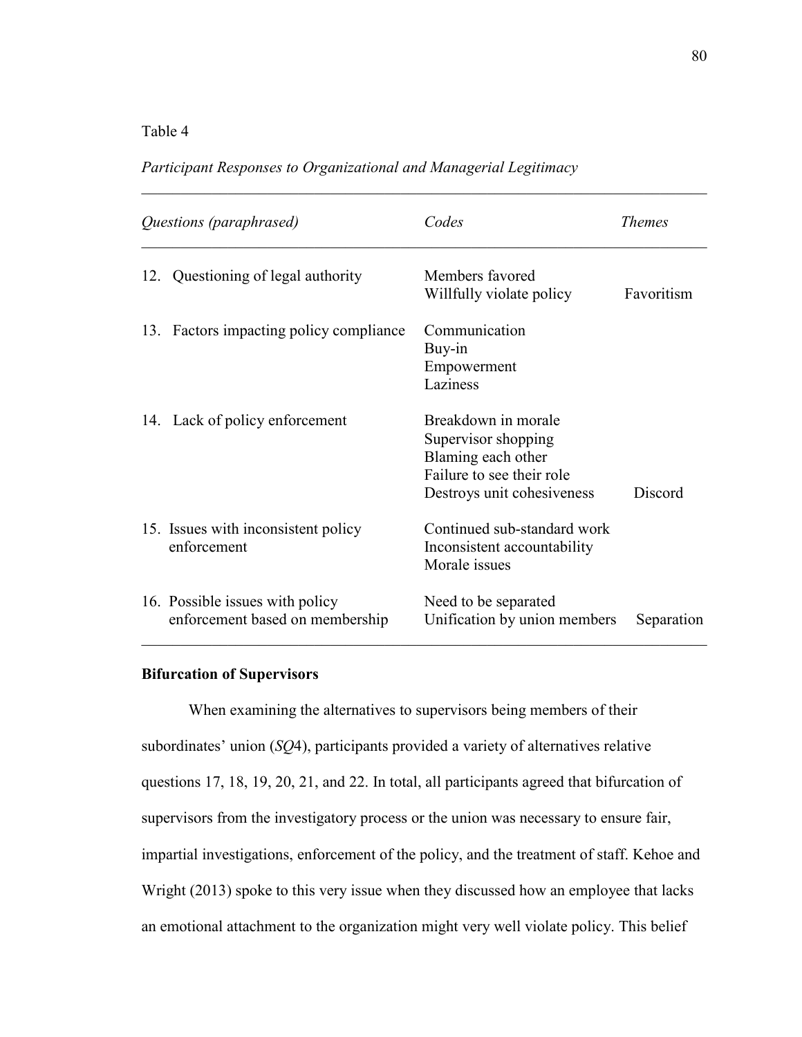Table 4

*Participant Responses to Organizational and Managerial Legitimacy*

| *Questions (paraphrased)* | *Codes* | *Themes* |
|---|---|---|
| 12. Questioning of legal authority | Members favored<br>Willfully violate policy | Favoritism |
| 13. Factors impacting policy compliance | Communication<br>Buy-in<br>Empowerment<br>Laziness | |
| 14. Lack of policy enforcement | Breakdown in morale<br>Supervisor shopping<br>Blaming each other<br>Failure to see their role<br>Destroys unit cohesiveness | Discord |
| 15. Issues with inconsistent policy enforcement | Continued sub-standard work<br>Inconsistent accountability<br>Morale issues | |
| 16. Possible issues with policy enforcement based on membership | Need to be separated<br>Unification by union members | Separation |

**Bifurcation of Supervisors**

When examining the alternatives to supervisors being members of their subordinates' union (*SQ*4), participants provided a variety of alternatives relative questions 17, 18, 19, 20, 21, and 22. In total, all participants agreed that bifurcation of supervisors from the investigatory process or the union was necessary to ensure fair, impartial investigations, enforcement of the policy, and the treatment of staff. Kehoe and Wright (2013) spoke to this very issue when they discussed how an employee that lacks an emotional attachment to the organization might very well violate policy. This belief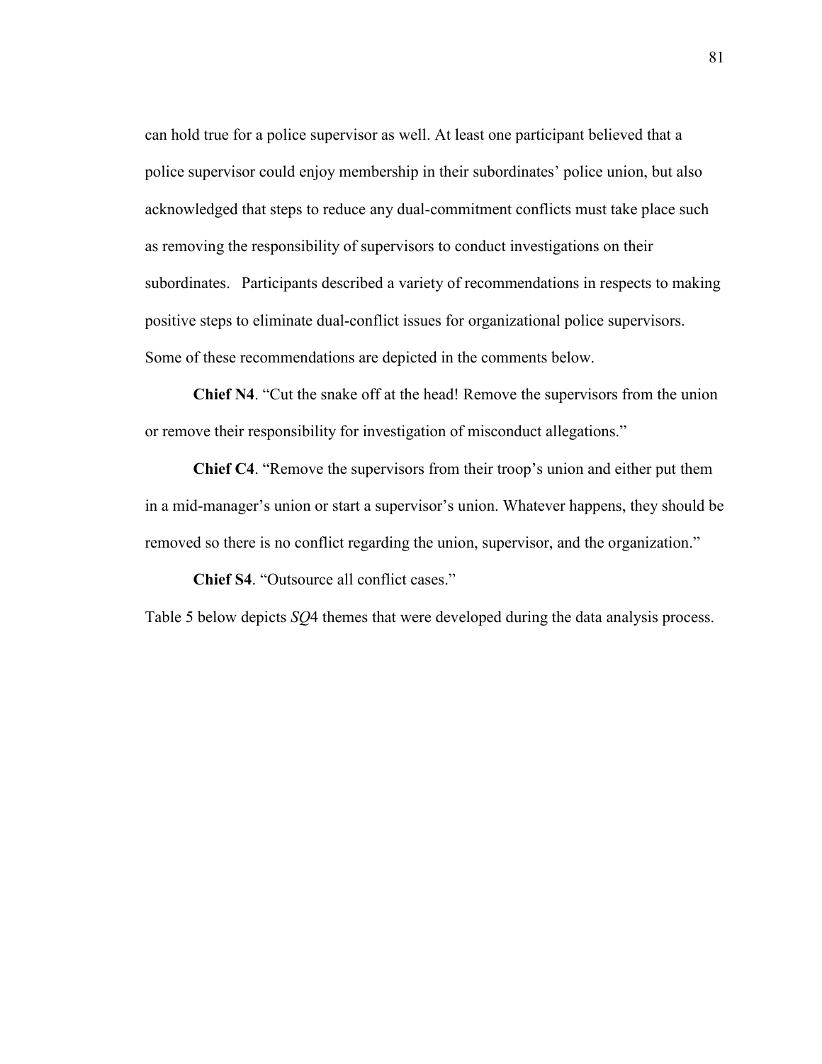can hold true for a police supervisor as well. At least one participant believed that a police supervisor could enjoy membership in their subordinates' police union, but also acknowledged that steps to reduce any dual-commitment conflicts must take place such as removing the responsibility of supervisors to conduct investigations on their subordinates. Participants described a variety of recommendations in respects to making positive steps to eliminate dual-conflict issues for organizational police supervisors. Some of these recommendations are depicted in the comments below.

**Chief N4**. "Cut the snake off at the head! Remove the supervisors from the union or remove their responsibility for investigation of misconduct allegations."

**Chief C4**. "Remove the supervisors from their troop's union and either put them in a mid-manager's union or start a supervisor's union. Whatever happens, they should be removed so there is no conflict regarding the union, supervisor, and the organization."

**Chief S4**. "Outsource all conflict cases."

Table 5 below depicts *SQ*4 themes that were developed during the data analysis process.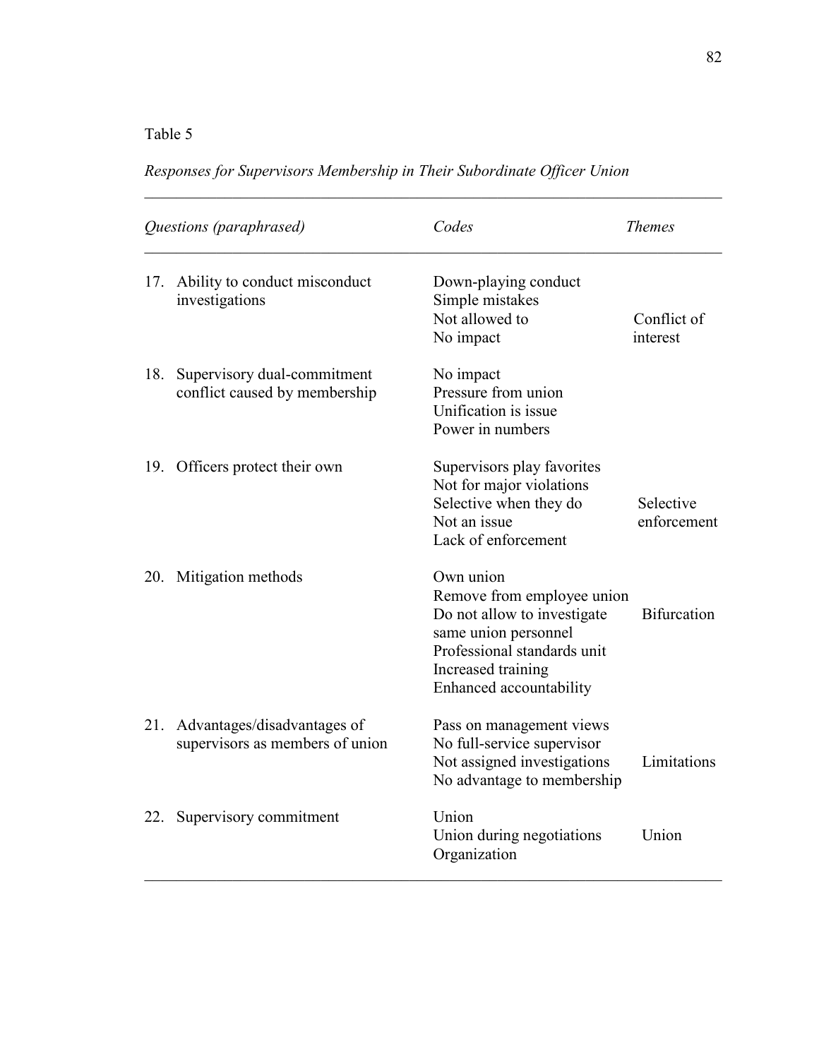Table 5

*Responses for Supervisors Membership in Their Subordinate Officer Union*

| *Questions (paraphrased)* | *Codes* | *Themes* |
|---|---|---|
| 17. Ability to conduct misconduct investigations | Down-playing conduct<br>Simple mistakes<br>Not allowed to<br>No impact | Conflict of interest |
| 18. Supervisory dual-commitment conflict caused by membership | No impact<br>Pressure from union<br>Unification is issue<br>Power in numbers | |
| 19. Officers protect their own | Supervisors play favorites<br>Not for major violations<br>Selective when they do<br>Not an issue<br>Lack of enforcement | Selective enforcement |
| 20. Mitigation methods | Own union<br>Remove from employee union<br>Do not allow to investigate same union personnel<br>Professional standards unit<br>Increased training<br>Enhanced accountability | Bifurcation |
| 21. Advantages/disadvantages of supervisors as members of union | Pass on management views<br>No full-service supervisor<br>Not assigned investigations<br>No advantage to membership | Limitations |
| 22. Supervisory commitment | Union<br>Union during negotiations<br>Organization | Union |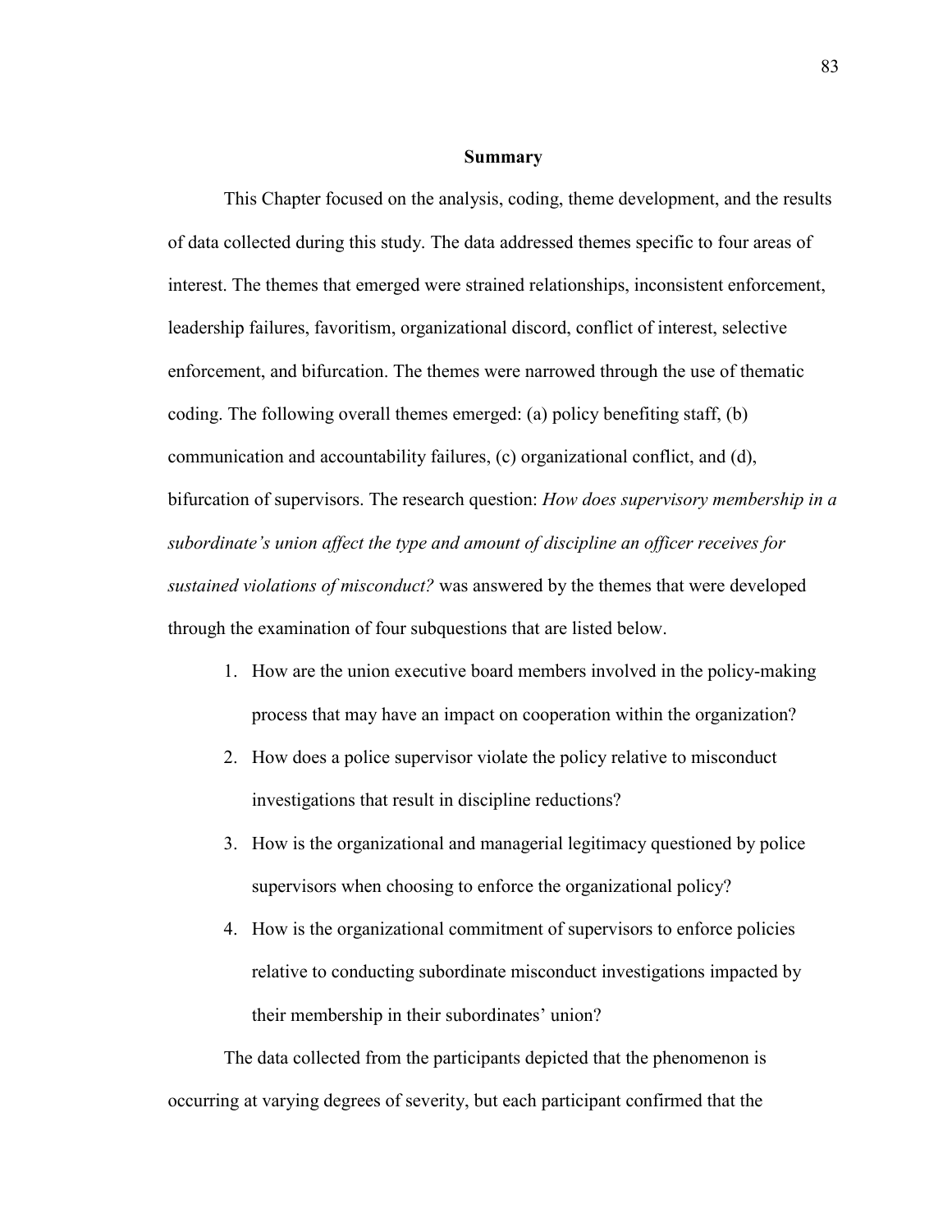## Summary

This Chapter focused on the analysis, coding, theme development, and the results of data collected during this study. The data addressed themes specific to four areas of interest. The themes that emerged were strained relationships, inconsistent enforcement, leadership failures, favoritism, organizational discord, conflict of interest, selective enforcement, and bifurcation. The themes were narrowed through the use of thematic coding. The following overall themes emerged: (a) policy benefiting staff, (b) communication and accountability failures, (c) organizational conflict, and (d), bifurcation of supervisors. The research question: *How does supervisory membership in a subordinate's union affect the type and amount of discipline an officer receives for sustained violations of misconduct?* was answered by the themes that were developed through the examination of four subquestions that are listed below.

1. How are the union executive board members involved in the policy-making process that may have an impact on cooperation within the organization?
2. How does a police supervisor violate the policy relative to misconduct investigations that result in discipline reductions?
3. How is the organizational and managerial legitimacy questioned by police supervisors when choosing to enforce the organizational policy?
4. How is the organizational commitment of supervisors to enforce policies relative to conducting subordinate misconduct investigations impacted by their membership in their subordinates' union?

The data collected from the participants depicted that the phenomenon is occurring at varying degrees of severity, but each participant confirmed that the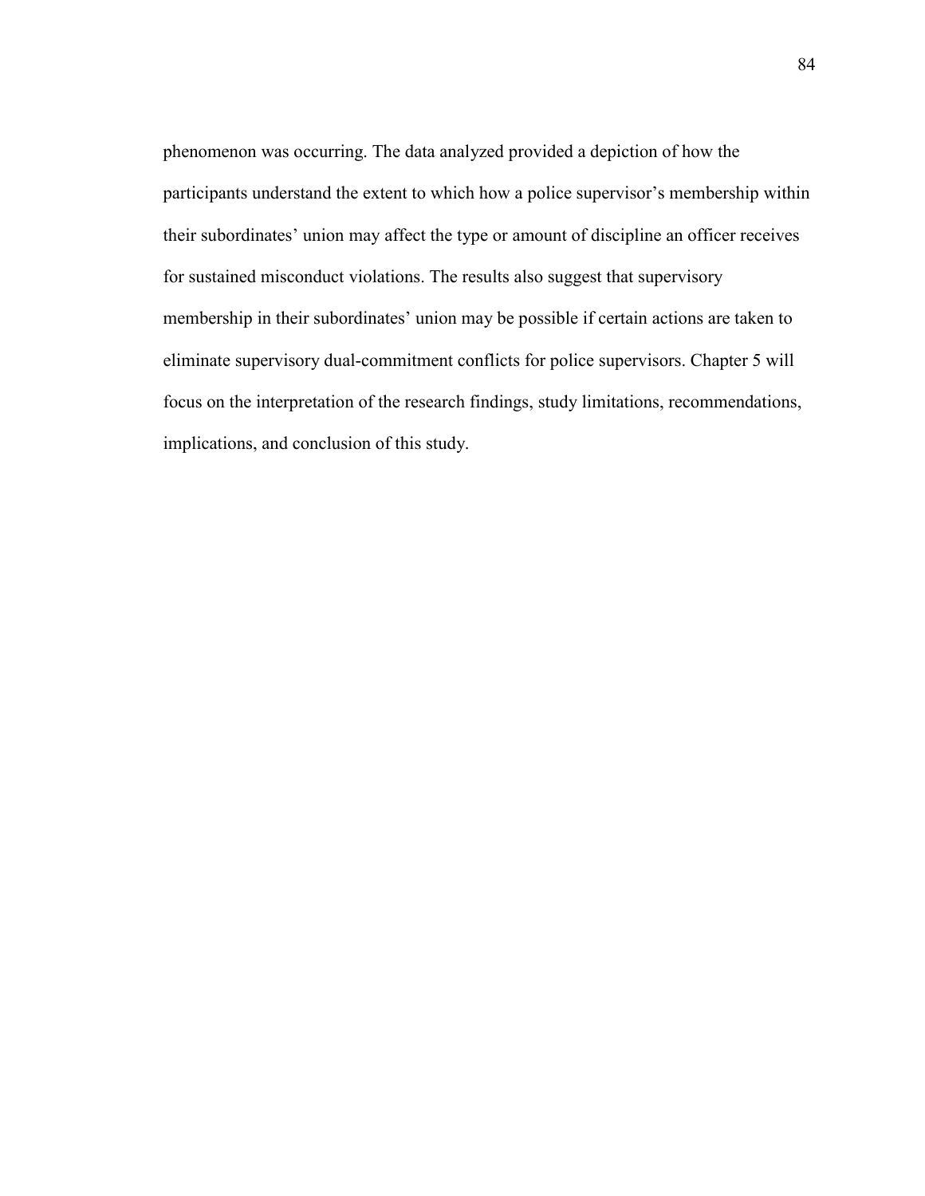phenomenon was occurring. The data analyzed provided a depiction of how the participants understand the extent to which how a police supervisor's membership within their subordinates' union may affect the type or amount of discipline an officer receives for sustained misconduct violations. The results also suggest that supervisory membership in their subordinates' union may be possible if certain actions are taken to eliminate supervisory dual-commitment conflicts for police supervisors. Chapter 5 will focus on the interpretation of the research findings, study limitations, recommendations, implications, and conclusion of this study.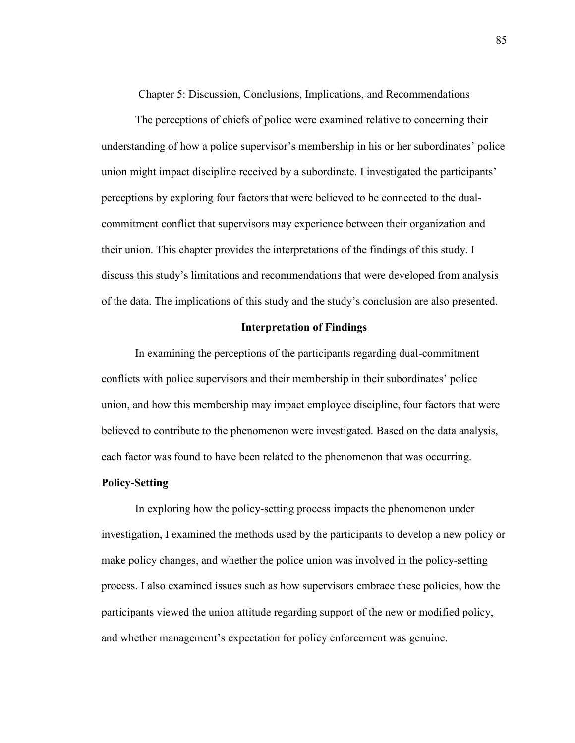# Chapter 5: Discussion, Conclusions, Implications, and Recommendations

The perceptions of chiefs of police were examined relative to concerning their understanding of how a police supervisor's membership in his or her subordinates' police union might impact discipline received by a subordinate. I investigated the participants' perceptions by exploring four factors that were believed to be connected to the dual-commitment conflict that supervisors may experience between their organization and their union. This chapter provides the interpretations of the findings of this study. I discuss this study's limitations and recommendations that were developed from analysis of the data. The implications of this study and the study's conclusion are also presented.

## Interpretation of Findings

In examining the perceptions of the participants regarding dual-commitment conflicts with police supervisors and their membership in their subordinates' police union, and how this membership may impact employee discipline, four factors that were believed to contribute to the phenomenon were investigated. Based on the data analysis, each factor was found to have been related to the phenomenon that was occurring.

### Policy-Setting

In exploring how the policy-setting process impacts the phenomenon under investigation, I examined the methods used by the participants to develop a new policy or make policy changes, and whether the police union was involved in the policy-setting process. I also examined issues such as how supervisors embrace these policies, how the participants viewed the union attitude regarding support of the new or modified policy, and whether management's expectation for policy enforcement was genuine.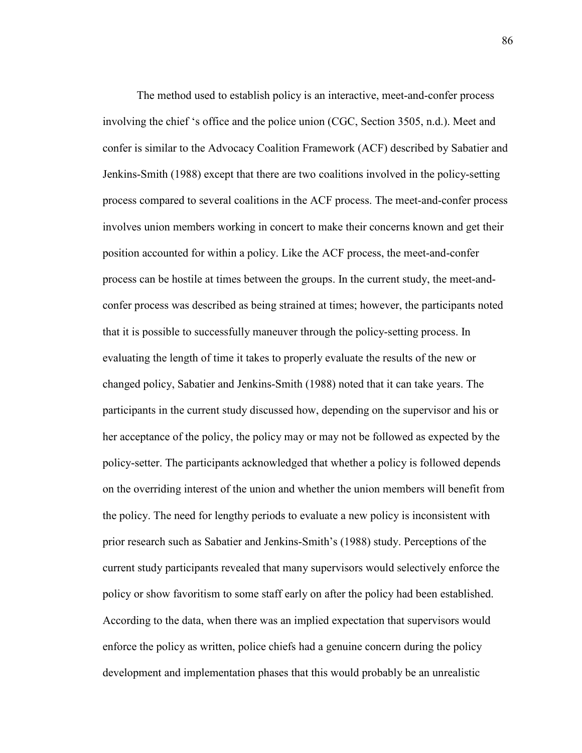The method used to establish policy is an interactive, meet-and-confer process involving the chief 's office and the police union (CGC, Section 3505, n.d.). Meet and confer is similar to the Advocacy Coalition Framework (ACF) described by Sabatier and Jenkins-Smith (1988) except that there are two coalitions involved in the policy-setting process compared to several coalitions in the ACF process. The meet-and-confer process involves union members working in concert to make their concerns known and get their position accounted for within a policy. Like the ACF process, the meet-and-confer process can be hostile at times between the groups. In the current study, the meet-and-confer process was described as being strained at times; however, the participants noted that it is possible to successfully maneuver through the policy-setting process. In evaluating the length of time it takes to properly evaluate the results of the new or changed policy, Sabatier and Jenkins-Smith (1988) noted that it can take years. The participants in the current study discussed how, depending on the supervisor and his or her acceptance of the policy, the policy may or may not be followed as expected by the policy-setter. The participants acknowledged that whether a policy is followed depends on the overriding interest of the union and whether the union members will benefit from the policy. The need for lengthy periods to evaluate a new policy is inconsistent with prior research such as Sabatier and Jenkins-Smith's (1988) study. Perceptions of the current study participants revealed that many supervisors would selectively enforce the policy or show favoritism to some staff early on after the policy had been established. According to the data, when there was an implied expectation that supervisors would enforce the policy as written, police chiefs had a genuine concern during the policy development and implementation phases that this would probably be an unrealistic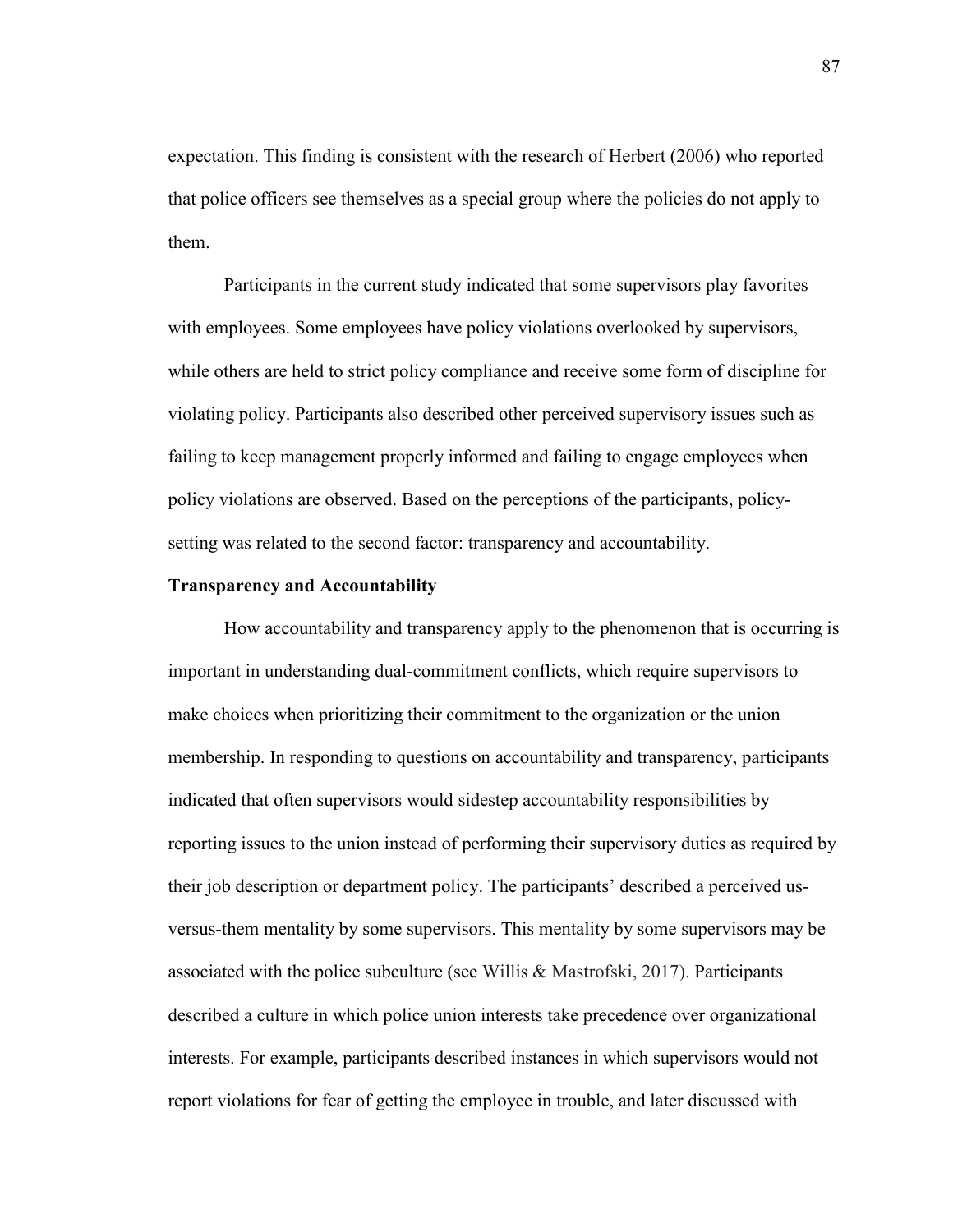expectation. This finding is consistent with the research of Herbert (2006) who reported that police officers see themselves as a special group where the policies do not apply to them.

Participants in the current study indicated that some supervisors play favorites with employees. Some employees have policy violations overlooked by supervisors, while others are held to strict policy compliance and receive some form of discipline for violating policy. Participants also described other perceived supervisory issues such as failing to keep management properly informed and failing to engage employees when policy violations are observed. Based on the perceptions of the participants, policy-setting was related to the second factor: transparency and accountability.

**Transparency and Accountability**

How accountability and transparency apply to the phenomenon that is occurring is important in understanding dual-commitment conflicts, which require supervisors to make choices when prioritizing their commitment to the organization or the union membership. In responding to questions on accountability and transparency, participants indicated that often supervisors would sidestep accountability responsibilities by reporting issues to the union instead of performing their supervisory duties as required by their job description or department policy. The participants' described a perceived us-versus-them mentality by some supervisors. This mentality by some supervisors may be associated with the police subculture (see Willis & Mastrofski, 2017). Participants described a culture in which police union interests take precedence over organizational interests. For example, participants described instances in which supervisors would not report violations for fear of getting the employee in trouble, and later discussed with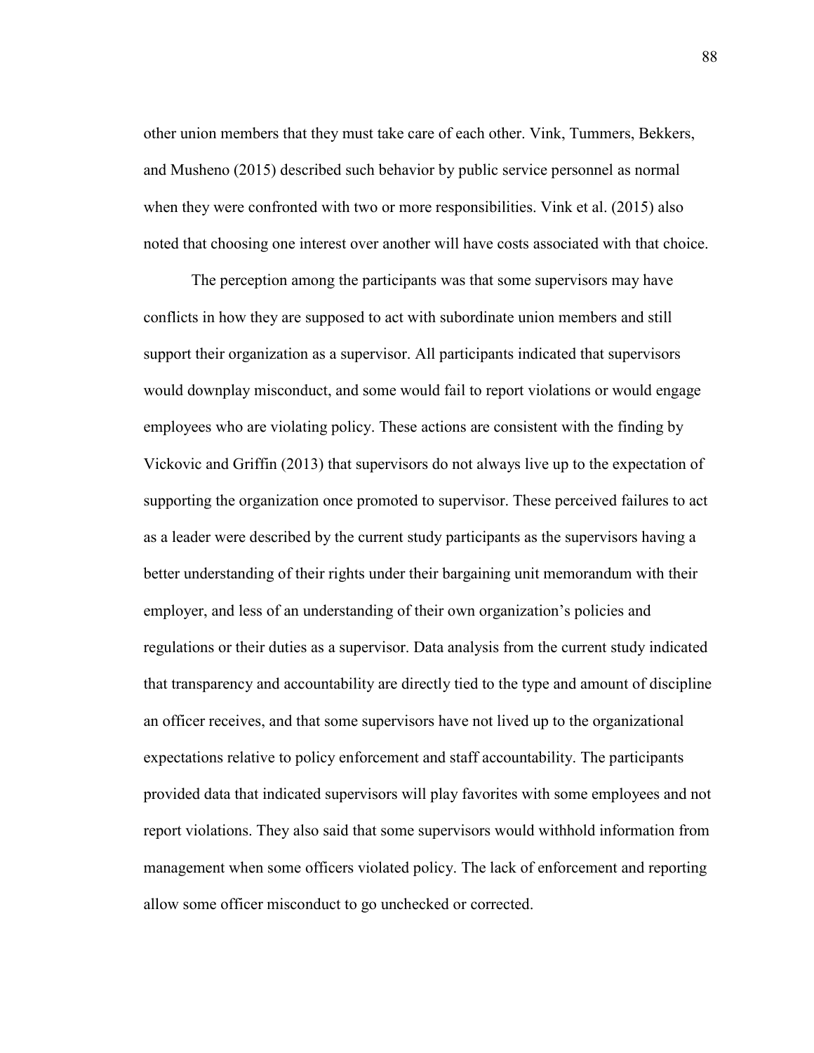other union members that they must take care of each other. Vink, Tummers, Bekkers, and Musheno (2015) described such behavior by public service personnel as normal when they were confronted with two or more responsibilities. Vink et al. (2015) also noted that choosing one interest over another will have costs associated with that choice.

The perception among the participants was that some supervisors may have conflicts in how they are supposed to act with subordinate union members and still support their organization as a supervisor. All participants indicated that supervisors would downplay misconduct, and some would fail to report violations or would engage employees who are violating policy. These actions are consistent with the finding by Vickovic and Griffin (2013) that supervisors do not always live up to the expectation of supporting the organization once promoted to supervisor. These perceived failures to act as a leader were described by the current study participants as the supervisors having a better understanding of their rights under their bargaining unit memorandum with their employer, and less of an understanding of their own organization's policies and regulations or their duties as a supervisor. Data analysis from the current study indicated that transparency and accountability are directly tied to the type and amount of discipline an officer receives, and that some supervisors have not lived up to the organizational expectations relative to policy enforcement and staff accountability. The participants provided data that indicated supervisors will play favorites with some employees and not report violations. They also said that some supervisors would withhold information from management when some officers violated policy. The lack of enforcement and reporting allow some officer misconduct to go unchecked or corrected.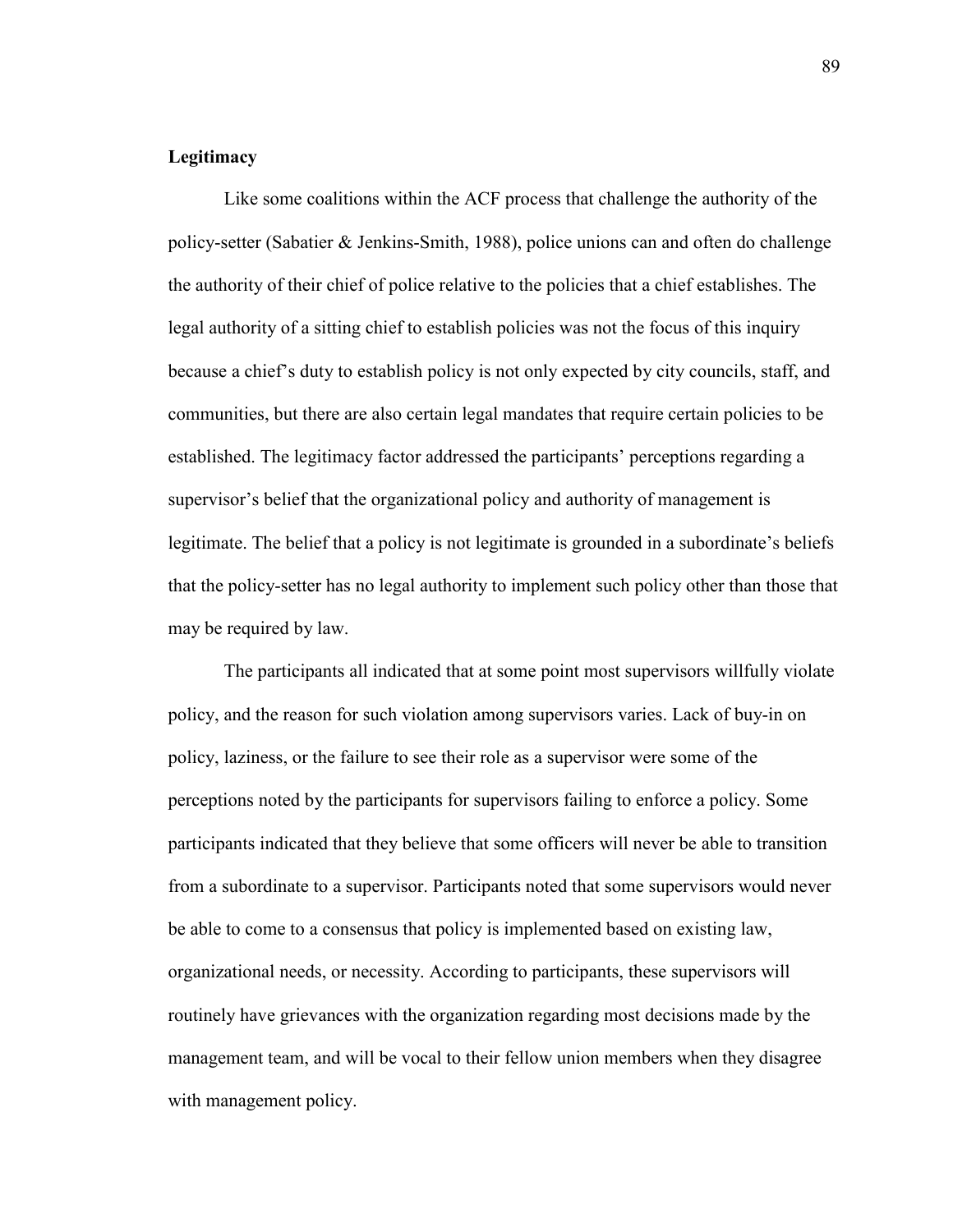**Legitimacy**

Like some coalitions within the ACF process that challenge the authority of the policy-setter (Sabatier & Jenkins-Smith, 1988), police unions can and often do challenge the authority of their chief of police relative to the policies that a chief establishes. The legal authority of a sitting chief to establish policies was not the focus of this inquiry because a chief's duty to establish policy is not only expected by city councils, staff, and communities, but there are also certain legal mandates that require certain policies to be established. The legitimacy factor addressed the participants' perceptions regarding a supervisor's belief that the organizational policy and authority of management is legitimate. The belief that a policy is not legitimate is grounded in a subordinate's beliefs that the policy-setter has no legal authority to implement such policy other than those that may be required by law.

The participants all indicated that at some point most supervisors willfully violate policy, and the reason for such violation among supervisors varies. Lack of buy-in on policy, laziness, or the failure to see their role as a supervisor were some of the perceptions noted by the participants for supervisors failing to enforce a policy. Some participants indicated that they believe that some officers will never be able to transition from a subordinate to a supervisor. Participants noted that some supervisors would never be able to come to a consensus that policy is implemented based on existing law, organizational needs, or necessity. According to participants, these supervisors will routinely have grievances with the organization regarding most decisions made by the management team, and will be vocal to their fellow union members when they disagree with management policy.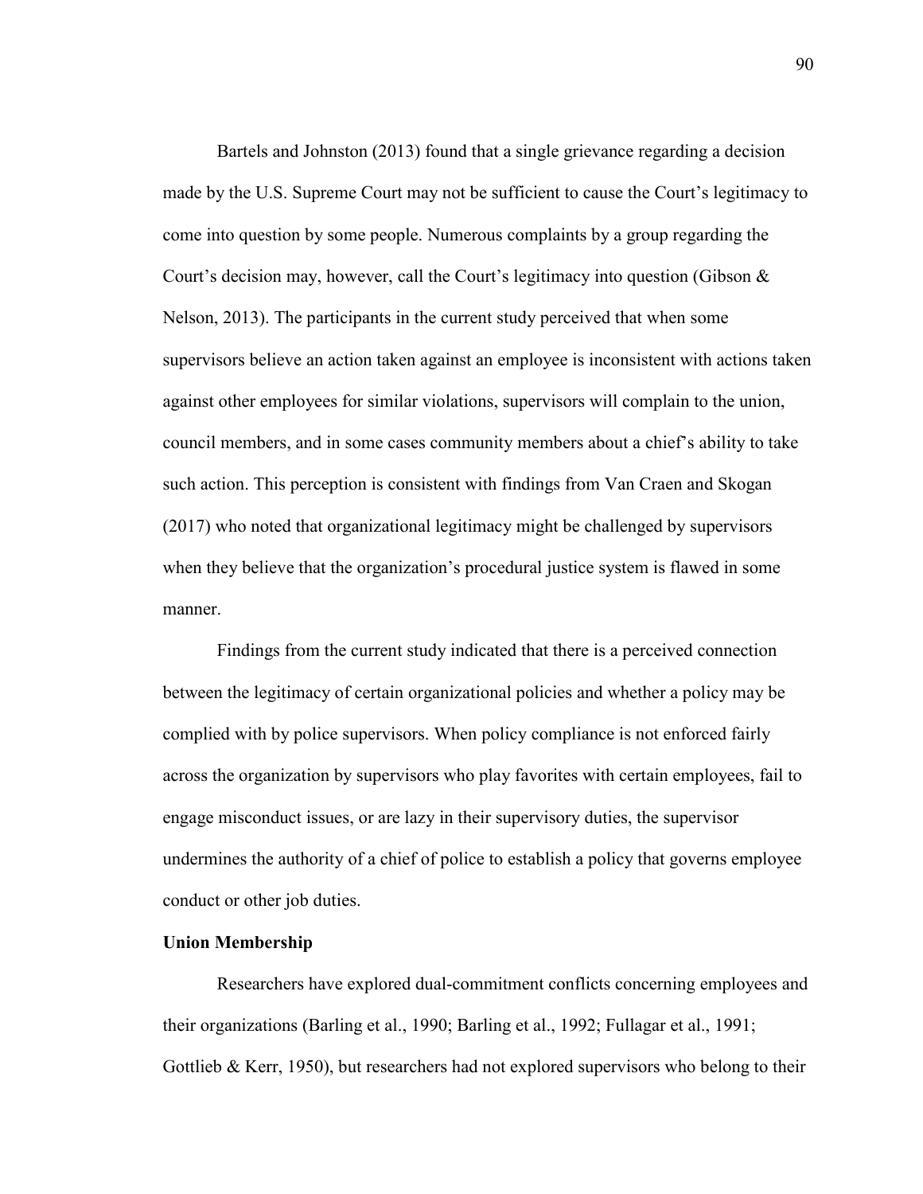Bartels and Johnston (2013) found that a single grievance regarding a decision made by the U.S. Supreme Court may not be sufficient to cause the Court's legitimacy to come into question by some people. Numerous complaints by a group regarding the Court's decision may, however, call the Court's legitimacy into question (Gibson & Nelson, 2013). The participants in the current study perceived that when some supervisors believe an action taken against an employee is inconsistent with actions taken against other employees for similar violations, supervisors will complain to the union, council members, and in some cases community members about a chief's ability to take such action. This perception is consistent with findings from Van Craen and Skogan (2017) who noted that organizational legitimacy might be challenged by supervisors when they believe that the organization's procedural justice system is flawed in some manner.

Findings from the current study indicated that there is a perceived connection between the legitimacy of certain organizational policies and whether a policy may be complied with by police supervisors. When policy compliance is not enforced fairly across the organization by supervisors who play favorites with certain employees, fail to engage misconduct issues, or are lazy in their supervisory duties, the supervisor undermines the authority of a chief of police to establish a policy that governs employee conduct or other job duties.

**Union Membership**

Researchers have explored dual-commitment conflicts concerning employees and their organizations (Barling et al., 1990; Barling et al., 1992; Fullagar et al., 1991; Gottlieb & Kerr, 1950), but researchers had not explored supervisors who belong to their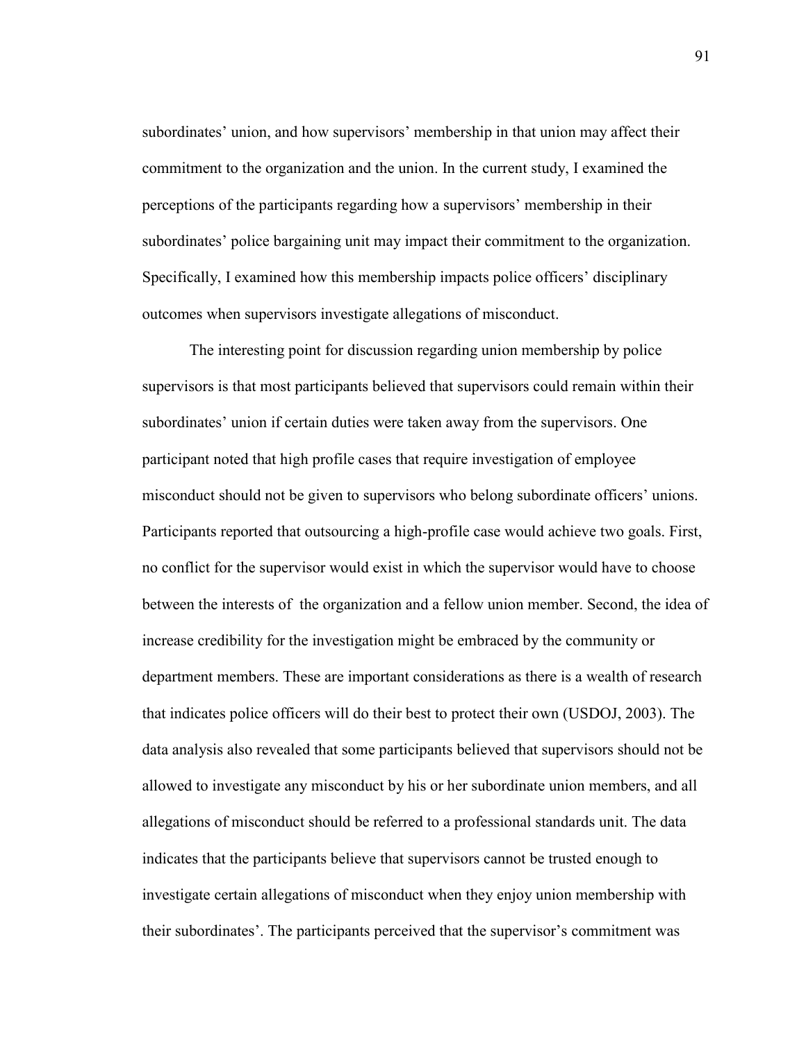subordinates' union, and how supervisors' membership in that union may affect their commitment to the organization and the union. In the current study, I examined the perceptions of the participants regarding how a supervisors' membership in their subordinates' police bargaining unit may impact their commitment to the organization. Specifically, I examined how this membership impacts police officers' disciplinary outcomes when supervisors investigate allegations of misconduct.

The interesting point for discussion regarding union membership by police supervisors is that most participants believed that supervisors could remain within their subordinates' union if certain duties were taken away from the supervisors. One participant noted that high profile cases that require investigation of employee misconduct should not be given to supervisors who belong subordinate officers' unions. Participants reported that outsourcing a high-profile case would achieve two goals. First, no conflict for the supervisor would exist in which the supervisor would have to choose between the interests of  the organization and a fellow union member. Second, the idea of increase credibility for the investigation might be embraced by the community or department members. These are important considerations as there is a wealth of research that indicates police officers will do their best to protect their own (USDOJ, 2003). The data analysis also revealed that some participants believed that supervisors should not be allowed to investigate any misconduct by his or her subordinate union members, and all allegations of misconduct should be referred to a professional standards unit. The data indicates that the participants believe that supervisors cannot be trusted enough to investigate certain allegations of misconduct when they enjoy union membership with their subordinates'. The participants perceived that the supervisor's commitment was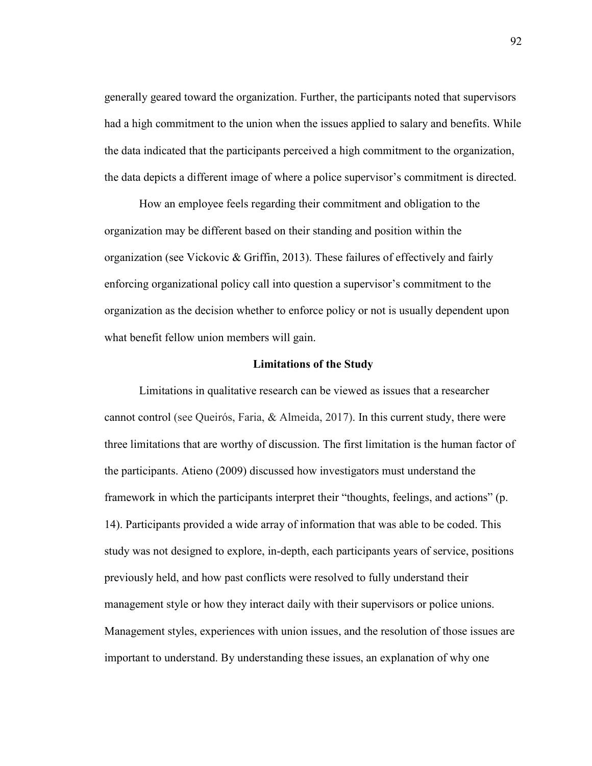generally geared toward the organization. Further, the participants noted that supervisors had a high commitment to the union when the issues applied to salary and benefits. While the data indicated that the participants perceived a high commitment to the organization, the data depicts a different image of where a police supervisor's commitment is directed.

How an employee feels regarding their commitment and obligation to the organization may be different based on their standing and position within the organization (see Vickovic & Griffin, 2013). These failures of effectively and fairly enforcing organizational policy call into question a supervisor's commitment to the organization as the decision whether to enforce policy or not is usually dependent upon what benefit fellow union members will gain.

## Limitations of the Study

Limitations in qualitative research can be viewed as issues that a researcher cannot control (see Queirós, Faria, & Almeida, 2017). In this current study, there were three limitations that are worthy of discussion. The first limitation is the human factor of the participants. Atieno (2009) discussed how investigators must understand the framework in which the participants interpret their "thoughts, feelings, and actions" (p. 14). Participants provided a wide array of information that was able to be coded. This study was not designed to explore, in-depth, each participants years of service, positions previously held, and how past conflicts were resolved to fully understand their management style or how they interact daily with their supervisors or police unions. Management styles, experiences with union issues, and the resolution of those issues are important to understand. By understanding these issues, an explanation of why one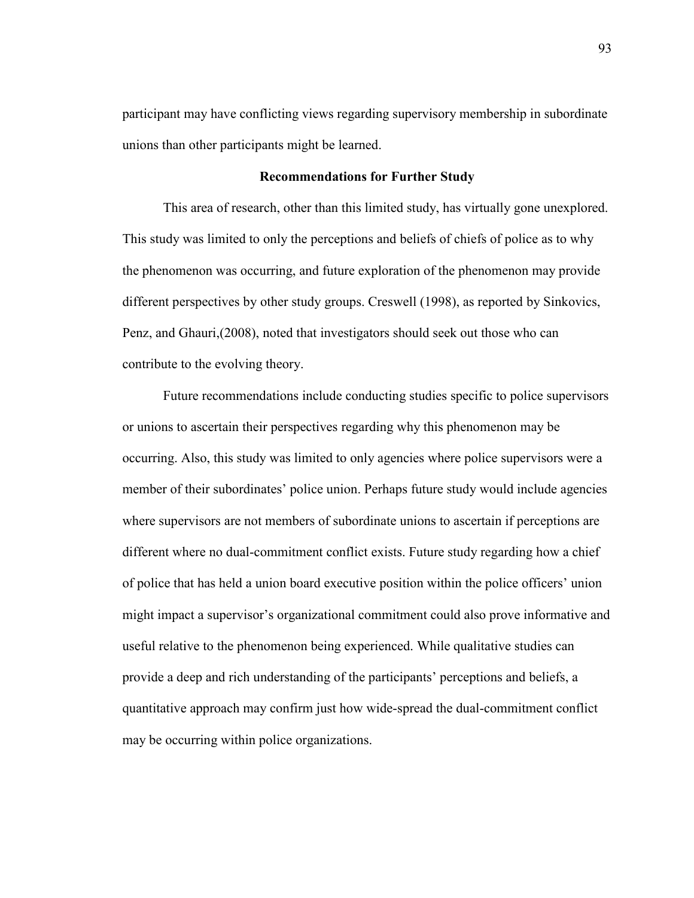participant may have conflicting views regarding supervisory membership in subordinate unions than other participants might be learned.

## Recommendations for Further Study

This area of research, other than this limited study, has virtually gone unexplored. This study was limited to only the perceptions and beliefs of chiefs of police as to why the phenomenon was occurring, and future exploration of the phenomenon may provide different perspectives by other study groups. Creswell (1998), as reported by Sinkovics, Penz, and Ghauri,(2008), noted that investigators should seek out those who can contribute to the evolving theory.

Future recommendations include conducting studies specific to police supervisors or unions to ascertain their perspectives regarding why this phenomenon may be occurring. Also, this study was limited to only agencies where police supervisors were a member of their subordinates' police union. Perhaps future study would include agencies where supervisors are not members of subordinate unions to ascertain if perceptions are different where no dual-commitment conflict exists. Future study regarding how a chief of police that has held a union board executive position within the police officers' union might impact a supervisor's organizational commitment could also prove informative and useful relative to the phenomenon being experienced. While qualitative studies can provide a deep and rich understanding of the participants' perceptions and beliefs, a quantitative approach may confirm just how wide-spread the dual-commitment conflict may be occurring within police organizations.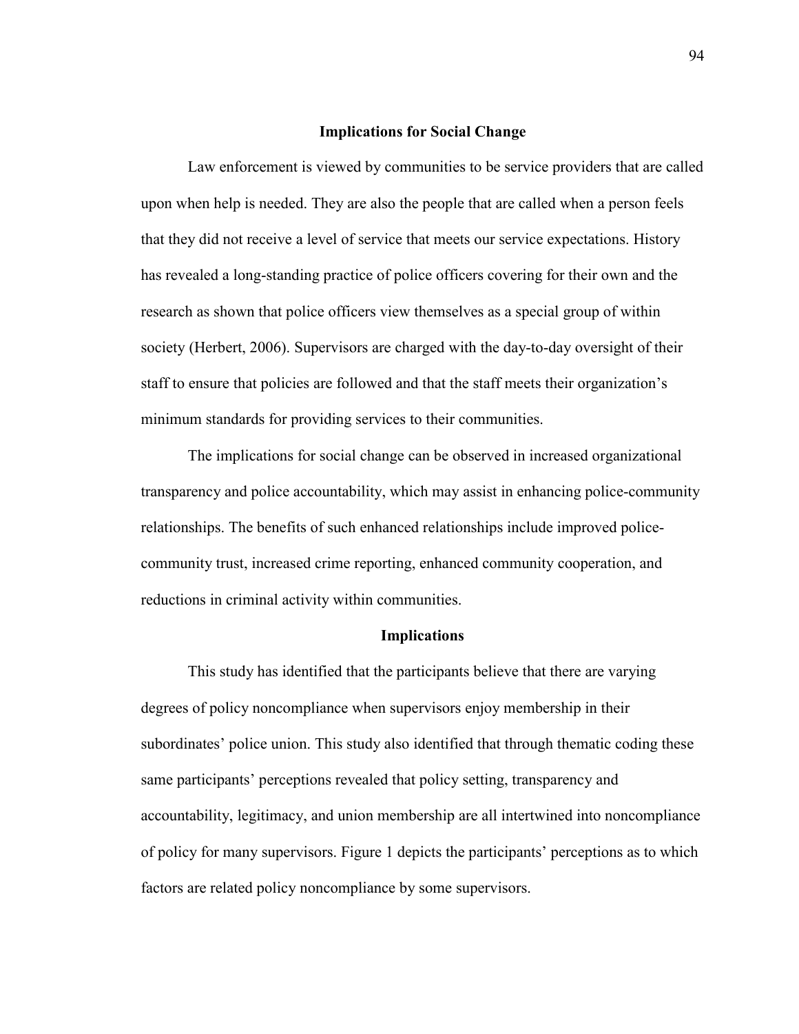## Implications for Social Change

Law enforcement is viewed by communities to be service providers that are called upon when help is needed. They are also the people that are called when a person feels that they did not receive a level of service that meets our service expectations. History has revealed a long-standing practice of police officers covering for their own and the research as shown that police officers view themselves as a special group of within society (Herbert, 2006). Supervisors are charged with the day-to-day oversight of their staff to ensure that policies are followed and that the staff meets their organization's minimum standards for providing services to their communities.

The implications for social change can be observed in increased organizational transparency and police accountability, which may assist in enhancing police-community relationships. The benefits of such enhanced relationships include improved police-community trust, increased crime reporting, enhanced community cooperation, and reductions in criminal activity within communities.

## Implications

This study has identified that the participants believe that there are varying degrees of policy noncompliance when supervisors enjoy membership in their subordinates' police union. This study also identified that through thematic coding these same participants' perceptions revealed that policy setting, transparency and accountability, legitimacy, and union membership are all intertwined into noncompliance of policy for many supervisors. Figure 1 depicts the participants' perceptions as to which factors are related policy noncompliance by some supervisors.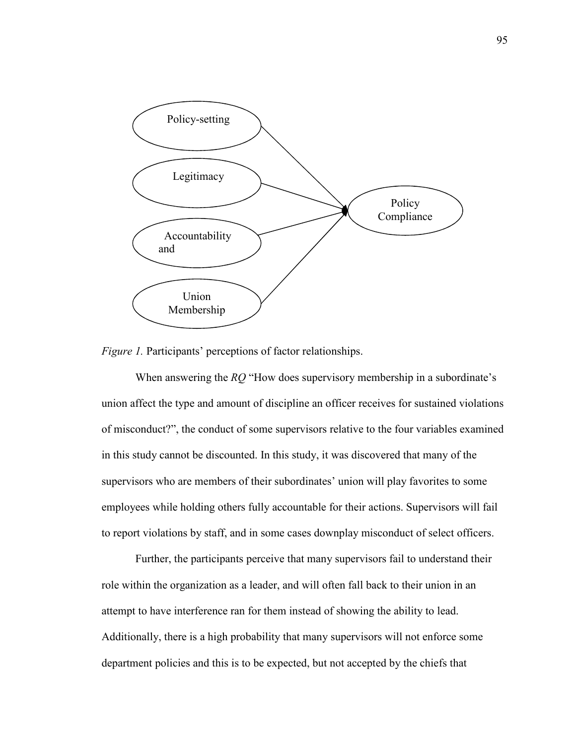Policy-setting

Legitimacy

Accountability and

Union Membership

Policy Compliance

*Figure 1.* Participants' perceptions of factor relationships.

When answering the *RQ* "How does supervisory membership in a subordinate's union affect the type and amount of discipline an officer receives for sustained violations of misconduct?", the conduct of some supervisors relative to the four variables examined in this study cannot be discounted. In this study, it was discovered that many of the supervisors who are members of their subordinates' union will play favorites to some employees while holding others fully accountable for their actions. Supervisors will fail to report violations by staff, and in some cases downplay misconduct of select officers.

Further, the participants perceive that many supervisors fail to understand their role within the organization as a leader, and will often fall back to their union in an attempt to have interference ran for them instead of showing the ability to lead. Additionally, there is a high probability that many supervisors will not enforce some department policies and this is to be expected, but not accepted by the chiefs that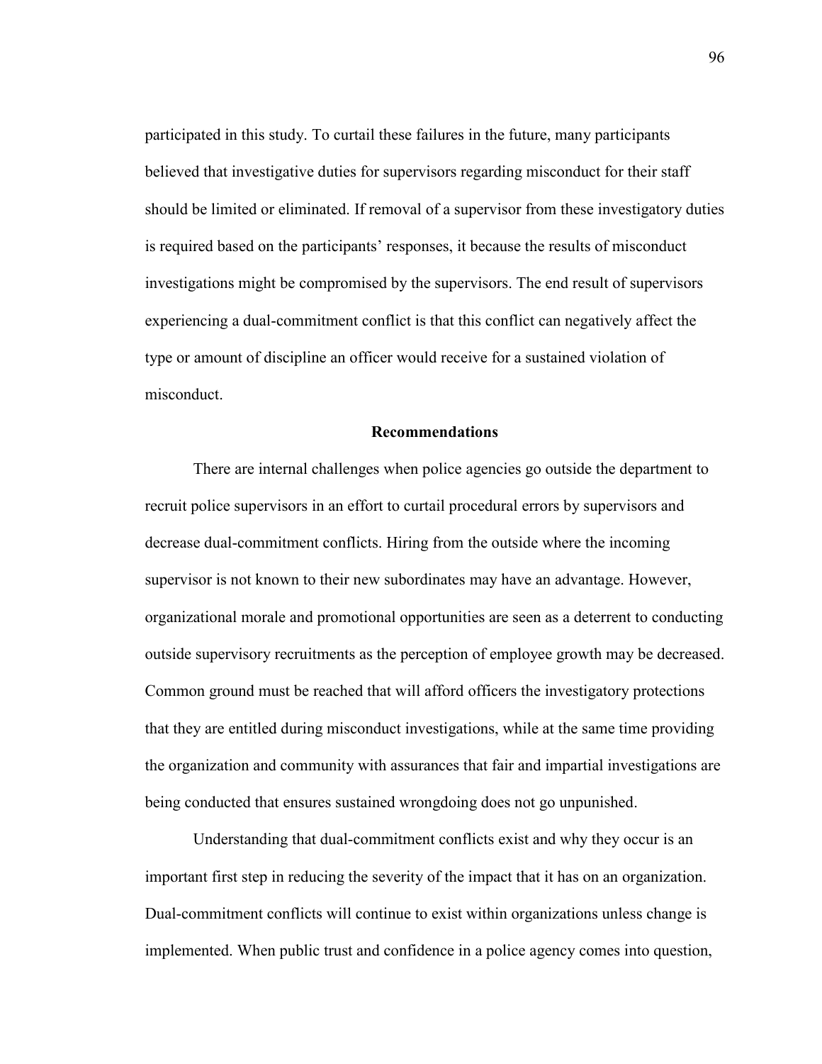participated in this study. To curtail these failures in the future, many participants believed that investigative duties for supervisors regarding misconduct for their staff should be limited or eliminated. If removal of a supervisor from these investigatory duties is required based on the participants' responses, it because the results of misconduct investigations might be compromised by the supervisors. The end result of supervisors experiencing a dual-commitment conflict is that this conflict can negatively affect the type or amount of discipline an officer would receive for a sustained violation of misconduct.

## Recommendations

There are internal challenges when police agencies go outside the department to recruit police supervisors in an effort to curtail procedural errors by supervisors and decrease dual-commitment conflicts. Hiring from the outside where the incoming supervisor is not known to their new subordinates may have an advantage. However, organizational morale and promotional opportunities are seen as a deterrent to conducting outside supervisory recruitments as the perception of employee growth may be decreased. Common ground must be reached that will afford officers the investigatory protections that they are entitled during misconduct investigations, while at the same time providing the organization and community with assurances that fair and impartial investigations are being conducted that ensures sustained wrongdoing does not go unpunished.

Understanding that dual-commitment conflicts exist and why they occur is an important first step in reducing the severity of the impact that it has on an organization. Dual-commitment conflicts will continue to exist within organizations unless change is implemented. When public trust and confidence in a police agency comes into question,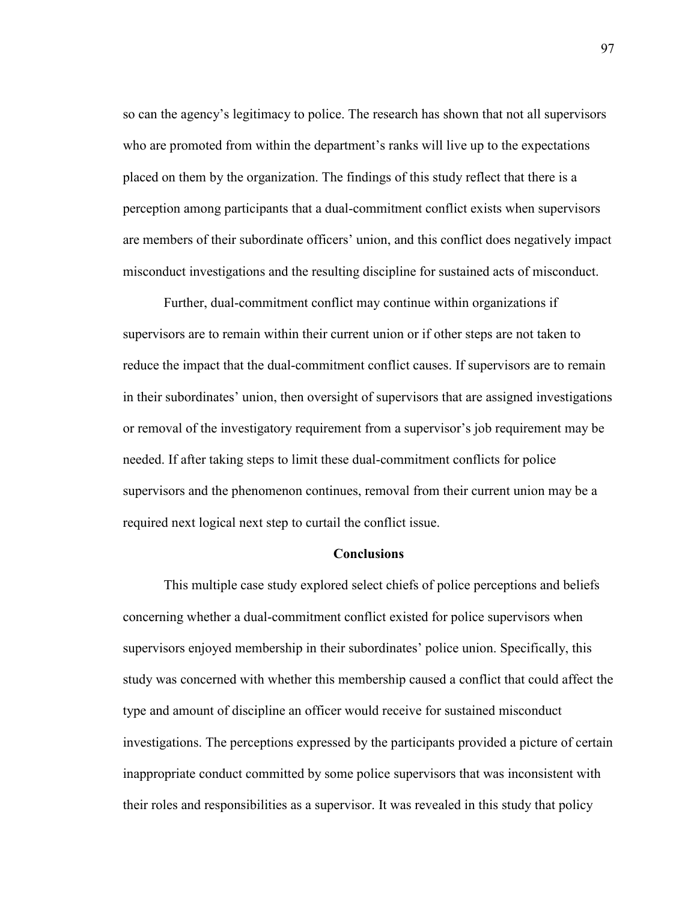so can the agency's legitimacy to police. The research has shown that not all supervisors who are promoted from within the department's ranks will live up to the expectations placed on them by the organization. The findings of this study reflect that there is a perception among participants that a dual-commitment conflict exists when supervisors are members of their subordinate officers' union, and this conflict does negatively impact misconduct investigations and the resulting discipline for sustained acts of misconduct.

Further, dual-commitment conflict may continue within organizations if supervisors are to remain within their current union or if other steps are not taken to reduce the impact that the dual-commitment conflict causes. If supervisors are to remain in their subordinates' union, then oversight of supervisors that are assigned investigations or removal of the investigatory requirement from a supervisor's job requirement may be needed. If after taking steps to limit these dual-commitment conflicts for police supervisors and the phenomenon continues, removal from their current union may be a required next logical next step to curtail the conflict issue.

## Conclusions

This multiple case study explored select chiefs of police perceptions and beliefs concerning whether a dual-commitment conflict existed for police supervisors when supervisors enjoyed membership in their subordinates' police union. Specifically, this study was concerned with whether this membership caused a conflict that could affect the type and amount of discipline an officer would receive for sustained misconduct investigations. The perceptions expressed by the participants provided a picture of certain inappropriate conduct committed by some police supervisors that was inconsistent with their roles and responsibilities as a supervisor. It was revealed in this study that policy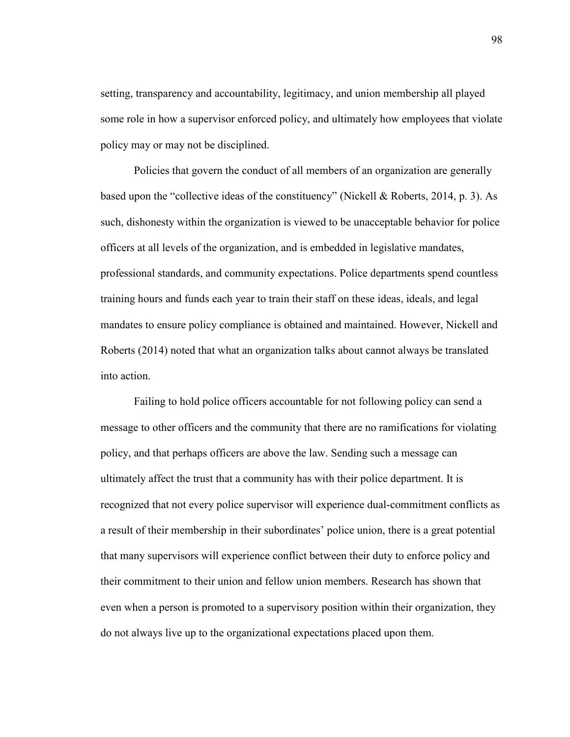setting, transparency and accountability, legitimacy, and union membership all played some role in how a supervisor enforced policy, and ultimately how employees that violate policy may or may not be disciplined.

Policies that govern the conduct of all members of an organization are generally based upon the "collective ideas of the constituency" (Nickell & Roberts, 2014, p. 3). As such, dishonesty within the organization is viewed to be unacceptable behavior for police officers at all levels of the organization, and is embedded in legislative mandates, professional standards, and community expectations. Police departments spend countless training hours and funds each year to train their staff on these ideas, ideals, and legal mandates to ensure policy compliance is obtained and maintained. However, Nickell and Roberts (2014) noted that what an organization talks about cannot always be translated into action.

Failing to hold police officers accountable for not following policy can send a message to other officers and the community that there are no ramifications for violating policy, and that perhaps officers are above the law. Sending such a message can ultimately affect the trust that a community has with their police department. It is recognized that not every police supervisor will experience dual-commitment conflicts as a result of their membership in their subordinates' police union, there is a great potential that many supervisors will experience conflict between their duty to enforce policy and their commitment to their union and fellow union members. Research has shown that even when a person is promoted to a supervisory position within their organization, they do not always live up to the organizational expectations placed upon them.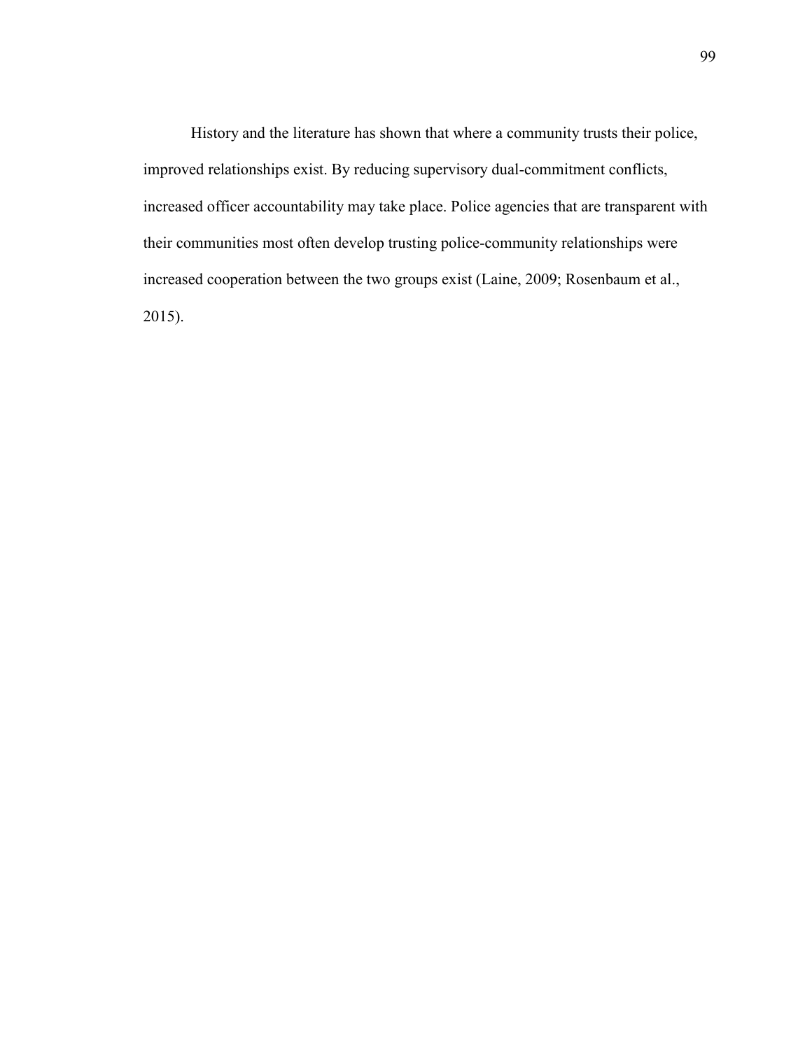History and the literature has shown that where a community trusts their police, improved relationships exist. By reducing supervisory dual-commitment conflicts, increased officer accountability may take place. Police agencies that are transparent with their communities most often develop trusting police-community relationships were increased cooperation between the two groups exist (Laine, 2009; Rosenbaum et al., 2015).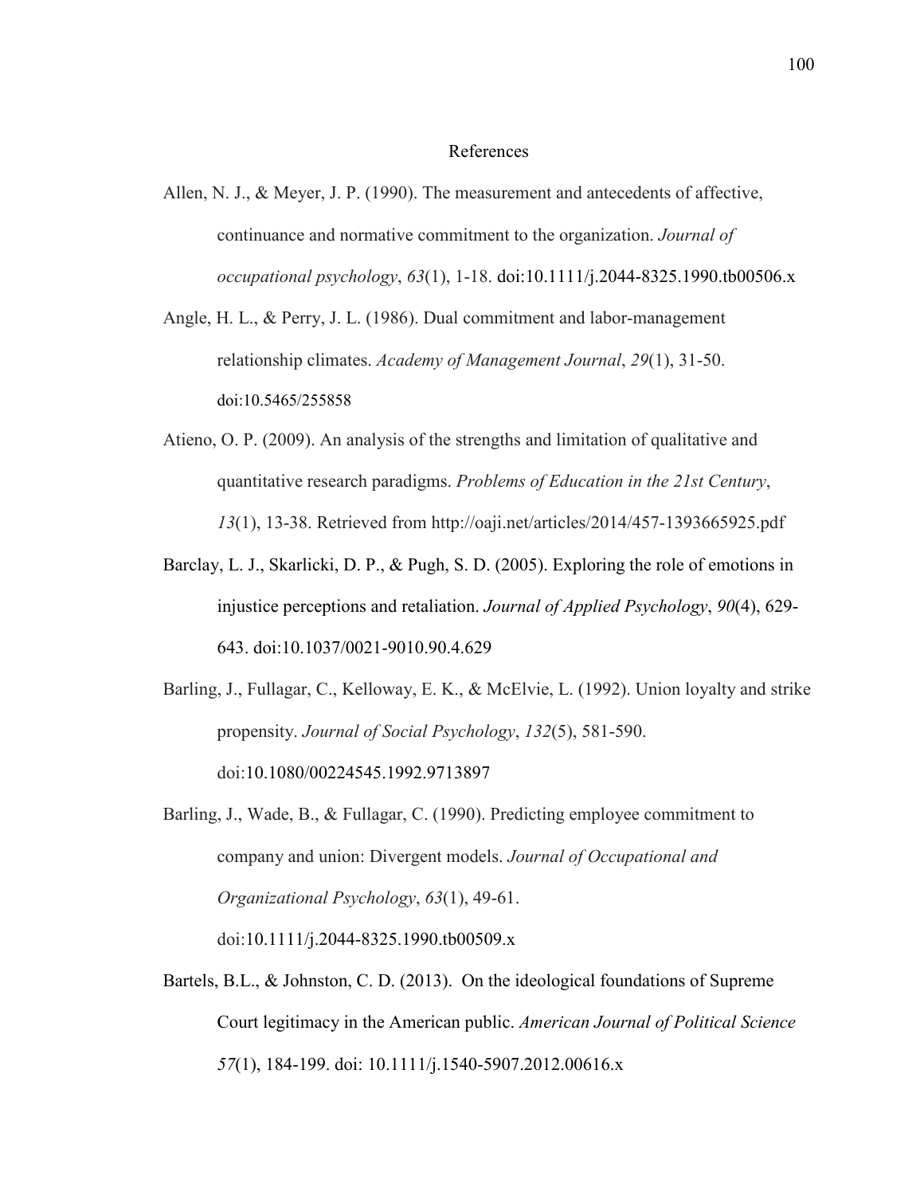# References

Allen, N. J., & Meyer, J. P. (1990). The measurement and antecedents of affective, continuance and normative commitment to the organization. *Journal of occupational psychology*, *63*(1), 1-18. doi:10.1111/j.2044-8325.1990.tb00506.x

Angle, H. L., & Perry, J. L. (1986). Dual commitment and labor-management relationship climates. *Academy of Management Journal*, *29*(1), 31-50. doi:10.5465/255858

Atieno, O. P. (2009). An analysis of the strengths and limitation of qualitative and quantitative research paradigms. *Problems of Education in the 21st Century*, *13*(1), 13-38. Retrieved from http://oaji.net/articles/2014/457-1393665925.pdf

Barclay, L. J., Skarlicki, D. P., & Pugh, S. D. (2005). Exploring the role of emotions in injustice perceptions and retaliation. *Journal of Applied Psychology*, *90*(4), 629-643. doi:10.1037/0021-9010.90.4.629

Barling, J., Fullagar, C., Kelloway, E. K., & McElvie, L. (1992). Union loyalty and strike propensity. *Journal of Social Psychology*, *132*(5), 581-590. doi:10.1080/00224545.1992.9713897

Barling, J., Wade, B., & Fullagar, C. (1990). Predicting employee commitment to company and union: Divergent models. *Journal of Occupational and Organizational Psychology*, *63*(1), 49-61. doi:10.1111/j.2044-8325.1990.tb00509.x

Bartels, B.L., & Johnston, C. D. (2013). On the ideological foundations of Supreme Court legitimacy in the American public. *American Journal of Political Science 57*(1), 184-199. doi: 10.1111/j.1540-5907.2012.00616.x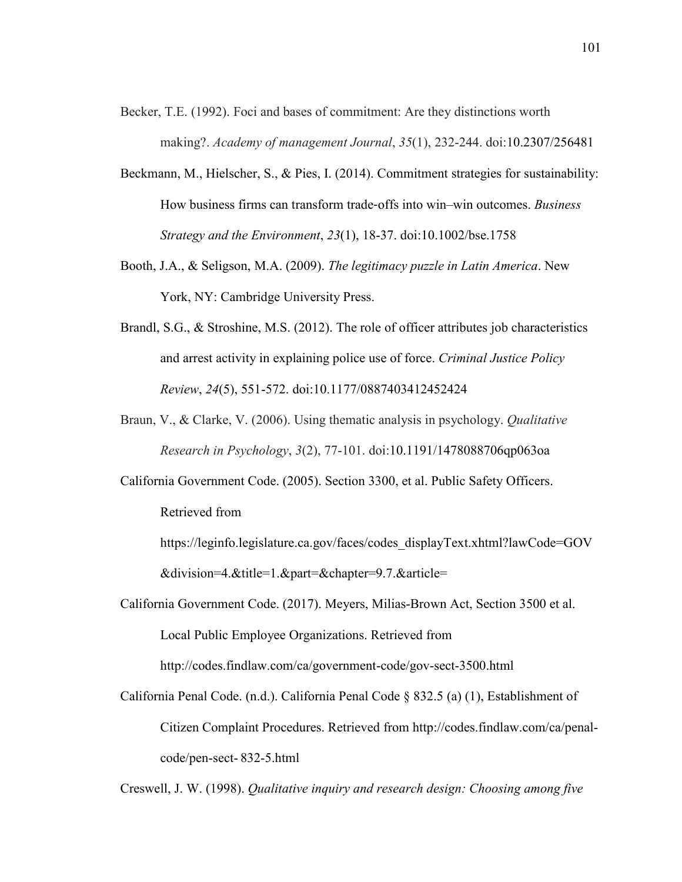Becker, T.E. (1992). Foci and bases of commitment: Are they distinctions worth making?. *Academy of management Journal*, *35*(1), 232-244. doi:10.2307/256481

Beckmann, M., Hielscher, S., & Pies, I. (2014). Commitment strategies for sustainability: How business firms can transform trade-offs into win–win outcomes. *Business Strategy and the Environment*, *23*(1), 18-37. doi:10.1002/bse.1758

Booth, J.A., & Seligson, M.A. (2009). *The legitimacy puzzle in Latin America*. New York, NY: Cambridge University Press.

Brandl, S.G., & Stroshine, M.S. (2012). The role of officer attributes job characteristics and arrest activity in explaining police use of force. *Criminal Justice Policy Review*, *24*(5), 551-572. doi:10.1177/0887403412452424

Braun, V., & Clarke, V. (2006). Using thematic analysis in psychology. *Qualitative Research in Psychology*, *3*(2), 77-101. doi:10.1191/1478088706qp063oa

California Government Code. (2005). Section 3300, et al. Public Safety Officers. Retrieved from https://leginfo.legislature.ca.gov/faces/codes_displayText.xhtml?lawCode=GOV&division=4.&title=1.&part=&chapter=9.7.&article=

California Government Code. (2017). Meyers, Milias-Brown Act, Section 3500 et al. Local Public Employee Organizations. Retrieved from http://codes.findlaw.com/ca/government-code/gov-sect-3500.html

California Penal Code. (n.d.). California Penal Code § 832.5 (a) (1), Establishment of Citizen Complaint Procedures. Retrieved from http://codes.findlaw.com/ca/penal-code/pen-sect- 832-5.html

Creswell, J. W. (1998). *Qualitative inquiry and research design: Choosing among five*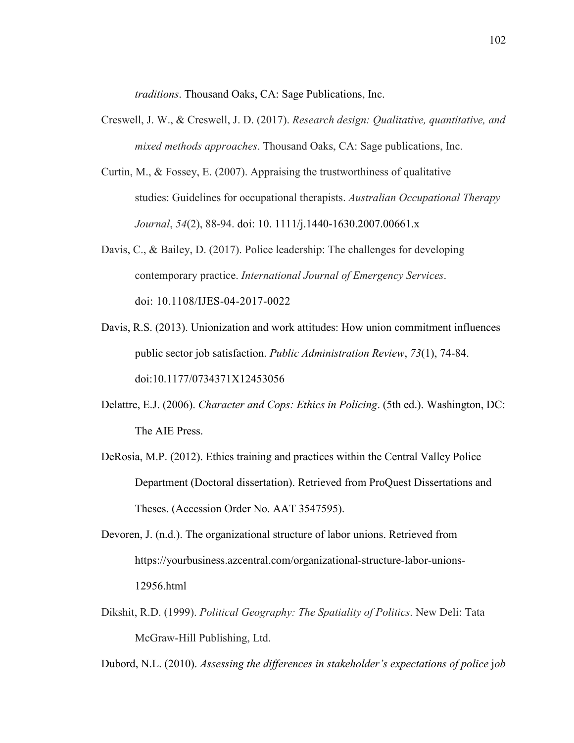*traditions*. Thousand Oaks, CA: Sage Publications, Inc.

Creswell, J. W., & Creswell, J. D. (2017). *Research design: Qualitative, quantitative, and mixed methods approaches*. Thousand Oaks, CA: Sage publications, Inc.

Curtin, M., & Fossey, E. (2007). Appraising the trustworthiness of qualitative studies: Guidelines for occupational therapists. *Australian Occupational Therapy Journal*, *54*(2), 88-94. doi: 10. 1111/j.1440-1630.2007.00661.x

Davis, C., & Bailey, D. (2017). Police leadership: The challenges for developing contemporary practice. *International Journal of Emergency Services*. doi: 10.1108/IJES-04-2017-0022

Davis, R.S. (2013). Unionization and work attitudes: How union commitment influences public sector job satisfaction. *Public Administration Review*, *73*(1), 74-84. doi:10.1177/0734371X12453056

Delattre, E.J. (2006). *Character and Cops: Ethics in Policing*. (5th ed.). Washington, DC: The AIE Press.

DeRosia, M.P. (2012). Ethics training and practices within the Central Valley Police Department (Doctoral dissertation). Retrieved from ProQuest Dissertations and Theses. (Accession Order No. AAT 3547595).

Devoren, J. (n.d.). The organizational structure of labor unions. Retrieved from https://yourbusiness.azcentral.com/organizational-structure-labor-unions-12956.html

Dikshit, R.D. (1999). *Political Geography: The Spatiality of Politics*. New Deli: Tata McGraw-Hill Publishing, Ltd.

Dubord, N.L. (2010). *Assessing the differences in stakeholder's expectations of police* j*ob*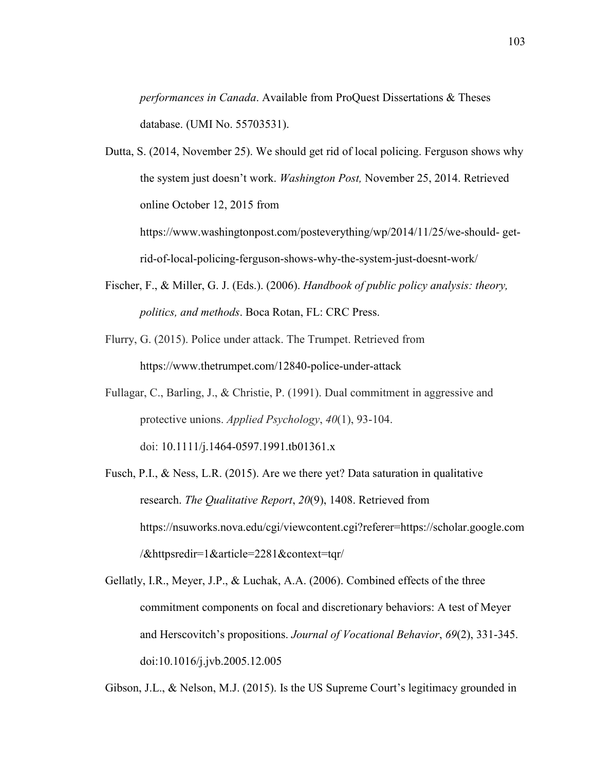*performances in Canada*. Available from ProQuest Dissertations & Theses database. (UMI No. 55703531).

Dutta, S. (2014, November 25). We should get rid of local policing. Ferguson shows why the system just doesn't work. *Washington Post,* November 25, 2014. Retrieved online October 12, 2015 from https://www.washingtonpost.com/posteverything/wp/2014/11/25/we-should- get-rid-of-local-policing-ferguson-shows-why-the-system-just-doesnt-work/

Fischer, F., & Miller, G. J. (Eds.). (2006). *Handbook of public policy analysis: theory, politics, and methods*. Boca Rotan, FL: CRC Press.

Flurry, G. (2015). Police under attack. The Trumpet. Retrieved from https://www.thetrumpet.com/12840-police-under-attack

Fullagar, C., Barling, J., & Christie, P. (1991). Dual commitment in aggressive and protective unions. *Applied Psychology*, *40*(1), 93-104. doi: 10.1111/j.1464-0597.1991.tb01361.x

Fusch, P.I., & Ness, L.R. (2015). Are we there yet? Data saturation in qualitative research. *The Qualitative Report*, *20*(9), 1408. Retrieved from https://nsuworks.nova.edu/cgi/viewcontent.cgi?referer=https://scholar.google.com/&httpsredir=1&article=2281&context=tqr/

Gellatly, I.R., Meyer, J.P., & Luchak, A.A. (2006). Combined effects of the three commitment components on focal and discretionary behaviors: A test of Meyer and Herscovitch's propositions. *Journal of Vocational Behavior*, *69*(2), 331-345. doi:10.1016/j.jvb.2005.12.005

Gibson, J.L., & Nelson, M.J. (2015). Is the US Supreme Court's legitimacy grounded in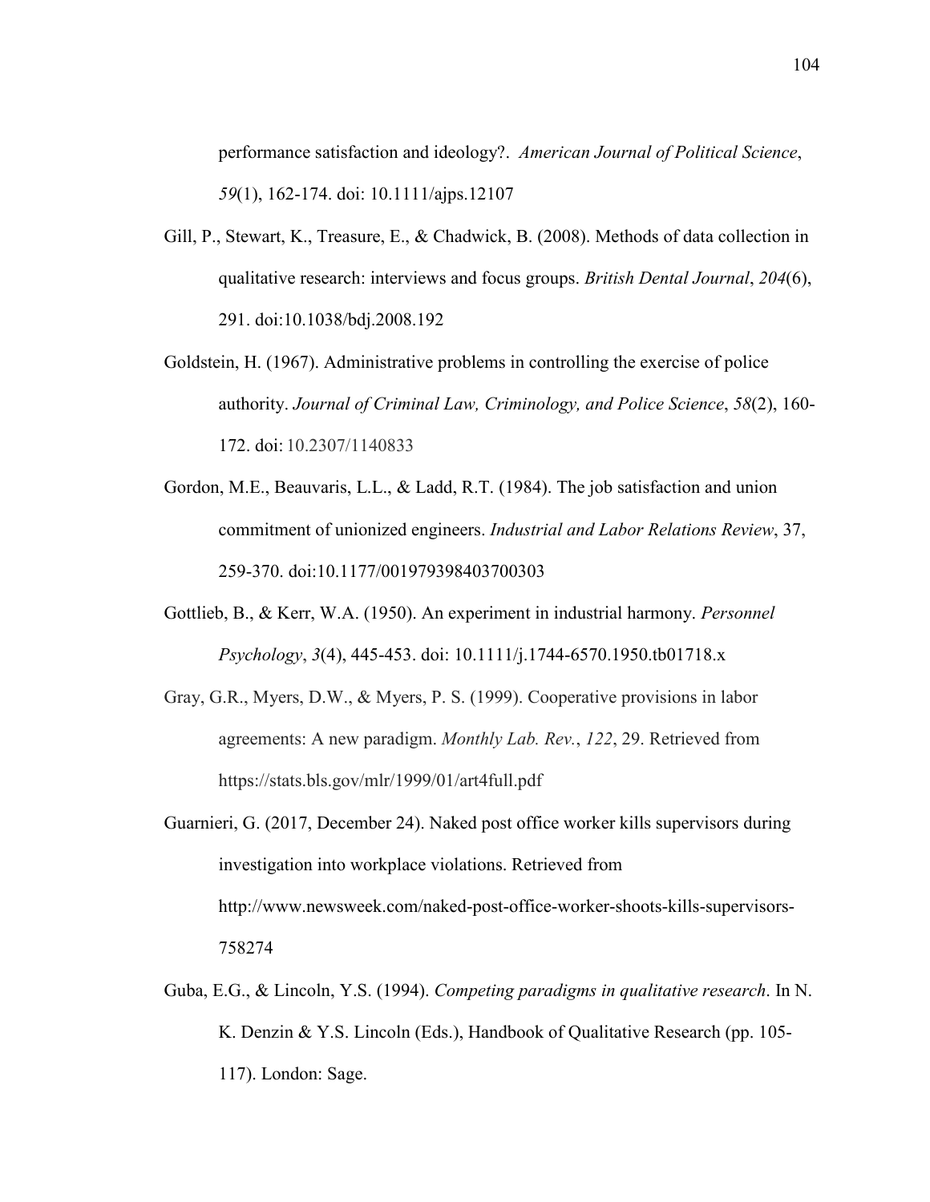performance satisfaction and ideology?. *American Journal of Political Science*, *59*(1), 162-174. doi: 10.1111/ajps.12107

Gill, P., Stewart, K., Treasure, E., & Chadwick, B. (2008). Methods of data collection in qualitative research: interviews and focus groups. *British Dental Journal*, *204*(6), 291. doi:10.1038/bdj.2008.192

Goldstein, H. (1967). Administrative problems in controlling the exercise of police authority. *Journal of Criminal Law, Criminology, and Police Science*, *58*(2), 160-172. doi: 10.2307/1140833

Gordon, M.E., Beauvaris, L.L., & Ladd, R.T. (1984). The job satisfaction and union commitment of unionized engineers. *Industrial and Labor Relations Review*, 37, 259-370. doi:10.1177/001979398403700303

Gottlieb, B., & Kerr, W.A. (1950). An experiment in industrial harmony. *Personnel Psychology*, *3*(4), 445-453. doi: 10.1111/j.1744-6570.1950.tb01718.x

Gray, G.R., Myers, D.W., & Myers, P. S. (1999). Cooperative provisions in labor agreements: A new paradigm. *Monthly Lab. Rev.*, *122*, 29. Retrieved from https://stats.bls.gov/mlr/1999/01/art4full.pdf

Guarnieri, G. (2017, December 24). Naked post office worker kills supervisors during investigation into workplace violations. Retrieved from http://www.newsweek.com/naked-post-office-worker-shoots-kills-supervisors-758274

Guba, E.G., & Lincoln, Y.S. (1994). *Competing paradigms in qualitative research*. In N. K. Denzin & Y.S. Lincoln (Eds.), Handbook of Qualitative Research (pp. 105-117). London: Sage.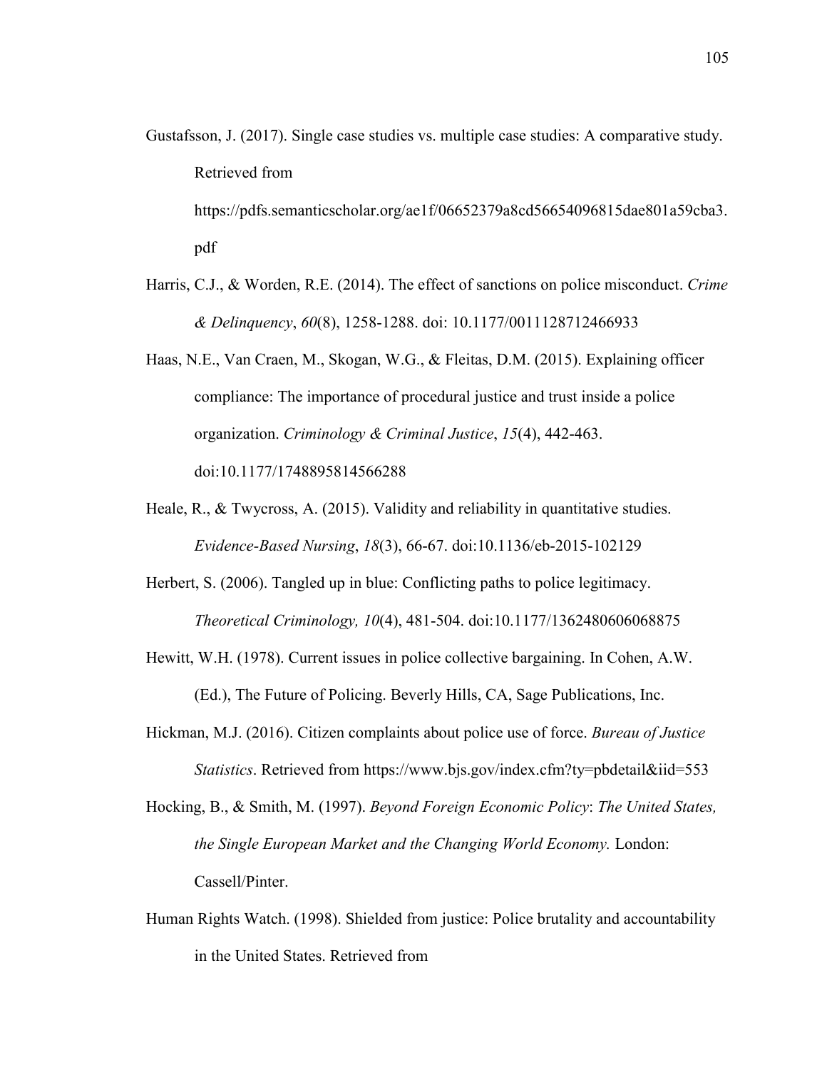Gustafsson, J. (2017). Single case studies vs. multiple case studies: A comparative study. Retrieved from https://pdfs.semanticscholar.org/ae1f/06652379a8cd56654096815dae801a59cba3.pdf

Harris, C.J., & Worden, R.E. (2014). The effect of sanctions on police misconduct. *Crime & Delinquency*, *60*(8), 1258-1288. doi: 10.1177/0011128712466933

Haas, N.E., Van Craen, M., Skogan, W.G., & Fleitas, D.M. (2015). Explaining officer compliance: The importance of procedural justice and trust inside a police organization. *Criminology & Criminal Justice*, *15*(4), 442-463. doi:10.1177/1748895814566288

Heale, R., & Twycross, A. (2015). Validity and reliability in quantitative studies. *Evidence-Based Nursing*, *18*(3), 66-67. doi:10.1136/eb-2015-102129

Herbert, S. (2006). Tangled up in blue: Conflicting paths to police legitimacy. *Theoretical Criminology, 10*(4), 481-504. doi:10.1177/1362480606068875

Hewitt, W.H. (1978). Current issues in police collective bargaining. In Cohen, A.W. (Ed.), The Future of Policing. Beverly Hills, CA, Sage Publications, Inc.

Hickman, M.J. (2016). Citizen complaints about police use of force. *Bureau of Justice Statistics*. Retrieved from https://www.bjs.gov/index.cfm?ty=pbdetail&iid=553

Hocking, B., & Smith, M. (1997). *Beyond Foreign Economic Policy*: *The United States, the Single European Market and the Changing World Economy.* London: Cassell/Pinter.

Human Rights Watch. (1998). Shielded from justice: Police brutality and accountability in the United States. Retrieved from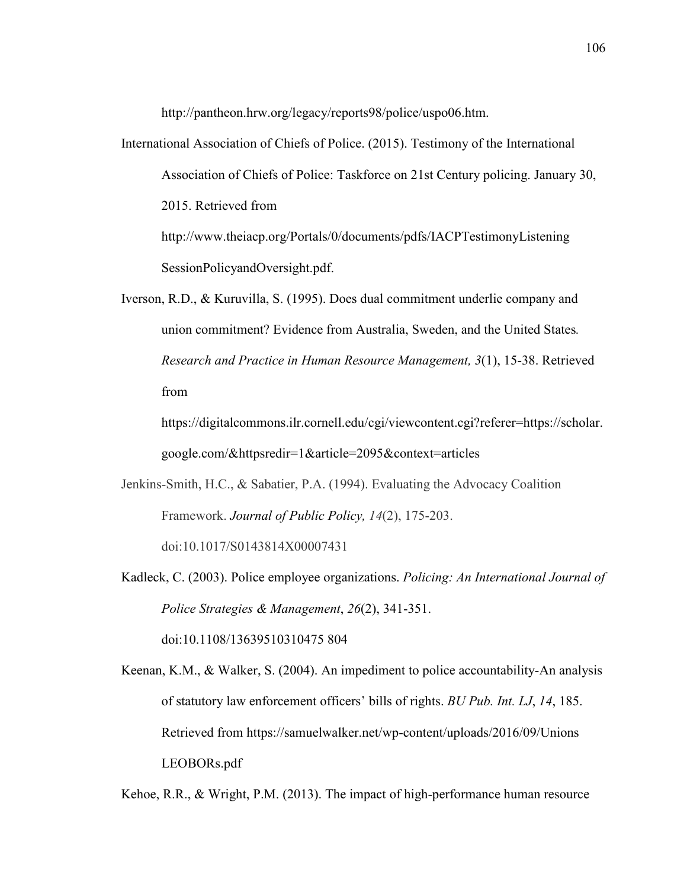http://pantheon.hrw.org/legacy/reports98/police/uspo06.htm.

International Association of Chiefs of Police. (2015). Testimony of the International Association of Chiefs of Police: Taskforce on 21st Century policing. January 30, 2015. Retrieved from http://www.theiacp.org/Portals/0/documents/pdfs/IACPTestimonyListeningSessionPolicyandOversight.pdf.

Iverson, R.D., & Kuruvilla, S. (1995). Does dual commitment underlie company and union commitment? Evidence from Australia, Sweden, and the United States. *Research and Practice in Human Resource Management, 3*(1), 15-38. Retrieved from https://digitalcommons.ilr.cornell.edu/cgi/viewcontent.cgi?referer=https://scholar.google.com/&httpsredir=1&article=2095&context=articles

Jenkins-Smith, H.C., & Sabatier, P.A. (1994). Evaluating the Advocacy Coalition Framework. *Journal of Public Policy, 14*(2), 175-203. doi:10.1017/S0143814X00007431

Kadleck, C. (2003). Police employee organizations. *Policing: An International Journal of Police Strategies & Management*, *26*(2), 341-351. doi:10.1108/13639510310475 804

Keenan, K.M., & Walker, S. (2004). An impediment to police accountability-An analysis of statutory law enforcement officers' bills of rights. *BU Pub. Int. LJ*, *14*, 185. Retrieved from https://samuelwalker.net/wp-content/uploads/2016/09/Unions LEOBORs.pdf

Kehoe, R.R., & Wright, P.M. (2013). The impact of high-performance human resource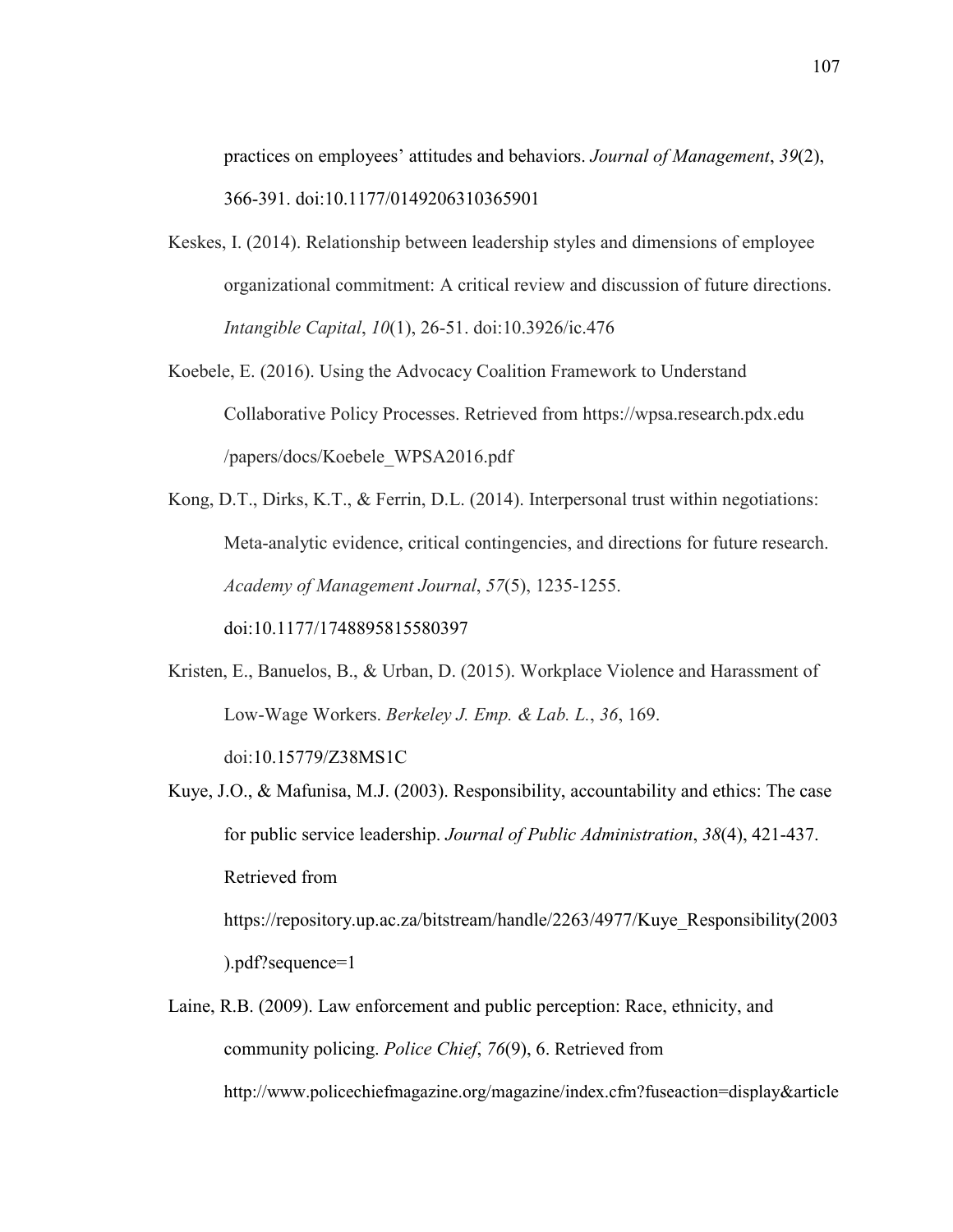practices on employees' attitudes and behaviors. *Journal of Management*, *39*(2), 366-391. doi:10.1177/0149206310365901

Keskes, I. (2014). Relationship between leadership styles and dimensions of employee organizational commitment: A critical review and discussion of future directions. *Intangible Capital*, *10*(1), 26-51. doi:10.3926/ic.476

Koebele, E. (2016). Using the Advocacy Coalition Framework to Understand Collaborative Policy Processes. Retrieved from https://wpsa.research.pdx.edu /papers/docs/Koebele_WPSA2016.pdf

Kong, D.T., Dirks, K.T., & Ferrin, D.L. (2014). Interpersonal trust within negotiations: Meta-analytic evidence, critical contingencies, and directions for future research. *Academy of Management Journal*, *57*(5), 1235-1255. doi:10.1177/1748895815580397

Kristen, E., Banuelos, B., & Urban, D. (2015). Workplace Violence and Harassment of Low-Wage Workers. *Berkeley J. Emp. & Lab. L.*, *36*, 169. doi:10.15779/Z38MS1C

Kuye, J.O., & Mafunisa, M.J. (2003). Responsibility, accountability and ethics: The case for public service leadership. *Journal of Public Administration*, *38*(4), 421-437. Retrieved from https://repository.up.ac.za/bitstream/handle/2263/4977/Kuye_Responsibility(2003).pdf?sequence=1

Laine, R.B. (2009). Law enforcement and public perception: Race, ethnicity, and community policing. *Police Chief*, *76*(9), 6. Retrieved from http://www.policechiefmagazine.org/magazine/index.cfm?fuseaction=display&article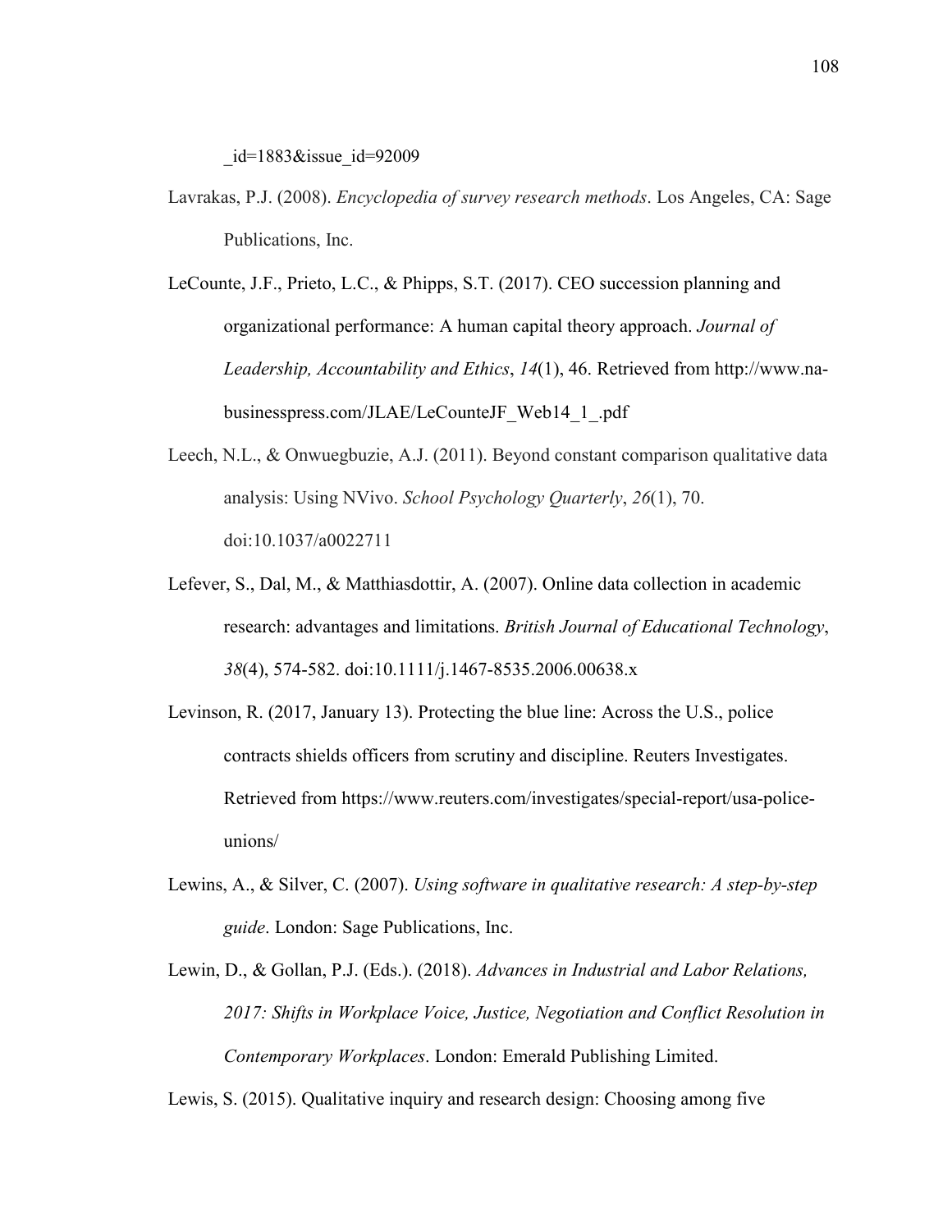_id=1883&issue_id=92009

Lavrakas, P.J. (2008). *Encyclopedia of survey research methods*. Los Angeles, CA: Sage Publications, Inc.

LeCounte, J.F., Prieto, L.C., & Phipps, S.T. (2017). CEO succession planning and organizational performance: A human capital theory approach. *Journal of Leadership, Accountability and Ethics*, *14*(1), 46. Retrieved from http://www.na-businesspress.com/JLAE/LeCounteJF_Web14_1_.pdf

Leech, N.L., & Onwuegbuzie, A.J. (2011). Beyond constant comparison qualitative data analysis: Using NVivo. *School Psychology Quarterly*, *26*(1), 70. doi:10.1037/a0022711

Lefever, S., Dal, M., & Matthiasdottir, A. (2007). Online data collection in academic research: advantages and limitations. *British Journal of Educational Technology*, *38*(4), 574-582. doi:10.1111/j.1467-8535.2006.00638.x

Levinson, R. (2017, January 13). Protecting the blue line: Across the U.S., police contracts shields officers from scrutiny and discipline. Reuters Investigates. Retrieved from https://www.reuters.com/investigates/special-report/usa-police-unions/

Lewins, A., & Silver, C. (2007). *Using software in qualitative research: A step-by-step guide*. London: Sage Publications, Inc.

Lewin, D., & Gollan, P.J. (Eds.). (2018). *Advances in Industrial and Labor Relations, 2017: Shifts in Workplace Voice, Justice, Negotiation and Conflict Resolution in Contemporary Workplaces*. London: Emerald Publishing Limited.

Lewis, S. (2015). Qualitative inquiry and research design: Choosing among five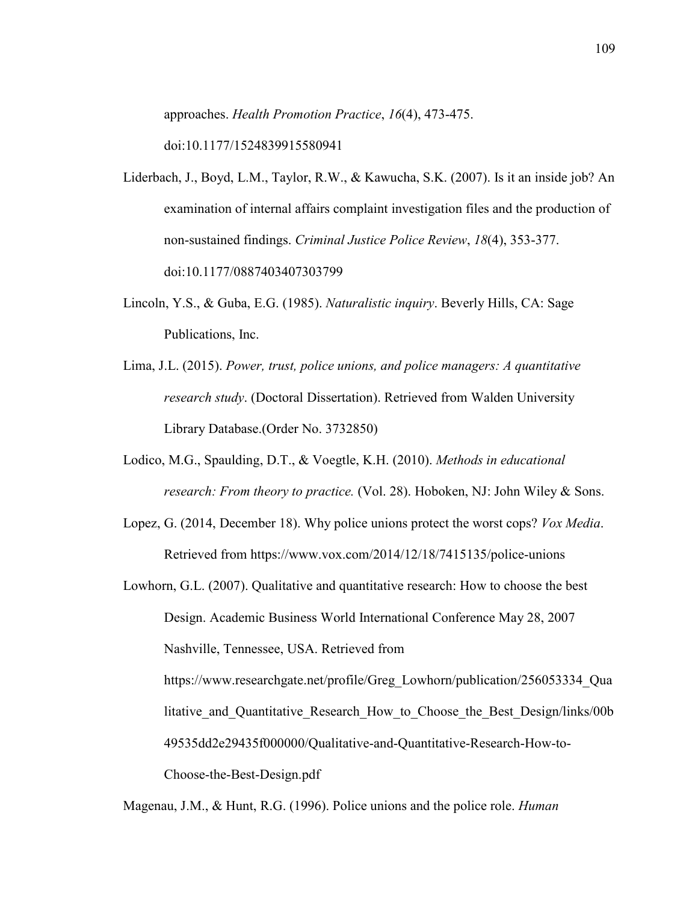approaches. *Health Promotion Practice*, *16*(4), 473-475. doi:10.1177/1524839915580941

Liderbach, J., Boyd, L.M., Taylor, R.W., & Kawucha, S.K. (2007). Is it an inside job? An examination of internal affairs complaint investigation files and the production of non-sustained findings. *Criminal Justice Police Review*, *18*(4), 353-377. doi:10.1177/0887403407303799

Lincoln, Y.S., & Guba, E.G. (1985). *Naturalistic inquiry*. Beverly Hills, CA: Sage Publications, Inc.

Lima, J.L. (2015). *Power, trust, police unions, and police managers: A quantitative research study*. (Doctoral Dissertation). Retrieved from Walden University Library Database.(Order No. 3732850)

Lodico, M.G., Spaulding, D.T., & Voegtle, K.H. (2010). *Methods in educational research: From theory to practice.* (Vol. 28). Hoboken, NJ: John Wiley & Sons.

Lopez, G. (2014, December 18). Why police unions protect the worst cops? *Vox Media*. Retrieved from https://www.vox.com/2014/12/18/7415135/police-unions

Lowhorn, G.L. (2007). Qualitative and quantitative research: How to choose the best Design. Academic Business World International Conference May 28, 2007 Nashville, Tennessee, USA. Retrieved from https://www.researchgate.net/profile/Greg_Lowhorn/publication/256053334_Qualitative_and_Quantitative_Research_How_to_Choose_the_Best_Design/links/00b49535dd2e29435f000000/Qualitative-and-Quantitative-Research-How-to-Choose-the-Best-Design.pdf

Magenau, J.M., & Hunt, R.G. (1996). Police unions and the police role. *Human*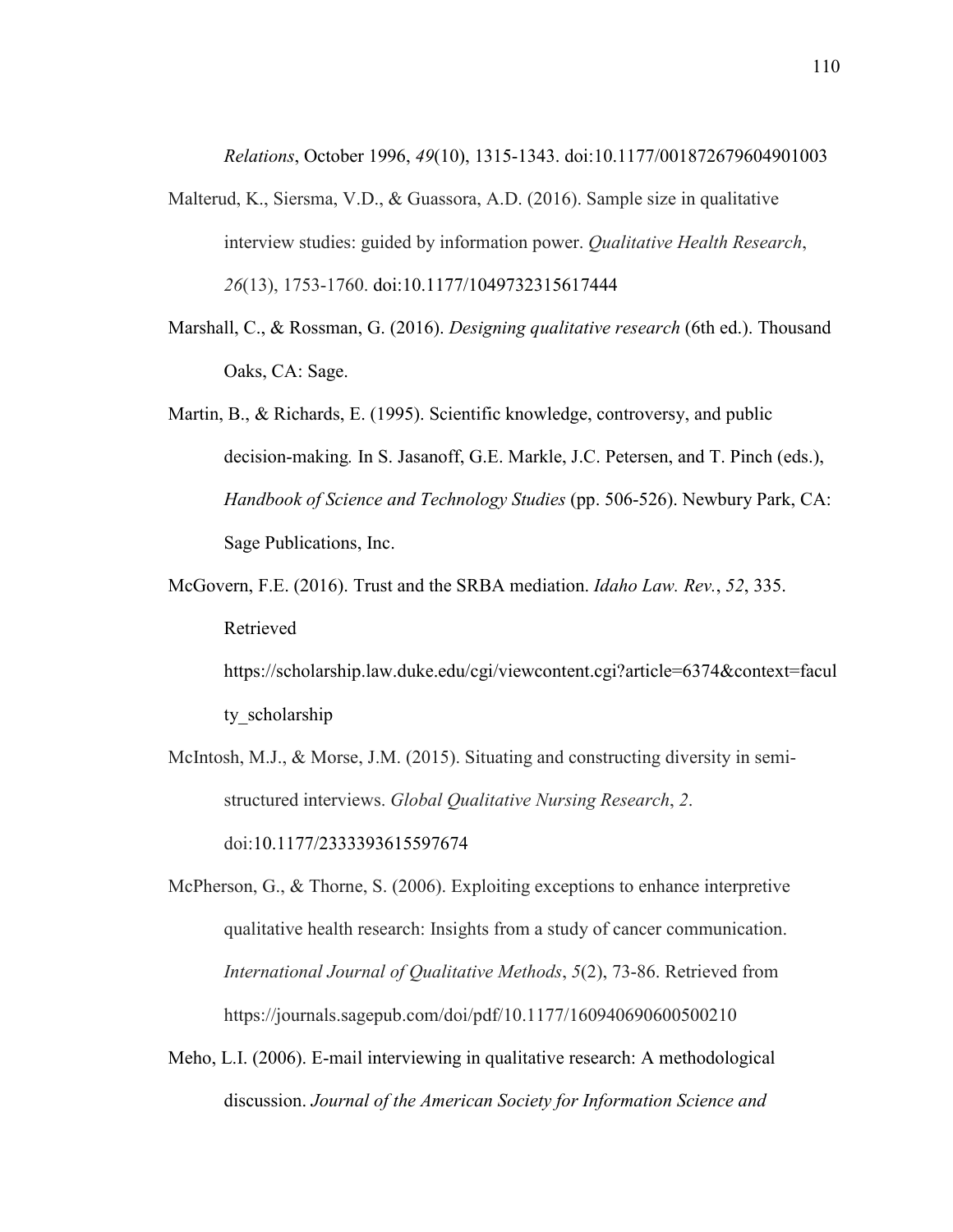*Relations*, October 1996, *49*(10), 1315-1343. doi:10.1177/001872679604901003

Malterud, K., Siersma, V.D., & Guassora, A.D. (2016). Sample size in qualitative interview studies: guided by information power. *Qualitative Health Research*, *26*(13), 1753-1760. doi:10.1177/1049732315617444

Marshall, C., & Rossman, G. (2016). *Designing qualitative research* (6th ed.). Thousand Oaks, CA: Sage.

Martin, B., & Richards, E. (1995). Scientific knowledge, controversy, and public decision-making. In S. Jasanoff, G.E. Markle, J.C. Petersen, and T. Pinch (eds.), *Handbook of Science and Technology Studies* (pp. 506-526). Newbury Park, CA: Sage Publications, Inc.

McGovern, F.E. (2016). Trust and the SRBA mediation. *Idaho Law. Rev.*, *52*, 335. Retrieved https://scholarship.law.duke.edu/cgi/viewcontent.cgi?article=6374&context=faculty_scholarship

McIntosh, M.J., & Morse, J.M. (2015). Situating and constructing diversity in semi-structured interviews. *Global Qualitative Nursing Research*, *2*. doi:10.1177/2333393615597674

McPherson, G., & Thorne, S. (2006). Exploiting exceptions to enhance interpretive qualitative health research: Insights from a study of cancer communication. *International Journal of Qualitative Methods*, *5*(2), 73-86. Retrieved from https://journals.sagepub.com/doi/pdf/10.1177/160940690600500210

Meho, L.I. (2006). E-mail interviewing in qualitative research: A methodological discussion. *Journal of the American Society for Information Science and*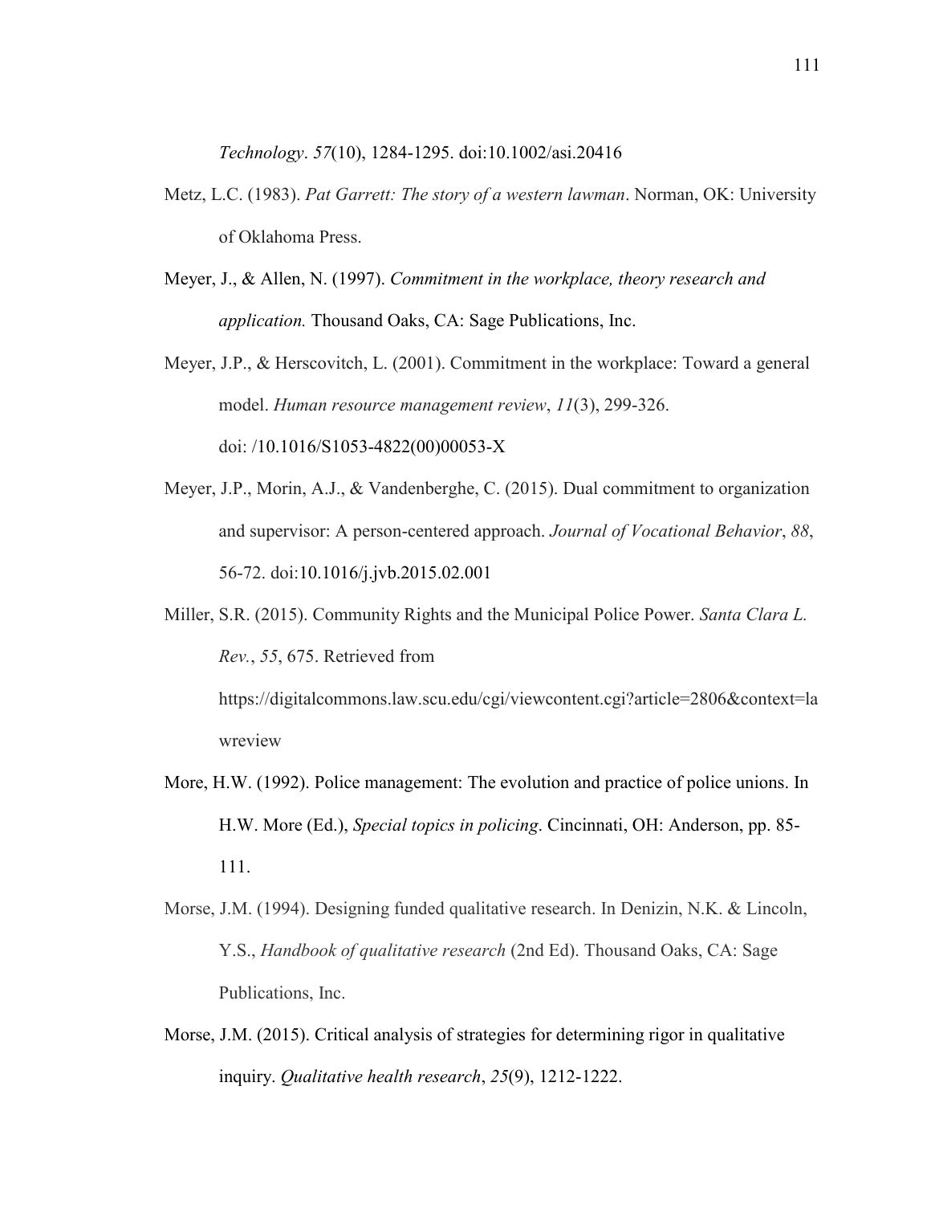*Technology*. *57*(10), 1284-1295. doi:10.1002/asi.20416

Metz, L.C. (1983). *Pat Garrett: The story of a western lawman*. Norman, OK: University of Oklahoma Press.

Meyer, J., & Allen, N. (1997). *Commitment in the workplace, theory research and application.* Thousand Oaks, CA: Sage Publications, Inc.

Meyer, J.P., & Herscovitch, L. (2001). Commitment in the workplace: Toward a general model. *Human resource management review*, *11*(3), 299-326. doi: /10.1016/S1053-4822(00)00053-X

Meyer, J.P., Morin, A.J., & Vandenberghe, C. (2015). Dual commitment to organization and supervisor: A person-centered approach. *Journal of Vocational Behavior*, *88*, 56-72. doi:10.1016/j.jvb.2015.02.001

Miller, S.R. (2015). Community Rights and the Municipal Police Power. *Santa Clara L. Rev.*, *55*, 675. Retrieved from https://digitalcommons.law.scu.edu/cgi/viewcontent.cgi?article=2806&context=lawreview

More, H.W. (1992). Police management: The evolution and practice of police unions. In H.W. More (Ed.), *Special topics in policing*. Cincinnati, OH: Anderson, pp. 85-111.

Morse, J.M. (1994). Designing funded qualitative research. In Denizin, N.K. & Lincoln, Y.S., *Handbook of qualitative research* (2nd Ed). Thousand Oaks, CA: Sage Publications, Inc.

Morse, J.M. (2015). Critical analysis of strategies for determining rigor in qualitative inquiry. *Qualitative health research*, *25*(9), 1212-1222.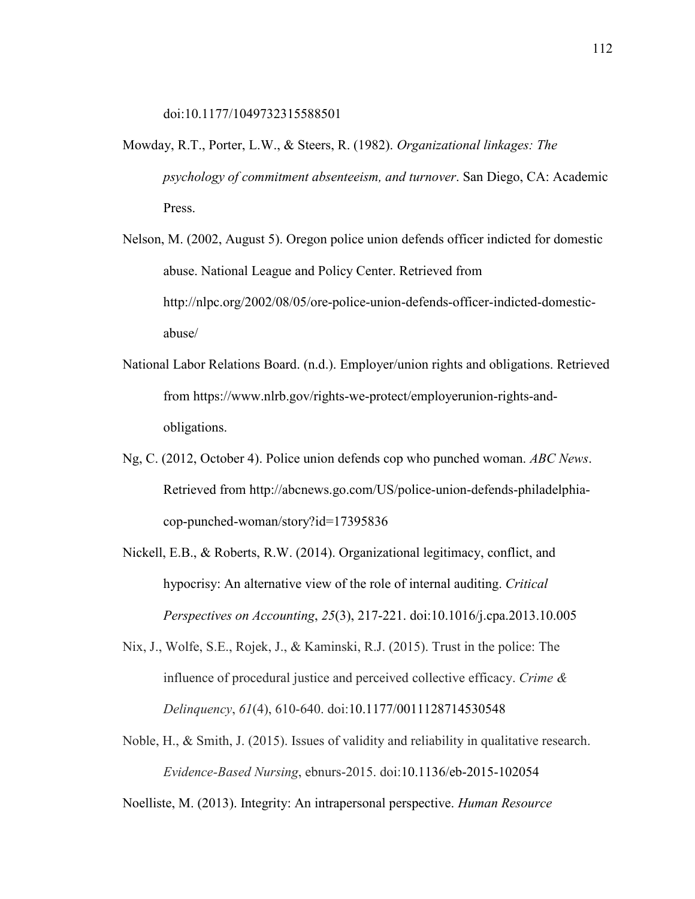doi:10.1177/1049732315588501

Mowday, R.T., Porter, L.W., & Steers, R. (1982). *Organizational linkages: The psychology of commitment absenteeism, and turnover*. San Diego, CA: Academic Press.

Nelson, M. (2002, August 5). Oregon police union defends officer indicted for domestic abuse. National League and Policy Center. Retrieved from http://nlpc.org/2002/08/05/ore-police-union-defends-officer-indicted-domestic-abuse/

National Labor Relations Board. (n.d.). Employer/union rights and obligations. Retrieved from https://www.nlrb.gov/rights-we-protect/employerunion-rights-and-obligations.

Ng, C. (2012, October 4). Police union defends cop who punched woman. *ABC News*. Retrieved from http://abcnews.go.com/US/police-union-defends-philadelphia-cop-punched-woman/story?id=17395836

Nickell, E.B., & Roberts, R.W. (2014). Organizational legitimacy, conflict, and hypocrisy: An alternative view of the role of internal auditing. *Critical Perspectives on Accounting*, *25*(3), 217-221. doi:10.1016/j.cpa.2013.10.005

Nix, J., Wolfe, S.E., Rojek, J., & Kaminski, R.J. (2015). Trust in the police: The influence of procedural justice and perceived collective efficacy. *Crime & Delinquency*, *61*(4), 610-640. doi:10.1177/0011128714530548

Noble, H., & Smith, J. (2015). Issues of validity and reliability in qualitative research. *Evidence-Based Nursing*, ebnurs-2015. doi:10.1136/eb-2015-102054

Noelliste, M. (2013). Integrity: An intrapersonal perspective. *Human Resource*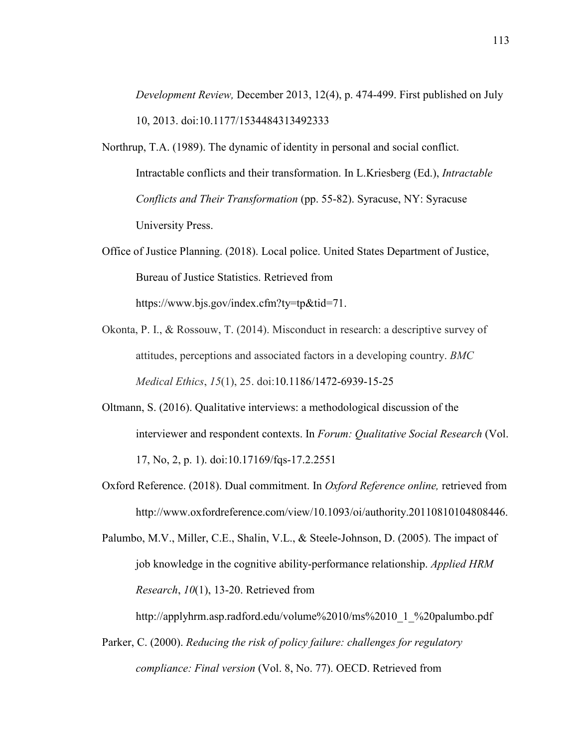*Development Review,* December 2013, 12(4), p. 474-499. First published on July 10, 2013. doi:10.1177/1534484313492333

Northrup, T.A. (1989). The dynamic of identity in personal and social conflict. Intractable conflicts and their transformation. In L.Kriesberg (Ed.), *Intractable Conflicts and Their Transformation* (pp. 55-82). Syracuse, NY: Syracuse University Press.

Office of Justice Planning. (2018). Local police. United States Department of Justice, Bureau of Justice Statistics. Retrieved from https://www.bjs.gov/index.cfm?ty=tp&tid=71.

Okonta, P. I., & Rossouw, T. (2014). Misconduct in research: a descriptive survey of attitudes, perceptions and associated factors in a developing country. *BMC Medical Ethics*, *15*(1), 25. doi:10.1186/1472-6939-15-25

Oltmann, S. (2016). Qualitative interviews: a methodological discussion of the interviewer and respondent contexts. In *Forum: Qualitative Social Research* (Vol. 17, No, 2, p. 1). doi:10.17169/fqs-17.2.2551

Oxford Reference. (2018). Dual commitment. In *Oxford Reference online,* retrieved from http://www.oxfordreference.com/view/10.1093/oi/authority.20110810104808446.

Palumbo, M.V., Miller, C.E., Shalin, V.L., & Steele-Johnson, D. (2005). The impact of job knowledge in the cognitive ability-performance relationship. *Applied HRM Research*, *10*(1), 13-20. Retrieved from http://applyhrm.asp.radford.edu/volume%2010/ms%2010_1_%20palumbo.pdf

Parker, C. (2000). *Reducing the risk of policy failure: challenges for regulatory compliance: Final version* (Vol. 8, No. 77). OECD. Retrieved from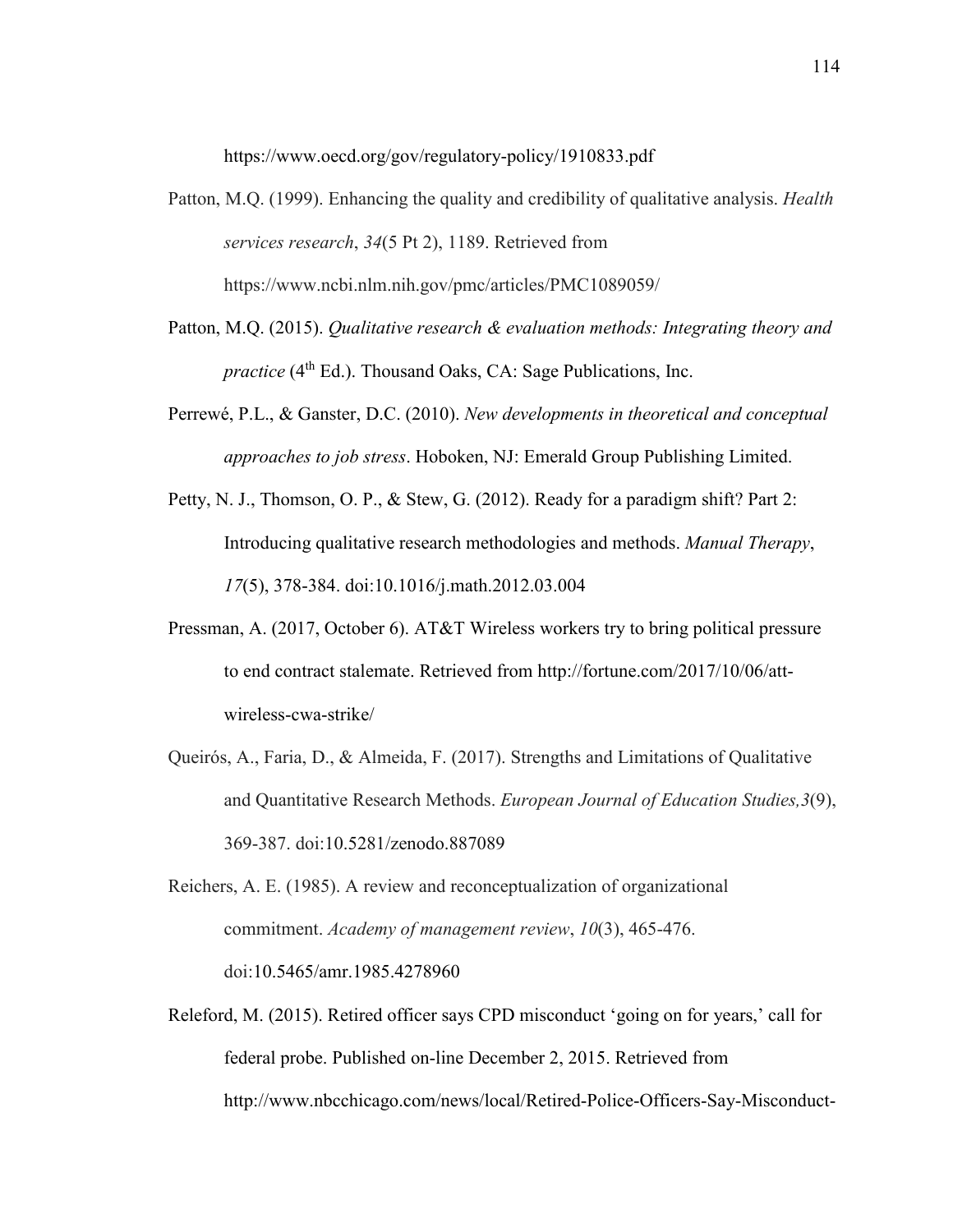https://www.oecd.org/gov/regulatory-policy/1910833.pdf

Patton, M.Q. (1999). Enhancing the quality and credibility of qualitative analysis. *Health services research*, *34*(5 Pt 2), 1189. Retrieved from https://www.ncbi.nlm.nih.gov/pmc/articles/PMC1089059/

Patton, M.Q. (2015). *Qualitative research & evaluation methods: Integrating theory and practice* (4th Ed.). Thousand Oaks, CA: Sage Publications, Inc.

Perrewé, P.L., & Ganster, D.C. (2010). *New developments in theoretical and conceptual approaches to job stress*. Hoboken, NJ: Emerald Group Publishing Limited.

Petty, N. J., Thomson, O. P., & Stew, G. (2012). Ready for a paradigm shift? Part 2: Introducing qualitative research methodologies and methods. *Manual Therapy*, *17*(5), 378-384. doi:10.1016/j.math.2012.03.004

Pressman, A. (2017, October 6). AT&T Wireless workers try to bring political pressure to end contract stalemate. Retrieved from http://fortune.com/2017/10/06/att-wireless-cwa-strike/

Queirós, A., Faria, D., & Almeida, F. (2017). Strengths and Limitations of Qualitative and Quantitative Research Methods. *European Journal of Education Studies,3*(9), 369-387. doi:10.5281/zenodo.887089

Reichers, A. E. (1985). A review and reconceptualization of organizational commitment. *Academy of management review*, *10*(3), 465-476. doi:10.5465/amr.1985.4278960

Releford, M. (2015). Retired officer says CPD misconduct 'going on for years,' call for federal probe. Published on-line December 2, 2015. Retrieved from http://www.nbcchicago.com/news/local/Retired-Police-Officers-Say-Misconduct-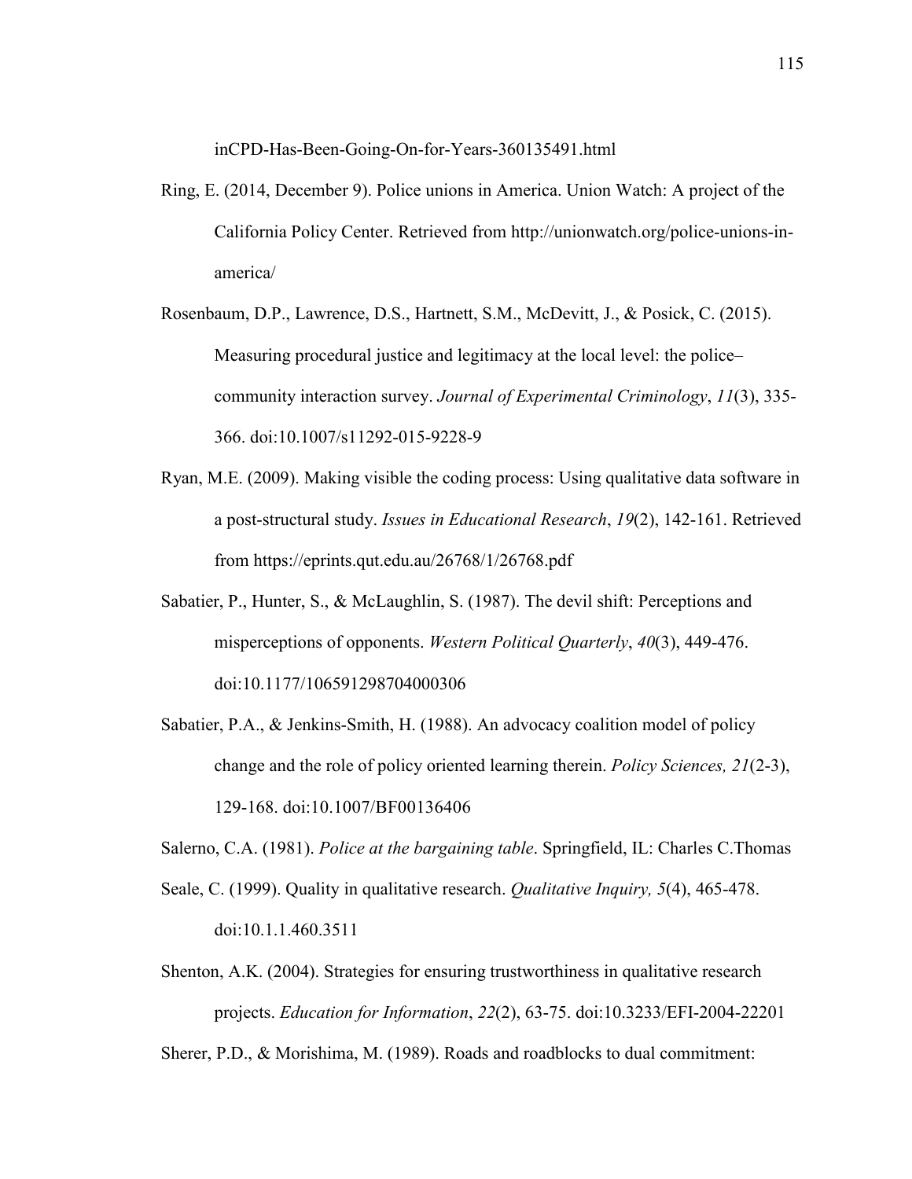inCPD-Has-Been-Going-On-for-Years-360135491.html

Ring, E. (2014, December 9). Police unions in America. Union Watch: A project of the California Policy Center. Retrieved from http://unionwatch.org/police-unions-in-america/

Rosenbaum, D.P., Lawrence, D.S., Hartnett, S.M., McDevitt, J., & Posick, C. (2015). Measuring procedural justice and legitimacy at the local level: the police–community interaction survey. *Journal of Experimental Criminology*, *11*(3), 335-366. doi:10.1007/s11292-015-9228-9

Ryan, M.E. (2009). Making visible the coding process: Using qualitative data software in a post-structural study. *Issues in Educational Research*, *19*(2), 142-161. Retrieved from https://eprints.qut.edu.au/26768/1/26768.pdf

Sabatier, P., Hunter, S., & McLaughlin, S. (1987). The devil shift: Perceptions and misperceptions of opponents. *Western Political Quarterly*, *40*(3), 449-476. doi:10.1177/106591298704000306

Sabatier, P.A., & Jenkins-Smith, H. (1988). An advocacy coalition model of policy change and the role of policy oriented learning therein. *Policy Sciences, 21*(2-3), 129-168. doi:10.1007/BF00136406

Salerno, C.A. (1981). *Police at the bargaining table*. Springfield, IL: Charles C.Thomas

Seale, C. (1999). Quality in qualitative research. *Qualitative Inquiry, 5*(4), 465-478. doi:10.1.1.460.3511

Shenton, A.K. (2004). Strategies for ensuring trustworthiness in qualitative research projects. *Education for Information*, *22*(2), 63-75. doi:10.3233/EFI-2004-22201

Sherer, P.D., & Morishima, M. (1989). Roads and roadblocks to dual commitment: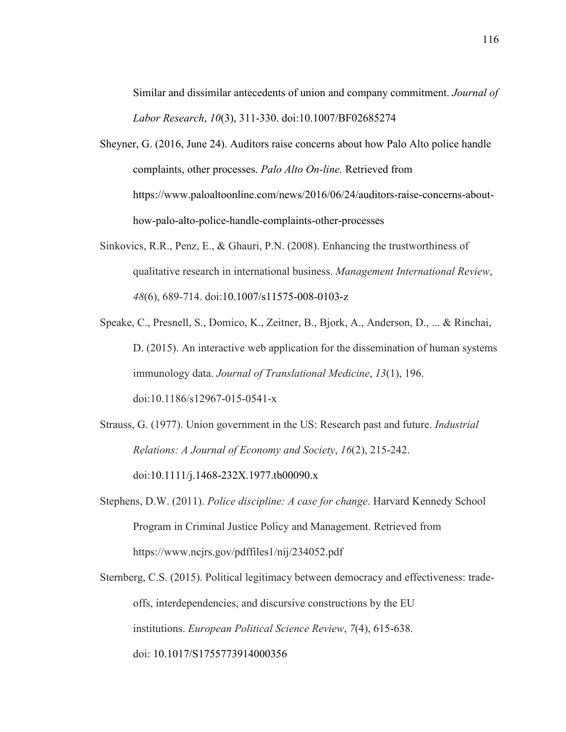Similar and dissimilar antecedents of union and company commitment. *Journal of Labor Research*, *10*(3), 311-330. doi:10.1007/BF02685274

Sheyner, G. (2016, June 24). Auditors raise concerns about how Palo Alto police handle complaints, other processes. *Palo Alto On-line.* Retrieved from https://www.paloaltoonline.com/news/2016/06/24/auditors-raise-concerns-about-how-palo-alto-police-handle-complaints-other-processes

Sinkovics, R.R., Penz, E., & Ghauri, P.N. (2008). Enhancing the trustworthiness of qualitative research in international business. *Management International Review*, *48*(6), 689-714. doi:10.1007/s11575-008-0103-z

Speake, C., Presnell, S., Domico, K., Zeitner, B., Bjork, A., Anderson, D., ... & Rinchai, D. (2015). An interactive web application for the dissemination of human systems immunology data. *Journal of Translational Medicine*, *13*(1), 196. doi:10.1186/s12967-015-0541-x

Strauss, G. (1977). Union government in the US: Research past and future. *Industrial Relations: A Journal of Economy and Society*, *16*(2), 215-242. doi:10.1111/j.1468-232X.1977.tb00090.x

Stephens, D.W. (2011). *Police discipline: A case for change*. Harvard Kennedy School Program in Criminal Justice Policy and Management. Retrieved from https://www.ncjrs.gov/pdffiles1/nij/234052.pdf

Sternberg, C.S. (2015). Political legitimacy between democracy and effectiveness: trade-offs, interdependencies, and discursive constructions by the EU institutions. *European Political Science Review*, *7*(4), 615-638. doi: 10.1017/S1755773914000356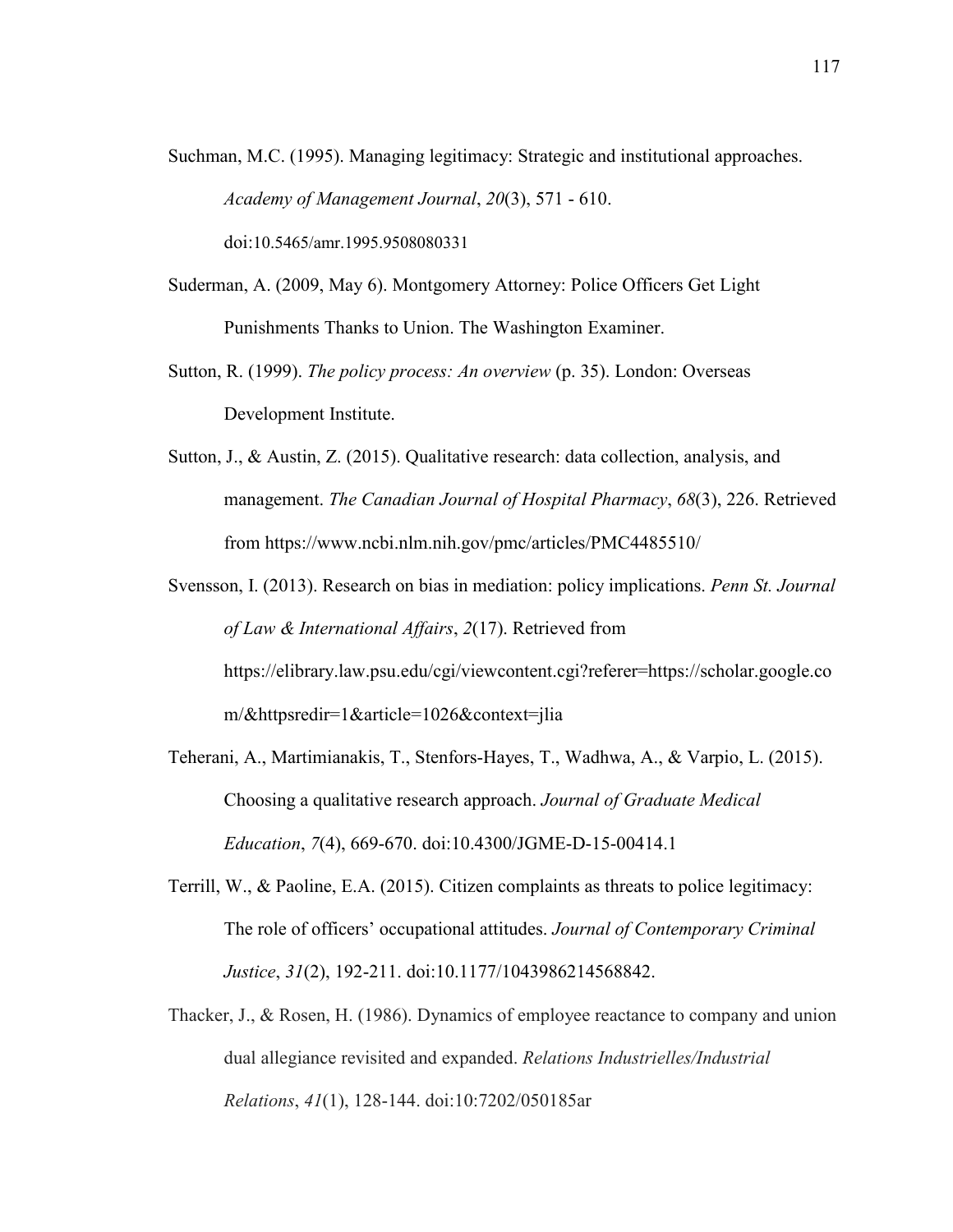Suchman, M.C. (1995). Managing legitimacy: Strategic and institutional approaches. *Academy of Management Journal*, *20*(3), 571 - 610. doi:10.5465/amr.1995.9508080331

Suderman, A. (2009, May 6). Montgomery Attorney: Police Officers Get Light Punishments Thanks to Union. The Washington Examiner.

Sutton, R. (1999). *The policy process: An overview* (p. 35). London: Overseas Development Institute.

Sutton, J., & Austin, Z. (2015). Qualitative research: data collection, analysis, and management. *The Canadian Journal of Hospital Pharmacy*, *68*(3), 226. Retrieved from https://www.ncbi.nlm.nih.gov/pmc/articles/PMC4485510/

Svensson, I. (2013). Research on bias in mediation: policy implications. *Penn St. Journal of Law & International Affairs*, *2*(17). Retrieved from https://elibrary.law.psu.edu/cgi/viewcontent.cgi?referer=https://scholar.google.com/&httpsredir=1&article=1026&context=jlia

Teherani, A., Martimianakis, T., Stenfors-Hayes, T., Wadhwa, A., & Varpio, L. (2015). Choosing a qualitative research approach. *Journal of Graduate Medical Education*, *7*(4), 669-670. doi:10.4300/JGME-D-15-00414.1

Terrill, W., & Paoline, E.A. (2015). Citizen complaints as threats to police legitimacy: The role of officers' occupational attitudes. *Journal of Contemporary Criminal Justice*, *31*(2), 192-211. doi:10.1177/1043986214568842.

Thacker, J., & Rosen, H. (1986). Dynamics of employee reactance to company and union dual allegiance revisited and expanded. *Relations Industrielles/Industrial Relations*, *41*(1), 128-144. doi:10:7202/050185ar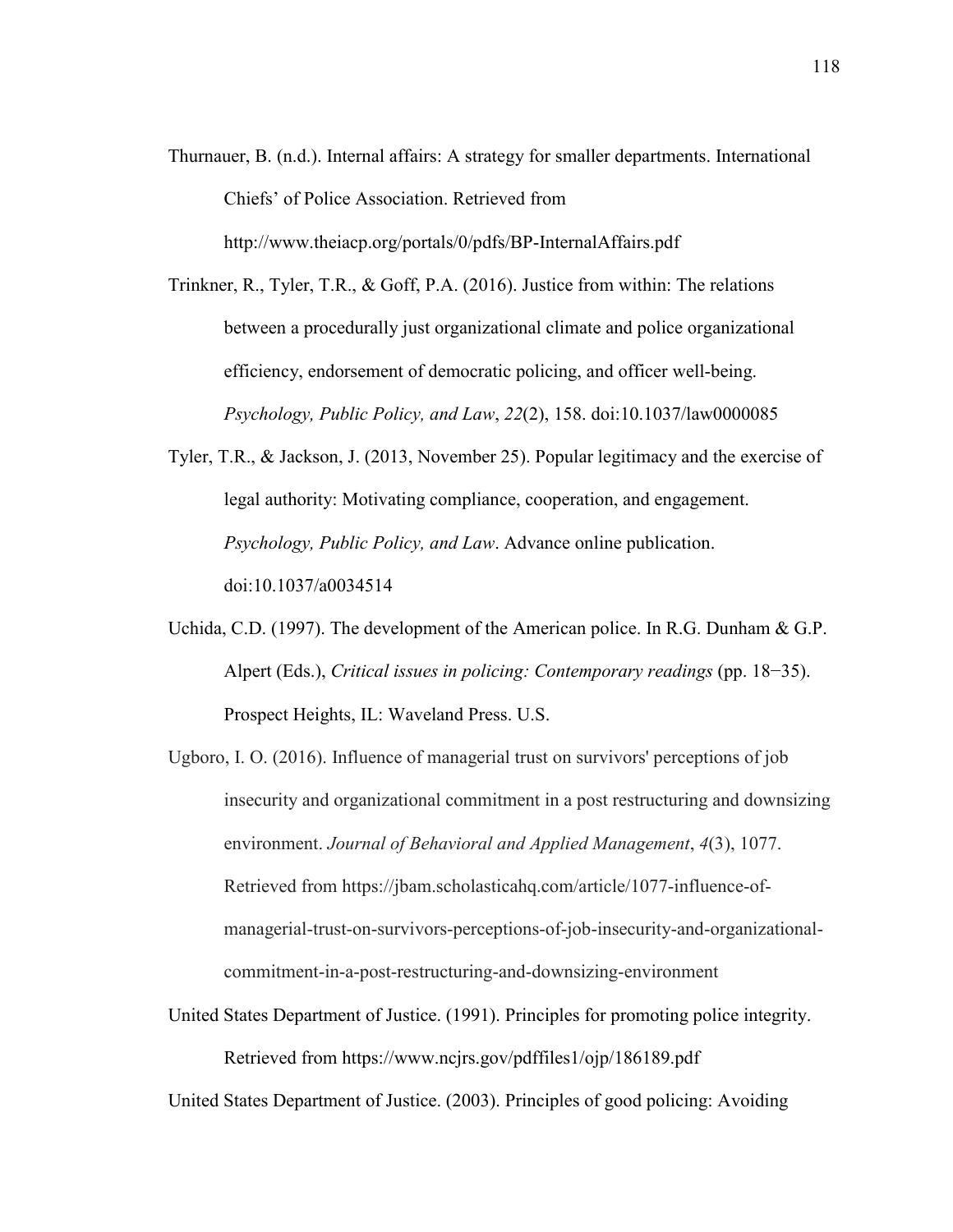Thurnauer, B. (n.d.). Internal affairs: A strategy for smaller departments. International Chiefs' of Police Association. Retrieved from http://www.theiacp.org/portals/0/pdfs/BP-InternalAffairs.pdf

Trinkner, R., Tyler, T.R., & Goff, P.A. (2016). Justice from within: The relations between a procedurally just organizational climate and police organizational efficiency, endorsement of democratic policing, and officer well-being. *Psychology, Public Policy, and Law*, *22*(2), 158. doi:10.1037/law0000085

Tyler, T.R., & Jackson, J. (2013, November 25). Popular legitimacy and the exercise of legal authority: Motivating compliance, cooperation, and engagement. *Psychology, Public Policy, and Law*. Advance online publication. doi:10.1037/a0034514

Uchida, C.D. (1997). The development of the American police. In R.G. Dunham & G.P. Alpert (Eds.), *Critical issues in policing: Contemporary readings* (pp. 18−35). Prospect Heights, IL: Waveland Press. U.S.

Ugboro, I. O. (2016). Influence of managerial trust on survivors' perceptions of job insecurity and organizational commitment in a post restructuring and downsizing environment. *Journal of Behavioral and Applied Management*, *4*(3), 1077. Retrieved from https://jbam.scholasticahq.com/article/1077-influence-of-managerial-trust-on-survivors-perceptions-of-job-insecurity-and-organizational-commitment-in-a-post-restructuring-and-downsizing-environment

United States Department of Justice. (1991). Principles for promoting police integrity. Retrieved from https://www.ncjrs.gov/pdffiles1/ojp/186189.pdf

United States Department of Justice. (2003). Principles of good policing: Avoiding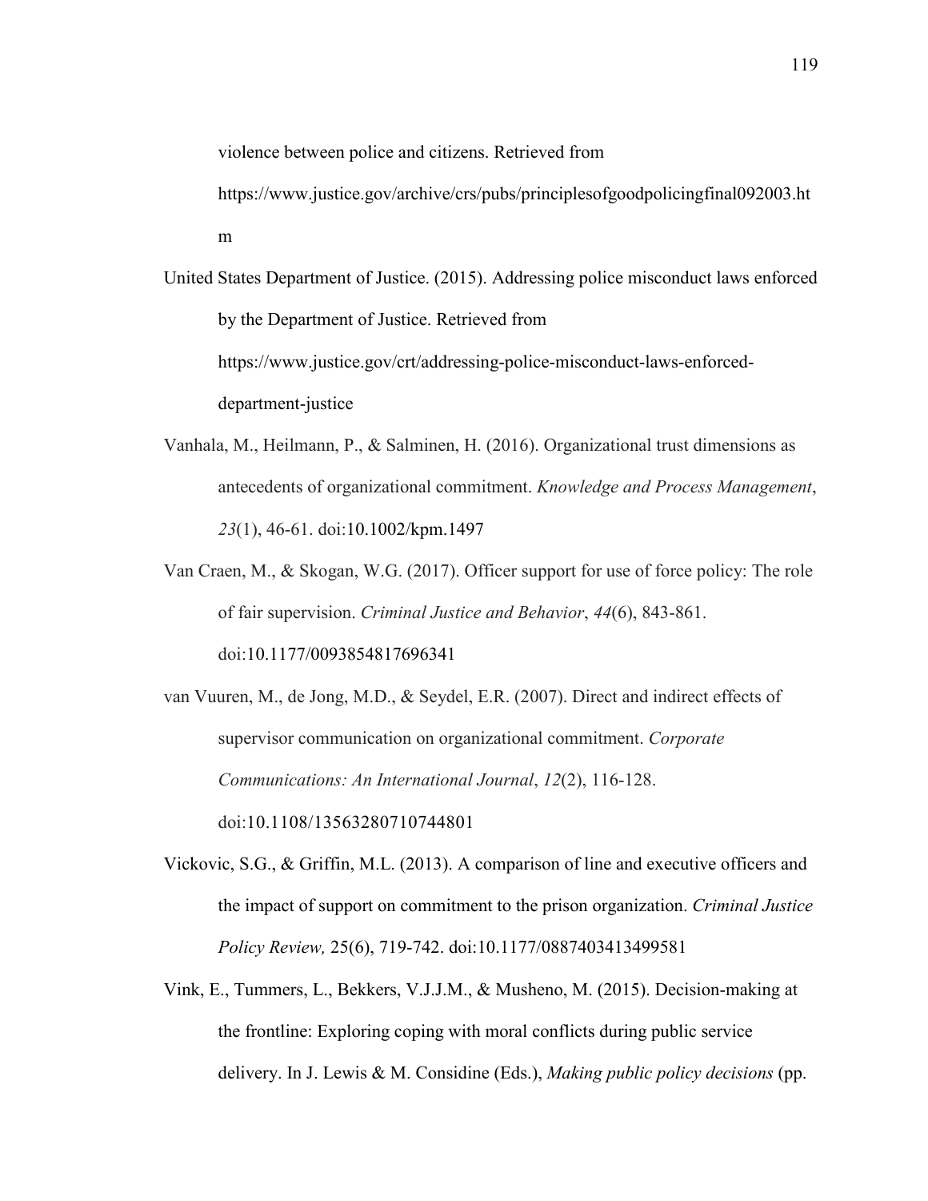violence between police and citizens. Retrieved from https://www.justice.gov/archive/crs/pubs/principlesofgoodpolicingfinal092003.htm

United States Department of Justice. (2015). Addressing police misconduct laws enforced by the Department of Justice. Retrieved from https://www.justice.gov/crt/addressing-police-misconduct-laws-enforced-department-justice

Vanhala, M., Heilmann, P., & Salminen, H. (2016). Organizational trust dimensions as antecedents of organizational commitment. *Knowledge and Process Management*, *23*(1), 46-61. doi:10.1002/kpm.1497

Van Craen, M., & Skogan, W.G. (2017). Officer support for use of force policy: The role of fair supervision. *Criminal Justice and Behavior*, *44*(6), 843-861. doi:10.1177/0093854817696341

van Vuuren, M., de Jong, M.D., & Seydel, E.R. (2007). Direct and indirect effects of supervisor communication on organizational commitment. *Corporate Communications: An International Journal*, *12*(2), 116-128. doi:10.1108/13563280710744801

Vickovic, S.G., & Griffin, M.L. (2013). A comparison of line and executive officers and the impact of support on commitment to the prison organization. *Criminal Justice Policy Review,* 25(6), 719-742. doi:10.1177/0887403413499581

Vink, E., Tummers, L., Bekkers, V.J.J.M., & Musheno, M. (2015). Decision-making at the frontline: Exploring coping with moral conflicts during public service delivery. In J. Lewis & M. Considine (Eds.), *Making public policy decisions* (pp.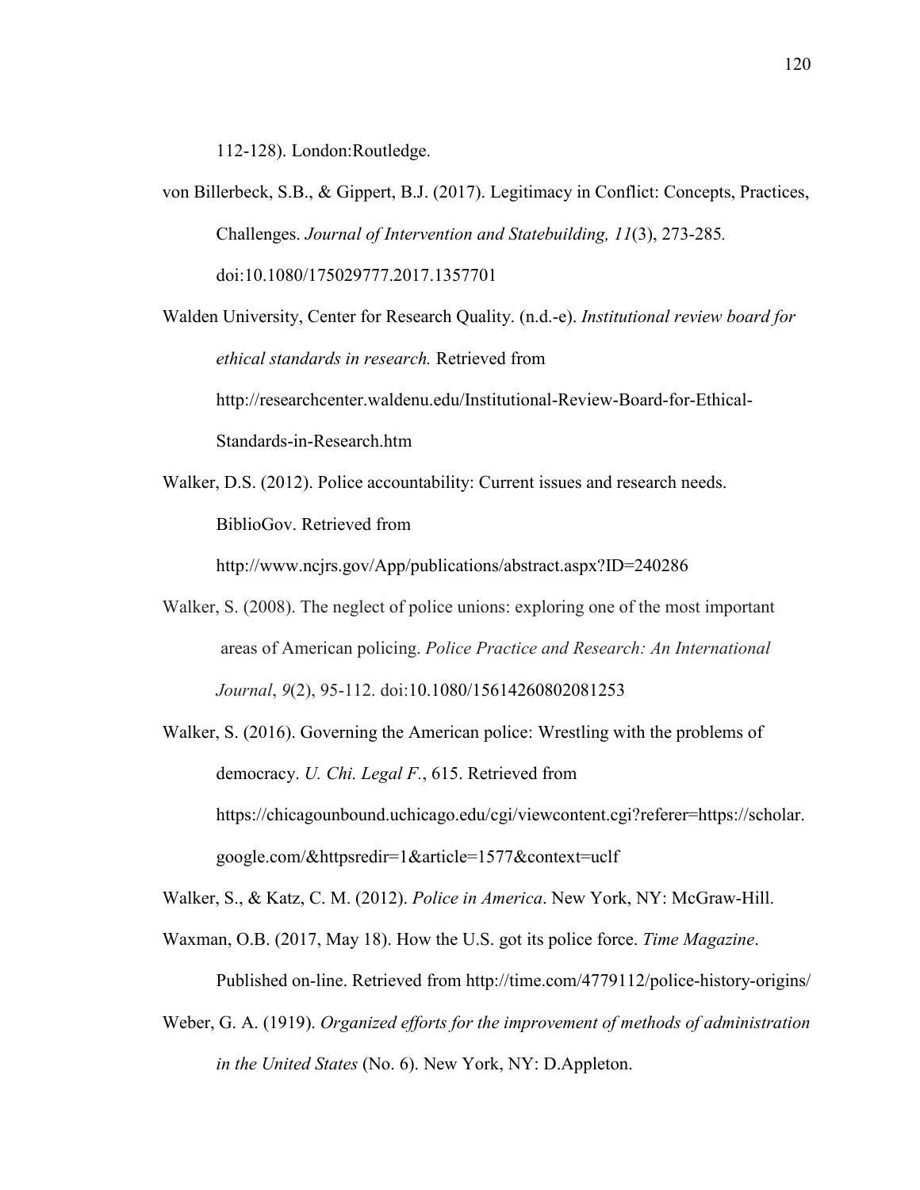112-128). London:Routledge.

von Billerbeck, S.B., & Gippert, B.J. (2017). Legitimacy in Conflict: Concepts, Practices, Challenges. *Journal of Intervention and Statebuilding, 11*(3), 273-285. doi:10.1080/175029777.2017.1357701

Walden University, Center for Research Quality. (n.d.-e). *Institutional review board for ethical standards in research.* Retrieved from http://researchcenter.waldenu.edu/Institutional-Review-Board-for-Ethical-Standards-in-Research.htm

Walker, D.S. (2012). Police accountability: Current issues and research needs. BiblioGov. Retrieved from http://www.ncjrs.gov/App/publications/abstract.aspx?ID=240286

Walker, S. (2008). The neglect of police unions: exploring one of the most important areas of American policing. *Police Practice and Research: An International Journal*, *9*(2), 95-112. doi:10.1080/15614260802081253

Walker, S. (2016). Governing the American police: Wrestling with the problems of democracy. *U. Chi. Legal F.*, 615. Retrieved from https://chicagounbound.uchicago.edu/cgi/viewcontent.cgi?referer=https://scholar.google.com/&httpsredir=1&article=1577&context=uclf

Walker, S., & Katz, C. M. (2012). *Police in America*. New York, NY: McGraw-Hill.

Waxman, O.B. (2017, May 18). How the U.S. got its police force. *Time Magazine*. Published on-line. Retrieved from http://time.com/4779112/police-history-origins/

Weber, G. A. (1919). *Organized efforts for the improvement of methods of administration in the United States* (No. 6). New York, NY: D.Appleton.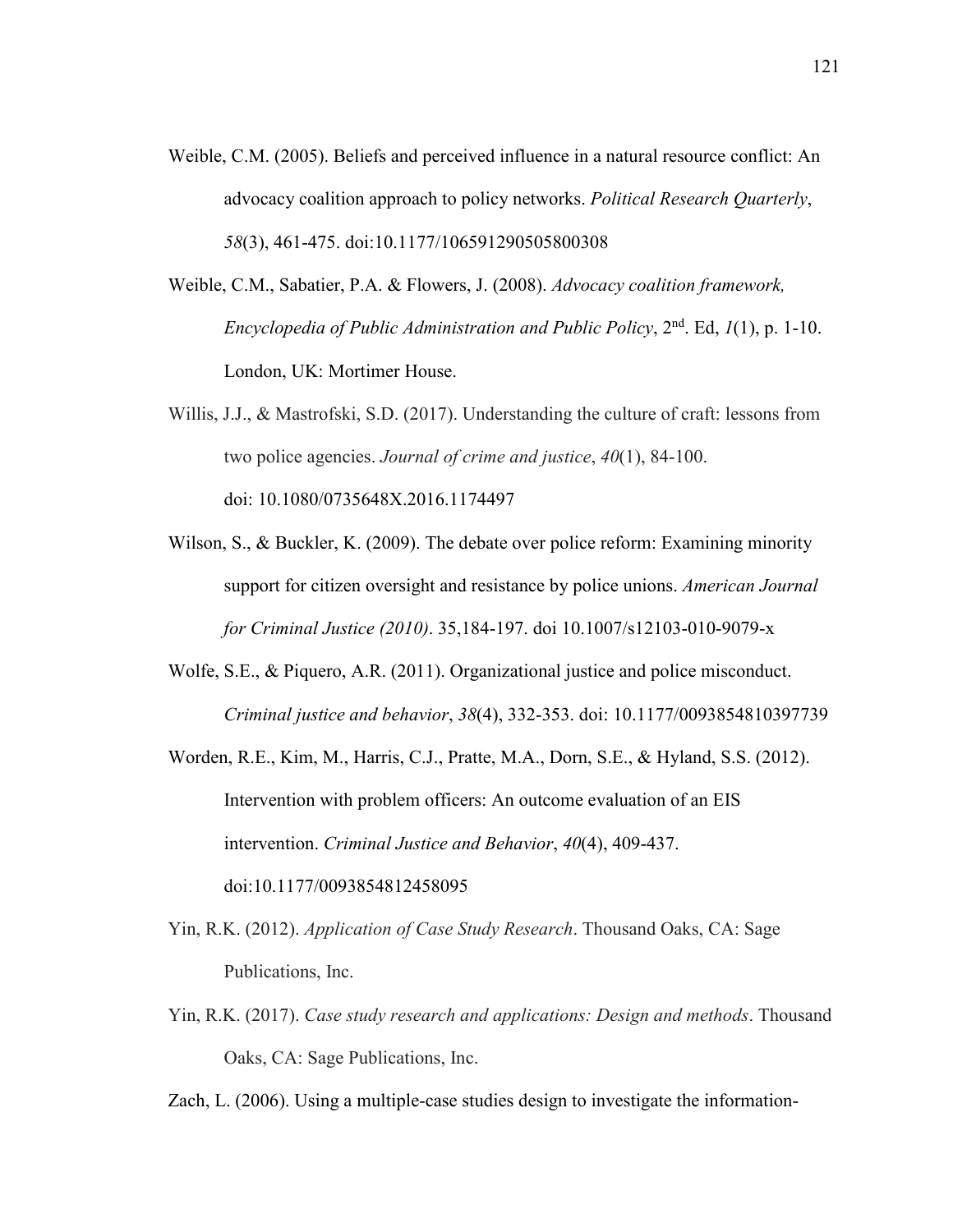Weible, C.M. (2005). Beliefs and perceived influence in a natural resource conflict: An advocacy coalition approach to policy networks. *Political Research Quarterly*, *58*(3), 461-475. doi:10.1177/106591290505800308

Weible, C.M., Sabatier, P.A. & Flowers, J. (2008). *Advocacy coalition framework, Encyclopedia of Public Administration and Public Policy*, 2nd. Ed, *1*(1), p. 1-10. London, UK: Mortimer House.

Willis, J.J., & Mastrofski, S.D. (2017). Understanding the culture of craft: lessons from two police agencies. *Journal of crime and justice*, *40*(1), 84-100. doi: 10.1080/0735648X.2016.1174497

Wilson, S., & Buckler, K. (2009). The debate over police reform: Examining minority support for citizen oversight and resistance by police unions. *American Journal for Criminal Justice (2010)*. 35,184-197. doi 10.1007/s12103-010-9079-x

Wolfe, S.E., & Piquero, A.R. (2011). Organizational justice and police misconduct. *Criminal justice and behavior*, *38*(4), 332-353. doi: 10.1177/0093854810397739

Worden, R.E., Kim, M., Harris, C.J., Pratte, M.A., Dorn, S.E., & Hyland, S.S. (2012). Intervention with problem officers: An outcome evaluation of an EIS intervention. *Criminal Justice and Behavior*, *40*(4), 409-437. doi:10.1177/0093854812458095

Yin, R.K. (2012). *Application of Case Study Research*. Thousand Oaks, CA: Sage Publications, Inc.

Yin, R.K. (2017). *Case study research and applications: Design and methods*. Thousand Oaks, CA: Sage Publications, Inc.

Zach, L. (2006). Using a multiple-case studies design to investigate the information-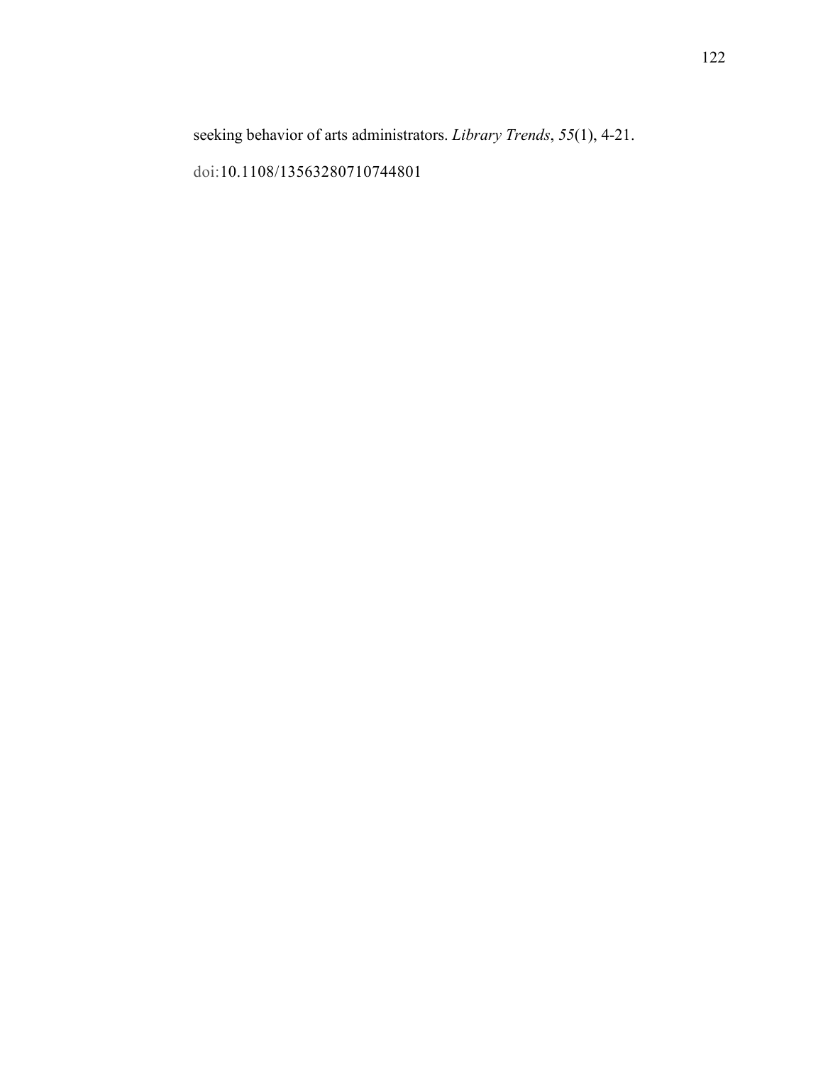seeking behavior of arts administrators. *Library Trends*, *55*(1), 4-21.

doi:10.1108/13563280710744801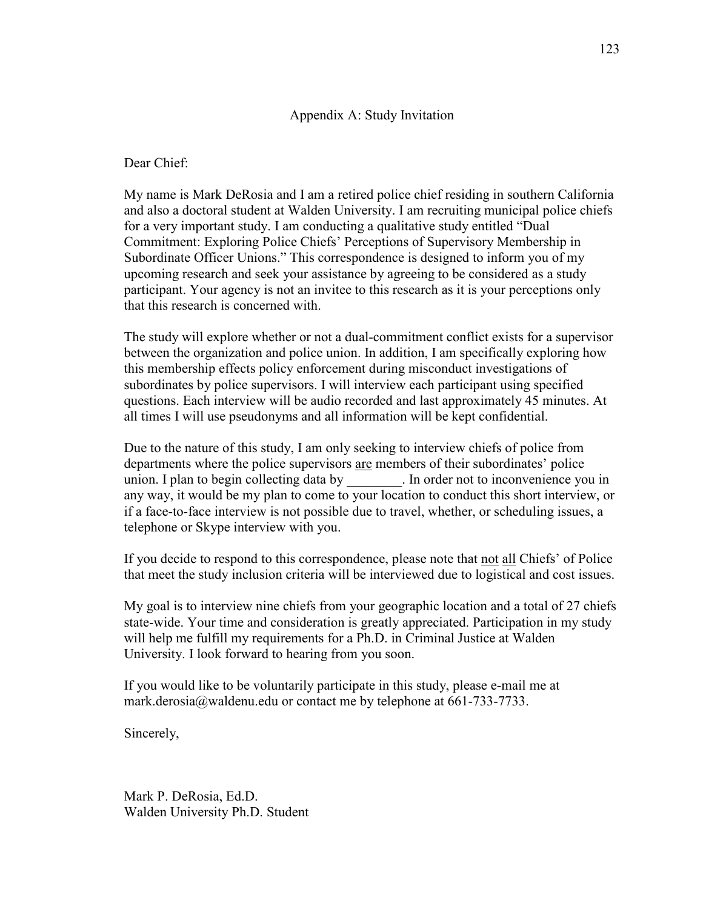## Appendix A: Study Invitation

Dear Chief:

My name is Mark DeRosia and I am a retired police chief residing in southern California and also a doctoral student at Walden University. I am recruiting municipal police chiefs for a very important study. I am conducting a qualitative study entitled "Dual Commitment: Exploring Police Chiefs' Perceptions of Supervisory Membership in Subordinate Officer Unions." This correspondence is designed to inform you of my upcoming research and seek your assistance by agreeing to be considered as a study participant. Your agency is not an invitee to this research as it is your perceptions only that this research is concerned with.

The study will explore whether or not a dual-commitment conflict exists for a supervisor between the organization and police union. In addition, I am specifically exploring how this membership effects policy enforcement during misconduct investigations of subordinates by police supervisors. I will interview each participant using specified questions. Each interview will be audio recorded and last approximately 45 minutes. At all times I will use pseudonyms and all information will be kept confidential.

Due to the nature of this study, I am only seeking to interview chiefs of police from departments where the police supervisors <u>are</u> members of their subordinates' police union. I plan to begin collecting data by ________. In order not to inconvenience you in any way, it would be my plan to come to your location to conduct this short interview, or if a face-to-face interview is not possible due to travel, whether, or scheduling issues, a telephone or Skype interview with you.

If you decide to respond to this correspondence, please note that <u>not</u> <u>all</u> Chiefs' of Police that meet the study inclusion criteria will be interviewed due to logistical and cost issues.

My goal is to interview nine chiefs from your geographic location and a total of 27 chiefs state-wide. Your time and consideration is greatly appreciated. Participation in my study will help me fulfill my requirements for a Ph.D. in Criminal Justice at Walden University. I look forward to hearing from you soon.

If you would like to be voluntarily participate in this study, please e-mail me at mark.derosia@waldenu.edu or contact me by telephone at 661-733-7733.

Sincerely,

Mark P. DeRosia, Ed.D.
Walden University Ph.D. Student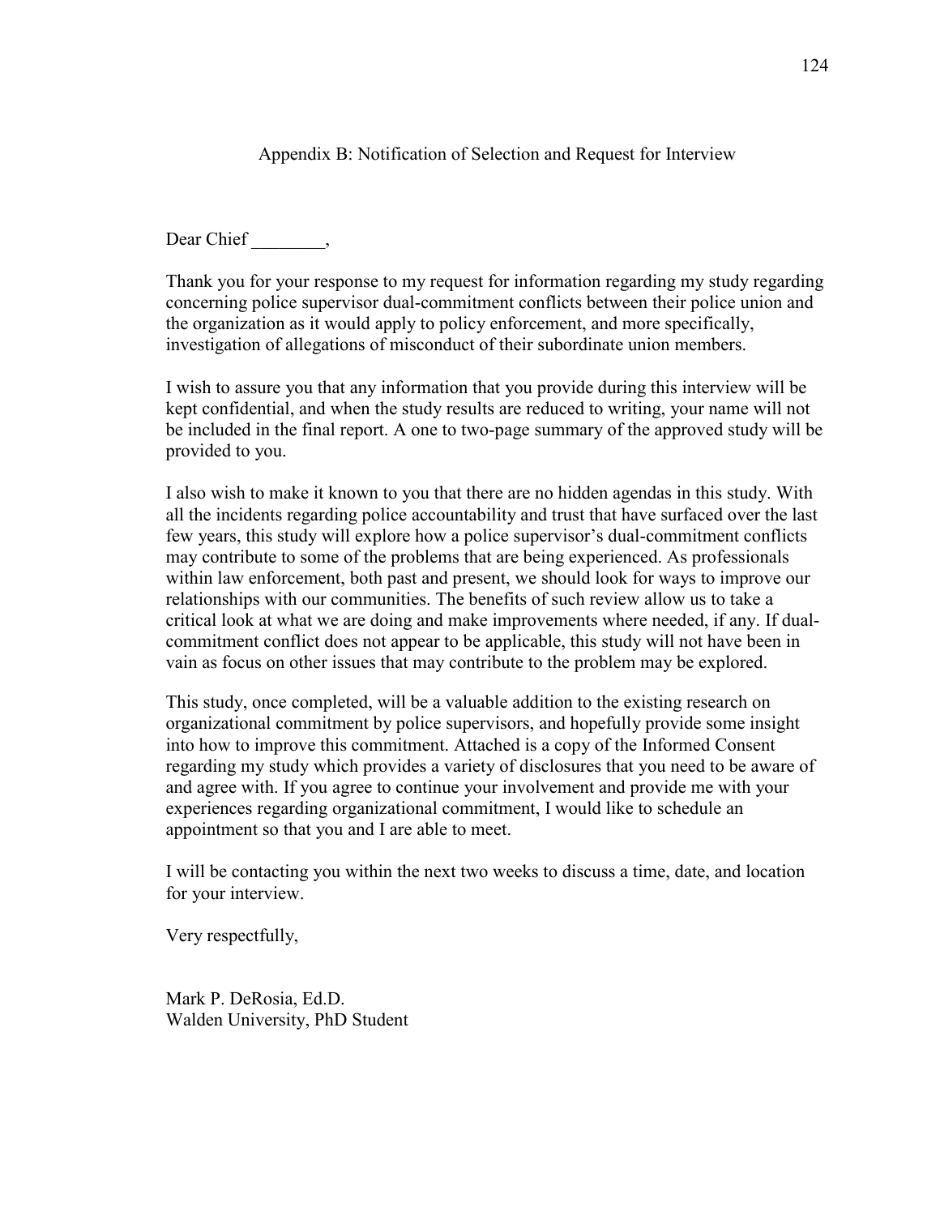# Appendix B: Notification of Selection and Request for Interview

Dear Chief ________,

Thank you for your response to my request for information regarding my study regarding concerning police supervisor dual-commitment conflicts between their police union and the organization as it would apply to policy enforcement, and more specifically, investigation of allegations of misconduct of their subordinate union members.

I wish to assure you that any information that you provide during this interview will be kept confidential, and when the study results are reduced to writing, your name will not be included in the final report. A one to two-page summary of the approved study will be provided to you.

I also wish to make it known to you that there are no hidden agendas in this study. With all the incidents regarding police accountability and trust that have surfaced over the last few years, this study will explore how a police supervisor's dual-commitment conflicts may contribute to some of the problems that are being experienced. As professionals within law enforcement, both past and present, we should look for ways to improve our relationships with our communities. The benefits of such review allow us to take a critical look at what we are doing and make improvements where needed, if any. If dual-commitment conflict does not appear to be applicable, this study will not have been in vain as focus on other issues that may contribute to the problem may be explored.

This study, once completed, will be a valuable addition to the existing research on organizational commitment by police supervisors, and hopefully provide some insight into how to improve this commitment. Attached is a copy of the Informed Consent regarding my study which provides a variety of disclosures that you need to be aware of and agree with. If you agree to continue your involvement and provide me with your experiences regarding organizational commitment, I would like to schedule an appointment so that you and I are able to meet.

I will be contacting you within the next two weeks to discuss a time, date, and location for your interview.

Very respectfully,

Mark P. DeRosia, Ed.D.
Walden University, PhD Student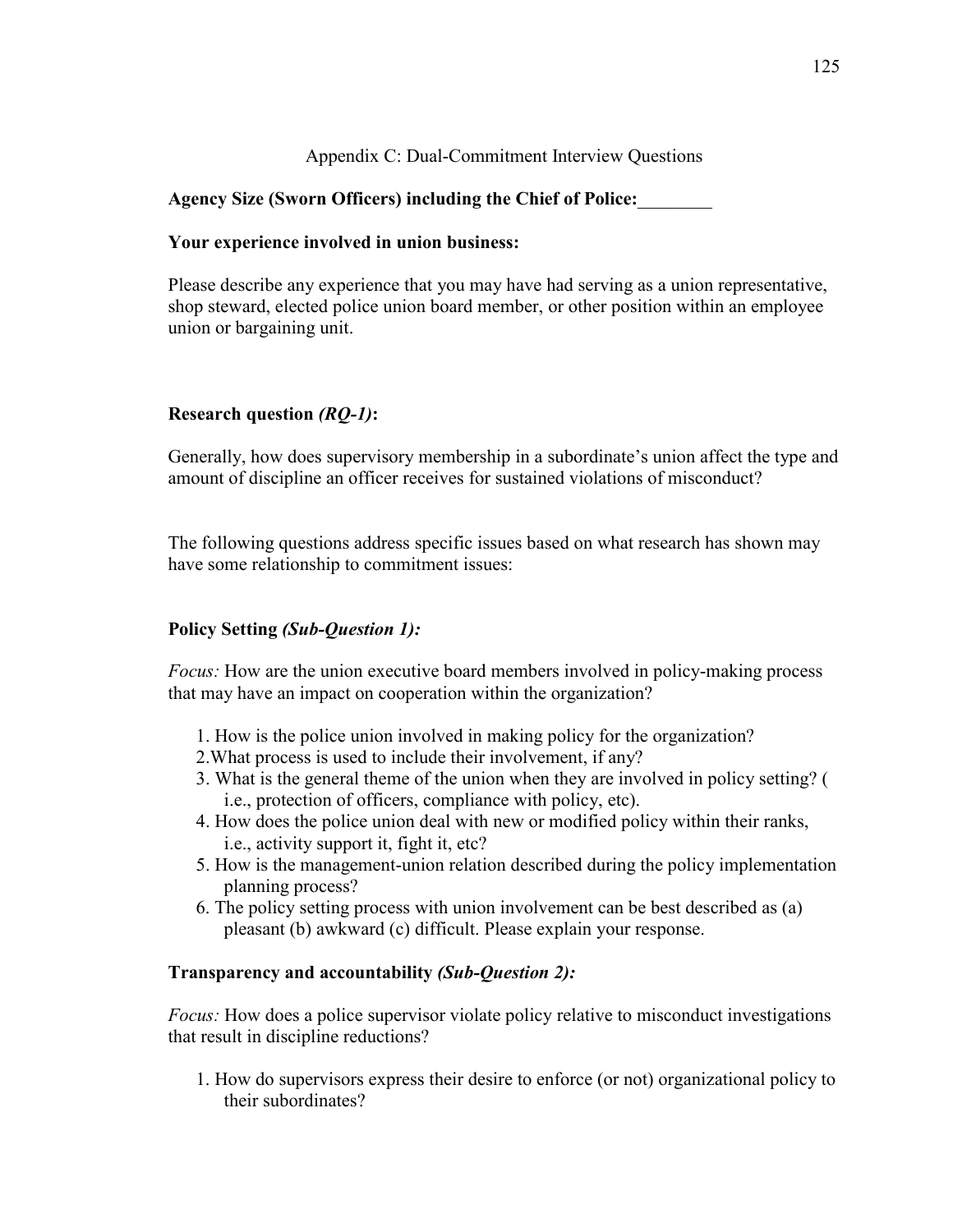## Appendix C: Dual-Commitment Interview Questions

**Agency Size (Sworn Officers) including the Chief of Police:**________

**Your experience involved in union business:**

Please describe any experience that you may have had serving as a union representative, shop steward, elected police union board member, or other position within an employee union or bargaining unit.

**Research question *(RQ-1)*:**

Generally, how does supervisory membership in a subordinate's union affect the type and amount of discipline an officer receives for sustained violations of misconduct?

The following questions address specific issues based on what research has shown may have some relationship to commitment issues:

**Policy Setting *(Sub-Question 1):***

*Focus:* How are the union executive board members involved in policy-making process that may have an impact on cooperation within the organization?

1. How is the police union involved in making policy for the organization?
2. What process is used to include their involvement, if any?
3. What is the general theme of the union when they are involved in policy setting? ( i.e., protection of officers, compliance with policy, etc).
4. How does the police union deal with new or modified policy within their ranks, i.e., activity support it, fight it, etc?
5. How is the management-union relation described during the policy implementation planning process?
6. The policy setting process with union involvement can be best described as (a) pleasant (b) awkward (c) difficult. Please explain your response.

**Transparency and accountability *(Sub-Question 2):***

*Focus:* How does a police supervisor violate policy relative to misconduct investigations that result in discipline reductions?

1. How do supervisors express their desire to enforce (or not) organizational policy to their subordinates?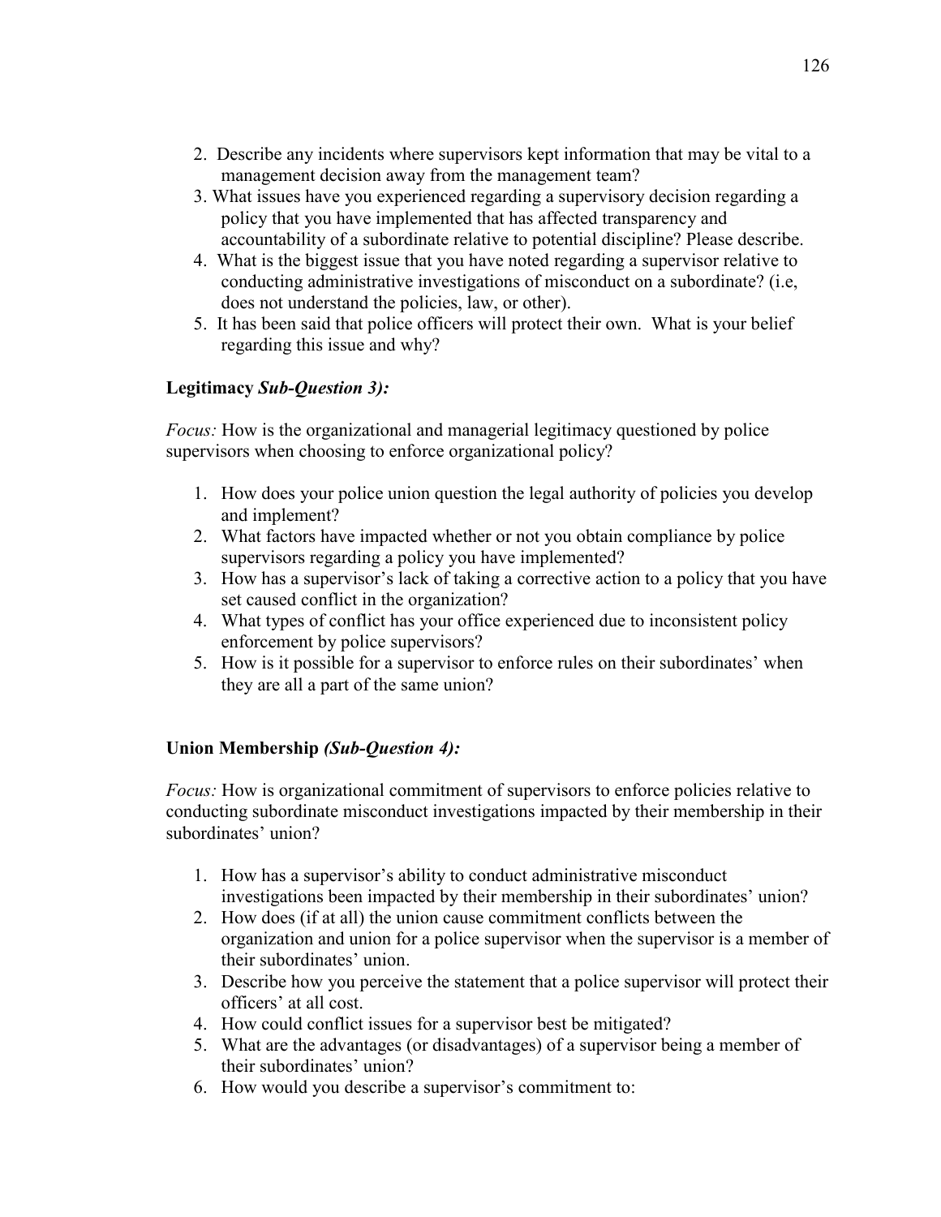2. Describe any incidents where supervisors kept information that may be vital to a management decision away from the management team?
3. What issues have you experienced regarding a supervisory decision regarding a policy that you have implemented that has affected transparency and accountability of a subordinate relative to potential discipline? Please describe.
4. What is the biggest issue that you have noted regarding a supervisor relative to conducting administrative investigations of misconduct on a subordinate? (i.e, does not understand the policies, law, or other).
5. It has been said that police officers will protect their own. What is your belief regarding this issue and why?

**Legitimacy *Sub-Question 3):***

*Focus:* How is the organizational and managerial legitimacy questioned by police supervisors when choosing to enforce organizational policy?

1. How does your police union question the legal authority of policies you develop and implement?
2. What factors have impacted whether or not you obtain compliance by police supervisors regarding a policy you have implemented?
3. How has a supervisor's lack of taking a corrective action to a policy that you have set caused conflict in the organization?
4. What types of conflict has your office experienced due to inconsistent policy enforcement by police supervisors?
5. How is it possible for a supervisor to enforce rules on their subordinates' when they are all a part of the same union?

**Union Membership *(Sub-Question 4):***

*Focus:* How is organizational commitment of supervisors to enforce policies relative to conducting subordinate misconduct investigations impacted by their membership in their subordinates' union?

1. How has a supervisor's ability to conduct administrative misconduct investigations been impacted by their membership in their subordinates' union?
2. How does (if at all) the union cause commitment conflicts between the organization and union for a police supervisor when the supervisor is a member of their subordinates' union.
3. Describe how you perceive the statement that a police supervisor will protect their officers' at all cost.
4. How could conflict issues for a supervisor best be mitigated?
5. What are the advantages (or disadvantages) of a supervisor being a member of their subordinates' union?
6. How would you describe a supervisor's commitment to: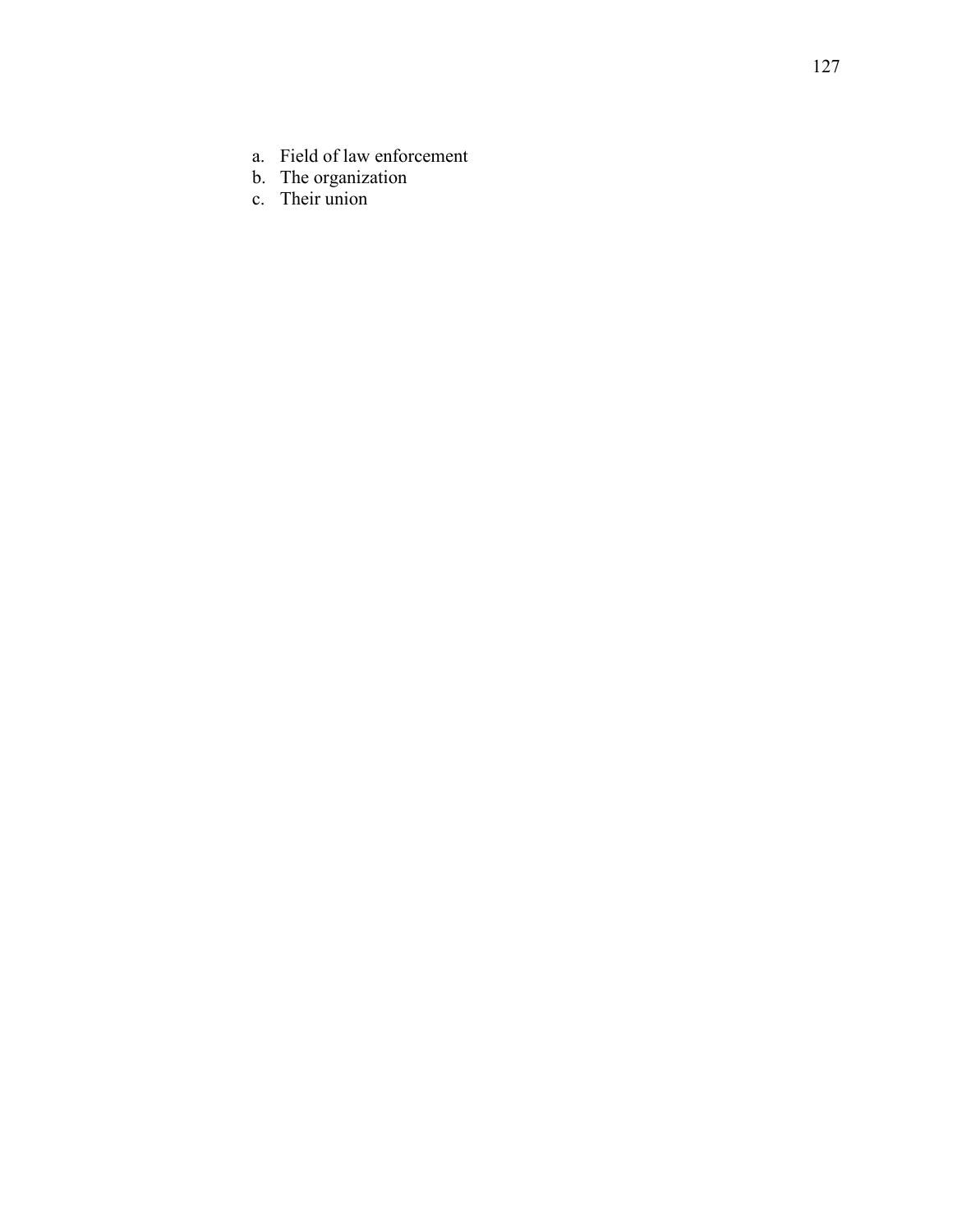a. Field of law enforcement
b. The organization
c. Their union